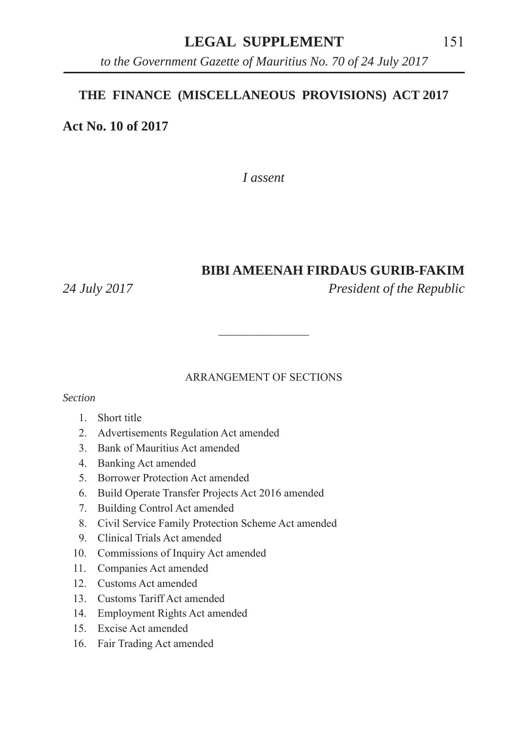# THE FINANCE (MISCELLANEOUS PROVISIONS) ACT 2017

**Act No. 10 of 2017**

*I assent*

**BIBI AMEENAH FIRDAUS GURIB-FAKIM**

*24 July 2017* *President of the Republic*

---

ARRANGEMENT OF SECTIONS

*Section*

1. Short title
2. Advertisements Regulation Act amended
3. Bank of Mauritius Act amended
4. Banking Act amended
5. Borrower Protection Act amended
6. Build Operate Transfer Projects Act 2016 amended
7. Building Control Act amended
8. Civil Service Family Protection Scheme Act amended
9. Clinical Trials Act amended
10. Commissions of Inquiry Act amended
11. Companies Act amended
12. Customs Act amended
13. Customs Tariff Act amended
14. Employment Rights Act amended
15. Excise Act amended
16. Fair Trading Act amended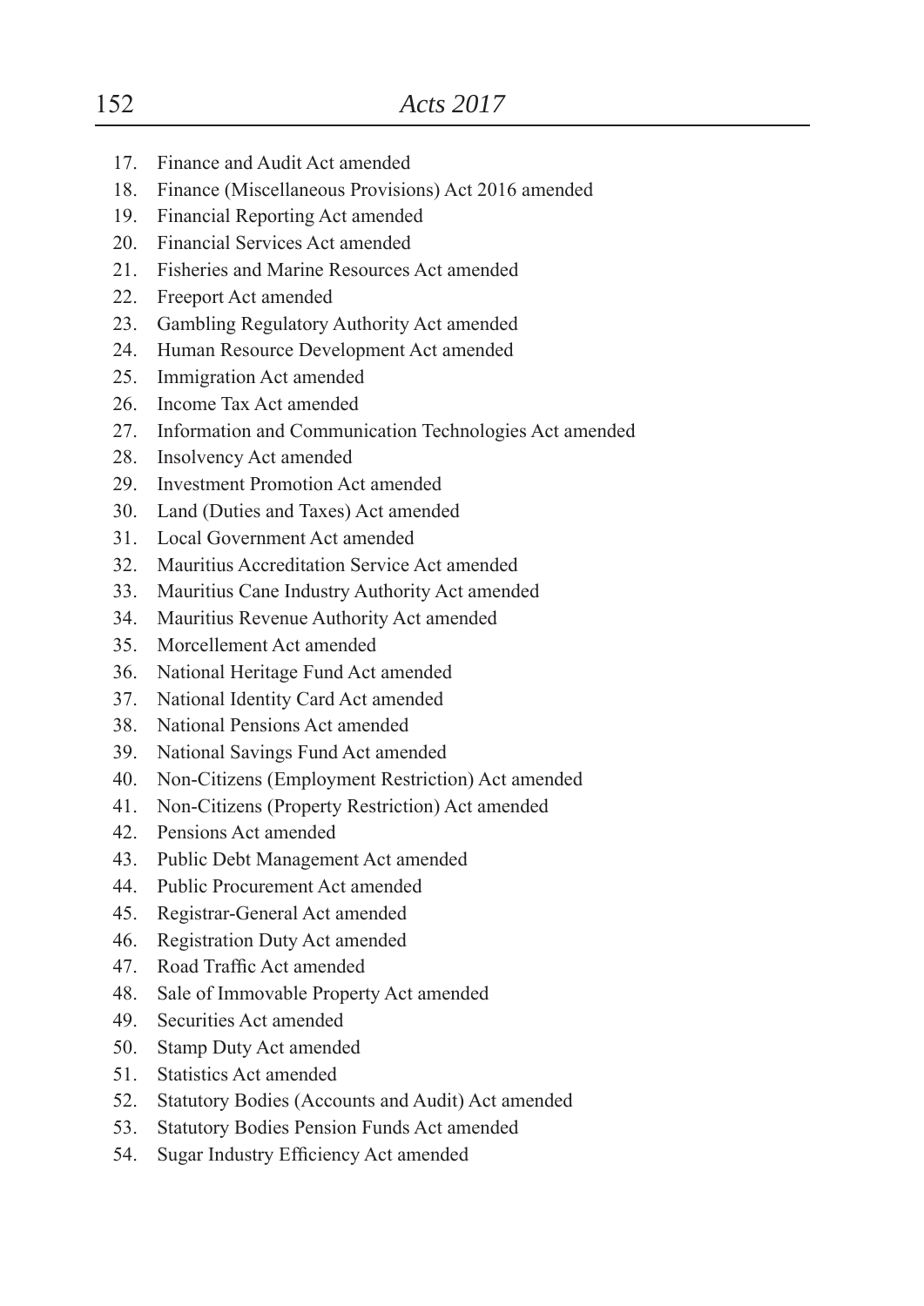17. Finance and Audit Act amended
18. Finance (Miscellaneous Provisions) Act 2016 amended
19. Financial Reporting Act amended
20. Financial Services Act amended
21. Fisheries and Marine Resources Act amended
22. Freeport Act amended
23. Gambling Regulatory Authority Act amended
24. Human Resource Development Act amended
25. Immigration Act amended
26. Income Tax Act amended
27. Information and Communication Technologies Act amended
28. Insolvency Act amended
29. Investment Promotion Act amended
30. Land (Duties and Taxes) Act amended
31. Local Government Act amended
32. Mauritius Accreditation Service Act amended
33. Mauritius Cane Industry Authority Act amended
34. Mauritius Revenue Authority Act amended
35. Morcellement Act amended
36. National Heritage Fund Act amended
37. National Identity Card Act amended
38. National Pensions Act amended
39. National Savings Fund Act amended
40. Non-Citizens (Employment Restriction) Act amended
41. Non-Citizens (Property Restriction) Act amended
42. Pensions Act amended
43. Public Debt Management Act amended
44. Public Procurement Act amended
45. Registrar-General Act amended
46. Registration Duty Act amended
47. Road Traffic Act amended
48. Sale of Immovable Property Act amended
49. Securities Act amended
50. Stamp Duty Act amended
51. Statistics Act amended
52. Statutory Bodies (Accounts and Audit) Act amended
53. Statutory Bodies Pension Funds Act amended
54. Sugar Industry Efficiency Act amended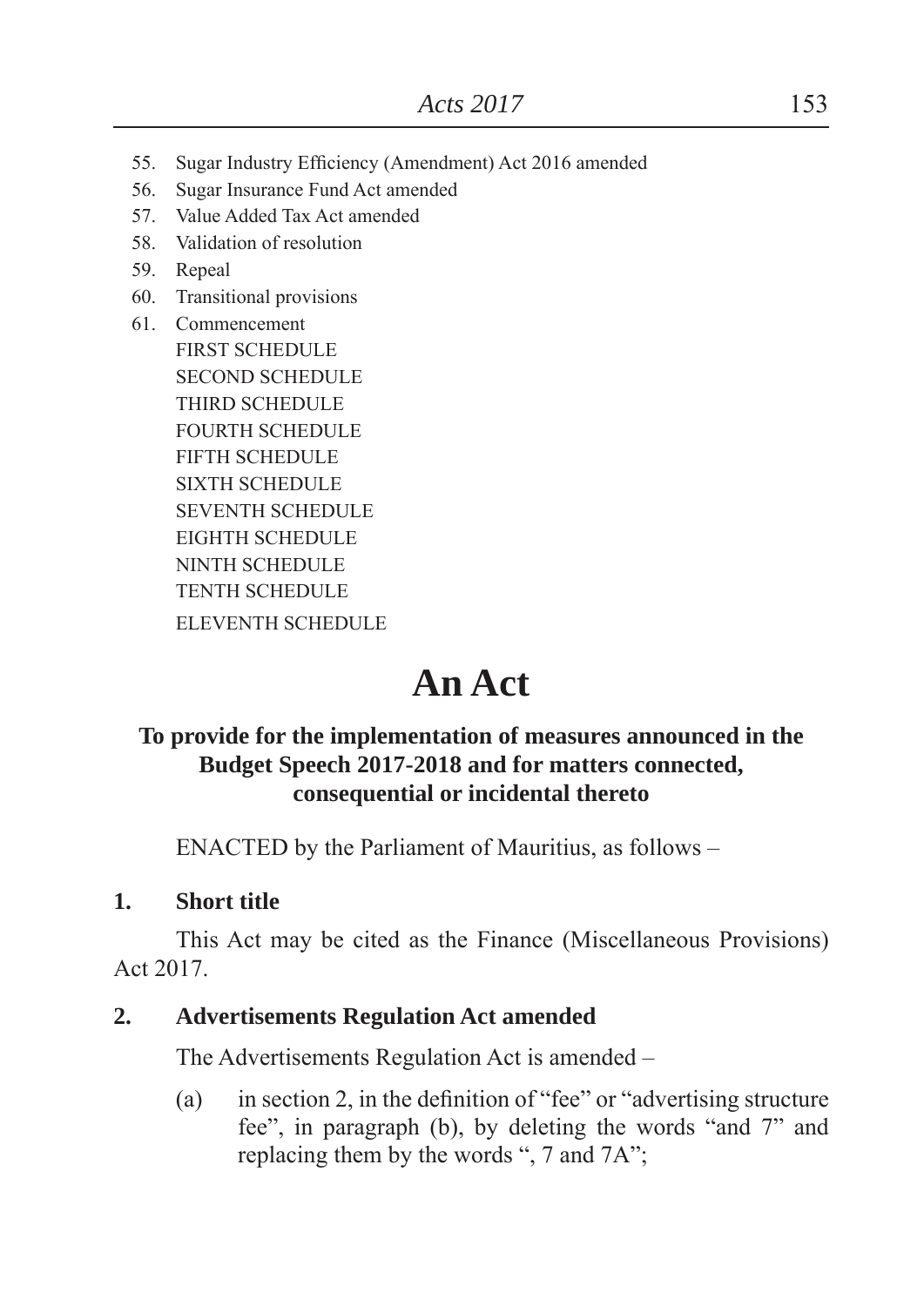55. Sugar Industry Efficiency (Amendment) Act 2016 amended
56. Sugar Insurance Fund Act amended
57. Value Added Tax Act amended
58. Validation of resolution
59. Repeal
60. Transitional provisions
61. Commencement

FIRST SCHEDULE
SECOND SCHEDULE
THIRD SCHEDULE
FOURTH SCHEDULE
FIFTH SCHEDULE
SIXTH SCHEDULE
SEVENTH SCHEDULE
EIGHTH SCHEDULE
NINTH SCHEDULE
TENTH SCHEDULE
ELEVENTH SCHEDULE

# An Act

**To provide for the implementation of measures announced in the Budget Speech 2017-2018 and for matters connected, consequential or incidental thereto**

ENACTED by the Parliament of Mauritius, as follows –

**1. Short title**

This Act may be cited as the Finance (Miscellaneous Provisions) Act 2017.

**2. Advertisements Regulation Act amended**

The Advertisements Regulation Act is amended –

(a) in section 2, in the definition of "fee" or "advertising structure fee", in paragraph (b), by deleting the words "and 7" and replacing them by the words ", 7 and 7A";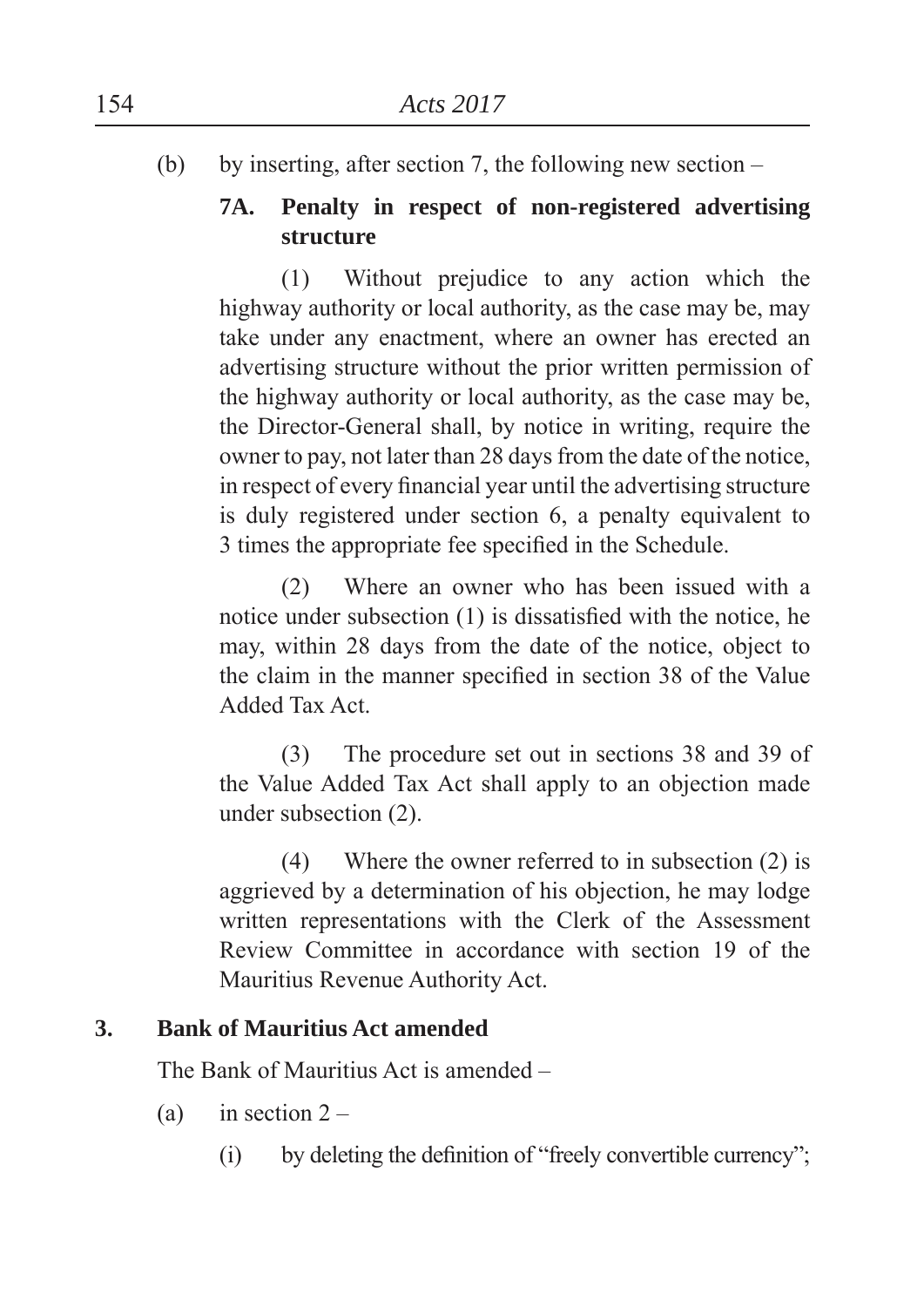(b) by inserting, after section 7, the following new section –

**7A. Penalty in respect of non-registered advertising structure**

(1) Without prejudice to any action which the highway authority or local authority, as the case may be, may take under any enactment, where an owner has erected an advertising structure without the prior written permission of the highway authority or local authority, as the case may be, the Director-General shall, by notice in writing, require the owner to pay, not later than 28 days from the date of the notice, in respect of every financial year until the advertising structure is duly registered under section 6, a penalty equivalent to 3 times the appropriate fee specified in the Schedule.

(2) Where an owner who has been issued with a notice under subsection (1) is dissatisfied with the notice, he may, within 28 days from the date of the notice, object to the claim in the manner specified in section 38 of the Value Added Tax Act.

(3) The procedure set out in sections 38 and 39 of the Value Added Tax Act shall apply to an objection made under subsection (2).

(4) Where the owner referred to in subsection (2) is aggrieved by a determination of his objection, he may lodge written representations with the Clerk of the Assessment Review Committee in accordance with section 19 of the Mauritius Revenue Authority Act.

**3. Bank of Mauritius Act amended**

The Bank of Mauritius Act is amended –

(a) in section 2 –

(i) by deleting the definition of "freely convertible currency";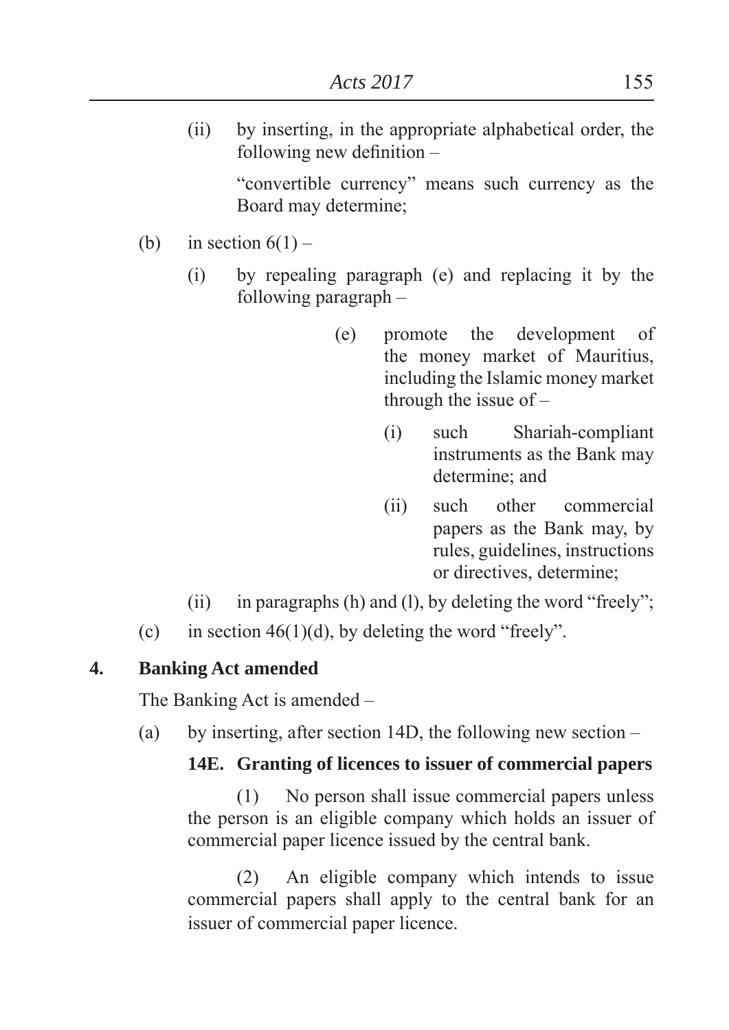(ii) by inserting, in the appropriate alphabetical order, the following new definition –

"convertible currency" means such currency as the Board may determine;

(b) in section 6(1) –

(i) by repealing paragraph (e) and replacing it by the following paragraph –

(e) promote the development of the money market of Mauritius, including the Islamic money market through the issue of –

(i) such Shariah-compliant instruments as the Bank may determine; and

(ii) such other commercial papers as the Bank may, by rules, guidelines, instructions or directives, determine;

(ii) in paragraphs (h) and (l), by deleting the word "freely";

(c) in section 46(1)(d), by deleting the word "freely".

**4. Banking Act amended**

The Banking Act is amended –

(a) by inserting, after section 14D, the following new section –

**14E. Granting of licences to issuer of commercial papers**

(1) No person shall issue commercial papers unless the person is an eligible company which holds an issuer of commercial paper licence issued by the central bank.

(2) An eligible company which intends to issue commercial papers shall apply to the central bank for an issuer of commercial paper licence.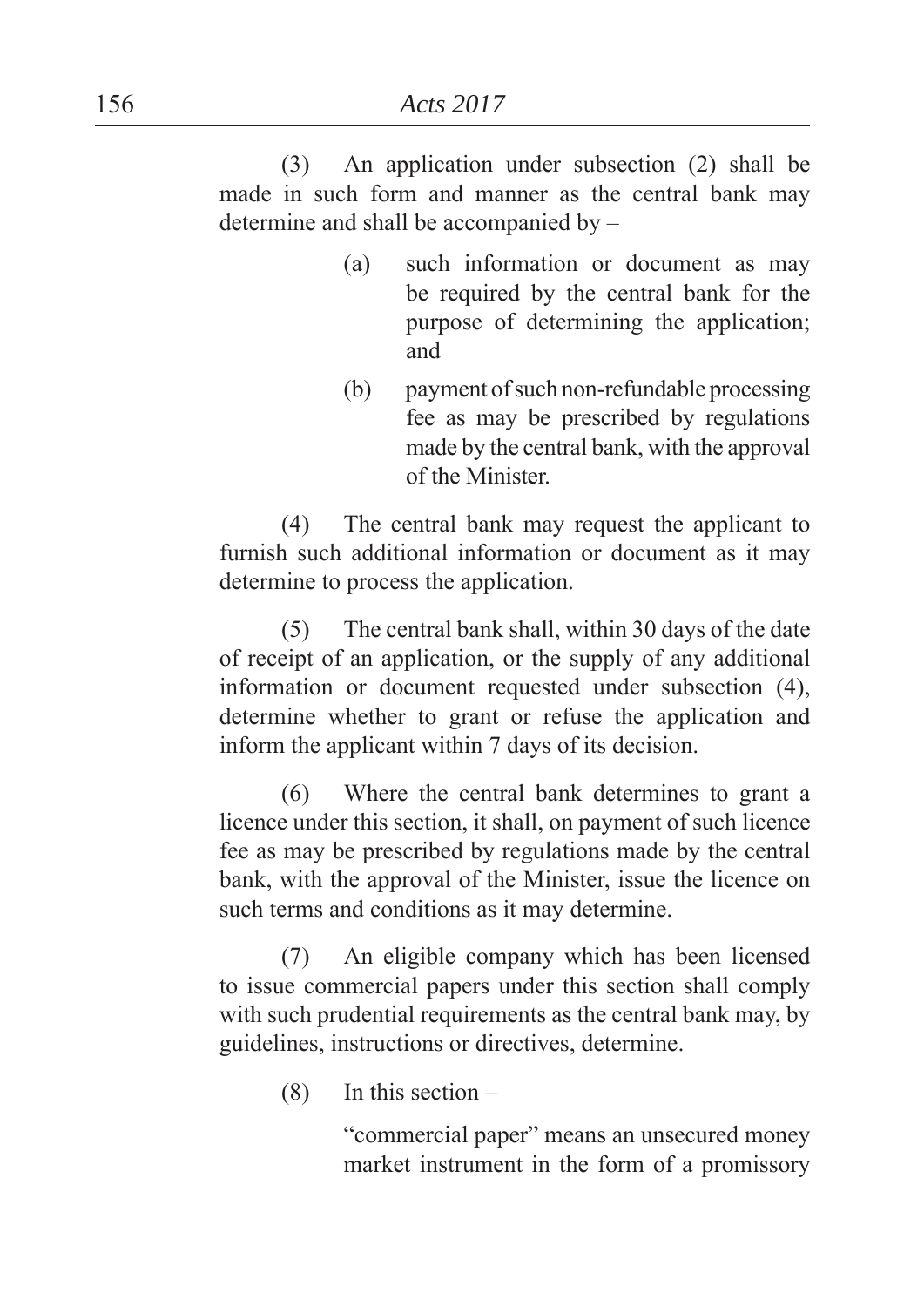(3) An application under subsection (2) shall be made in such form and manner as the central bank may determine and shall be accompanied by –

(a) such information or document as may be required by the central bank for the purpose of determining the application; and

(b) payment of such non-refundable processing fee as may be prescribed by regulations made by the central bank, with the approval of the Minister.

(4) The central bank may request the applicant to furnish such additional information or document as it may determine to process the application.

(5) The central bank shall, within 30 days of the date of receipt of an application, or the supply of any additional information or document requested under subsection (4), determine whether to grant or refuse the application and inform the applicant within 7 days of its decision.

(6) Where the central bank determines to grant a licence under this section, it shall, on payment of such licence fee as may be prescribed by regulations made by the central bank, with the approval of the Minister, issue the licence on such terms and conditions as it may determine.

(7) An eligible company which has been licensed to issue commercial papers under this section shall comply with such prudential requirements as the central bank may, by guidelines, instructions or directives, determine.

(8) In this section –

"commercial paper" means an unsecured money market instrument in the form of a promissory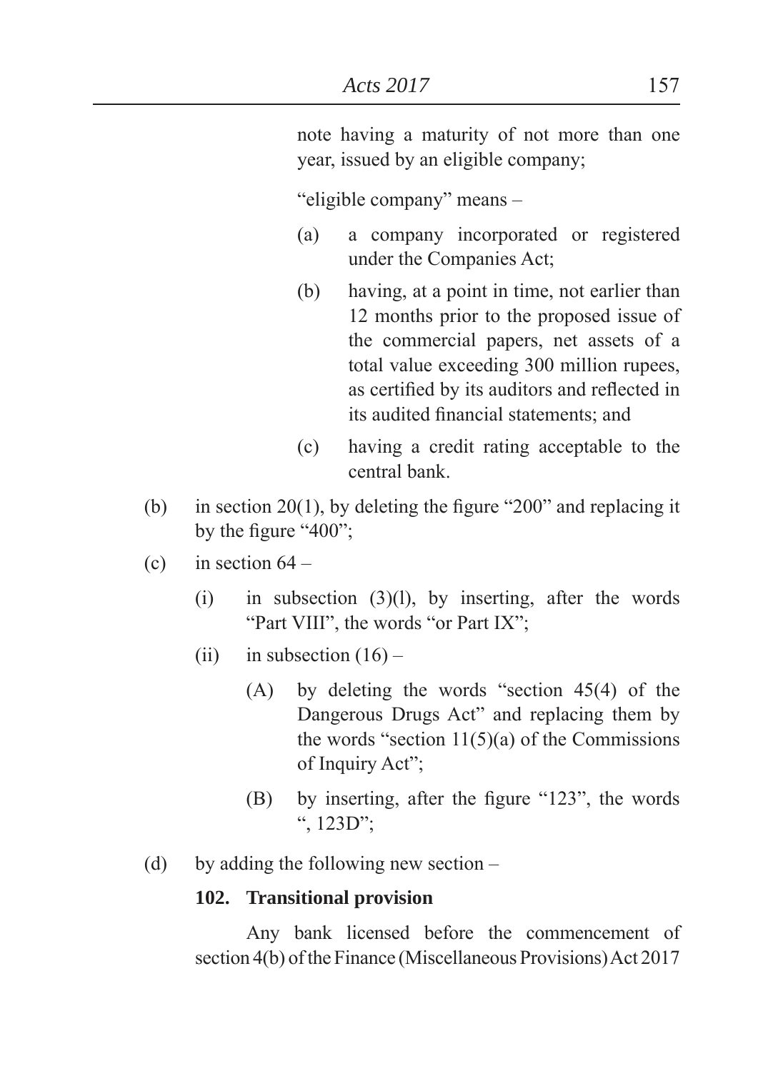note having a maturity of not more than one year, issued by an eligible company;

"eligible company" means –

(a) a company incorporated or registered under the Companies Act;

(b) having, at a point in time, not earlier than 12 months prior to the proposed issue of the commercial papers, net assets of a total value exceeding 300 million rupees, as certified by its auditors and reflected in its audited financial statements; and

(c) having a credit rating acceptable to the central bank.

(b) in section 20(1), by deleting the figure "200" and replacing it by the figure "400";

(c) in section 64 –

(i) in subsection (3)(l), by inserting, after the words "Part VIII", the words "or Part IX";

(ii) in subsection (16) –

(A) by deleting the words "section 45(4) of the Dangerous Drugs Act" and replacing them by the words "section 11(5)(a) of the Commissions of Inquiry Act";

(B) by inserting, after the figure "123", the words ", 123D";

(d) by adding the following new section –

**102. Transitional provision**

Any bank licensed before the commencement of section 4(b) of the Finance (Miscellaneous Provisions) Act 2017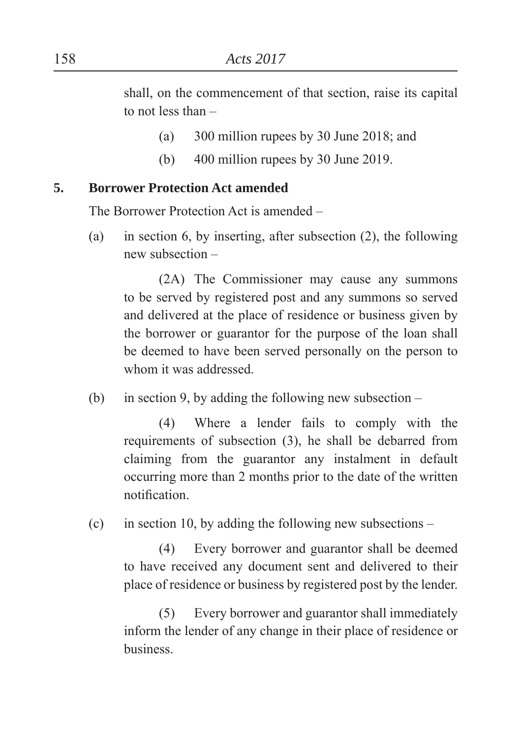shall, on the commencement of that section, raise its capital to not less than –

(a) 300 million rupees by 30 June 2018; and

(b) 400 million rupees by 30 June 2019.

**5. Borrower Protection Act amended**

The Borrower Protection Act is amended –

(a) in section 6, by inserting, after subsection (2), the following new subsection –

(2A) The Commissioner may cause any summons to be served by registered post and any summons so served and delivered at the place of residence or business given by the borrower or guarantor for the purpose of the loan shall be deemed to have been served personally on the person to whom it was addressed.

(b) in section 9, by adding the following new subsection –

(4) Where a lender fails to comply with the requirements of subsection (3), he shall be debarred from claiming from the guarantor any instalment in default occurring more than 2 months prior to the date of the written notification.

(c) in section 10, by adding the following new subsections –

(4) Every borrower and guarantor shall be deemed to have received any document sent and delivered to their place of residence or business by registered post by the lender.

(5) Every borrower and guarantor shall immediately inform the lender of any change in their place of residence or business.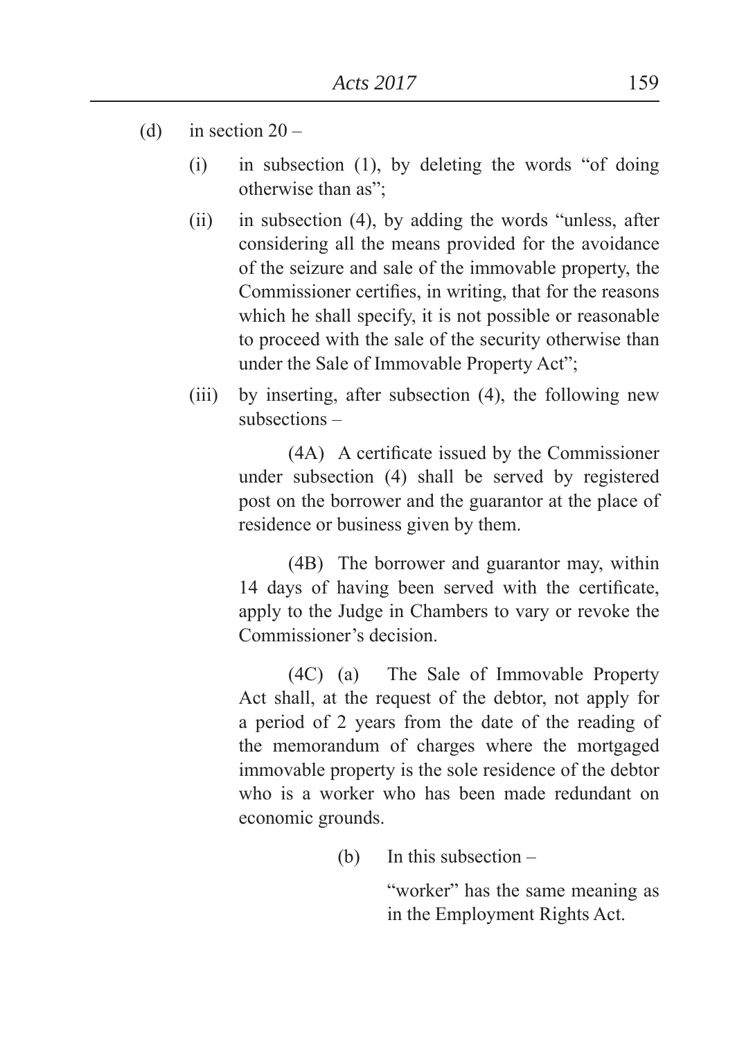(d) in section 20 –

  (i) in subsection (1), by deleting the words "of doing otherwise than as";

  (ii) in subsection (4), by adding the words "unless, after considering all the means provided for the avoidance of the seizure and sale of the immovable property, the Commissioner certifies, in writing, that for the reasons which he shall specify, it is not possible or reasonable to proceed with the sale of the security otherwise than under the Sale of Immovable Property Act";

  (iii) by inserting, after subsection (4), the following new subsections –

    (4A) A certificate issued by the Commissioner under subsection (4) shall be served by registered post on the borrower and the guarantor at the place of residence or business given by them.

    (4B) The borrower and guarantor may, within 14 days of having been served with the certificate, apply to the Judge in Chambers to vary or revoke the Commissioner's decision.

    (4C) (a) The Sale of Immovable Property Act shall, at the request of the debtor, not apply for a period of 2 years from the date of the reading of the memorandum of charges where the mortgaged immovable property is the sole residence of the debtor who is a worker who has been made redundant on economic grounds.

    (b) In this subsection –

    "worker" has the same meaning as in the Employment Rights Act.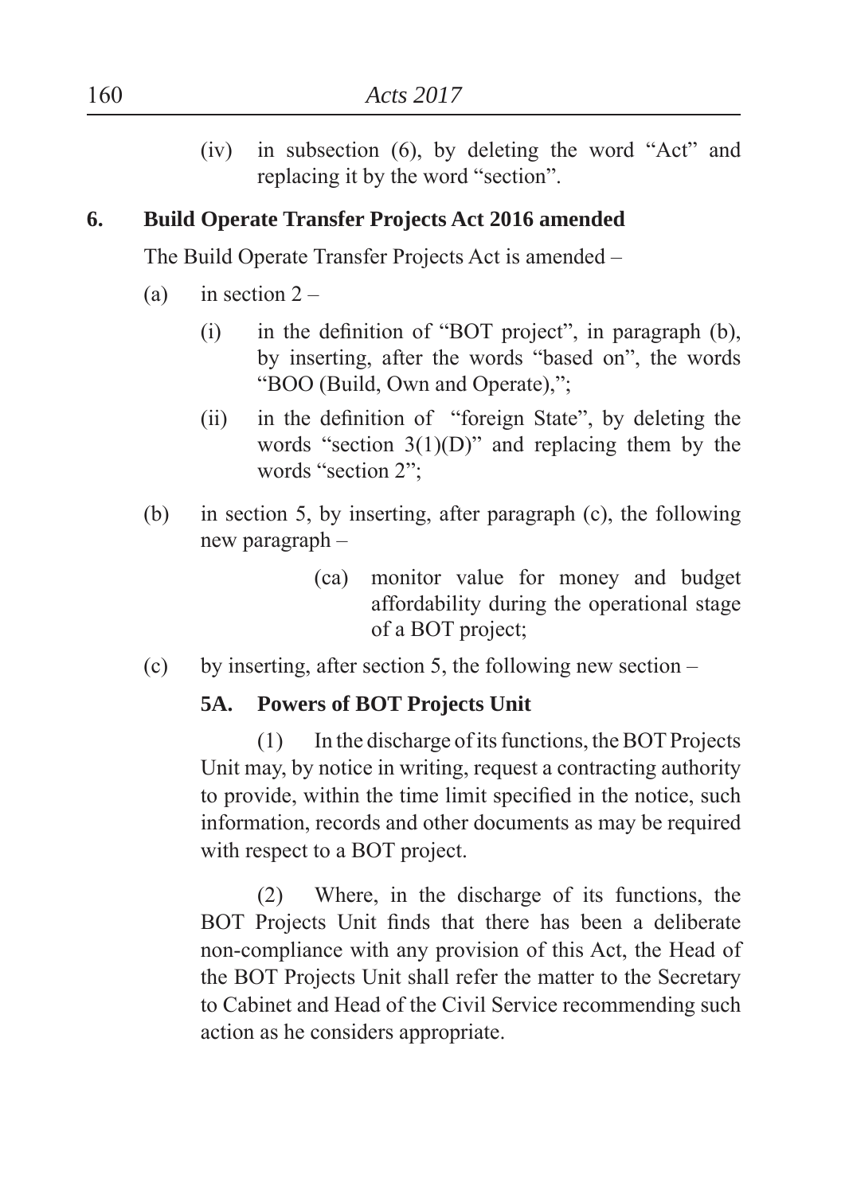(iv) in subsection (6), by deleting the word "Act" and replacing it by the word "section".

**6. Build Operate Transfer Projects Act 2016 amended**

The Build Operate Transfer Projects Act is amended –

(a) in section 2 –

(i) in the definition of "BOT project", in paragraph (b), by inserting, after the words "based on", the words "BOO (Build, Own and Operate),";

(ii) in the definition of "foreign State", by deleting the words "section 3(1)(D)" and replacing them by the words "section 2";

(b) in section 5, by inserting, after paragraph (c), the following new paragraph –

(ca) monitor value for money and budget affordability during the operational stage of a BOT project;

(c) by inserting, after section 5, the following new section –

**5A. Powers of BOT Projects Unit**

(1) In the discharge of its functions, the BOT Projects Unit may, by notice in writing, request a contracting authority to provide, within the time limit specified in the notice, such information, records and other documents as may be required with respect to a BOT project.

(2) Where, in the discharge of its functions, the BOT Projects Unit finds that there has been a deliberate non-compliance with any provision of this Act, the Head of the BOT Projects Unit shall refer the matter to the Secretary to Cabinet and Head of the Civil Service recommending such action as he considers appropriate.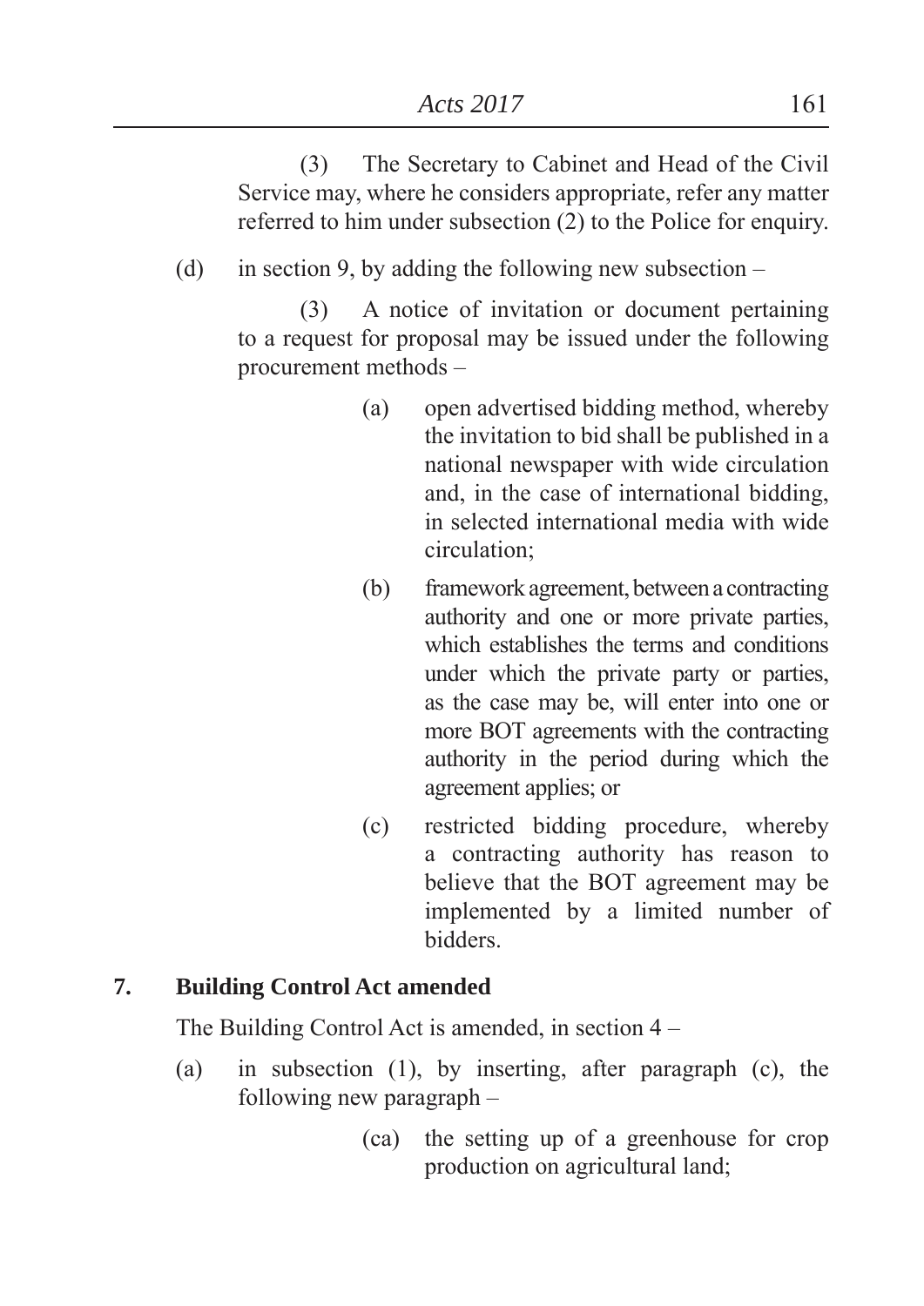(3) The Secretary to Cabinet and Head of the Civil Service may, where he considers appropriate, refer any matter referred to him under subsection (2) to the Police for enquiry.

(d) in section 9, by adding the following new subsection –

(3) A notice of invitation or document pertaining to a request for proposal may be issued under the following procurement methods –

(a) open advertised bidding method, whereby the invitation to bid shall be published in a national newspaper with wide circulation and, in the case of international bidding, in selected international media with wide circulation;

(b) framework agreement, between a contracting authority and one or more private parties, which establishes the terms and conditions under which the private party or parties, as the case may be, will enter into one or more BOT agreements with the contracting authority in the period during which the agreement applies; or

(c) restricted bidding procedure, whereby a contracting authority has reason to believe that the BOT agreement may be implemented by a limited number of bidders.

**7. Building Control Act amended**

The Building Control Act is amended, in section 4 –

(a) in subsection (1), by inserting, after paragraph (c), the following new paragraph –

(ca) the setting up of a greenhouse for crop production on agricultural land;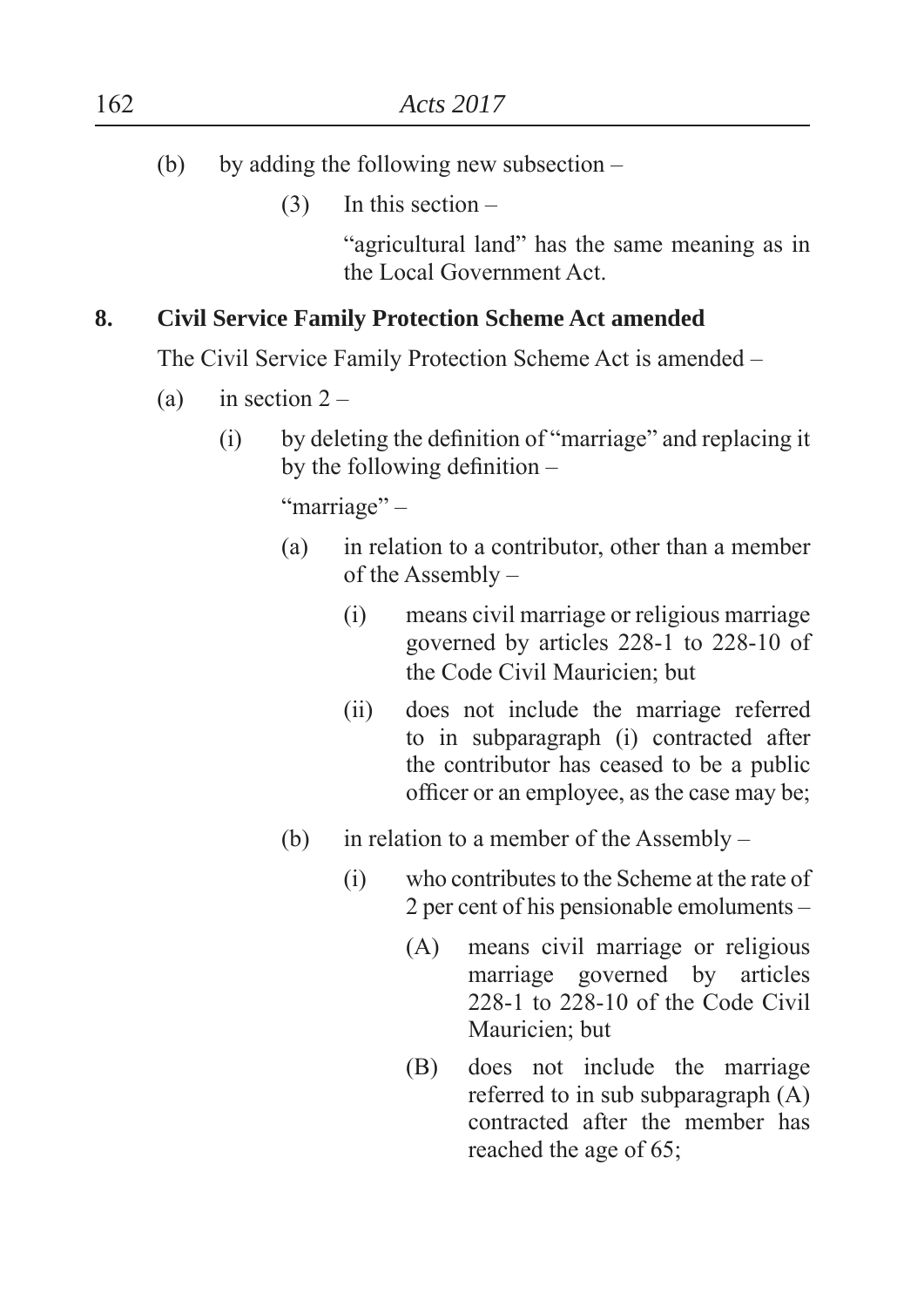(b) by adding the following new subsection –

(3) In this section –

"agricultural land" has the same meaning as in the Local Government Act.

**8. Civil Service Family Protection Scheme Act amended**

The Civil Service Family Protection Scheme Act is amended –

(a) in section 2 –

(i) by deleting the definition of "marriage" and replacing it by the following definition –

"marriage" –

(a) in relation to a contributor, other than a member of the Assembly –

(i) means civil marriage or religious marriage governed by articles 228-1 to 228-10 of the Code Civil Mauricien; but

(ii) does not include the marriage referred to in subparagraph (i) contracted after the contributor has ceased to be a public officer or an employee, as the case may be;

(b) in relation to a member of the Assembly –

(i) who contributes to the Scheme at the rate of 2 per cent of his pensionable emoluments –

(A) means civil marriage or religious marriage governed by articles 228-1 to 228-10 of the Code Civil Mauricien; but

(B) does not include the marriage referred to in sub subparagraph (A) contracted after the member has reached the age of 65;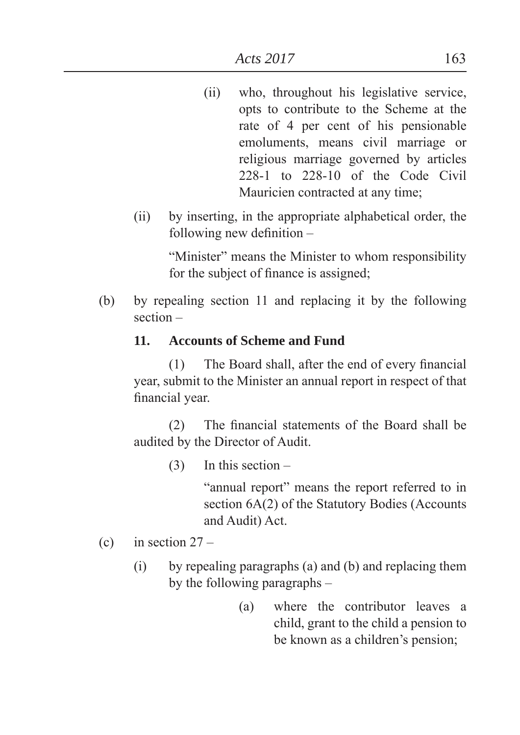(ii) who, throughout his legislative service, opts to contribute to the Scheme at the rate of 4 per cent of his pensionable emoluments, means civil marriage or religious marriage governed by articles 228-1 to 228-10 of the Code Civil Mauricien contracted at any time;

(ii) by inserting, in the appropriate alphabetical order, the following new definition –

"Minister" means the Minister to whom responsibility for the subject of finance is assigned;

(b) by repealing section 11 and replacing it by the following section –

**11. Accounts of Scheme and Fund**

(1) The Board shall, after the end of every financial year, submit to the Minister an annual report in respect of that financial year.

(2) The financial statements of the Board shall be audited by the Director of Audit.

(3) In this section –

"annual report" means the report referred to in section 6A(2) of the Statutory Bodies (Accounts and Audit) Act.

(c) in section 27 –

(i) by repealing paragraphs (a) and (b) and replacing them by the following paragraphs –

(a) where the contributor leaves a child, grant to the child a pension to be known as a children's pension;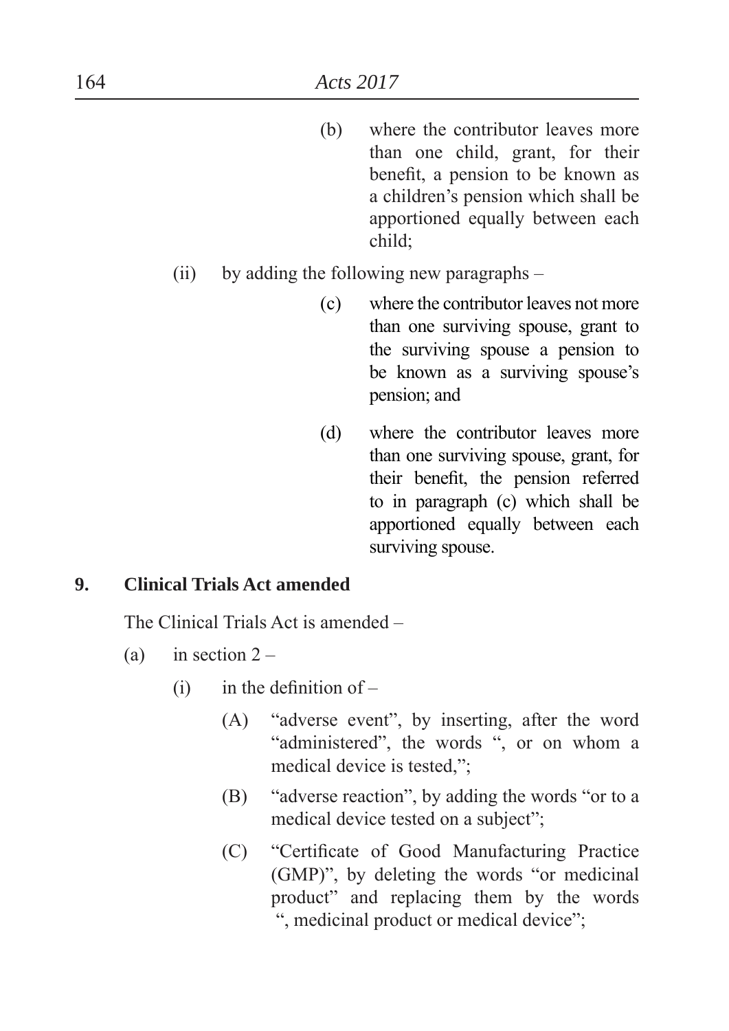(b) where the contributor leaves more than one child, grant, for their benefit, a pension to be known as a children's pension which shall be apportioned equally between each child;

(ii) by adding the following new paragraphs –

(c) where the contributor leaves not more than one surviving spouse, grant to the surviving spouse a pension to be known as a surviving spouse's pension; and

(d) where the contributor leaves more than one surviving spouse, grant, for their benefit, the pension referred to in paragraph (c) which shall be apportioned equally between each surviving spouse.

**9. Clinical Trials Act amended**

The Clinical Trials Act is amended –

(a) in section 2 –

(i) in the definition of –

(A) "adverse event", by inserting, after the word "administered", the words ", or on whom a medical device is tested,";

(B) "adverse reaction", by adding the words "or to a medical device tested on a subject";

(C) "Certificate of Good Manufacturing Practice (GMP)", by deleting the words "or medicinal product" and replacing them by the words ", medicinal product or medical device";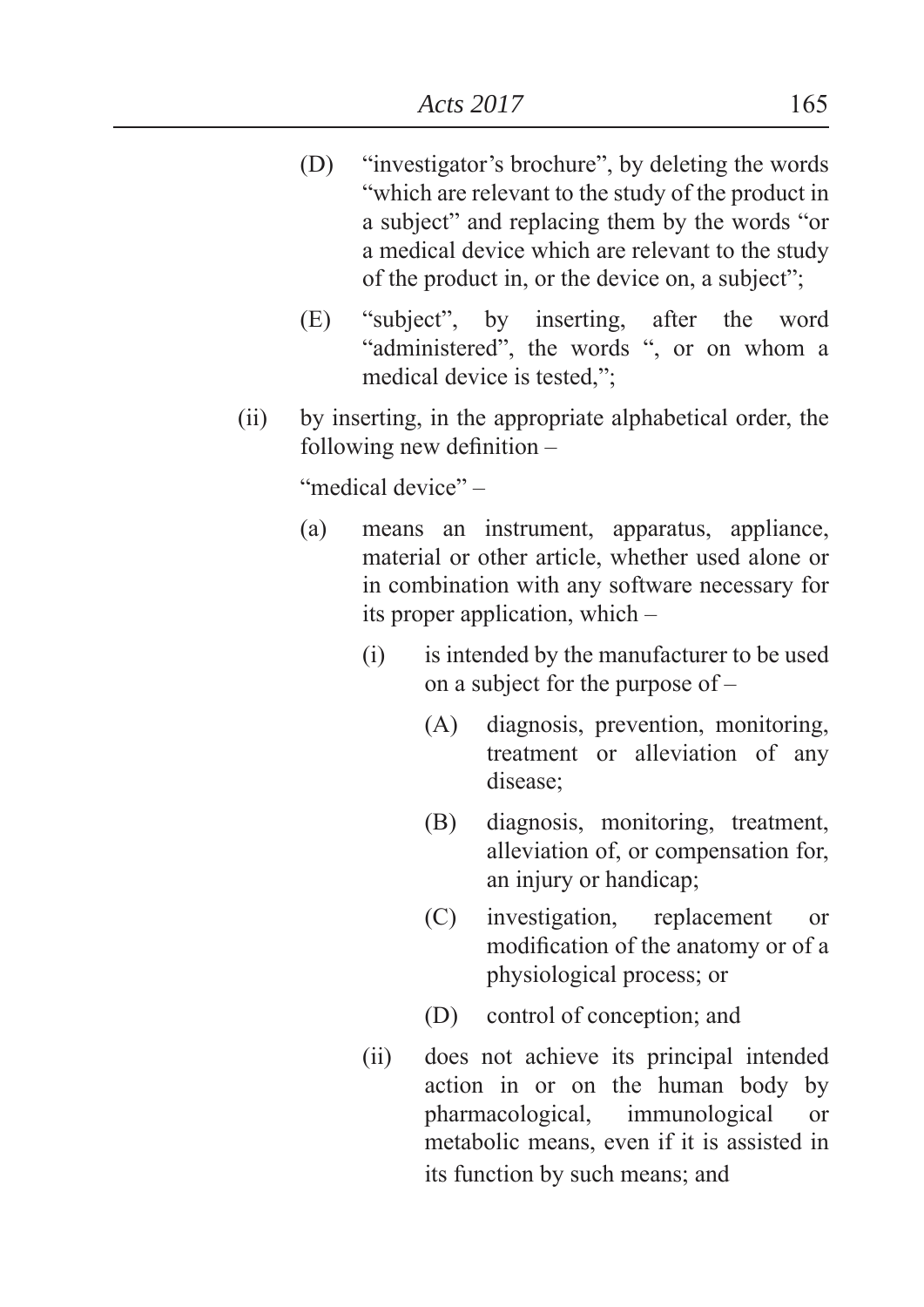(D) "investigator's brochure", by deleting the words "which are relevant to the study of the product in a subject" and replacing them by the words "or a medical device which are relevant to the study of the product in, or the device on, a subject";

(E) "subject", by inserting, after the word "administered", the words ", or on whom a medical device is tested,";

(ii) by inserting, in the appropriate alphabetical order, the following new definition –

"medical device" –

(a) means an instrument, apparatus, appliance, material or other article, whether used alone or in combination with any software necessary for its proper application, which –

(i) is intended by the manufacturer to be used on a subject for the purpose of –

(A) diagnosis, prevention, monitoring, treatment or alleviation of any disease;

(B) diagnosis, monitoring, treatment, alleviation of, or compensation for, an injury or handicap;

(C) investigation, replacement or modification of the anatomy or of a physiological process; or

(D) control of conception; and

(ii) does not achieve its principal intended action in or on the human body by pharmacological, immunological or metabolic means, even if it is assisted in its function by such means; and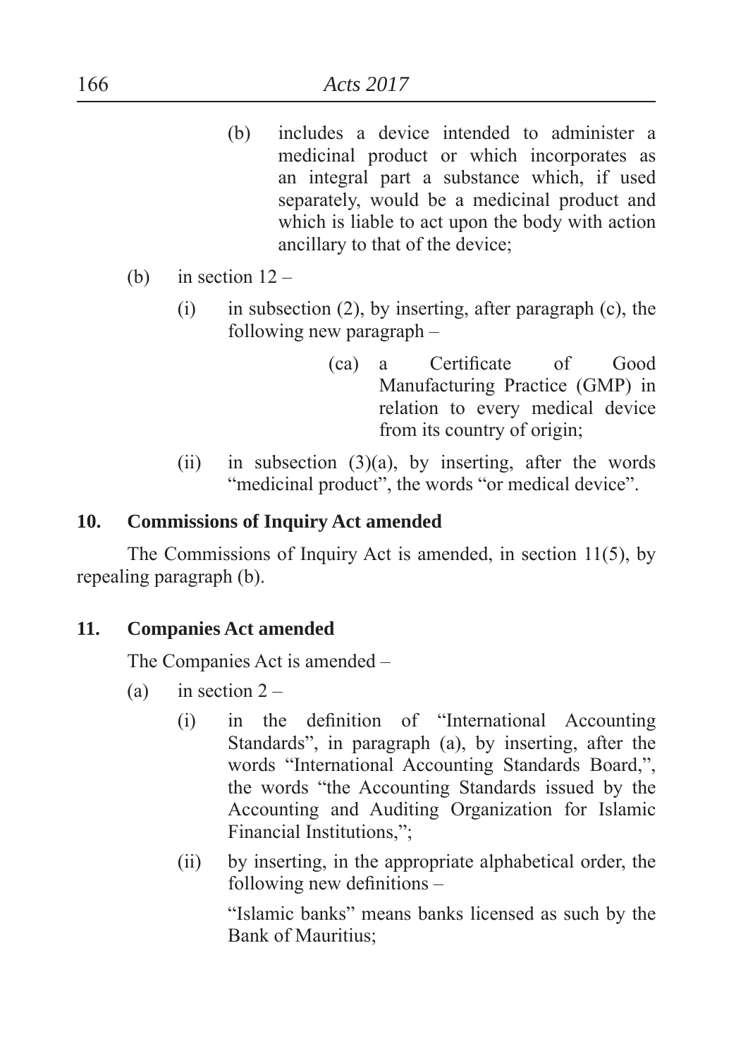(b) includes a device intended to administer a medicinal product or which incorporates as an integral part a substance which, if used separately, would be a medicinal product and which is liable to act upon the body with action ancillary to that of the device;

(b) in section 12 –

(i) in subsection (2), by inserting, after paragraph (c), the following new paragraph –

(ca) a Certificate of Good Manufacturing Practice (GMP) in relation to every medical device from its country of origin;

(ii) in subsection (3)(a), by inserting, after the words "medicinal product", the words "or medical device".

**10. Commissions of Inquiry Act amended**

The Commissions of Inquiry Act is amended, in section 11(5), by repealing paragraph (b).

**11. Companies Act amended**

The Companies Act is amended –

(a) in section 2 –

(i) in the definition of "International Accounting Standards", in paragraph (a), by inserting, after the words "International Accounting Standards Board,", the words "the Accounting Standards issued by the Accounting and Auditing Organization for Islamic Financial Institutions,";

(ii) by inserting, in the appropriate alphabetical order, the following new definitions –

"Islamic banks" means banks licensed as such by the Bank of Mauritius;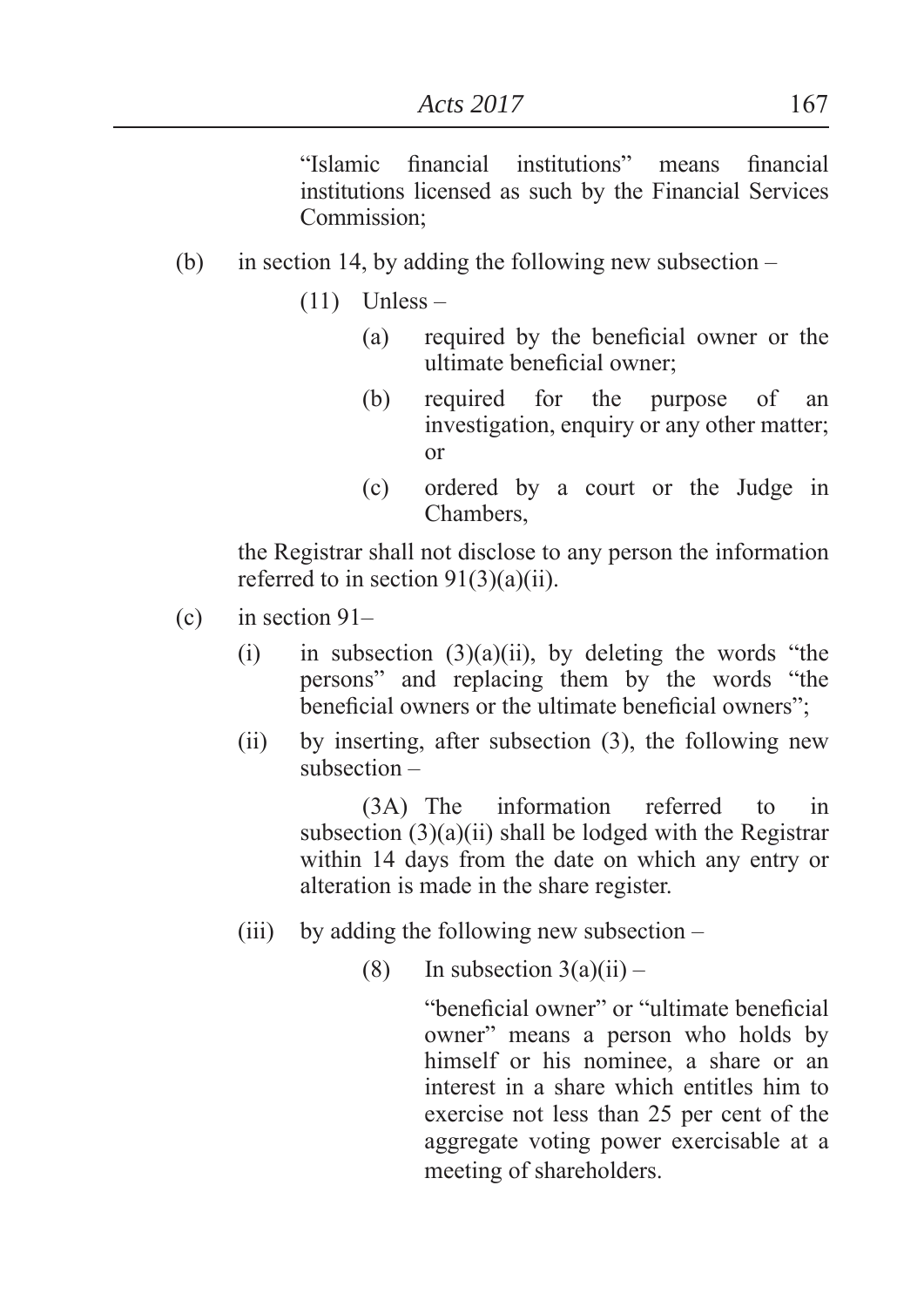"Islamic financial institutions" means financial institutions licensed as such by the Financial Services Commission;

(b) in section 14, by adding the following new subsection –

(11) Unless –

(a) required by the beneficial owner or the ultimate beneficial owner;

(b) required for the purpose of an investigation, enquiry or any other matter; or

(c) ordered by a court or the Judge in Chambers,

the Registrar shall not disclose to any person the information referred to in section 91(3)(a)(ii).

(c) in section 91–

(i) in subsection (3)(a)(ii), by deleting the words "the persons" and replacing them by the words "the beneficial owners or the ultimate beneficial owners";

(ii) by inserting, after subsection (3), the following new subsection –

(3A) The information referred to in subsection (3)(a)(ii) shall be lodged with the Registrar within 14 days from the date on which any entry or alteration is made in the share register.

(iii) by adding the following new subsection –

(8) In subsection 3(a)(ii) –

"beneficial owner" or "ultimate beneficial owner" means a person who holds by himself or his nominee, a share or an interest in a share which entitles him to exercise not less than 25 per cent of the aggregate voting power exercisable at a meeting of shareholders.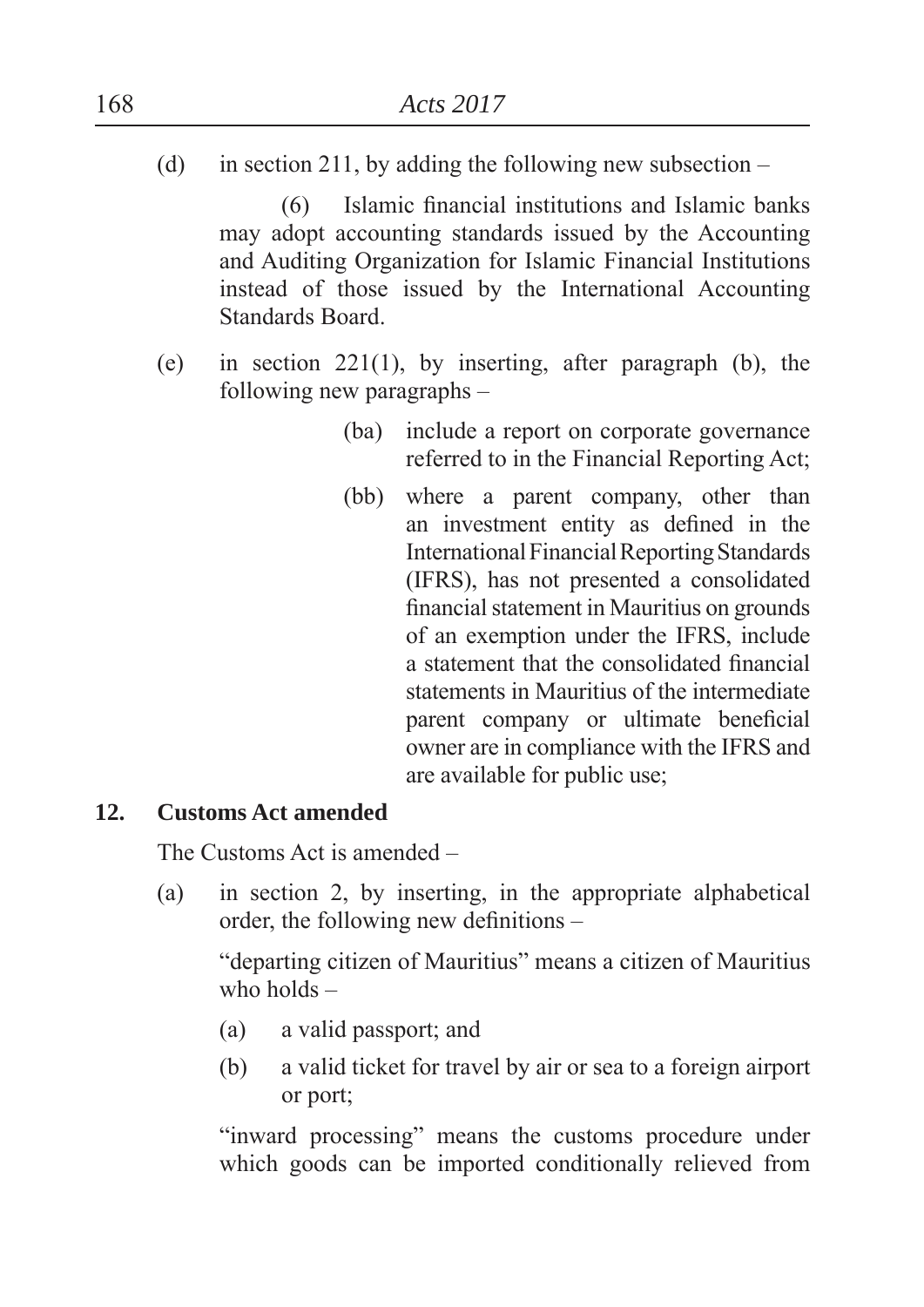(d) in section 211, by adding the following new subsection –

(6) Islamic financial institutions and Islamic banks may adopt accounting standards issued by the Accounting and Auditing Organization for Islamic Financial Institutions instead of those issued by the International Accounting Standards Board.

(e) in section 221(1), by inserting, after paragraph (b), the following new paragraphs –

(ba) include a report on corporate governance referred to in the Financial Reporting Act;

(bb) where a parent company, other than an investment entity as defined in the International Financial Reporting Standards (IFRS), has not presented a consolidated financial statement in Mauritius on grounds of an exemption under the IFRS, include a statement that the consolidated financial statements in Mauritius of the intermediate parent company or ultimate beneficial owner are in compliance with the IFRS and are available for public use;

**12. Customs Act amended**

The Customs Act is amended –

(a) in section 2, by inserting, in the appropriate alphabetical order, the following new definitions –

"departing citizen of Mauritius" means a citizen of Mauritius who holds –

(a) a valid passport; and

(b) a valid ticket for travel by air or sea to a foreign airport or port;

"inward processing" means the customs procedure under which goods can be imported conditionally relieved from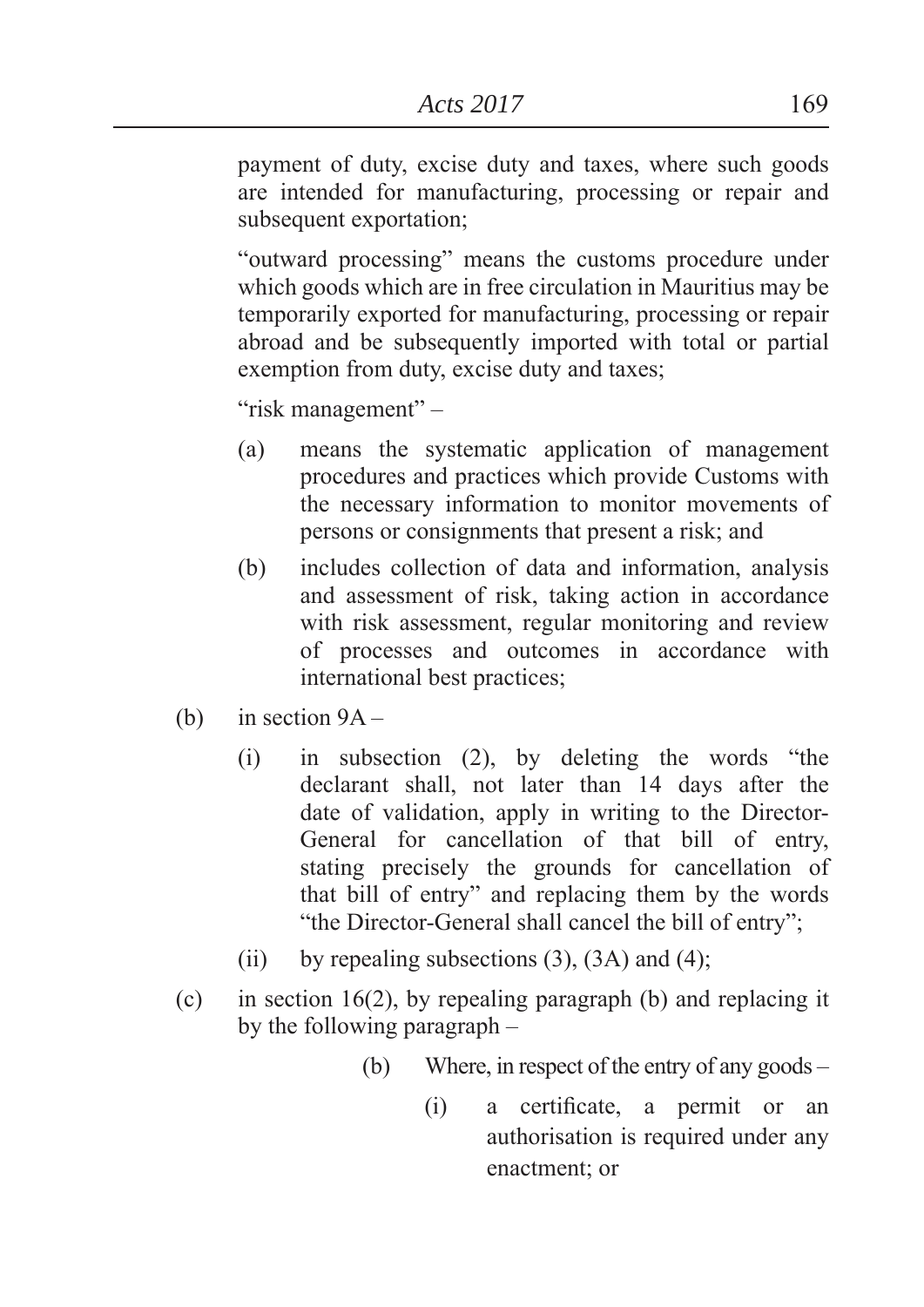payment of duty, excise duty and taxes, where such goods are intended for manufacturing, processing or repair and subsequent exportation;

"outward processing" means the customs procedure under which goods which are in free circulation in Mauritius may be temporarily exported for manufacturing, processing or repair abroad and be subsequently imported with total or partial exemption from duty, excise duty and taxes;

"risk management" –

(a) means the systematic application of management procedures and practices which provide Customs with the necessary information to monitor movements of persons or consignments that present a risk; and

(b) includes collection of data and information, analysis and assessment of risk, taking action in accordance with risk assessment, regular monitoring and review of processes and outcomes in accordance with international best practices;

(b) in section 9A –

(i) in subsection (2), by deleting the words "the declarant shall, not later than 14 days after the date of validation, apply in writing to the Director-General for cancellation of that bill of entry, stating precisely the grounds for cancellation of that bill of entry" and replacing them by the words "the Director-General shall cancel the bill of entry";

(ii) by repealing subsections (3), (3A) and (4);

(c) in section 16(2), by repealing paragraph (b) and replacing it by the following paragraph –

(b) Where, in respect of the entry of any goods –

(i) a certificate, a permit or an authorisation is required under any enactment; or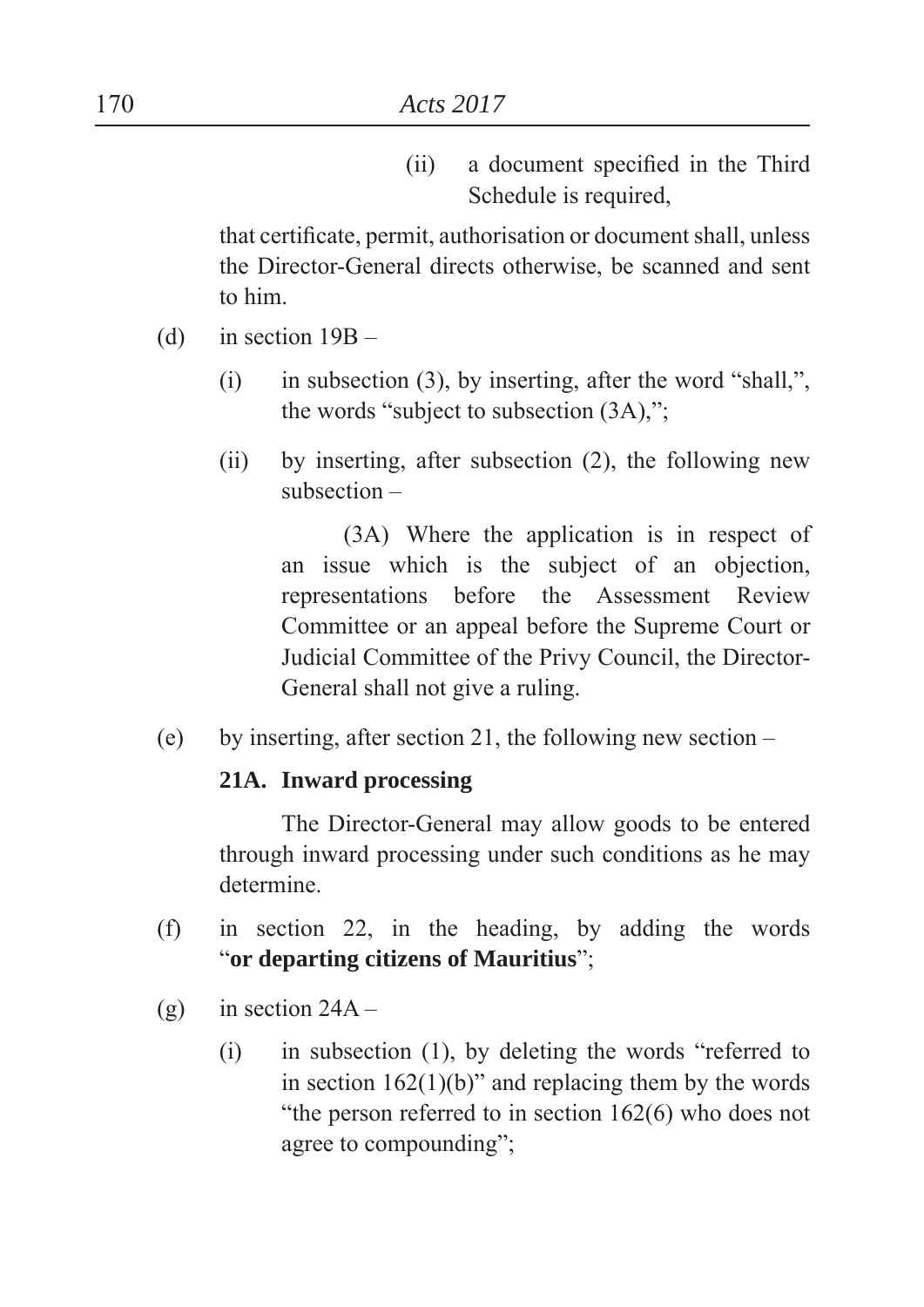(ii) a document specified in the Third Schedule is required,

that certificate, permit, authorisation or document shall, unless the Director-General directs otherwise, be scanned and sent to him.

(d) in section 19B –

(i) in subsection (3), by inserting, after the word "shall,", the words "subject to subsection (3A),";

(ii) by inserting, after subsection (2), the following new subsection –

(3A) Where the application is in respect of an issue which is the subject of an objection, representations before the Assessment Review Committee or an appeal before the Supreme Court or Judicial Committee of the Privy Council, the Director-General shall not give a ruling.

(e) by inserting, after section 21, the following new section –

**21A. Inward processing**

The Director-General may allow goods to be entered through inward processing under such conditions as he may determine.

(f) in section 22, in the heading, by adding the words "**or departing citizens of Mauritius**";

(g) in section 24A –

(i) in subsection (1), by deleting the words "referred to in section 162(1)(b)" and replacing them by the words "the person referred to in section 162(6) who does not agree to compounding";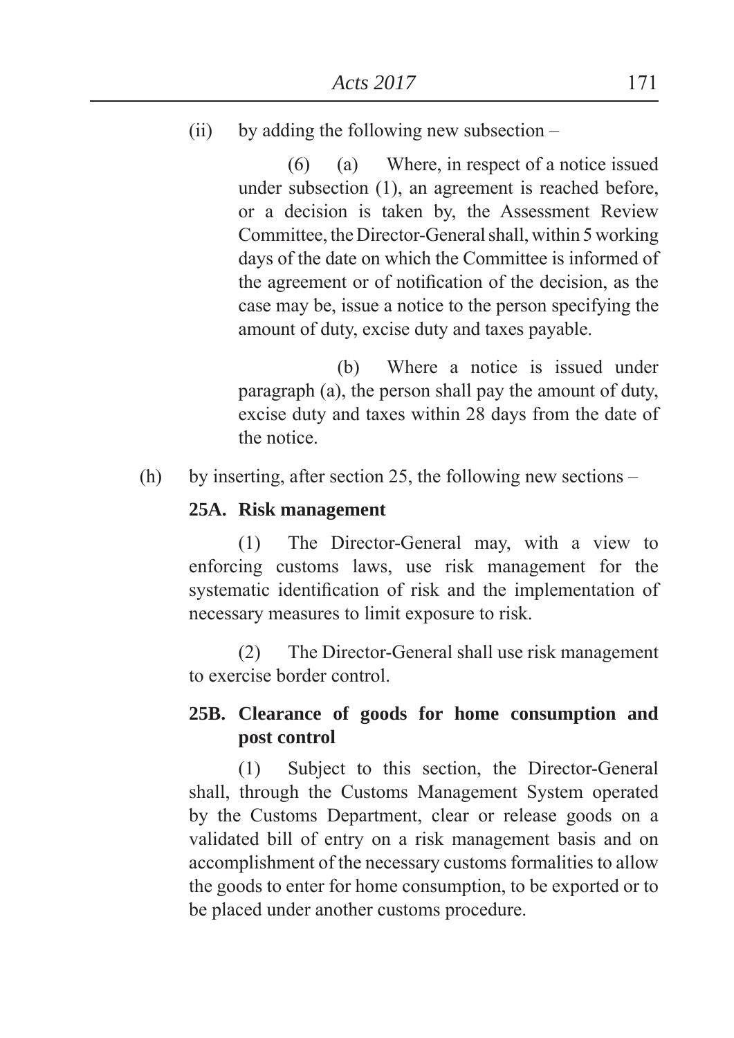(ii) by adding the following new subsection –

(6) (a) Where, in respect of a notice issued under subsection (1), an agreement is reached before, or a decision is taken by, the Assessment Review Committee, the Director-General shall, within 5 working days of the date on which the Committee is informed of the agreement or of notification of the decision, as the case may be, issue a notice to the person specifying the amount of duty, excise duty and taxes payable.

(b) Where a notice is issued under paragraph (a), the person shall pay the amount of duty, excise duty and taxes within 28 days from the date of the notice.

(h) by inserting, after section 25, the following new sections –

**25A. Risk management**

(1) The Director-General may, with a view to enforcing customs laws, use risk management for the systematic identification of risk and the implementation of necessary measures to limit exposure to risk.

(2) The Director-General shall use risk management to exercise border control.

**25B. Clearance of goods for home consumption and post control**

(1) Subject to this section, the Director-General shall, through the Customs Management System operated by the Customs Department, clear or release goods on a validated bill of entry on a risk management basis and on accomplishment of the necessary customs formalities to allow the goods to enter for home consumption, to be exported or to be placed under another customs procedure.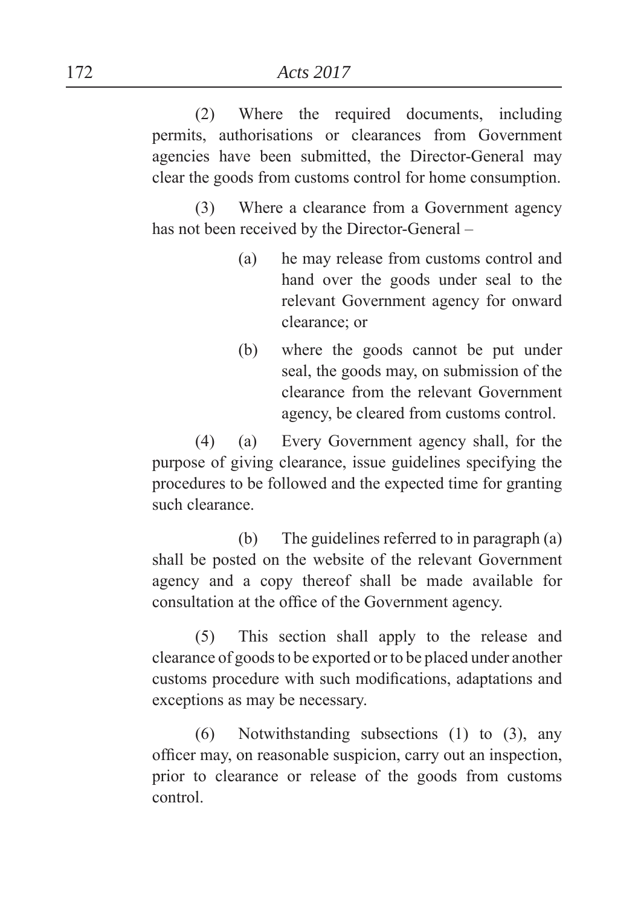(2) Where the required documents, including permits, authorisations or clearances from Government agencies have been submitted, the Director-General may clear the goods from customs control for home consumption.

(3) Where a clearance from a Government agency has not been received by the Director-General –

- (a) he may release from customs control and hand over the goods under seal to the relevant Government agency for onward clearance; or
- (b) where the goods cannot be put under seal, the goods may, on submission of the clearance from the relevant Government agency, be cleared from customs control.

(4) (a) Every Government agency shall, for the purpose of giving clearance, issue guidelines specifying the procedures to be followed and the expected time for granting such clearance.

(b) The guidelines referred to in paragraph (a) shall be posted on the website of the relevant Government agency and a copy thereof shall be made available for consultation at the office of the Government agency.

(5) This section shall apply to the release and clearance of goods to be exported or to be placed under another customs procedure with such modifications, adaptations and exceptions as may be necessary.

(6) Notwithstanding subsections (1) to (3), any officer may, on reasonable suspicion, carry out an inspection, prior to clearance or release of the goods from customs control.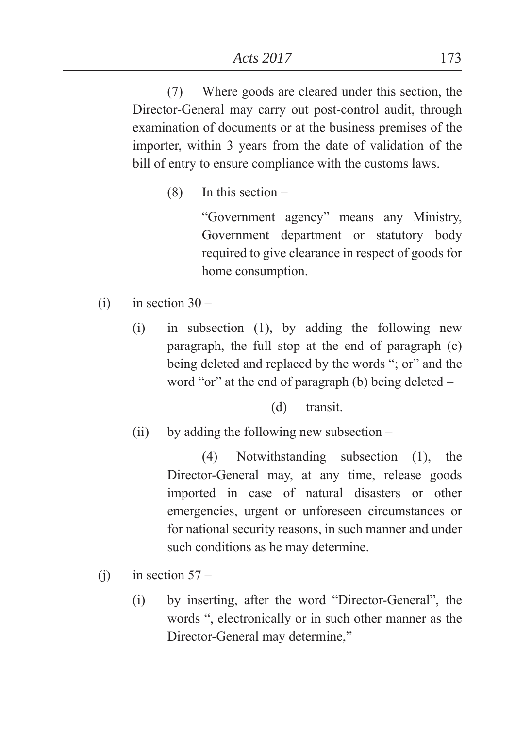(7) Where goods are cleared under this section, the Director-General may carry out post-control audit, through examination of documents or at the business premises of the importer, within 3 years from the date of validation of the bill of entry to ensure compliance with the customs laws.

(8) In this section –

"Government agency" means any Ministry, Government department or statutory body required to give clearance in respect of goods for home consumption.

(i) in section 30 –

(i) in subsection (1), by adding the following new paragraph, the full stop at the end of paragraph (c) being deleted and replaced by the words "; or" and the word "or" at the end of paragraph (b) being deleted –

(d) transit.

(ii) by adding the following new subsection –

(4) Notwithstanding subsection (1), the Director-General may, at any time, release goods imported in case of natural disasters or other emergencies, urgent or unforeseen circumstances or for national security reasons, in such manner and under such conditions as he may determine.

(j) in section 57 –

(i) by inserting, after the word "Director-General", the words ", electronically or in such other manner as the Director-General may determine,"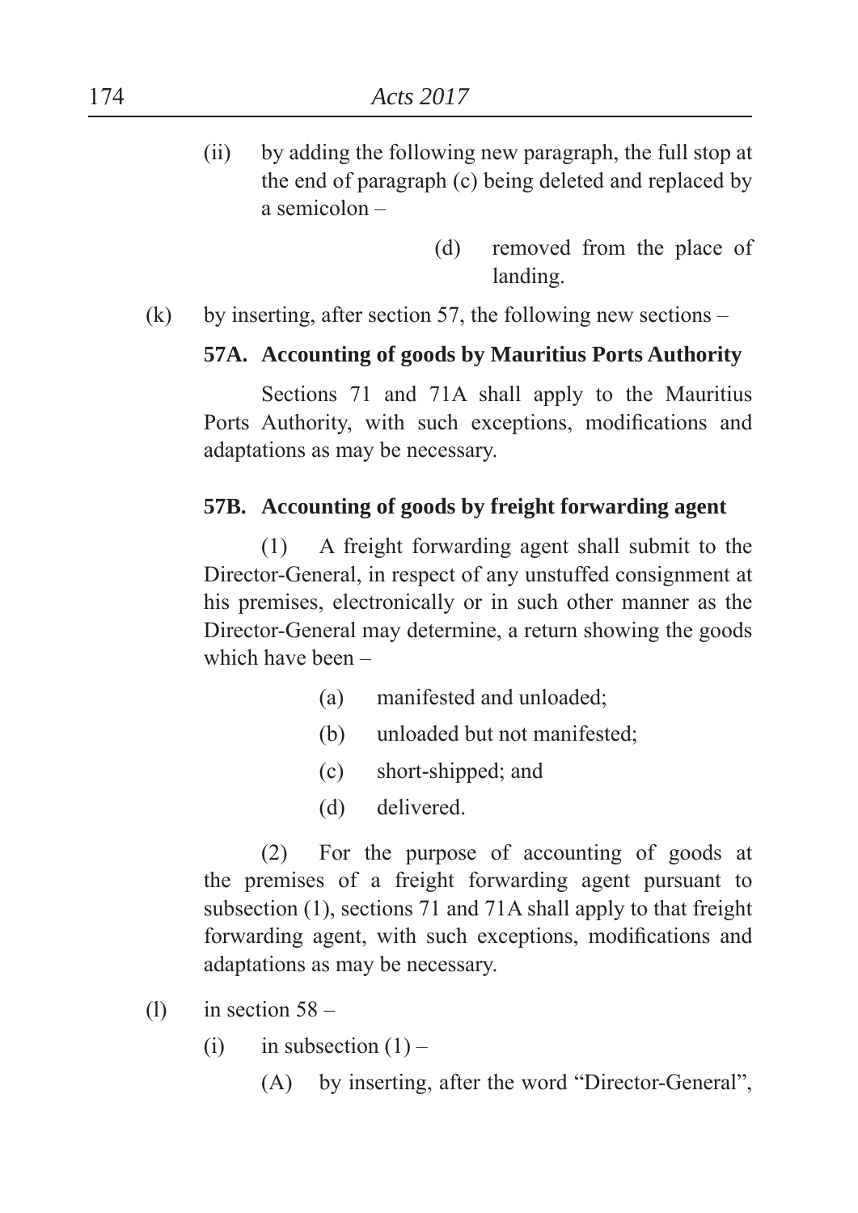(ii) by adding the following new paragraph, the full stop at the end of paragraph (c) being deleted and replaced by a semicolon –

(d) removed from the place of landing.

(k) by inserting, after section 57, the following new sections –

**57A. Accounting of goods by Mauritius Ports Authority**

Sections 71 and 71A shall apply to the Mauritius Ports Authority, with such exceptions, modifications and adaptations as may be necessary.

**57B. Accounting of goods by freight forwarding agent**

(1) A freight forwarding agent shall submit to the Director-General, in respect of any unstuffed consignment at his premises, electronically or in such other manner as the Director-General may determine, a return showing the goods which have been –

(a) manifested and unloaded;

(b) unloaded but not manifested;

(c) short-shipped; and

(d) delivered.

(2) For the purpose of accounting of goods at the premises of a freight forwarding agent pursuant to subsection (1), sections 71 and 71A shall apply to that freight forwarding agent, with such exceptions, modifications and adaptations as may be necessary.

(l) in section 58 –

(i) in subsection (1) –

(A) by inserting, after the word "Director-General",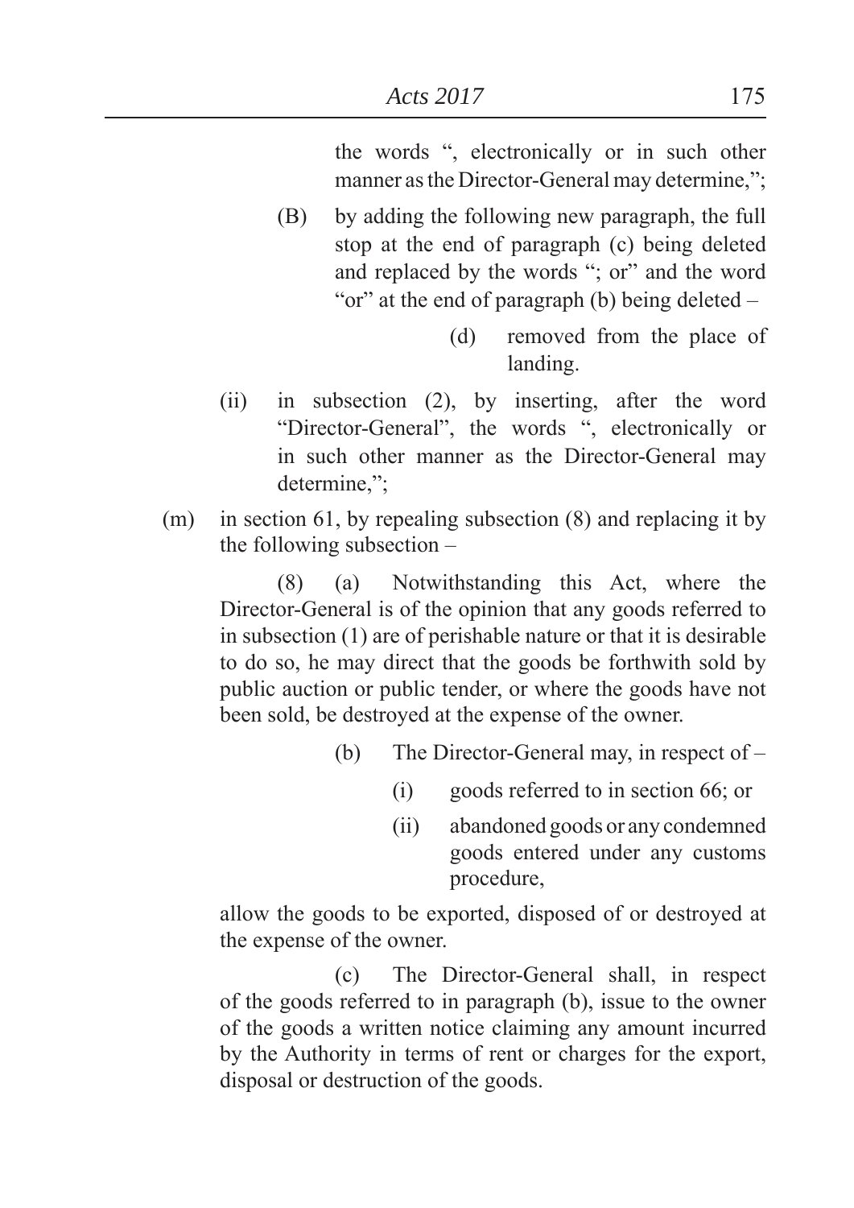the words ", electronically or in such other manner as the Director-General may determine,";

(B) by adding the following new paragraph, the full stop at the end of paragraph (c) being deleted and replaced by the words "; or" and the word "or" at the end of paragraph (b) being deleted –

(d) removed from the place of landing.

(ii) in subsection (2), by inserting, after the word "Director-General", the words ", electronically or in such other manner as the Director-General may determine,";

(m) in section 61, by repealing subsection (8) and replacing it by the following subsection –

(8) (a) Notwithstanding this Act, where the Director-General is of the opinion that any goods referred to in subsection (1) are of perishable nature or that it is desirable to do so, he may direct that the goods be forthwith sold by public auction or public tender, or where the goods have not been sold, be destroyed at the expense of the owner.

(b) The Director-General may, in respect of –

(i) goods referred to in section 66; or

(ii) abandoned goods or any condemned goods entered under any customs procedure,

allow the goods to be exported, disposed of or destroyed at the expense of the owner.

(c) The Director-General shall, in respect of the goods referred to in paragraph (b), issue to the owner of the goods a written notice claiming any amount incurred by the Authority in terms of rent or charges for the export, disposal or destruction of the goods.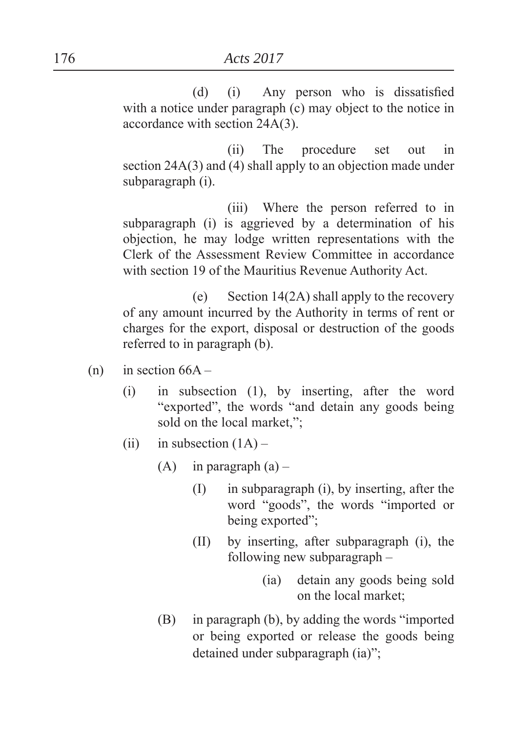(d) (i) Any person who is dissatisfied with a notice under paragraph (c) may object to the notice in accordance with section 24A(3).

(ii) The procedure set out in section 24A(3) and (4) shall apply to an objection made under subparagraph (i).

(iii) Where the person referred to in subparagraph (i) is aggrieved by a determination of his objection, he may lodge written representations with the Clerk of the Assessment Review Committee in accordance with section 19 of the Mauritius Revenue Authority Act.

(e) Section 14(2A) shall apply to the recovery of any amount incurred by the Authority in terms of rent or charges for the export, disposal or destruction of the goods referred to in paragraph (b).

(n) in section 66A –

- (i) in subsection (1), by inserting, after the word "exported", the words "and detain any goods being sold on the local market,";
- (ii) in subsection (1A) –
  - (A) in paragraph (a) –
    - (I) in subparagraph (i), by inserting, after the word "goods", the words "imported or being exported";
    - (II) by inserting, after subparagraph (i), the following new subparagraph –

      (ia) detain any goods being sold on the local market;
  - (B) in paragraph (b), by adding the words "imported or being exported or release the goods being detained under subparagraph (ia)";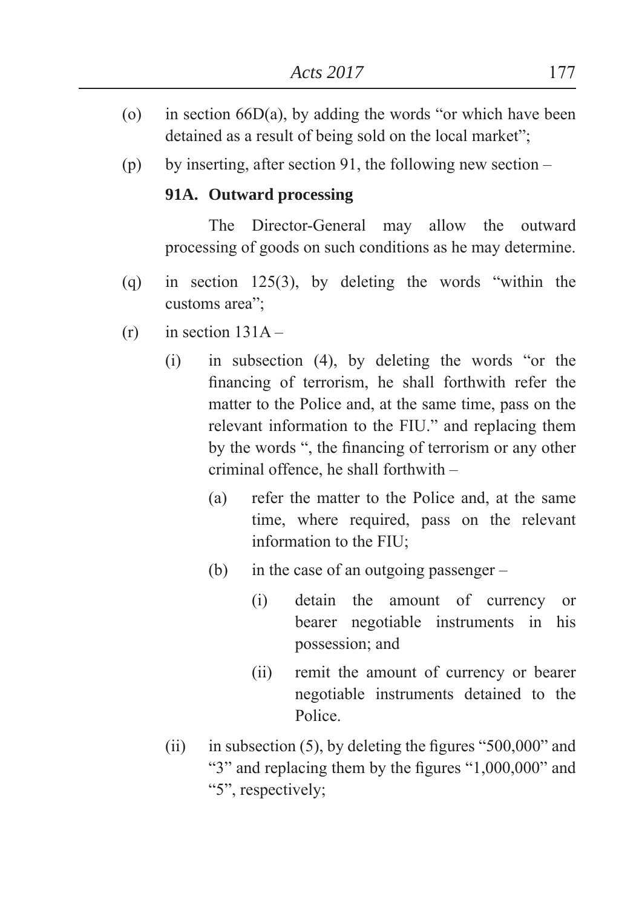(o) in section 66D(a), by adding the words "or which have been detained as a result of being sold on the local market";

(p) by inserting, after section 91, the following new section –

**91A. Outward processing**

The Director-General may allow the outward processing of goods on such conditions as he may determine.

(q) in section 125(3), by deleting the words "within the customs area";

(r) in section 131A –

(i) in subsection (4), by deleting the words "or the financing of terrorism, he shall forthwith refer the matter to the Police and, at the same time, pass on the relevant information to the FIU." and replacing them by the words ", the financing of terrorism or any other criminal offence, he shall forthwith –

(a) refer the matter to the Police and, at the same time, where required, pass on the relevant information to the FIU;

(b) in the case of an outgoing passenger –

(i) detain the amount of currency or bearer negotiable instruments in his possession; and

(ii) remit the amount of currency or bearer negotiable instruments detained to the Police.

(ii) in subsection (5), by deleting the figures "500,000" and "3" and replacing them by the figures "1,000,000" and "5", respectively;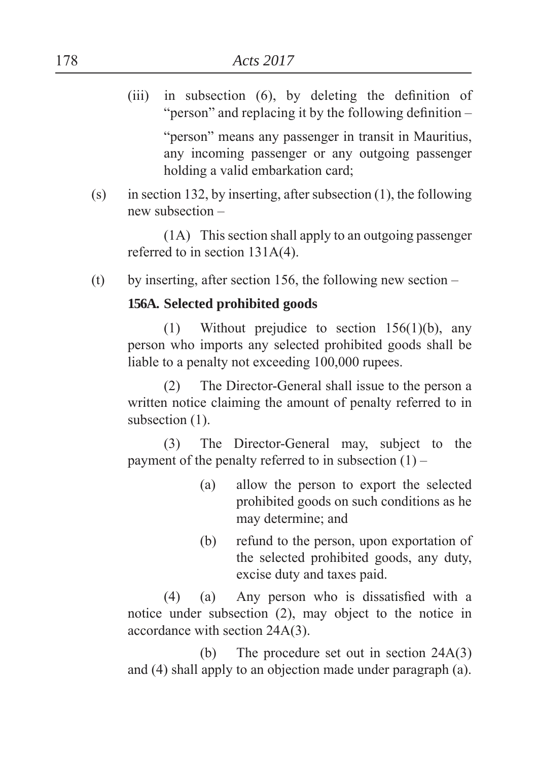(iii) in subsection (6), by deleting the definition of "person" and replacing it by the following definition –

"person" means any passenger in transit in Mauritius, any incoming passenger or any outgoing passenger holding a valid embarkation card;

(s) in section 132, by inserting, after subsection (1), the following new subsection –

(1A) This section shall apply to an outgoing passenger referred to in section 131A(4).

(t) by inserting, after section 156, the following new section –

**156A. Selected prohibited goods**

(1) Without prejudice to section 156(1)(b), any person who imports any selected prohibited goods shall be liable to a penalty not exceeding 100,000 rupees.

(2) The Director-General shall issue to the person a written notice claiming the amount of penalty referred to in subsection (1).

(3) The Director-General may, subject to the payment of the penalty referred to in subsection (1) –

(a) allow the person to export the selected prohibited goods on such conditions as he may determine; and

(b) refund to the person, upon exportation of the selected prohibited goods, any duty, excise duty and taxes paid.

(4) (a) Any person who is dissatisfied with a notice under subsection (2), may object to the notice in accordance with section 24A(3).

(b) The procedure set out in section 24A(3) and (4) shall apply to an objection made under paragraph (a).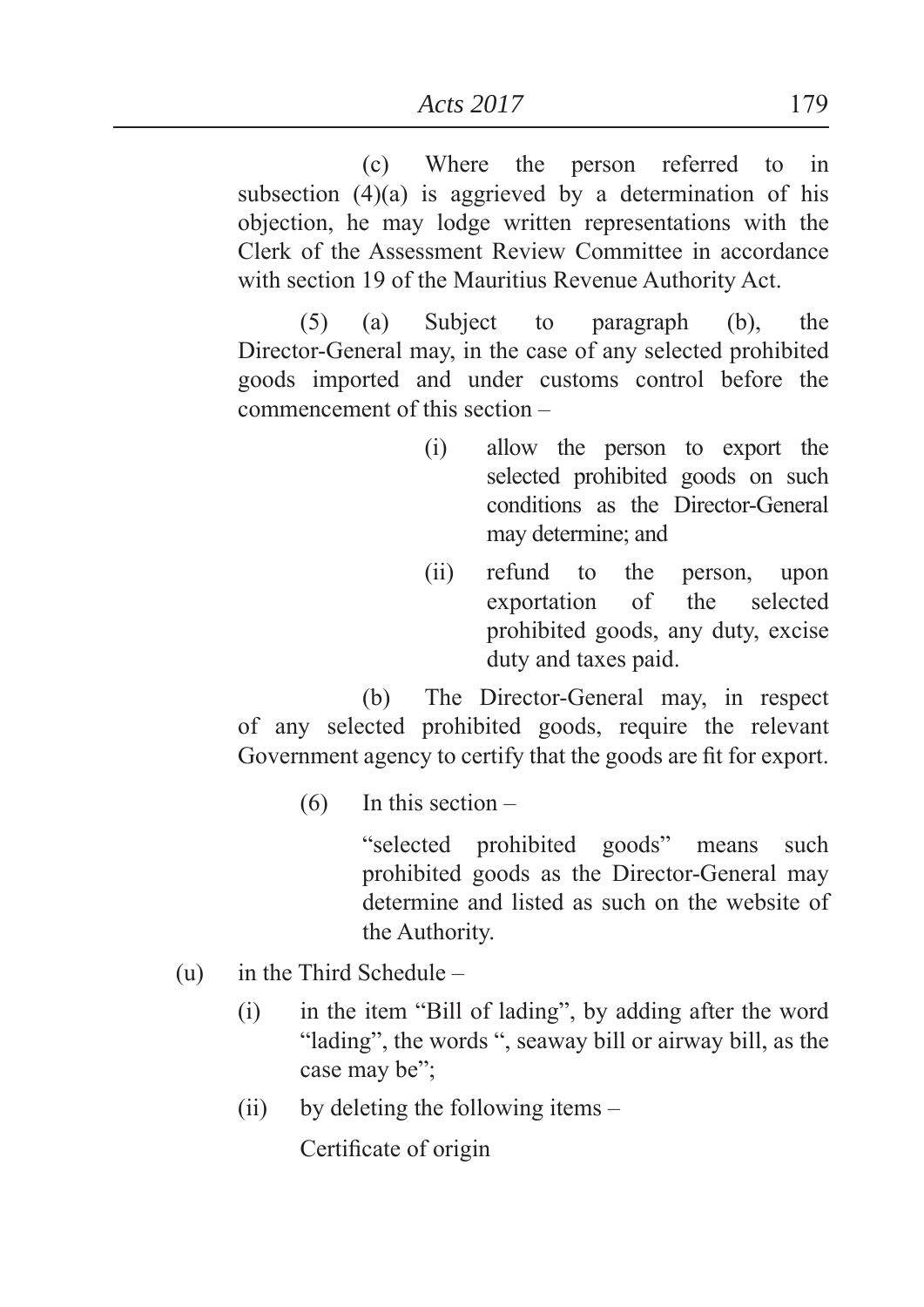(c) Where the person referred to in subsection (4)(a) is aggrieved by a determination of his objection, he may lodge written representations with the Clerk of the Assessment Review Committee in accordance with section 19 of the Mauritius Revenue Authority Act.

(5) (a) Subject to paragraph (b), the Director-General may, in the case of any selected prohibited goods imported and under customs control before the commencement of this section –

(i) allow the person to export the selected prohibited goods on such conditions as the Director-General may determine; and

(ii) refund to the person, upon exportation of the selected prohibited goods, any duty, excise duty and taxes paid.

(b) The Director-General may, in respect of any selected prohibited goods, require the relevant Government agency to certify that the goods are fit for export.

(6) In this section –

"selected prohibited goods" means such prohibited goods as the Director-General may determine and listed as such on the website of the Authority.

(u) in the Third Schedule –

(i) in the item "Bill of lading", by adding after the word "lading", the words ", seaway bill or airway bill, as the case may be";

(ii) by deleting the following items –

Certificate of origin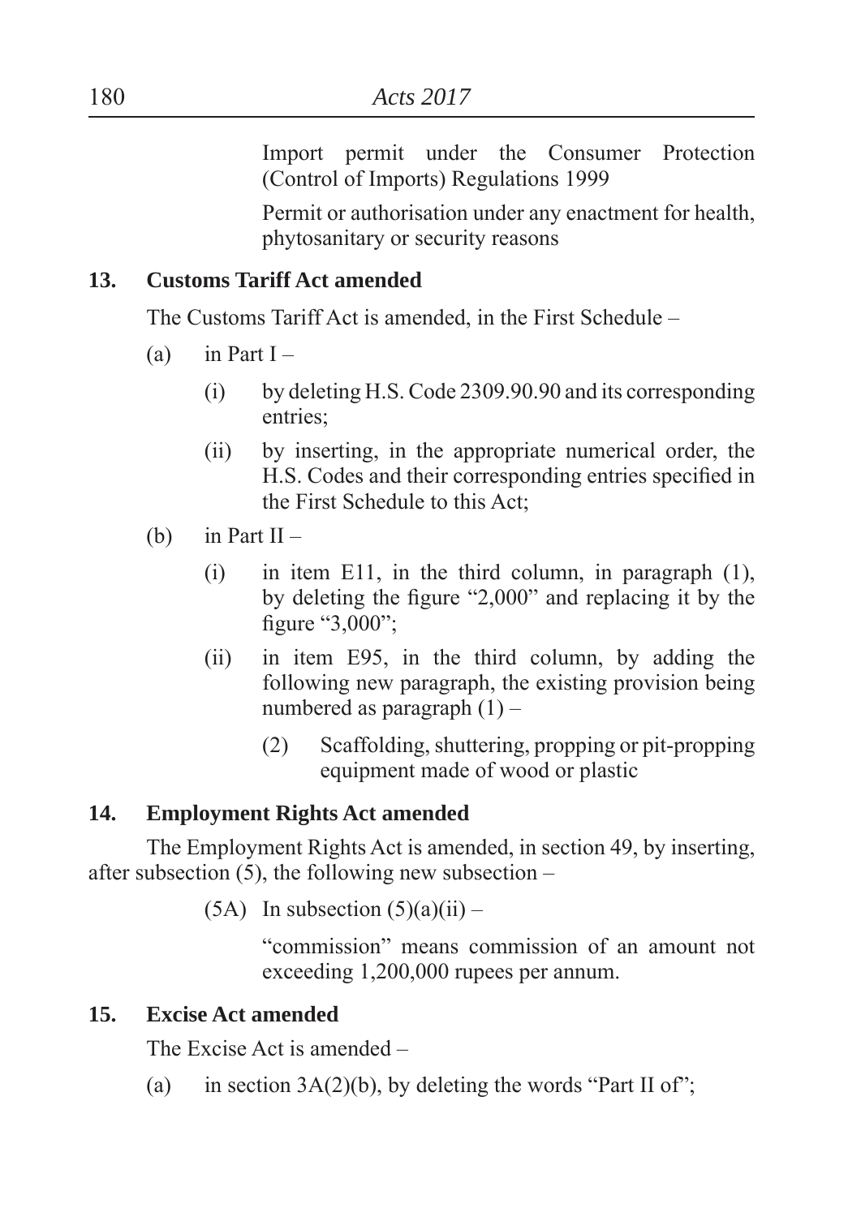Import permit under the Consumer Protection (Control of Imports) Regulations 1999

Permit or authorisation under any enactment for health, phytosanitary or security reasons

**13. Customs Tariff Act amended**

The Customs Tariff Act is amended, in the First Schedule –

(a) in Part I –

(i) by deleting H.S. Code 2309.90.90 and its corresponding entries;

(ii) by inserting, in the appropriate numerical order, the H.S. Codes and their corresponding entries specified in the First Schedule to this Act;

(b) in Part II –

(i) in item E11, in the third column, in paragraph (1), by deleting the figure "2,000" and replacing it by the figure "3,000";

(ii) in item E95, in the third column, by adding the following new paragraph, the existing provision being numbered as paragraph (1) –

(2) Scaffolding, shuttering, propping or pit-propping equipment made of wood or plastic

**14. Employment Rights Act amended**

The Employment Rights Act is amended, in section 49, by inserting, after subsection (5), the following new subsection –

(5A) In subsection (5)(a)(ii) –

"commission" means commission of an amount not exceeding 1,200,000 rupees per annum.

**15. Excise Act amended**

The Excise Act is amended –

(a) in section 3A(2)(b), by deleting the words "Part II of";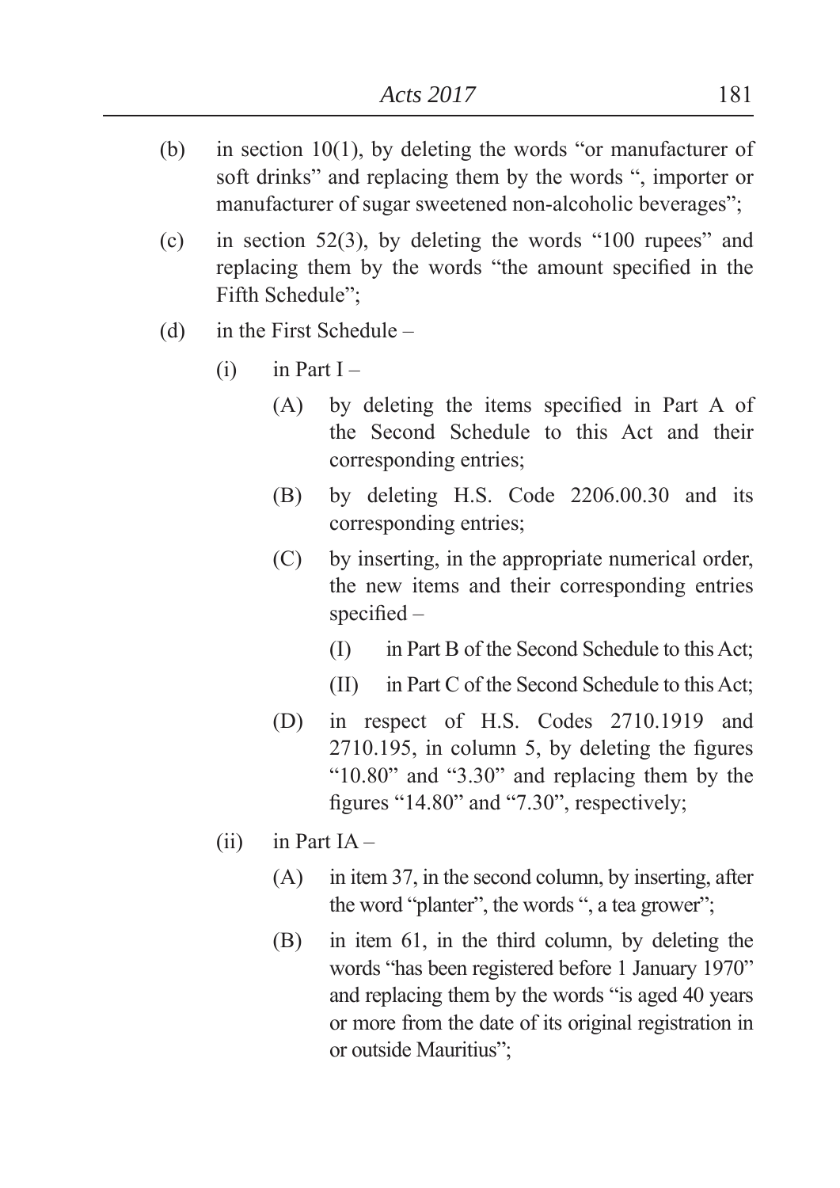(b) in section 10(1), by deleting the words "or manufacturer of soft drinks" and replacing them by the words ", importer or manufacturer of sugar sweetened non-alcoholic beverages";

(c) in section 52(3), by deleting the words "100 rupees" and replacing them by the words "the amount specified in the Fifth Schedule";

(d) in the First Schedule –

  (i) in Part I –

    (A) by deleting the items specified in Part A of the Second Schedule to this Act and their corresponding entries;

    (B) by deleting H.S. Code 2206.00.30 and its corresponding entries;

    (C) by inserting, in the appropriate numerical order, the new items and their corresponding entries specified –

      (I) in Part B of the Second Schedule to this Act;

      (II) in Part C of the Second Schedule to this Act;

    (D) in respect of H.S. Codes 2710.1919 and 2710.195, in column 5, by deleting the figures "10.80" and "3.30" and replacing them by the figures "14.80" and "7.30", respectively;

  (ii) in Part IA –

    (A) in item 37, in the second column, by inserting, after the word "planter", the words ", a tea grower";

    (B) in item 61, in the third column, by deleting the words "has been registered before 1 January 1970" and replacing them by the words "is aged 40 years or more from the date of its original registration in or outside Mauritius";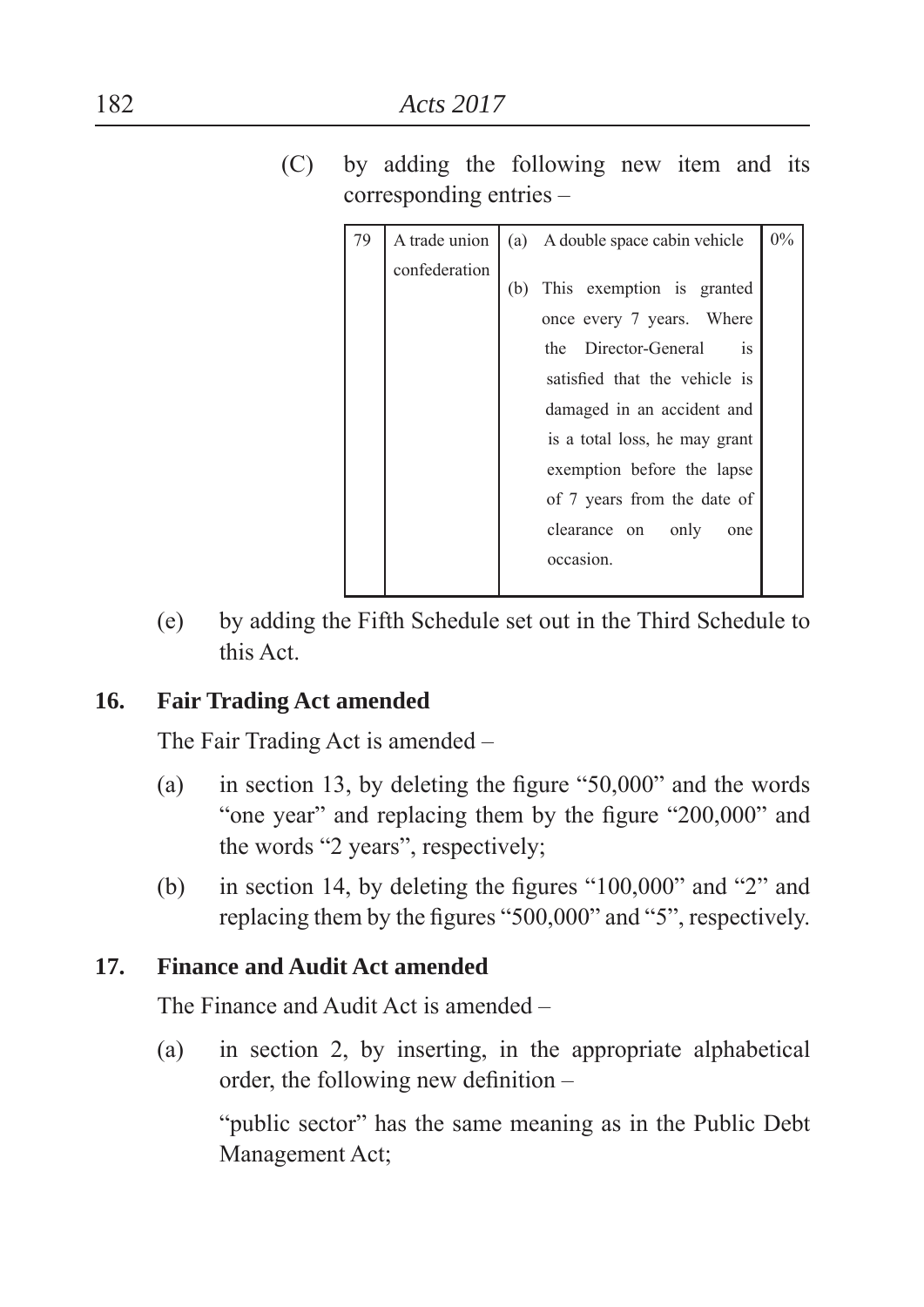(C) by adding the following new item and its corresponding entries –

| | | | |
|---|---|---|---|
| 79 | A trade union confederation | (a) A double space cabin vehicle<br><br>(b) This exemption is granted once every 7 years. Where the Director-General is satisfied that the vehicle is damaged in an accident and is a total loss, he may grant exemption before the lapse of 7 years from the date of clearance on only one occasion. | 0% |

(e) by adding the Fifth Schedule set out in the Third Schedule to this Act.

**16. Fair Trading Act amended**

The Fair Trading Act is amended –

(a) in section 13, by deleting the figure "50,000" and the words "one year" and replacing them by the figure "200,000" and the words "2 years", respectively;

(b) in section 14, by deleting the figures "100,000" and "2" and replacing them by the figures "500,000" and "5", respectively.

**17. Finance and Audit Act amended**

The Finance and Audit Act is amended –

(a) in section 2, by inserting, in the appropriate alphabetical order, the following new definition –

"public sector" has the same meaning as in the Public Debt Management Act;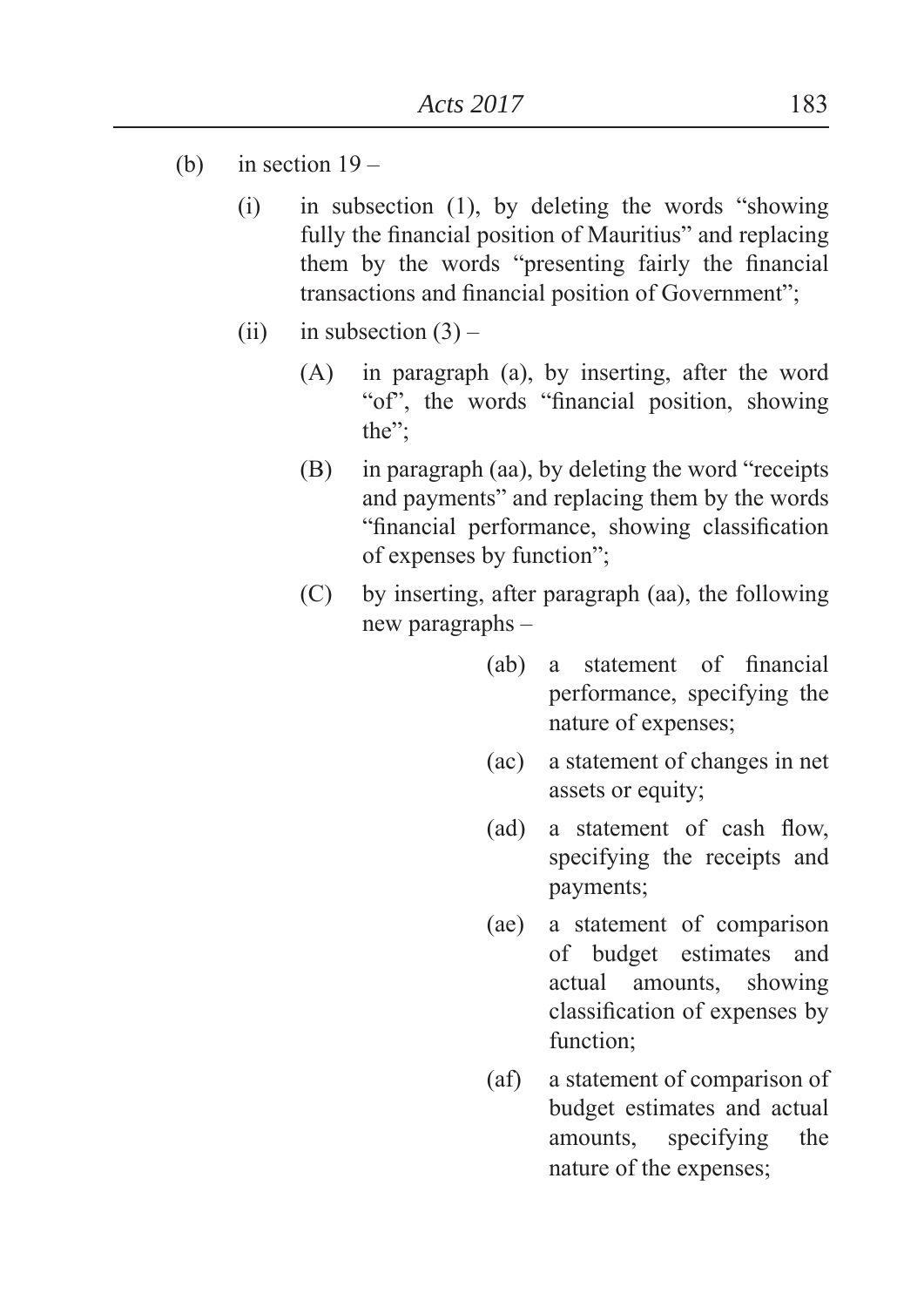(b) in section 19 –

(i) in subsection (1), by deleting the words "showing fully the financial position of Mauritius" and replacing them by the words "presenting fairly the financial transactions and financial position of Government";

(ii) in subsection (3) –

(A) in paragraph (a), by inserting, after the word "of", the words "financial position, showing the";

(B) in paragraph (aa), by deleting the word "receipts and payments" and replacing them by the words "financial performance, showing classification of expenses by function";

(C) by inserting, after paragraph (aa), the following new paragraphs –

(ab) a statement of financial performance, specifying the nature of expenses;

(ac) a statement of changes in net assets or equity;

(ad) a statement of cash flow, specifying the receipts and payments;

(ae) a statement of comparison of budget estimates and actual amounts, showing classification of expenses by function;

(af) a statement of comparison of budget estimates and actual amounts, specifying the nature of the expenses;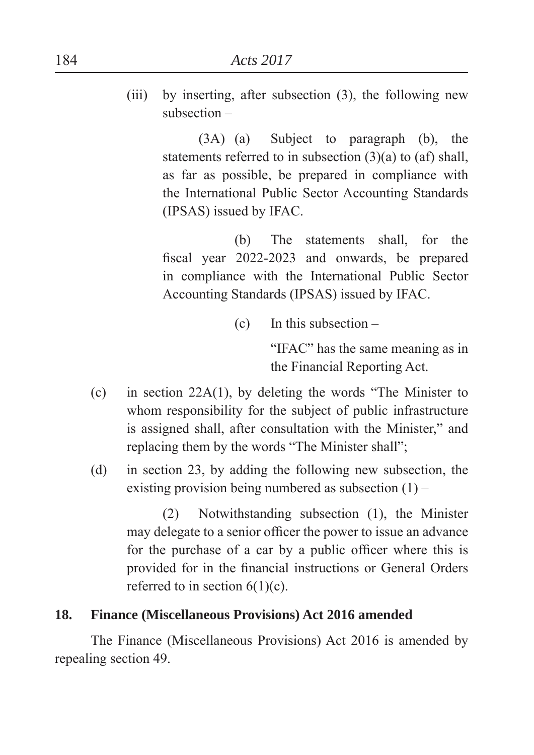(iii) by inserting, after subsection (3), the following new subsection –

(3A) (a) Subject to paragraph (b), the statements referred to in subsection (3)(a) to (af) shall, as far as possible, be prepared in compliance with the International Public Sector Accounting Standards (IPSAS) issued by IFAC.

(b) The statements shall, for the fiscal year 2022-2023 and onwards, be prepared in compliance with the International Public Sector Accounting Standards (IPSAS) issued by IFAC.

(c) In this subsection –

"IFAC" has the same meaning as in the Financial Reporting Act.

(c) in section 22A(1), by deleting the words "The Minister to whom responsibility for the subject of public infrastructure is assigned shall, after consultation with the Minister," and replacing them by the words "The Minister shall";

(d) in section 23, by adding the following new subsection, the existing provision being numbered as subsection (1) –

(2) Notwithstanding subsection (1), the Minister may delegate to a senior officer the power to issue an advance for the purchase of a car by a public officer where this is provided for in the financial instructions or General Orders referred to in section 6(1)(c).

**18. Finance (Miscellaneous Provisions) Act 2016 amended**

The Finance (Miscellaneous Provisions) Act 2016 is amended by repealing section 49.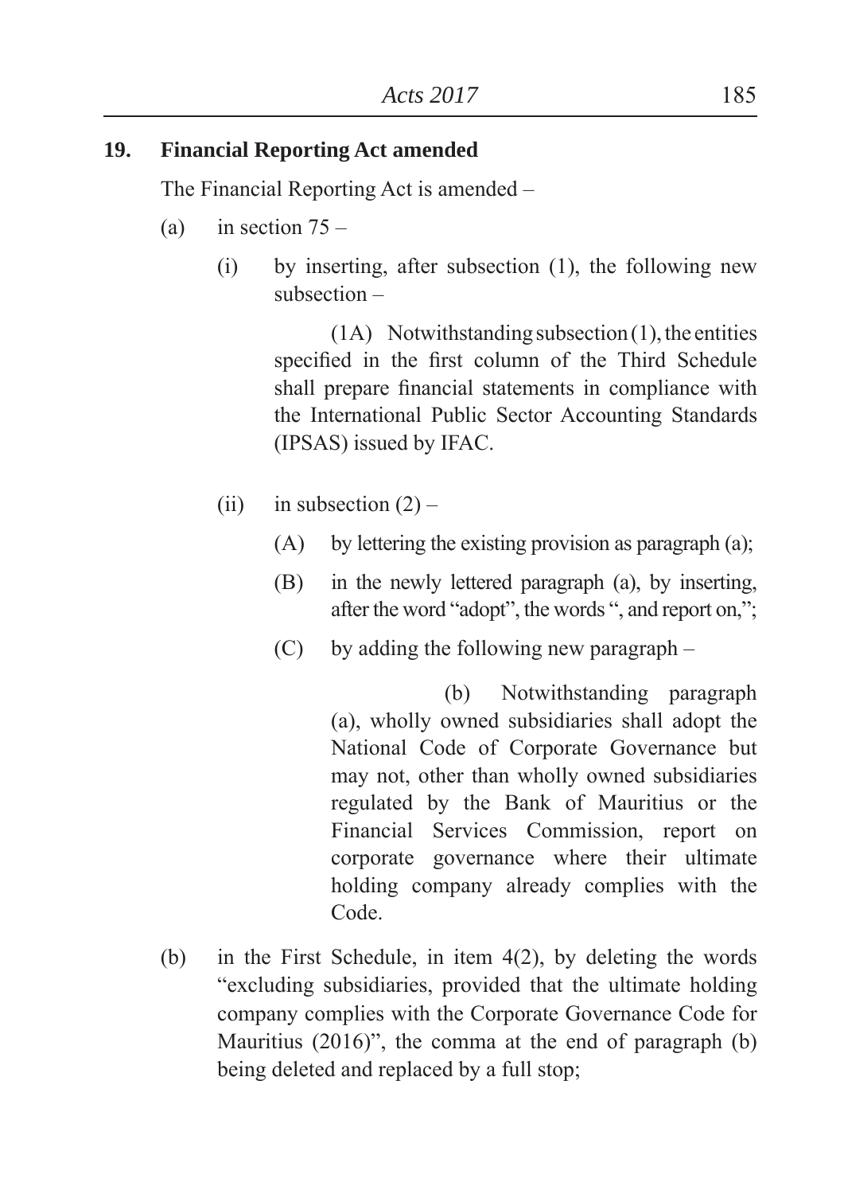**19. Financial Reporting Act amended**

The Financial Reporting Act is amended –

(a) in section 75 –

(i) by inserting, after subsection (1), the following new subsection –

(1A) Notwithstanding subsection (1), the entities specified in the first column of the Third Schedule shall prepare financial statements in compliance with the International Public Sector Accounting Standards (IPSAS) issued by IFAC.

(ii) in subsection (2) –

(A) by lettering the existing provision as paragraph (a);

(B) in the newly lettered paragraph (a), by inserting, after the word "adopt", the words ", and report on,";

(C) by adding the following new paragraph –

(b) Notwithstanding paragraph (a), wholly owned subsidiaries shall adopt the National Code of Corporate Governance but may not, other than wholly owned subsidiaries regulated by the Bank of Mauritius or the Financial Services Commission, report on corporate governance where their ultimate holding company already complies with the Code.

(b) in the First Schedule, in item 4(2), by deleting the words "excluding subsidiaries, provided that the ultimate holding company complies with the Corporate Governance Code for Mauritius (2016)", the comma at the end of paragraph (b) being deleted and replaced by a full stop;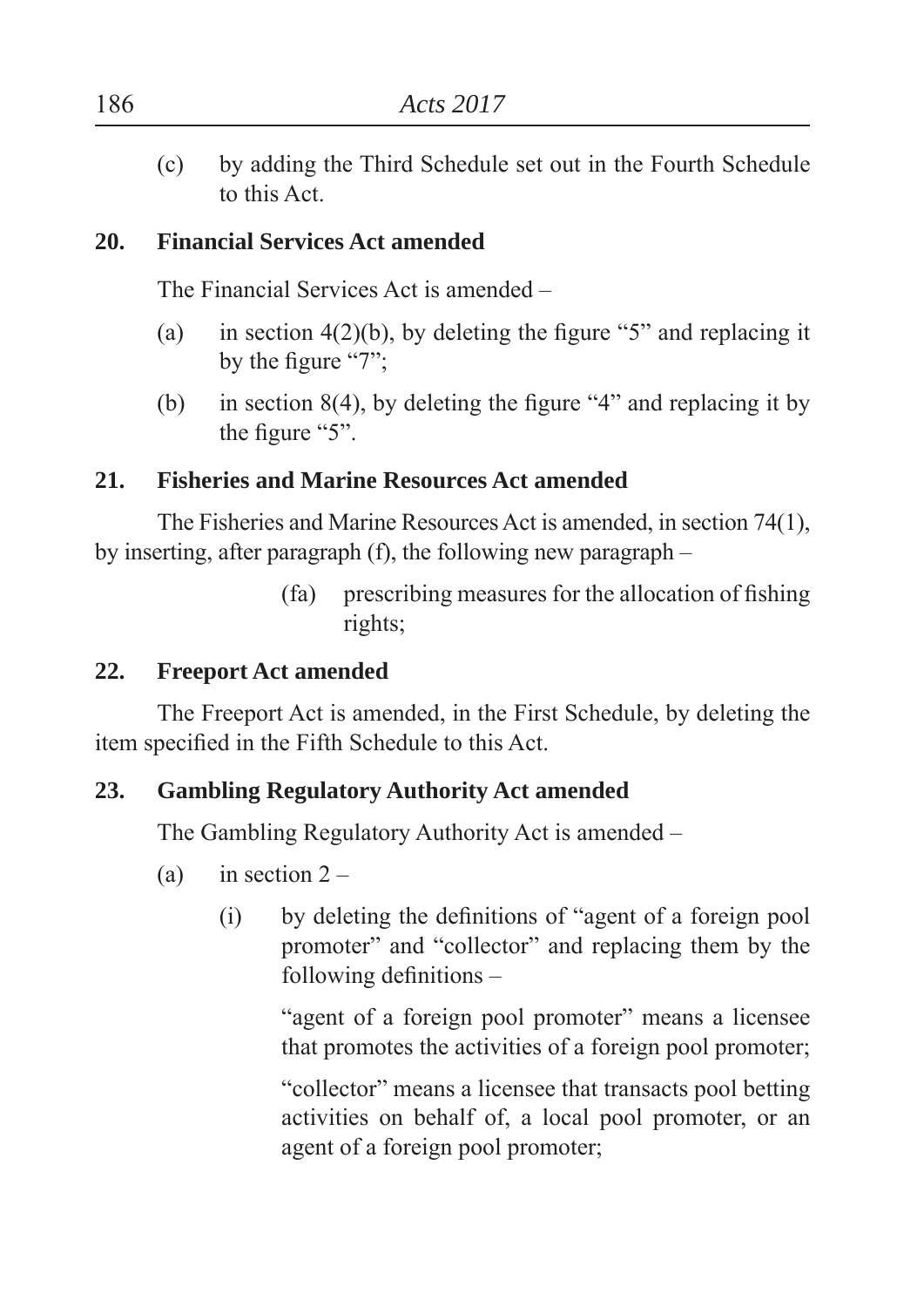(c) by adding the Third Schedule set out in the Fourth Schedule to this Act.

**20. Financial Services Act amended**

The Financial Services Act is amended –

(a) in section 4(2)(b), by deleting the figure "5" and replacing it by the figure "7";

(b) in section 8(4), by deleting the figure "4" and replacing it by the figure "5".

**21. Fisheries and Marine Resources Act amended**

The Fisheries and Marine Resources Act is amended, in section 74(1), by inserting, after paragraph (f), the following new paragraph –

> (fa) prescribing measures for the allocation of fishing rights;

**22. Freeport Act amended**

The Freeport Act is amended, in the First Schedule, by deleting the item specified in the Fifth Schedule to this Act.

**23. Gambling Regulatory Authority Act amended**

The Gambling Regulatory Authority Act is amended –

(a) in section 2 –

> (i) by deleting the definitions of "agent of a foreign pool promoter" and "collector" and replacing them by the following definitions –
>
> "agent of a foreign pool promoter" means a licensee that promotes the activities of a foreign pool promoter;
>
> "collector" means a licensee that transacts pool betting activities on behalf of, a local pool promoter, or an agent of a foreign pool promoter;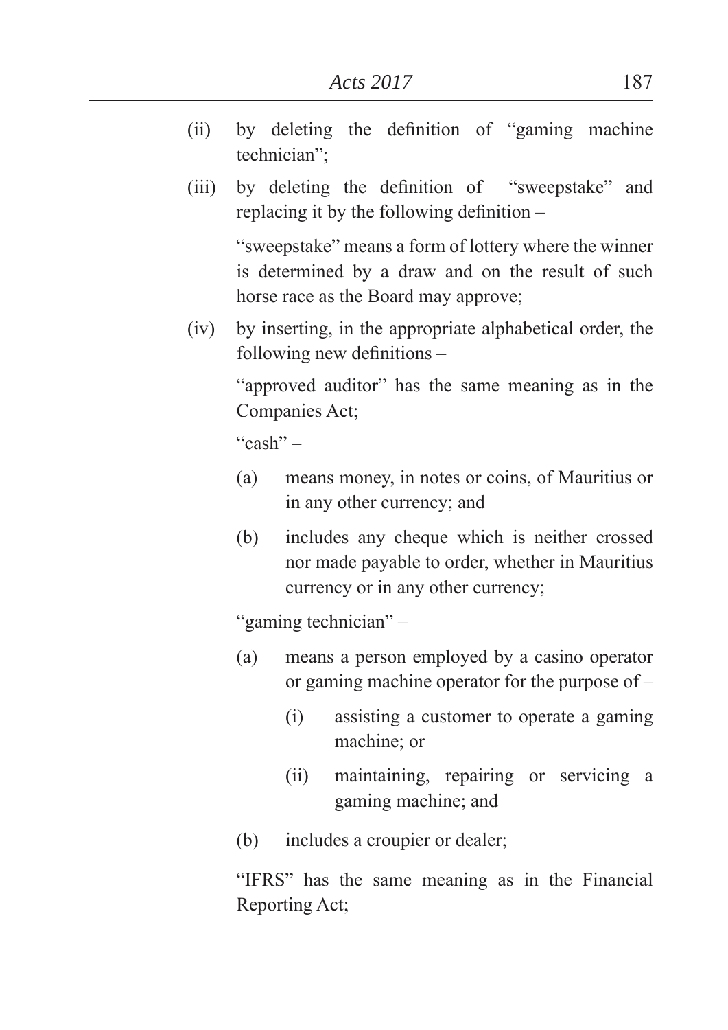(ii) by deleting the definition of "gaming machine technician";

(iii) by deleting the definition of "sweepstake" and replacing it by the following definition –

"sweepstake" means a form of lottery where the winner is determined by a draw and on the result of such horse race as the Board may approve;

(iv) by inserting, in the appropriate alphabetical order, the following new definitions –

"approved auditor" has the same meaning as in the Companies Act;

"cash" –

(a) means money, in notes or coins, of Mauritius or in any other currency; and

(b) includes any cheque which is neither crossed nor made payable to order, whether in Mauritius currency or in any other currency;

"gaming technician" –

(a) means a person employed by a casino operator or gaming machine operator for the purpose of –

(i) assisting a customer to operate a gaming machine; or

(ii) maintaining, repairing or servicing a gaming machine; and

(b) includes a croupier or dealer;

"IFRS" has the same meaning as in the Financial Reporting Act;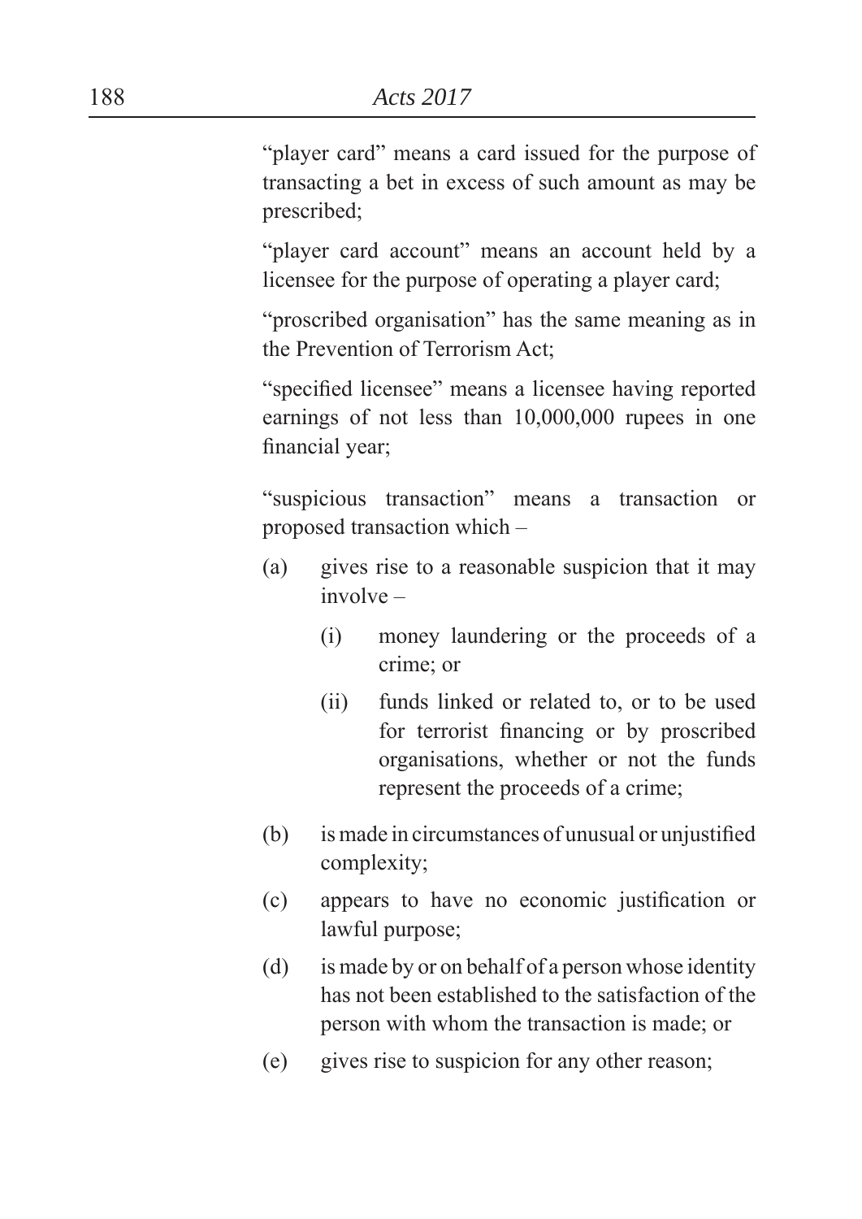"player card" means a card issued for the purpose of transacting a bet in excess of such amount as may be prescribed;

"player card account" means an account held by a licensee for the purpose of operating a player card;

"proscribed organisation" has the same meaning as in the Prevention of Terrorism Act;

"specified licensee" means a licensee having reported earnings of not less than 10,000,000 rupees in one financial year;

"suspicious transaction" means a transaction or proposed transaction which –

(a) gives rise to a reasonable suspicion that it may involve –

  (i) money laundering or the proceeds of a crime; or

  (ii) funds linked or related to, or to be used for terrorist financing or by proscribed organisations, whether or not the funds represent the proceeds of a crime;

(b) is made in circumstances of unusual or unjustified complexity;

(c) appears to have no economic justification or lawful purpose;

(d) is made by or on behalf of a person whose identity has not been established to the satisfaction of the person with whom the transaction is made; or

(e) gives rise to suspicion for any other reason;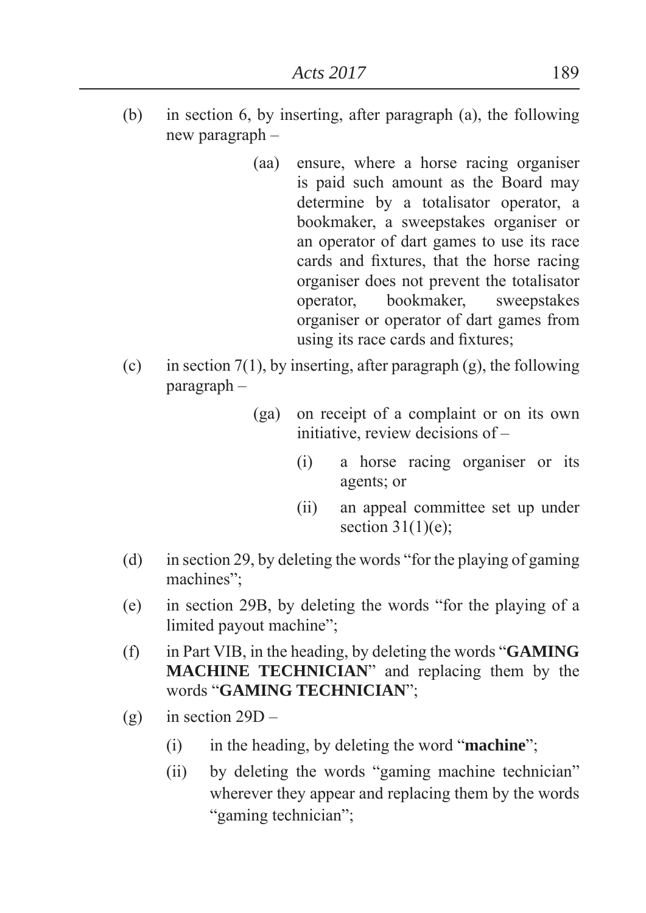(b) in section 6, by inserting, after paragraph (a), the following new paragraph –

> (aa) ensure, where a horse racing organiser is paid such amount as the Board may determine by a totalisator operator, a bookmaker, a sweepstakes organiser or an operator of dart games to use its race cards and fixtures, that the horse racing organiser does not prevent the totalisator operator, bookmaker, sweepstakes organiser or operator of dart games from using its race cards and fixtures;

(c) in section 7(1), by inserting, after paragraph (g), the following paragraph –

> (ga) on receipt of a complaint or on its own initiative, review decisions of –
>
> (i) a horse racing organiser or its agents; or
>
> (ii) an appeal committee set up under section 31(1)(e);

(d) in section 29, by deleting the words "for the playing of gaming machines";

(e) in section 29B, by deleting the words "for the playing of a limited payout machine";

(f) in Part VIB, in the heading, by deleting the words "**GAMING MACHINE TECHNICIAN**" and replacing them by the words "**GAMING TECHNICIAN**";

(g) in section 29D –

(i) in the heading, by deleting the word "**machine**";

(ii) by deleting the words "gaming machine technician" wherever they appear and replacing them by the words "gaming technician";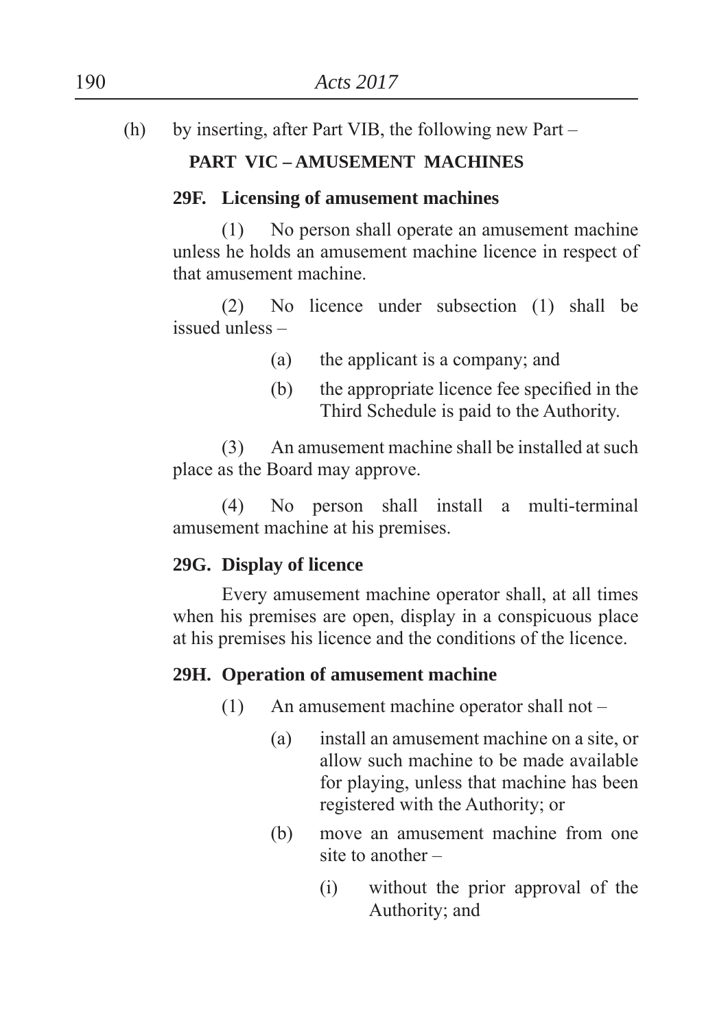(h) by inserting, after Part VIB, the following new Part –

**PART VIC – AMUSEMENT MACHINES**

**29F. Licensing of amusement machines**

(1) No person shall operate an amusement machine unless he holds an amusement machine licence in respect of that amusement machine.

(2) No licence under subsection (1) shall be issued unless –

(a) the applicant is a company; and

(b) the appropriate licence fee specified in the Third Schedule is paid to the Authority.

(3) An amusement machine shall be installed at such place as the Board may approve.

(4) No person shall install a multi-terminal amusement machine at his premises.

**29G. Display of licence**

Every amusement machine operator shall, at all times when his premises are open, display in a conspicuous place at his premises his licence and the conditions of the licence.

**29H. Operation of amusement machine**

(1) An amusement machine operator shall not –

(a) install an amusement machine on a site, or allow such machine to be made available for playing, unless that machine has been registered with the Authority; or

(b) move an amusement machine from one site to another –

(i) without the prior approval of the Authority; and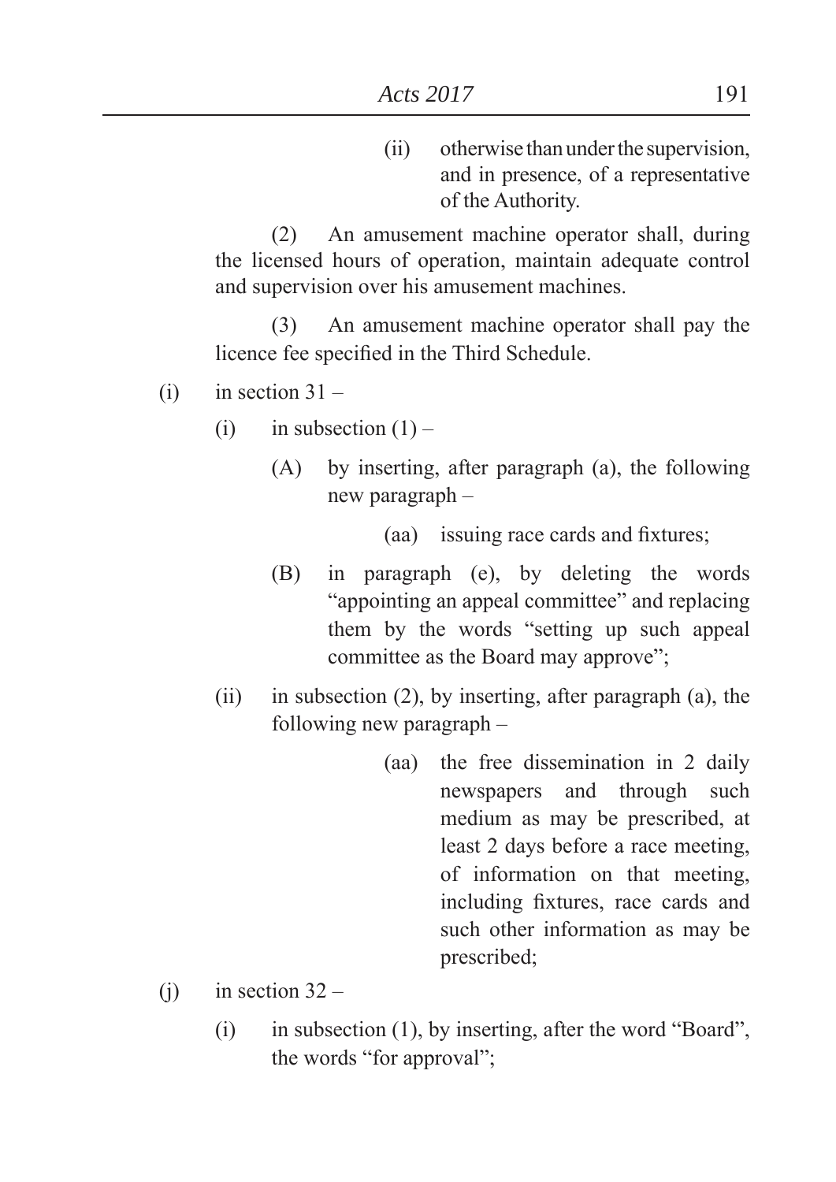(ii) otherwise than under the supervision, and in presence, of a representative of the Authority.

(2) An amusement machine operator shall, during the licensed hours of operation, maintain adequate control and supervision over his amusement machines.

(3) An amusement machine operator shall pay the licence fee specified in the Third Schedule.

(i) in section 31 –

(i) in subsection (1) –

(A) by inserting, after paragraph (a), the following new paragraph –

(aa) issuing race cards and fixtures;

(B) in paragraph (e), by deleting the words "appointing an appeal committee" and replacing them by the words "setting up such appeal committee as the Board may approve";

(ii) in subsection (2), by inserting, after paragraph (a), the following new paragraph –

(aa) the free dissemination in 2 daily newspapers and through such medium as may be prescribed, at least 2 days before a race meeting, of information on that meeting, including fixtures, race cards and such other information as may be prescribed;

(j) in section 32 –

(i) in subsection (1), by inserting, after the word "Board", the words "for approval";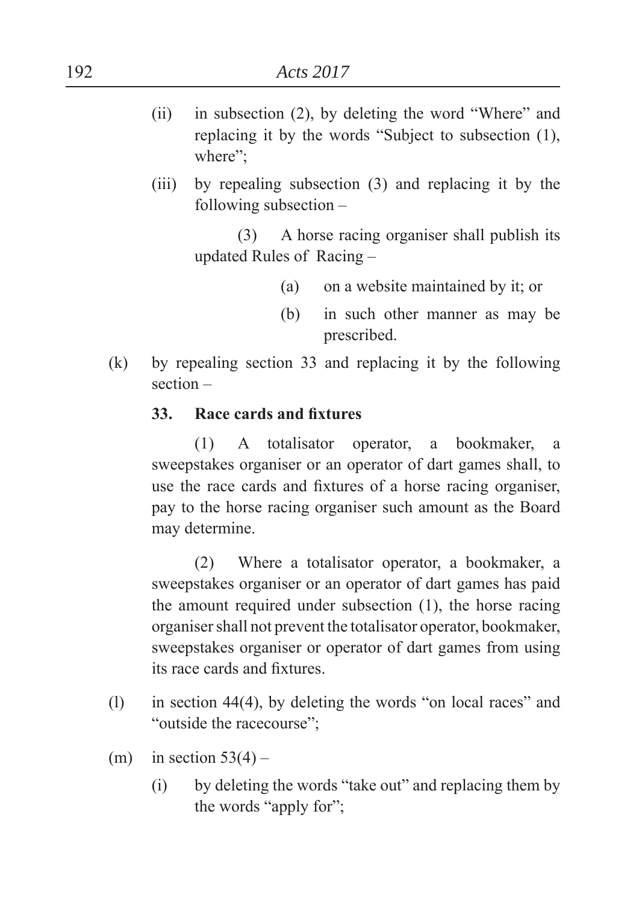(ii) in subsection (2), by deleting the word "Where" and replacing it by the words "Subject to subsection (1), where";

(iii) by repealing subsection (3) and replacing it by the following subsection –

(3) A horse racing organiser shall publish its updated Rules of Racing –

(a) on a website maintained by it; or

(b) in such other manner as may be prescribed.

(k) by repealing section 33 and replacing it by the following section –

**33. Race cards and fixtures**

(1) A totalisator operator, a bookmaker, a sweepstakes organiser or an operator of dart games shall, to use the race cards and fixtures of a horse racing organiser, pay to the horse racing organiser such amount as the Board may determine.

(2) Where a totalisator operator, a bookmaker, a sweepstakes organiser or an operator of dart games has paid the amount required under subsection (1), the horse racing organiser shall not prevent the totalisator operator, bookmaker, sweepstakes organiser or operator of dart games from using its race cards and fixtures.

(l) in section 44(4), by deleting the words "on local races" and "outside the racecourse";

(m) in section 53(4) –

(i) by deleting the words "take out" and replacing them by the words "apply for";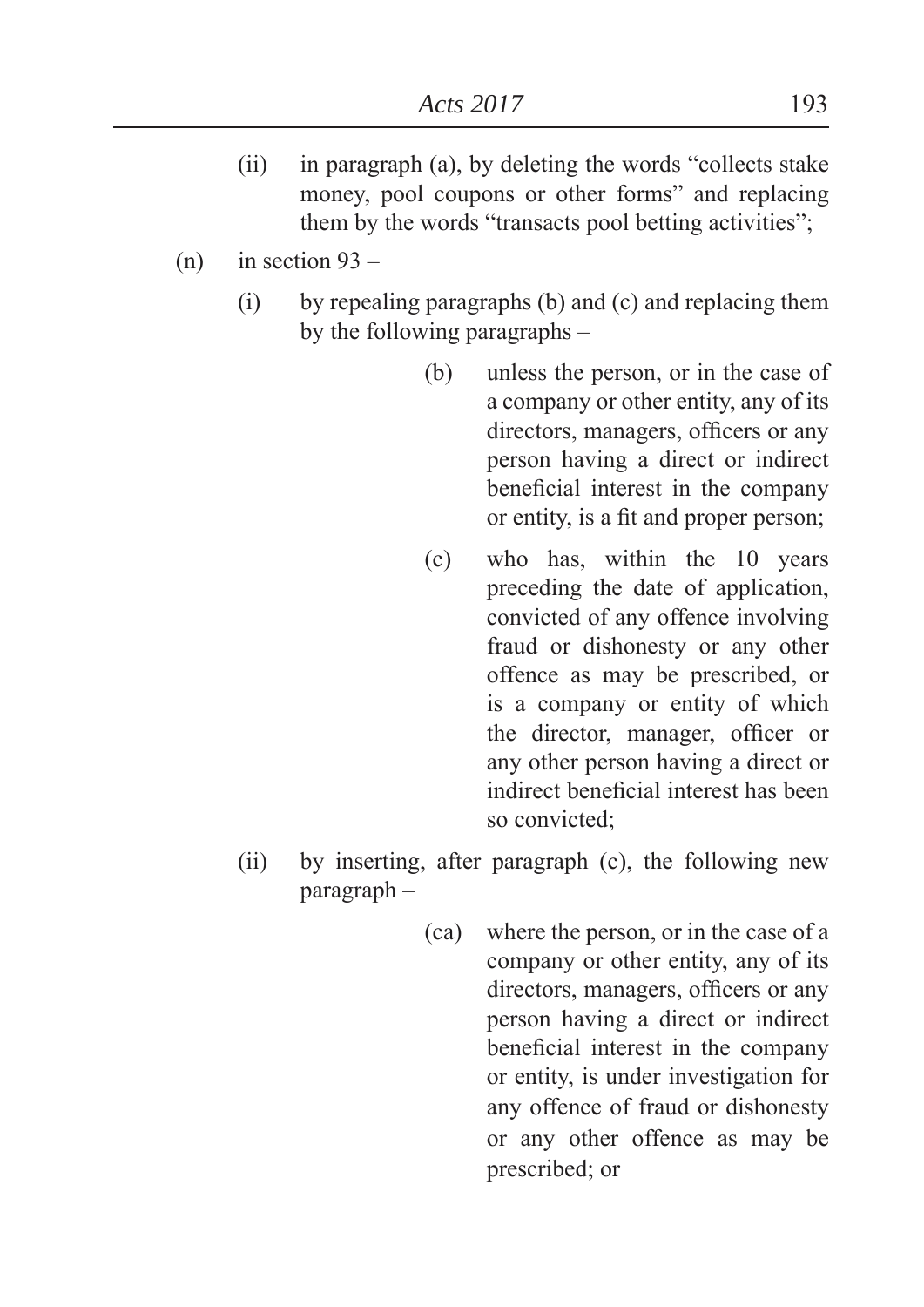(ii) in paragraph (a), by deleting the words "collects stake money, pool coupons or other forms" and replacing them by the words "transacts pool betting activities";

(n) in section 93 –

(i) by repealing paragraphs (b) and (c) and replacing them by the following paragraphs –

> (b) unless the person, or in the case of a company or other entity, any of its directors, managers, officers or any person having a direct or indirect beneficial interest in the company or entity, is a fit and proper person;
>
> (c) who has, within the 10 years preceding the date of application, convicted of any offence involving fraud or dishonesty or any other offence as may be prescribed, or is a company or entity of which the director, manager, officer or any other person having a direct or indirect beneficial interest has been so convicted;

(ii) by inserting, after paragraph (c), the following new paragraph –

> (ca) where the person, or in the case of a company or other entity, any of its directors, managers, officers or any person having a direct or indirect beneficial interest in the company or entity, is under investigation for any offence of fraud or dishonesty or any other offence as may be prescribed; or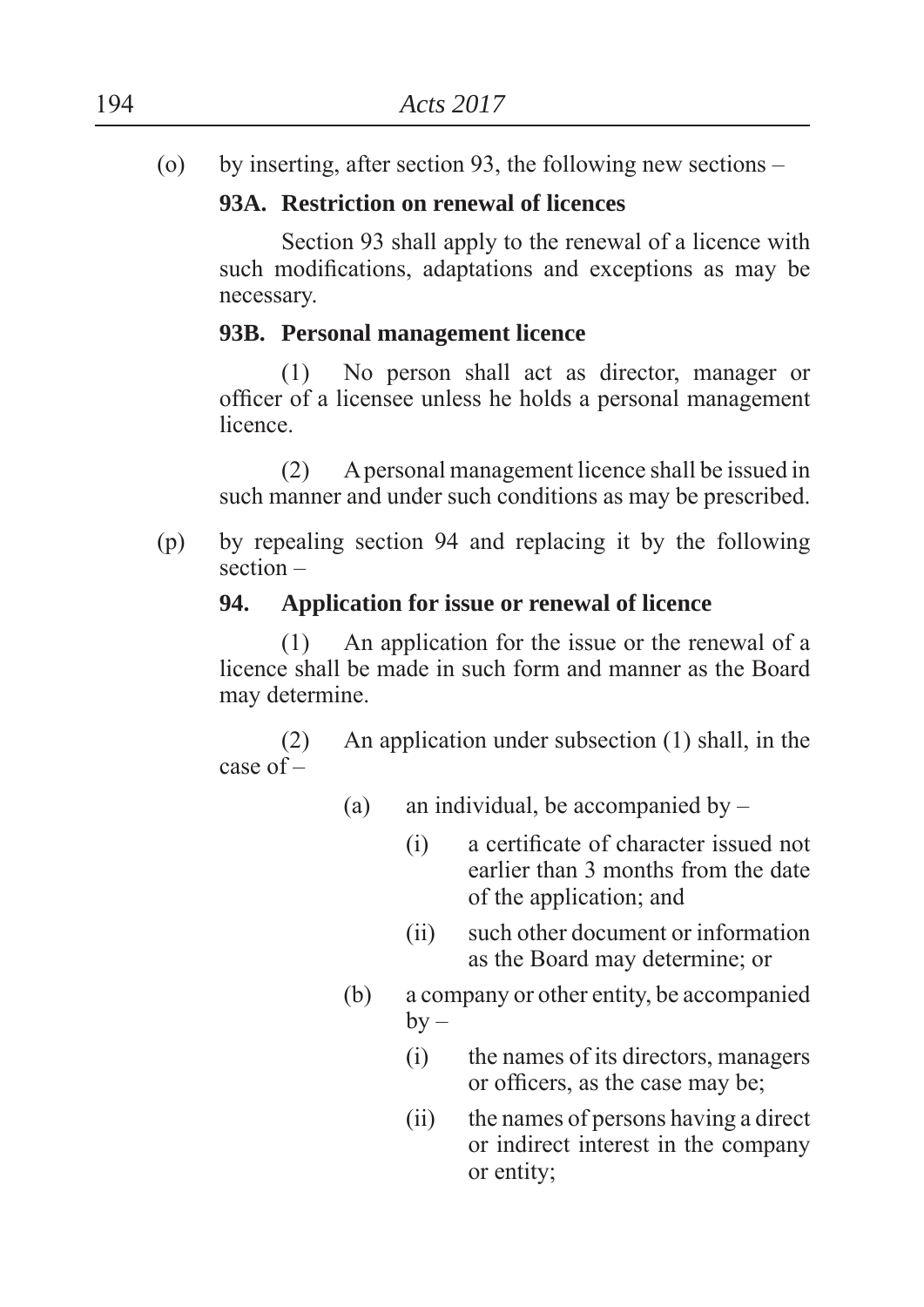(o) by inserting, after section 93, the following new sections –

**93A. Restriction on renewal of licences**

Section 93 shall apply to the renewal of a licence with such modifications, adaptations and exceptions as may be necessary.

**93B. Personal management licence**

(1) No person shall act as director, manager or officer of a licensee unless he holds a personal management licence.

(2) A personal management licence shall be issued in such manner and under such conditions as may be prescribed.

(p) by repealing section 94 and replacing it by the following section –

**94. Application for issue or renewal of licence**

(1) An application for the issue or the renewal of a licence shall be made in such form and manner as the Board may determine.

(2) An application under subsection (1) shall, in the case of –

(a) an individual, be accompanied by –

(i) a certificate of character issued not earlier than 3 months from the date of the application; and

(ii) such other document or information as the Board may determine; or

(b) a company or other entity, be accompanied by –

(i) the names of its directors, managers or officers, as the case may be;

(ii) the names of persons having a direct or indirect interest in the company or entity;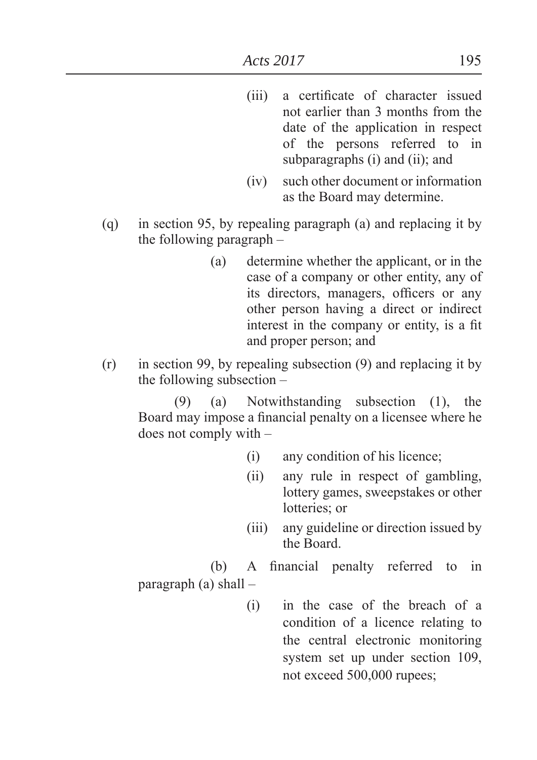(iii) a certificate of character issued not earlier than 3 months from the date of the application in respect of the persons referred to in subparagraphs (i) and (ii); and

(iv) such other document or information as the Board may determine.

(q) in section 95, by repealing paragraph (a) and replacing it by the following paragraph –

(a) determine whether the applicant, or in the case of a company or other entity, any of its directors, managers, officers or any other person having a direct or indirect interest in the company or entity, is a fit and proper person; and

(r) in section 99, by repealing subsection (9) and replacing it by the following subsection –

(9) (a) Notwithstanding subsection (1), the Board may impose a financial penalty on a licensee where he does not comply with –

(i) any condition of his licence;

(ii) any rule in respect of gambling, lottery games, sweepstakes or other lotteries; or

(iii) any guideline or direction issued by the Board.

(b) A financial penalty referred to in paragraph (a) shall –

(i) in the case of the breach of a condition of a licence relating to the central electronic monitoring system set up under section 109, not exceed 500,000 rupees;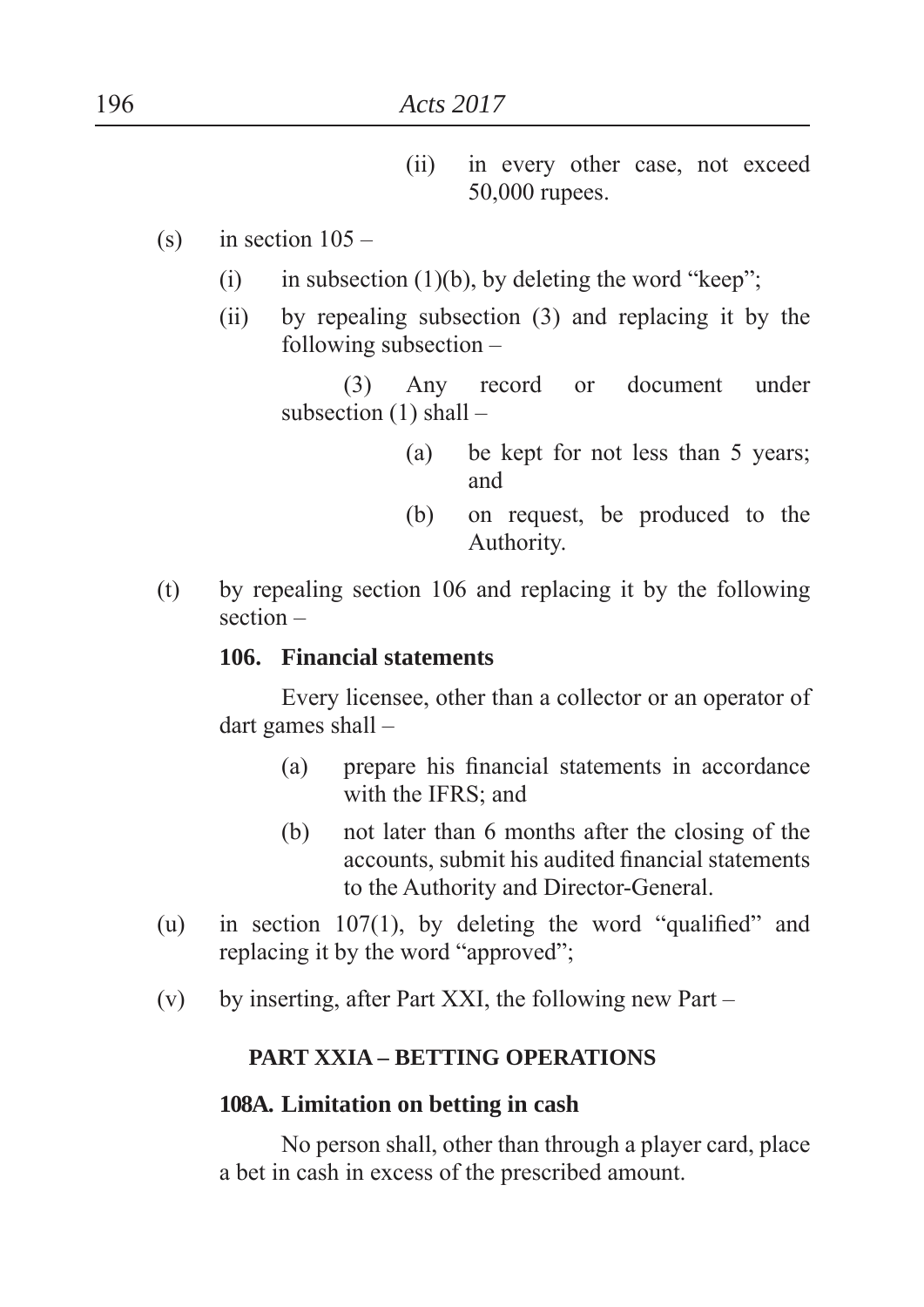(ii) in every other case, not exceed 50,000 rupees.

(s) in section 105 –

(i) in subsection (1)(b), by deleting the word "keep";

(ii) by repealing subsection (3) and replacing it by the following subsection –

(3) Any record or document under subsection (1) shall –

(a) be kept for not less than 5 years; and

(b) on request, be produced to the Authority.

(t) by repealing section 106 and replacing it by the following section –

**106. Financial statements**

Every licensee, other than a collector or an operator of dart games shall –

(a) prepare his financial statements in accordance with the IFRS; and

(b) not later than 6 months after the closing of the accounts, submit his audited financial statements to the Authority and Director-General.

(u) in section 107(1), by deleting the word "qualified" and replacing it by the word "approved";

(v) by inserting, after Part XXI, the following new Part –

**PART XXIA – BETTING OPERATIONS**

**108A. Limitation on betting in cash**

No person shall, other than through a player card, place a bet in cash in excess of the prescribed amount.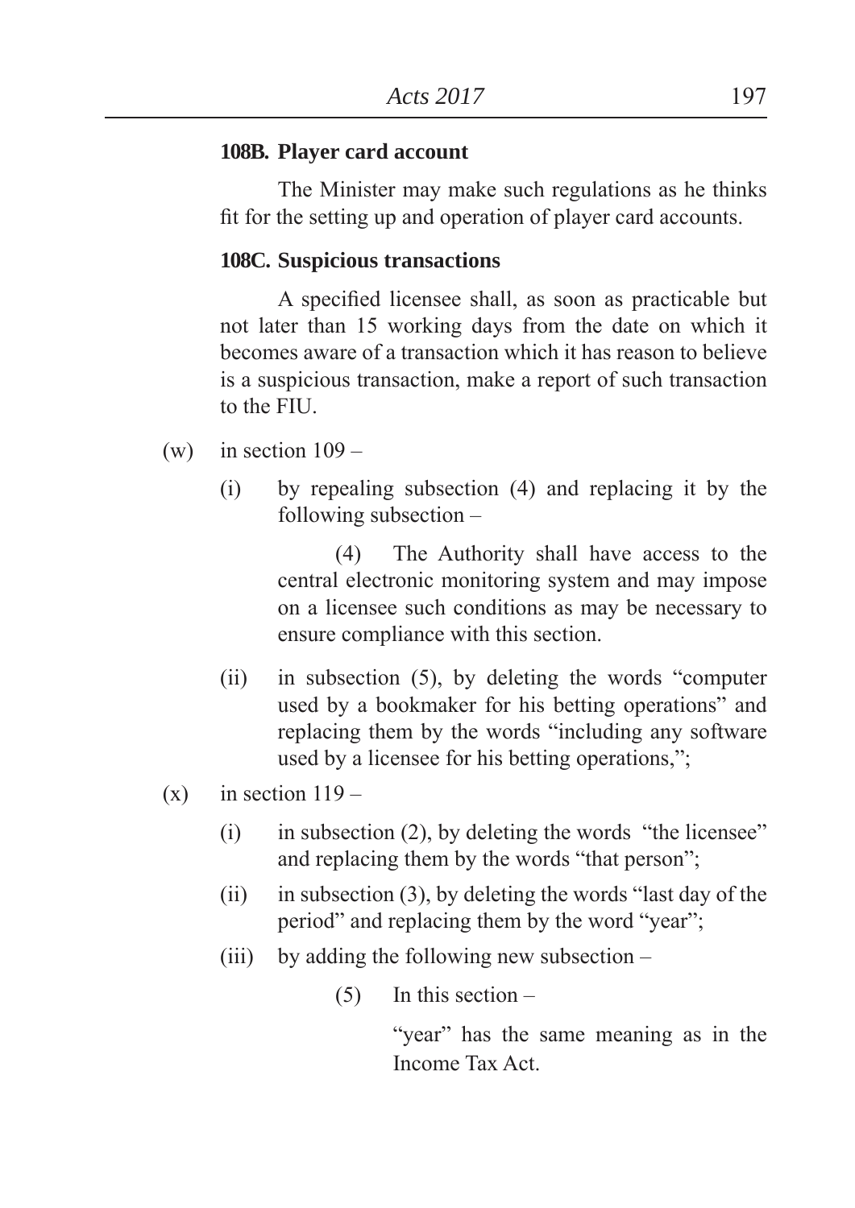**108B. Player card account**

The Minister may make such regulations as he thinks fit for the setting up and operation of player card accounts.

**108C. Suspicious transactions**

A specified licensee shall, as soon as practicable but not later than 15 working days from the date on which it becomes aware of a transaction which it has reason to believe is a suspicious transaction, make a report of such transaction to the FIU.

(w) in section 109 –

(i) by repealing subsection (4) and replacing it by the following subsection –

(4) The Authority shall have access to the central electronic monitoring system and may impose on a licensee such conditions as may be necessary to ensure compliance with this section.

(ii) in subsection (5), by deleting the words "computer used by a bookmaker for his betting operations" and replacing them by the words "including any software used by a licensee for his betting operations,";

(x) in section 119 –

(i) in subsection (2), by deleting the words "the licensee" and replacing them by the words "that person";

(ii) in subsection (3), by deleting the words "last day of the period" and replacing them by the word "year";

(iii) by adding the following new subsection –

(5) In this section –

"year" has the same meaning as in the Income Tax Act.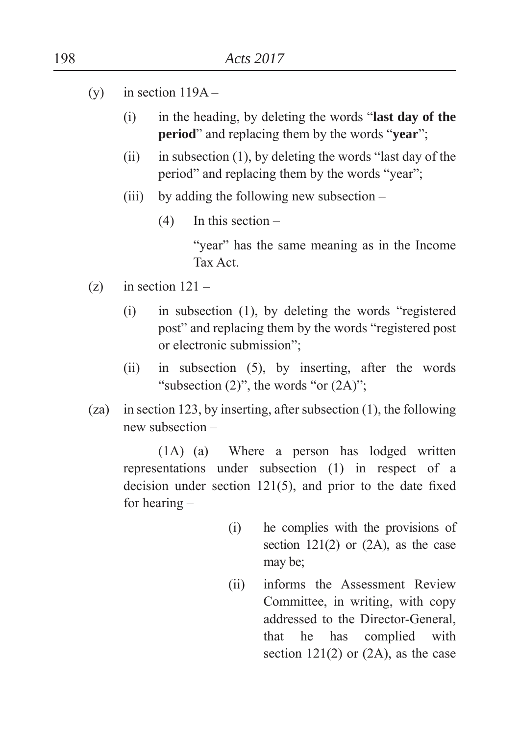(y) in section 119A –

(i) in the heading, by deleting the words "**last day of the period**" and replacing them by the words "**year**";

(ii) in subsection (1), by deleting the words "last day of the period" and replacing them by the words "year";

(iii) by adding the following new subsection –

(4) In this section –

"year" has the same meaning as in the Income Tax Act.

(z) in section 121 –

(i) in subsection (1), by deleting the words "registered post" and replacing them by the words "registered post or electronic submission";

(ii) in subsection (5), by inserting, after the words "subsection (2)", the words "or (2A)";

(za) in section 123, by inserting, after subsection (1), the following new subsection –

(1A) (a) Where a person has lodged written representations under subsection (1) in respect of a decision under section 121(5), and prior to the date fixed for hearing –

(i) he complies with the provisions of section 121(2) or (2A), as the case may be;

(ii) informs the Assessment Review Committee, in writing, with copy addressed to the Director-General, that he has complied with section 121(2) or (2A), as the case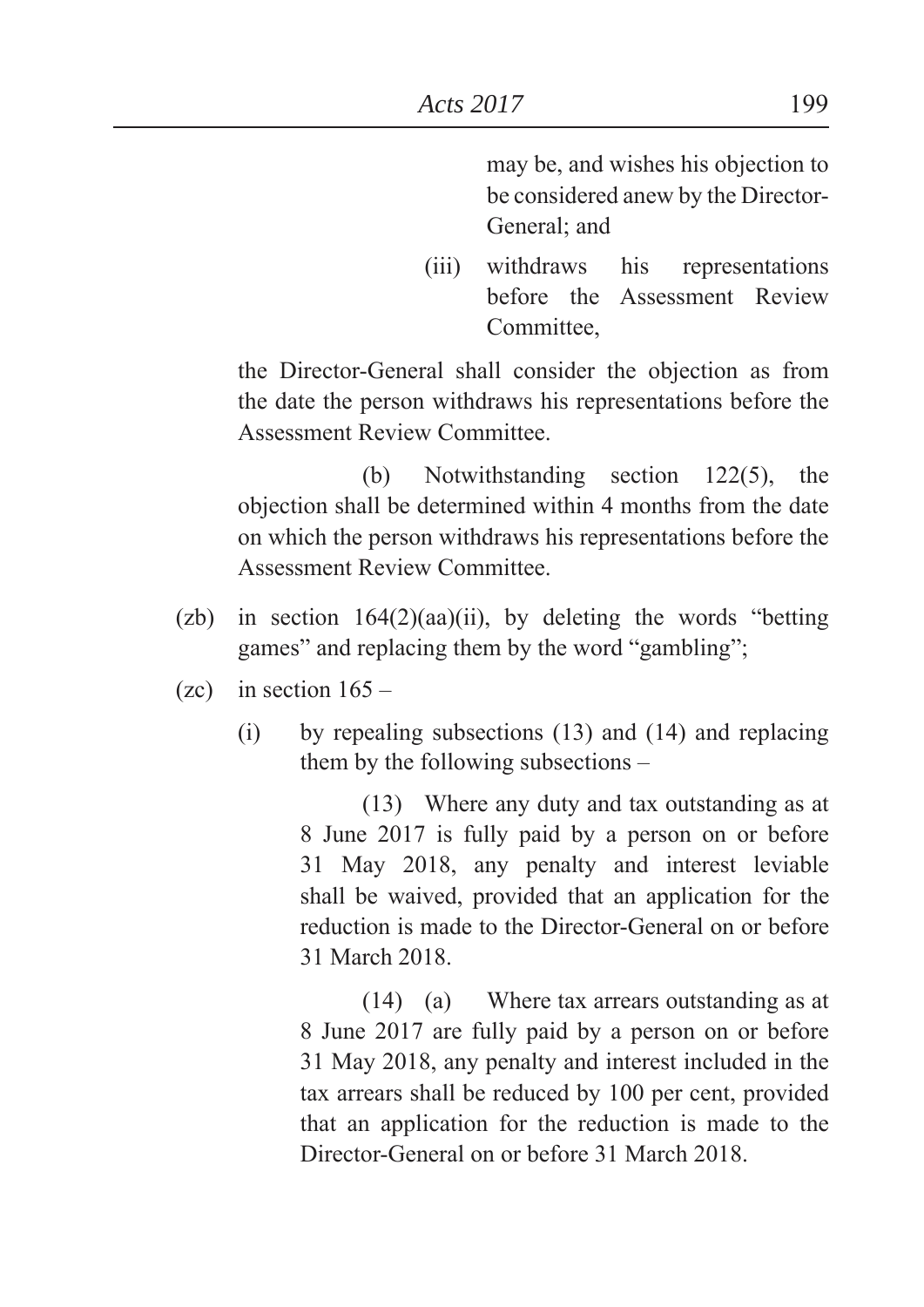may be, and wishes his objection to be considered anew by the Director-General; and

(iii) withdraws his representations before the Assessment Review Committee,

the Director-General shall consider the objection as from the date the person withdraws his representations before the Assessment Review Committee.

(b) Notwithstanding section 122(5), the objection shall be determined within 4 months from the date on which the person withdraws his representations before the Assessment Review Committee.

(zb) in section 164(2)(aa)(ii), by deleting the words "betting games" and replacing them by the word "gambling";

(zc) in section 165 –

(i) by repealing subsections (13) and (14) and replacing them by the following subsections –

(13) Where any duty and tax outstanding as at 8 June 2017 is fully paid by a person on or before 31 May 2018, any penalty and interest leviable shall be waived, provided that an application for the reduction is made to the Director-General on or before 31 March 2018.

(14) (a) Where tax arrears outstanding as at 8 June 2017 are fully paid by a person on or before 31 May 2018, any penalty and interest included in the tax arrears shall be reduced by 100 per cent, provided that an application for the reduction is made to the Director-General on or before 31 March 2018.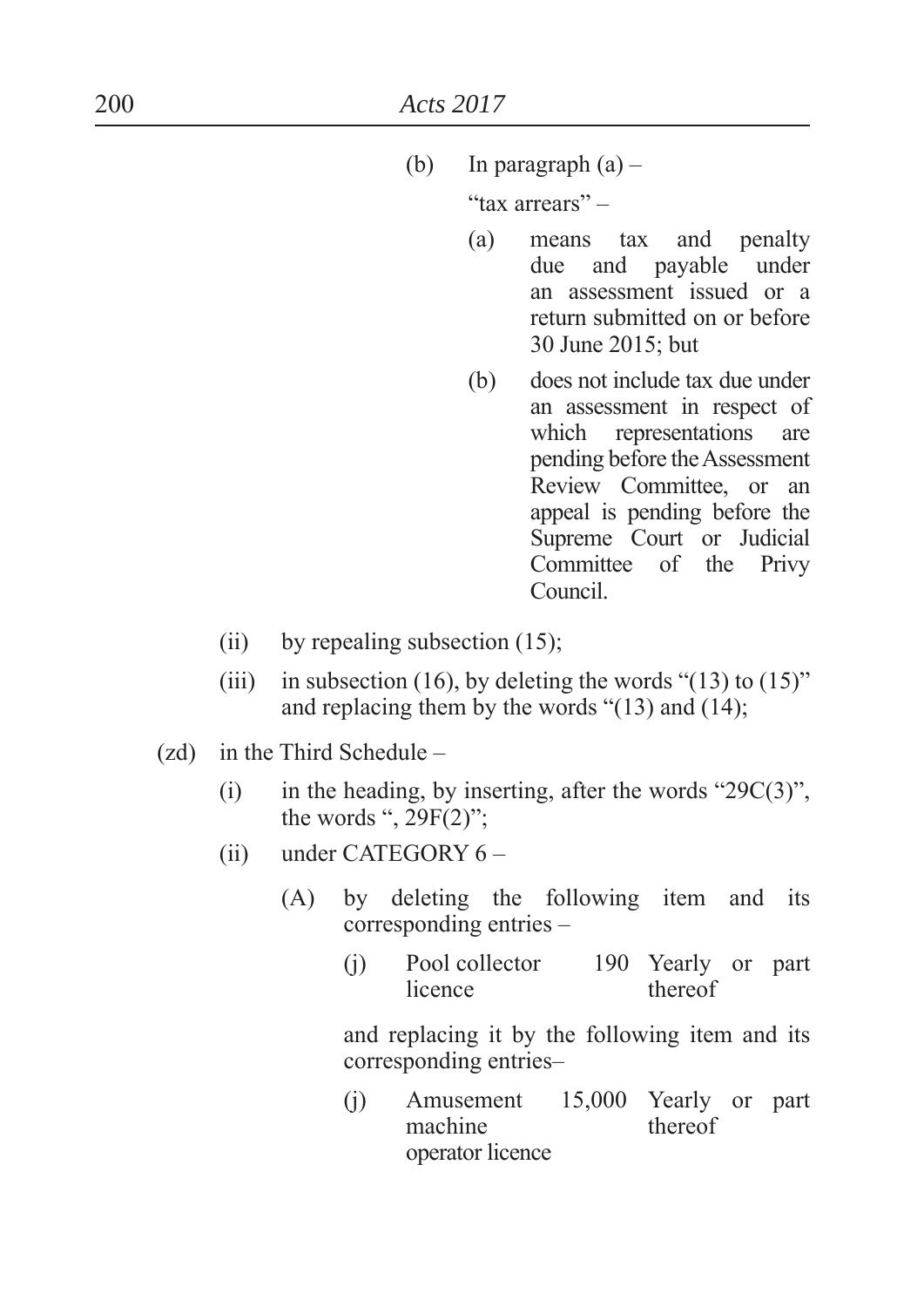(b) In paragraph (a) –

"tax arrears" –

(a) means tax and penalty due and payable under an assessment issued or a return submitted on or before 30 June 2015; but

(b) does not include tax due under an assessment in respect of which representations are pending before the Assessment Review Committee, or an appeal is pending before the Supreme Court or Judicial Committee of the Privy Council.

(ii) by repealing subsection (15);

(iii) in subsection (16), by deleting the words "(13) to (15)" and replacing them by the words "(13) and (14);

(zd) in the Third Schedule –

(i) in the heading, by inserting, after the words "29C(3)", the words ", 29F(2)";

(ii) under CATEGORY 6 –

(A) by deleting the following item and its corresponding entries –

| | | | |
|---|---|---|---|
| (j) | Pool collector licence | 190 | Yearly or part thereof |

and replacing it by the following item and its corresponding entries–

| | | | |
|---|---|---|---|
| (j) | Amusement machine operator licence | 15,000 | Yearly or part thereof |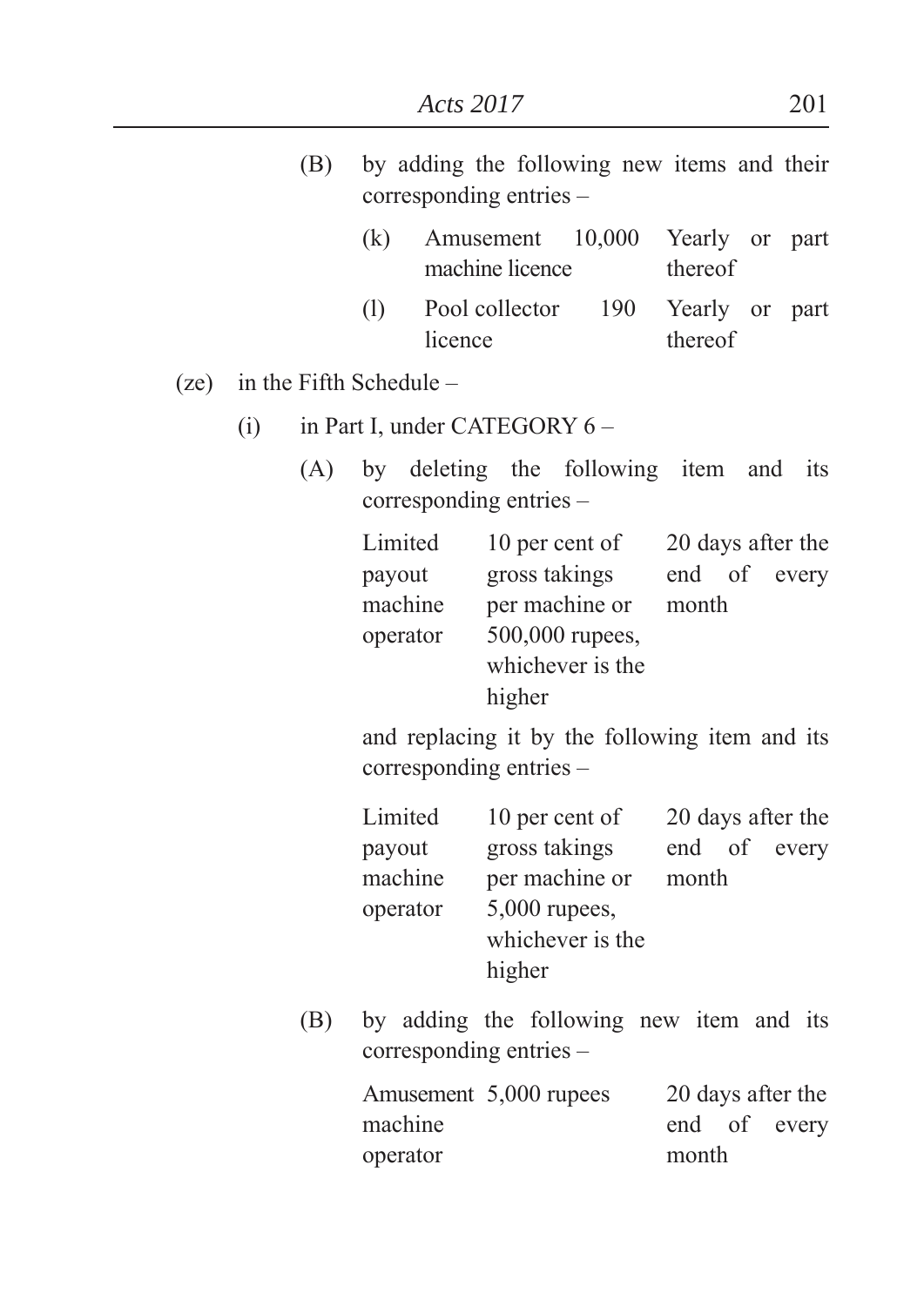(B) by adding the following new items and their corresponding entries –

| | | | |
|---|---|---|---|
| (k) | Amusement machine licence | 10,000 | Yearly or part thereof |
| (l) | Pool collector licence | 190 | Yearly or part thereof |

(ze) in the Fifth Schedule –

(i) in Part I, under CATEGORY 6 –

(A) by deleting the following item and its corresponding entries –

| | | |
|---|---|---|
| Limited payout machine operator | 10 per cent of gross takings per machine or 500,000 rupees, whichever is the higher | 20 days after the end of every month |

and replacing it by the following item and its corresponding entries –

| | | |
|---|---|---|
| Limited payout machine operator | 10 per cent of gross takings per machine or 5,000 rupees, whichever is the higher | 20 days after the end of every month |

(B) by adding the following new item and its corresponding entries –

| | | |
|---|---|---|
| Amusement machine operator | 5,000 rupees | 20 days after the end of every month |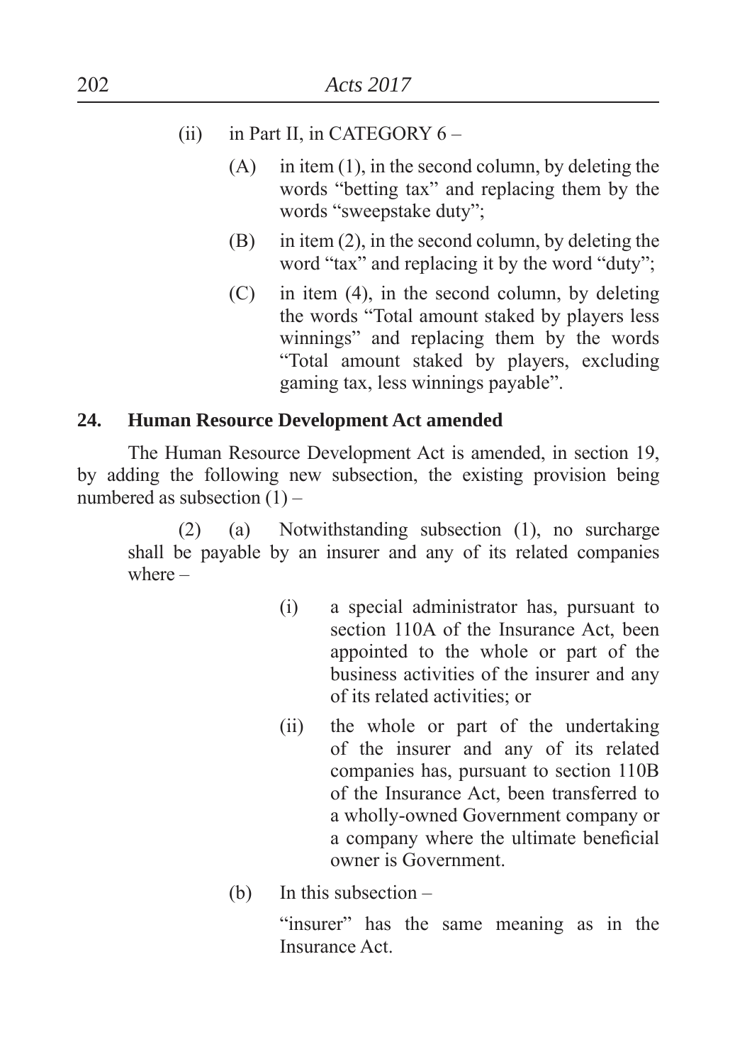(ii) in Part II, in CATEGORY 6 –

(A) in item (1), in the second column, by deleting the words "betting tax" and replacing them by the words "sweepstake duty";

(B) in item (2), in the second column, by deleting the word "tax" and replacing it by the word "duty";

(C) in item (4), in the second column, by deleting the words "Total amount staked by players less winnings" and replacing them by the words "Total amount staked by players, excluding gaming tax, less winnings payable".

**24. Human Resource Development Act amended**

The Human Resource Development Act is amended, in section 19, by adding the following new subsection, the existing provision being numbered as subsection (1) –

(2) (a) Notwithstanding subsection (1), no surcharge shall be payable by an insurer and any of its related companies where –

(i) a special administrator has, pursuant to section 110A of the Insurance Act, been appointed to the whole or part of the business activities of the insurer and any of its related activities; or

(ii) the whole or part of the undertaking of the insurer and any of its related companies has, pursuant to section 110B of the Insurance Act, been transferred to a wholly-owned Government company or a company where the ultimate beneficial owner is Government.

(b) In this subsection –

"insurer" has the same meaning as in the Insurance Act.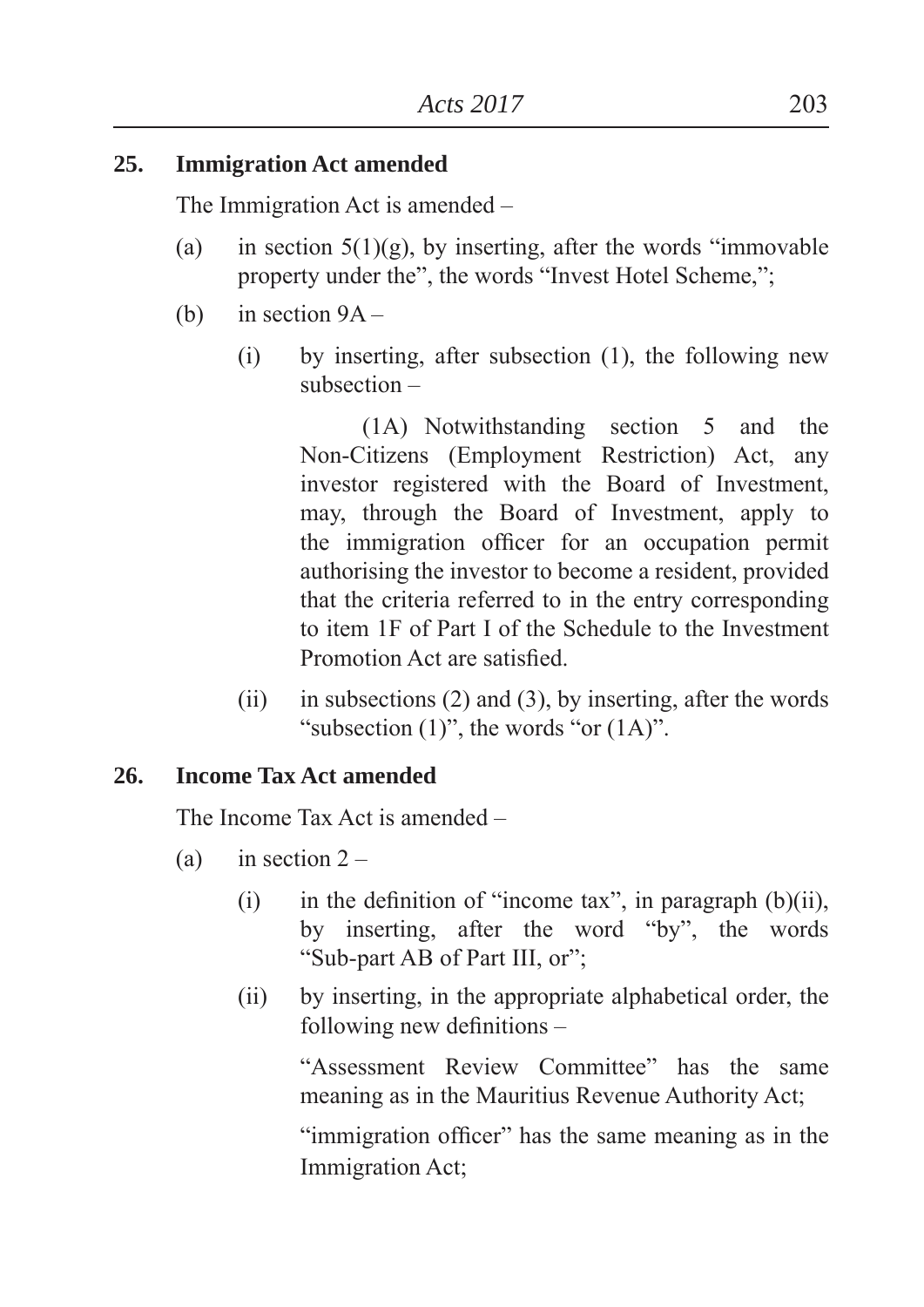**25. Immigration Act amended**

The Immigration Act is amended –

(a) in section 5(1)(g), by inserting, after the words "immovable property under the", the words "Invest Hotel Scheme,";

(b) in section 9A –

(i) by inserting, after subsection (1), the following new subsection –

(1A) Notwithstanding section 5 and the Non-Citizens (Employment Restriction) Act, any investor registered with the Board of Investment, may, through the Board of Investment, apply to the immigration officer for an occupation permit authorising the investor to become a resident, provided that the criteria referred to in the entry corresponding to item 1F of Part I of the Schedule to the Investment Promotion Act are satisfied.

(ii) in subsections (2) and (3), by inserting, after the words "subsection (1)", the words "or (1A)".

**26. Income Tax Act amended**

The Income Tax Act is amended –

(a) in section 2 –

(i) in the definition of "income tax", in paragraph (b)(ii), by inserting, after the word "by", the words "Sub-part AB of Part III, or";

(ii) by inserting, in the appropriate alphabetical order, the following new definitions –

"Assessment Review Committee" has the same meaning as in the Mauritius Revenue Authority Act;

"immigration officer" has the same meaning as in the Immigration Act;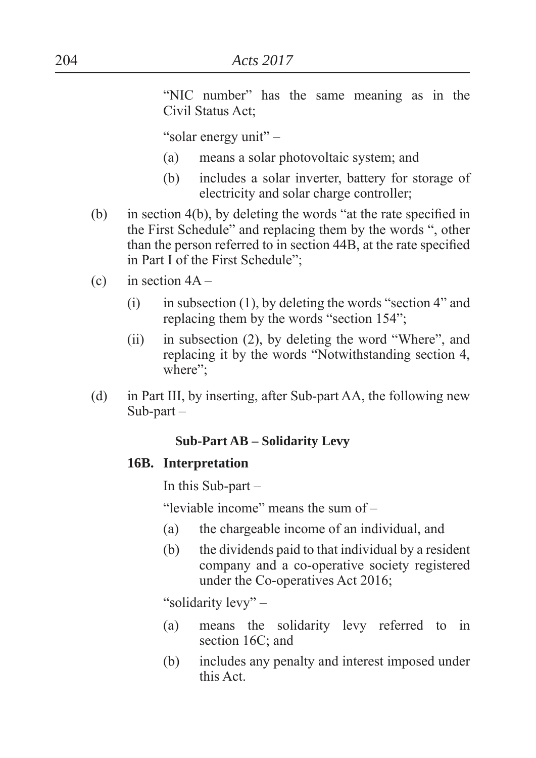"NIC number" has the same meaning as in the Civil Status Act;

"solar energy unit" –

(a) means a solar photovoltaic system; and

(b) includes a solar inverter, battery for storage of electricity and solar charge controller;

(b) in section 4(b), by deleting the words "at the rate specified in the First Schedule" and replacing them by the words ", other than the person referred to in section 44B, at the rate specified in Part I of the First Schedule";

(c) in section 4A –

(i) in subsection (1), by deleting the words "section 4" and replacing them by the words "section 154";

(ii) in subsection (2), by deleting the word "Where", and replacing it by the words "Notwithstanding section 4, where";

(d) in Part III, by inserting, after Sub-part AA, the following new Sub-part –

**Sub-Part AB – Solidarity Levy**

**16B. Interpretation**

In this Sub-part –

"leviable income" means the sum of –

(a) the chargeable income of an individual, and

(b) the dividends paid to that individual by a resident company and a co-operative society registered under the Co-operatives Act 2016;

"solidarity levy" –

(a) means the solidarity levy referred to in section 16C; and

(b) includes any penalty and interest imposed under this Act.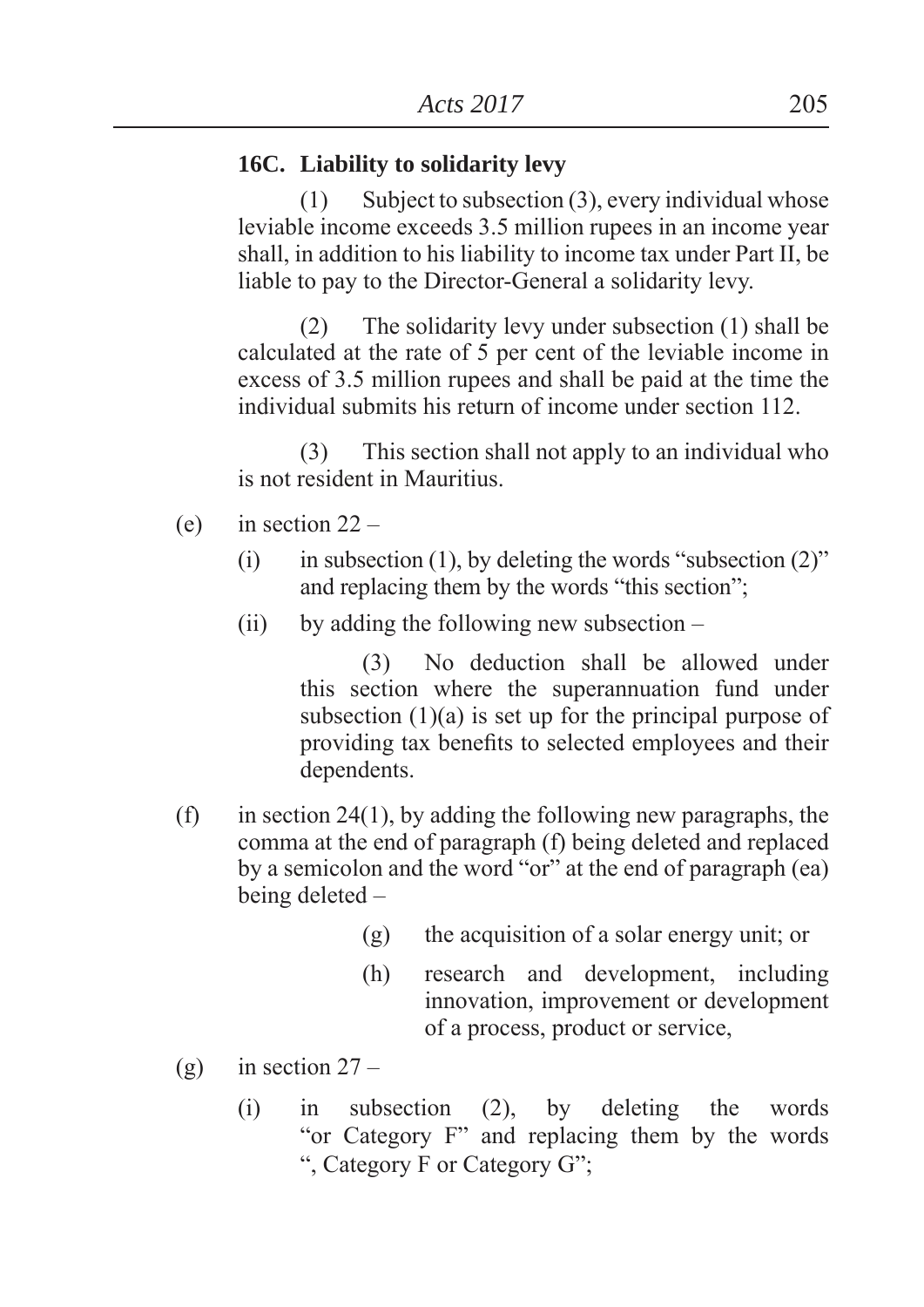**16C. Liability to solidarity levy**

(1) Subject to subsection (3), every individual whose leviable income exceeds 3.5 million rupees in an income year shall, in addition to his liability to income tax under Part II, be liable to pay to the Director-General a solidarity levy.

(2) The solidarity levy under subsection (1) shall be calculated at the rate of 5 per cent of the leviable income in excess of 3.5 million rupees and shall be paid at the time the individual submits his return of income under section 112.

(3) This section shall not apply to an individual who is not resident in Mauritius.

(e) in section 22 –

(i) in subsection (1), by deleting the words "subsection (2)" and replacing them by the words "this section";

(ii) by adding the following new subsection –

(3) No deduction shall be allowed under this section where the superannuation fund under subsection (1)(a) is set up for the principal purpose of providing tax benefits to selected employees and their dependents.

(f) in section 24(1), by adding the following new paragraphs, the comma at the end of paragraph (f) being deleted and replaced by a semicolon and the word "or" at the end of paragraph (ea) being deleted –

(g) the acquisition of a solar energy unit; or

(h) research and development, including innovation, improvement or development of a process, product or service,

(g) in section 27 –

(i) in subsection (2), by deleting the words "or Category F" and replacing them by the words ", Category F or Category G";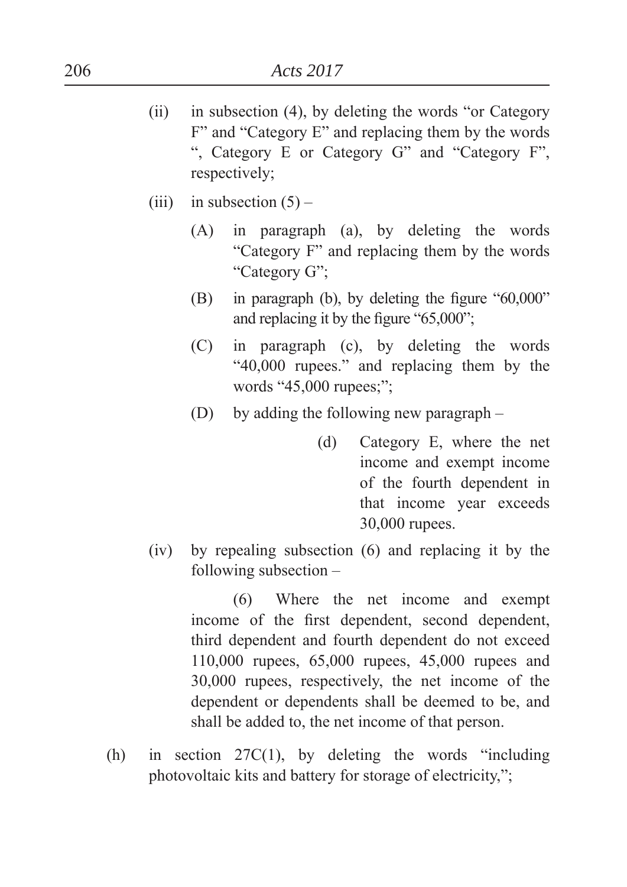(ii) in subsection (4), by deleting the words "or Category F" and "Category E" and replacing them by the words ", Category E or Category G" and "Category F", respectively;

(iii) in subsection (5) –

(A) in paragraph (a), by deleting the words "Category F" and replacing them by the words "Category G";

(B) in paragraph (b), by deleting the figure "60,000" and replacing it by the figure "65,000";

(C) in paragraph (c), by deleting the words "40,000 rupees." and replacing them by the words "45,000 rupees;";

(D) by adding the following new paragraph –

(d) Category E, where the net income and exempt income of the fourth dependent in that income year exceeds 30,000 rupees.

(iv) by repealing subsection (6) and replacing it by the following subsection –

(6) Where the net income and exempt income of the first dependent, second dependent, third dependent and fourth dependent do not exceed 110,000 rupees, 65,000 rupees, 45,000 rupees and 30,000 rupees, respectively, the net income of the dependent or dependents shall be deemed to be, and shall be added to, the net income of that person.

(h) in section 27C(1), by deleting the words "including photovoltaic kits and battery for storage of electricity,";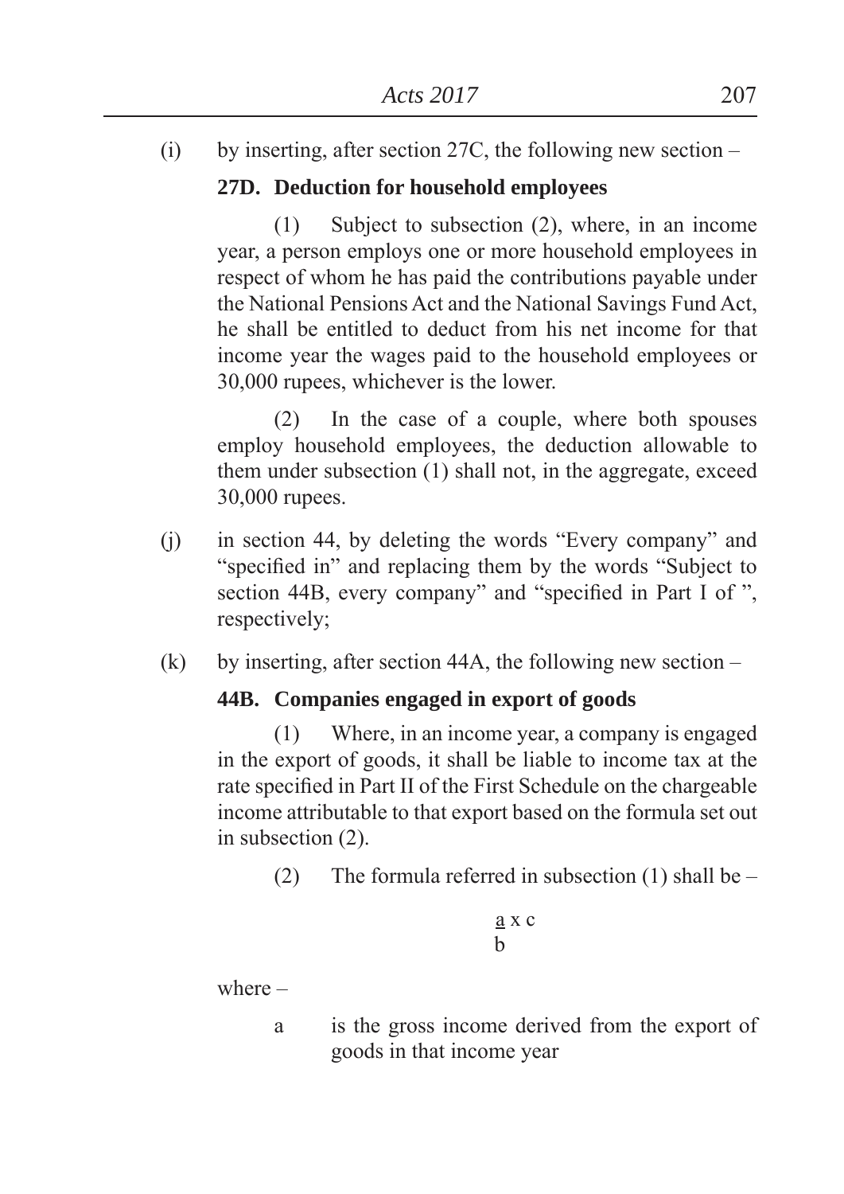(i) by inserting, after section 27C, the following new section –

**27D. Deduction for household employees**

(1) Subject to subsection (2), where, in an income year, a person employs one or more household employees in respect of whom he has paid the contributions payable under the National Pensions Act and the National Savings Fund Act, he shall be entitled to deduct from his net income for that income year the wages paid to the household employees or 30,000 rupees, whichever is the lower.

(2) In the case of a couple, where both spouses employ household employees, the deduction allowable to them under subsection (1) shall not, in the aggregate, exceed 30,000 rupees.

(j) in section 44, by deleting the words "Every company" and "specified in" and replacing them by the words "Subject to section 44B, every company" and "specified in Part I of ", respectively;

(k) by inserting, after section 44A, the following new section –

**44B. Companies engaged in export of goods**

(1) Where, in an income year, a company is engaged in the export of goods, it shall be liable to income tax at the rate specified in Part II of the First Schedule on the chargeable income attributable to that export based on the formula set out in subsection (2).

(2) The formula referred in subsection (1) shall be –

$$\frac{a}{b} \times c$$

where –

a is the gross income derived from the export of goods in that income year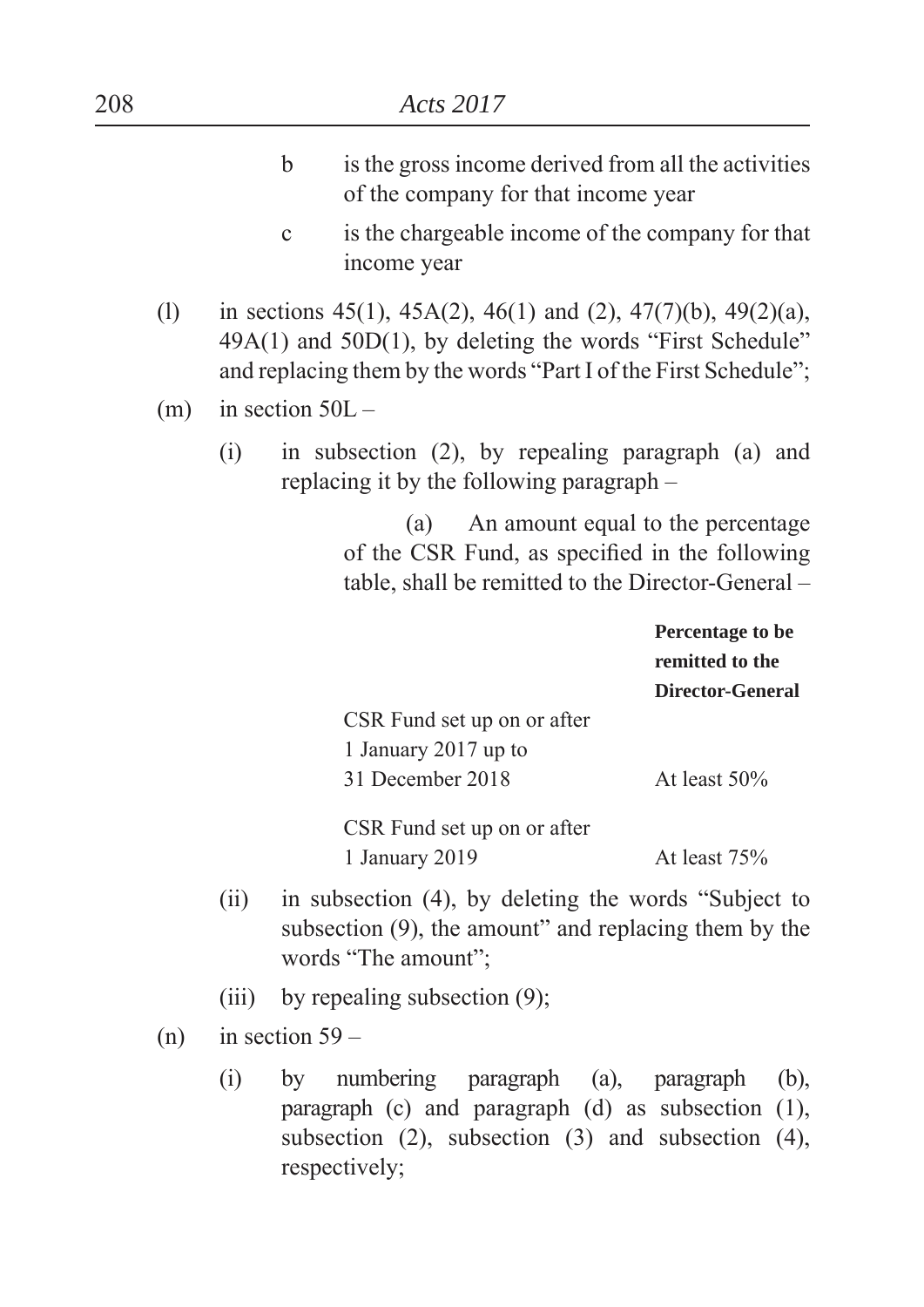b is the gross income derived from all the activities of the company for that income year

c is the chargeable income of the company for that income year

(l) in sections 45(1), 45A(2), 46(1) and (2), 47(7)(b), 49(2)(a), 49A(1) and 50D(1), by deleting the words "First Schedule" and replacing them by the words "Part I of the First Schedule";

(m) in section 50L –

(i) in subsection (2), by repealing paragraph (a) and replacing it by the following paragraph –

(a) An amount equal to the percentage of the CSR Fund, as specified in the following table, shall be remitted to the Director-General –

| | **Percentage to be remitted to the Director-General** |
|---|---|
| CSR Fund set up on or after 1 January 2017 up to 31 December 2018 | At least 50% |
| CSR Fund set up on or after 1 January 2019 | At least 75% |

(ii) in subsection (4), by deleting the words "Subject to subsection (9), the amount" and replacing them by the words "The amount";

(iii) by repealing subsection (9);

(n) in section 59 –

(i) by numbering paragraph (a), paragraph (b), paragraph (c) and paragraph (d) as subsection (1), subsection (2), subsection (3) and subsection (4), respectively;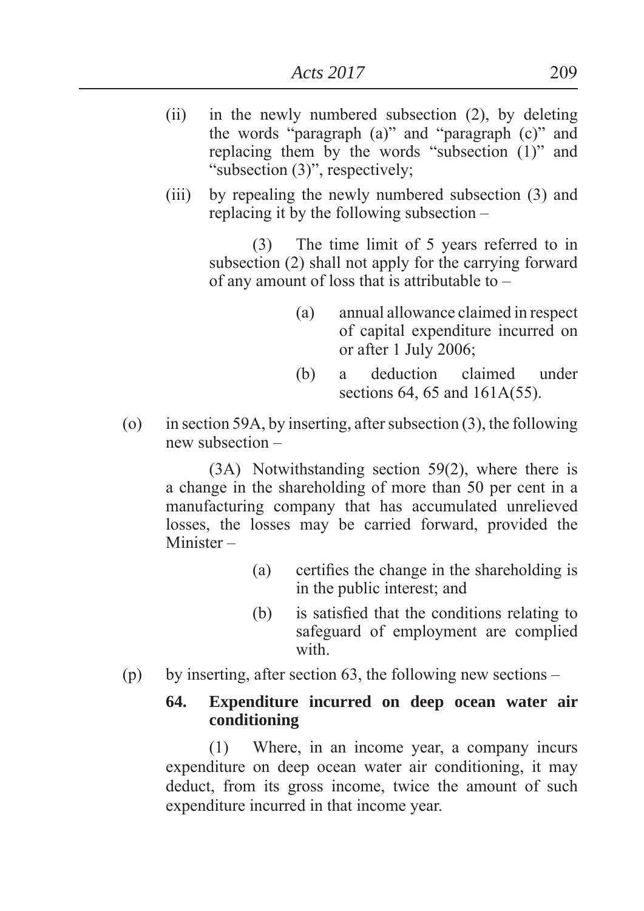(ii) in the newly numbered subsection (2), by deleting the words "paragraph (a)" and "paragraph (c)" and replacing them by the words "subsection (1)" and "subsection (3)", respectively;

(iii) by repealing the newly numbered subsection (3) and replacing it by the following subsection –

(3) The time limit of 5 years referred to in subsection (2) shall not apply for the carrying forward of any amount of loss that is attributable to –

(a) annual allowance claimed in respect of capital expenditure incurred on or after 1 July 2006;

(b) a deduction claimed under sections 64, 65 and 161A(55).

(o) in section 59A, by inserting, after subsection (3), the following new subsection –

(3A) Notwithstanding section 59(2), where there is a change in the shareholding of more than 50 per cent in a manufacturing company that has accumulated unrelieved losses, the losses may be carried forward, provided the Minister –

(a) certifies the change in the shareholding is in the public interest; and

(b) is satisfied that the conditions relating to safeguard of employment are complied with.

(p) by inserting, after section 63, the following new sections –

**64. Expenditure incurred on deep ocean water air conditioning**

(1) Where, in an income year, a company incurs expenditure on deep ocean water air conditioning, it may deduct, from its gross income, twice the amount of such expenditure incurred in that income year.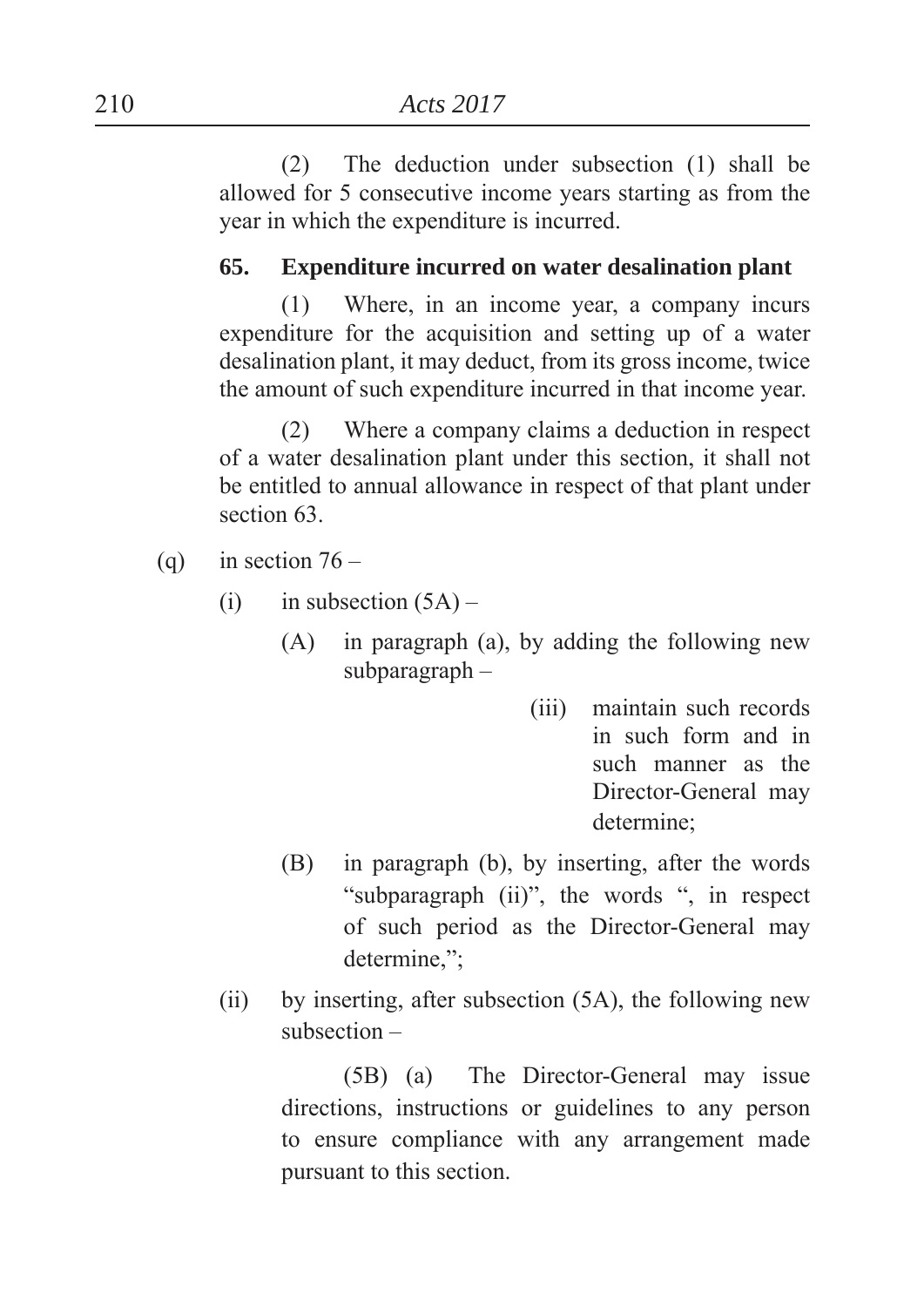(2) The deduction under subsection (1) shall be allowed for 5 consecutive income years starting as from the year in which the expenditure is incurred.

**65. Expenditure incurred on water desalination plant**

(1) Where, in an income year, a company incurs expenditure for the acquisition and setting up of a water desalination plant, it may deduct, from its gross income, twice the amount of such expenditure incurred in that income year.

(2) Where a company claims a deduction in respect of a water desalination plant under this section, it shall not be entitled to annual allowance in respect of that plant under section 63.

(q) in section 76 –

(i) in subsection (5A) –

(A) in paragraph (a), by adding the following new subparagraph –

(iii) maintain such records in such form and in such manner as the Director-General may determine;

(B) in paragraph (b), by inserting, after the words "subparagraph (ii)", the words ", in respect of such period as the Director-General may determine,";

(ii) by inserting, after subsection (5A), the following new subsection –

(5B) (a) The Director-General may issue directions, instructions or guidelines to any person to ensure compliance with any arrangement made pursuant to this section.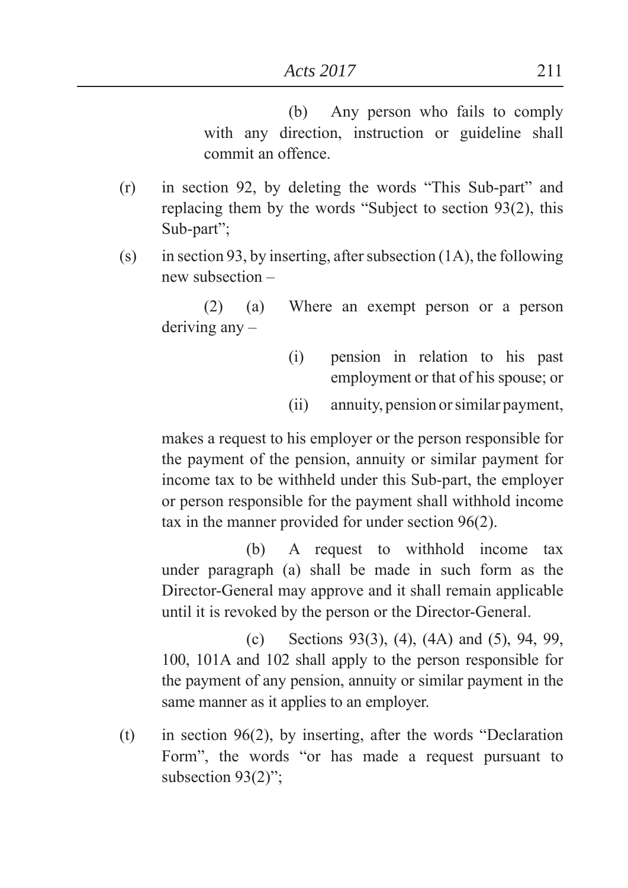(b) Any person who fails to comply with any direction, instruction or guideline shall commit an offence.

(r) in section 92, by deleting the words "This Sub-part" and replacing them by the words "Subject to section 93(2), this Sub-part";

(s) in section 93, by inserting, after subsection (1A), the following new subsection –

(2) (a) Where an exempt person or a person deriving any –

(i) pension in relation to his past employment or that of his spouse; or

(ii) annuity, pension or similar payment,

makes a request to his employer or the person responsible for the payment of the pension, annuity or similar payment for income tax to be withheld under this Sub-part, the employer or person responsible for the payment shall withhold income tax in the manner provided for under section 96(2).

(b) A request to withhold income tax under paragraph (a) shall be made in such form as the Director-General may approve and it shall remain applicable until it is revoked by the person or the Director-General.

(c) Sections 93(3), (4), (4A) and (5), 94, 99, 100, 101A and 102 shall apply to the person responsible for the payment of any pension, annuity or similar payment in the same manner as it applies to an employer.

(t) in section 96(2), by inserting, after the words "Declaration Form", the words "or has made a request pursuant to subsection 93(2)";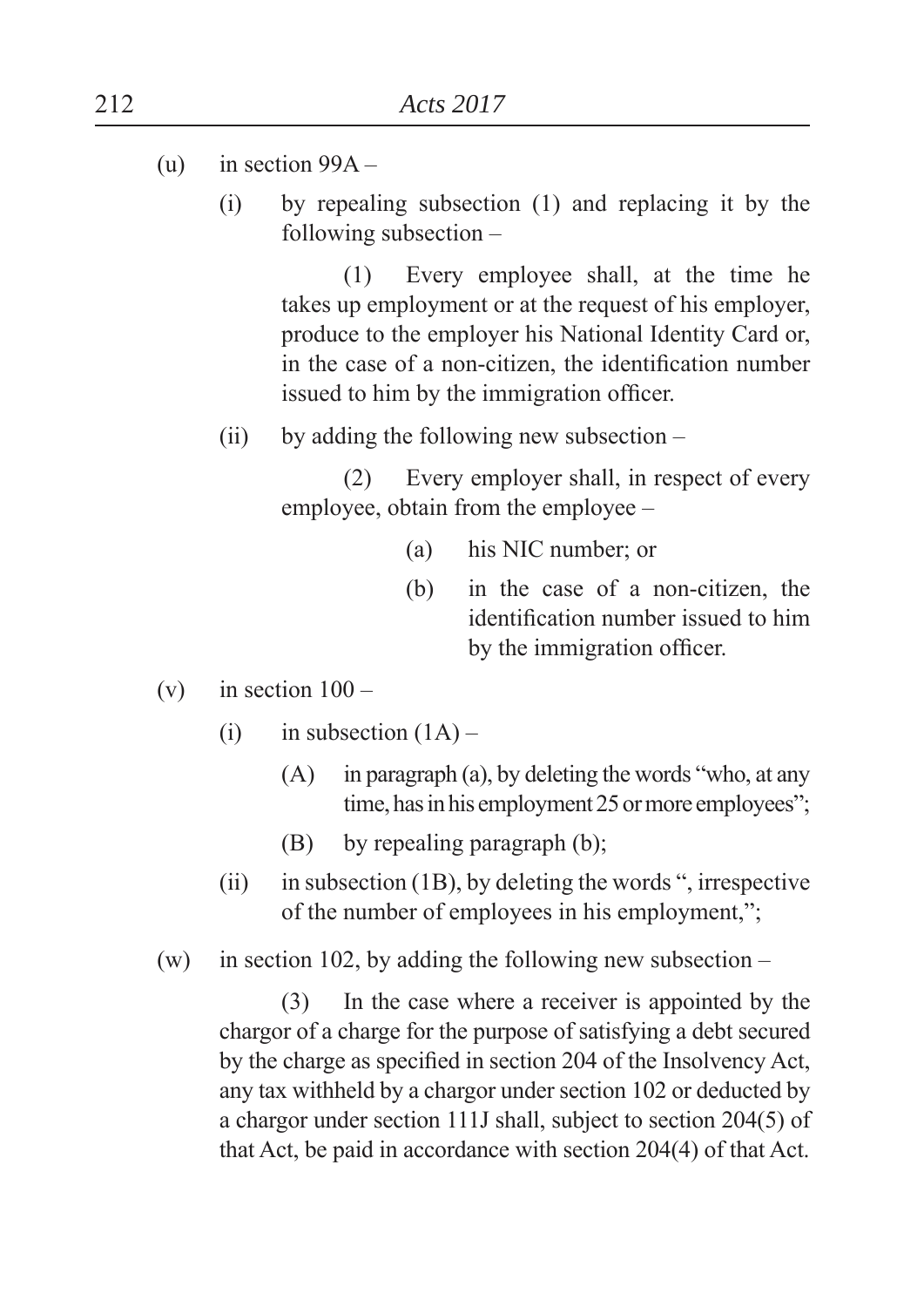(u) in section 99A –

(i) by repealing subsection (1) and replacing it by the following subsection –

(1) Every employee shall, at the time he takes up employment or at the request of his employer, produce to the employer his National Identity Card or, in the case of a non-citizen, the identification number issued to him by the immigration officer.

(ii) by adding the following new subsection –

(2) Every employer shall, in respect of every employee, obtain from the employee –

(a) his NIC number; or

(b) in the case of a non-citizen, the identification number issued to him by the immigration officer.

(v) in section 100 –

(i) in subsection (1A) –

(A) in paragraph (a), by deleting the words "who, at any time, has in his employment 25 or more employees";

(B) by repealing paragraph (b);

(ii) in subsection (1B), by deleting the words ", irrespective of the number of employees in his employment,";

(w) in section 102, by adding the following new subsection –

(3) In the case where a receiver is appointed by the chargor of a charge for the purpose of satisfying a debt secured by the charge as specified in section 204 of the Insolvency Act, any tax withheld by a chargor under section 102 or deducted by a chargor under section 111J shall, subject to section 204(5) of that Act, be paid in accordance with section 204(4) of that Act.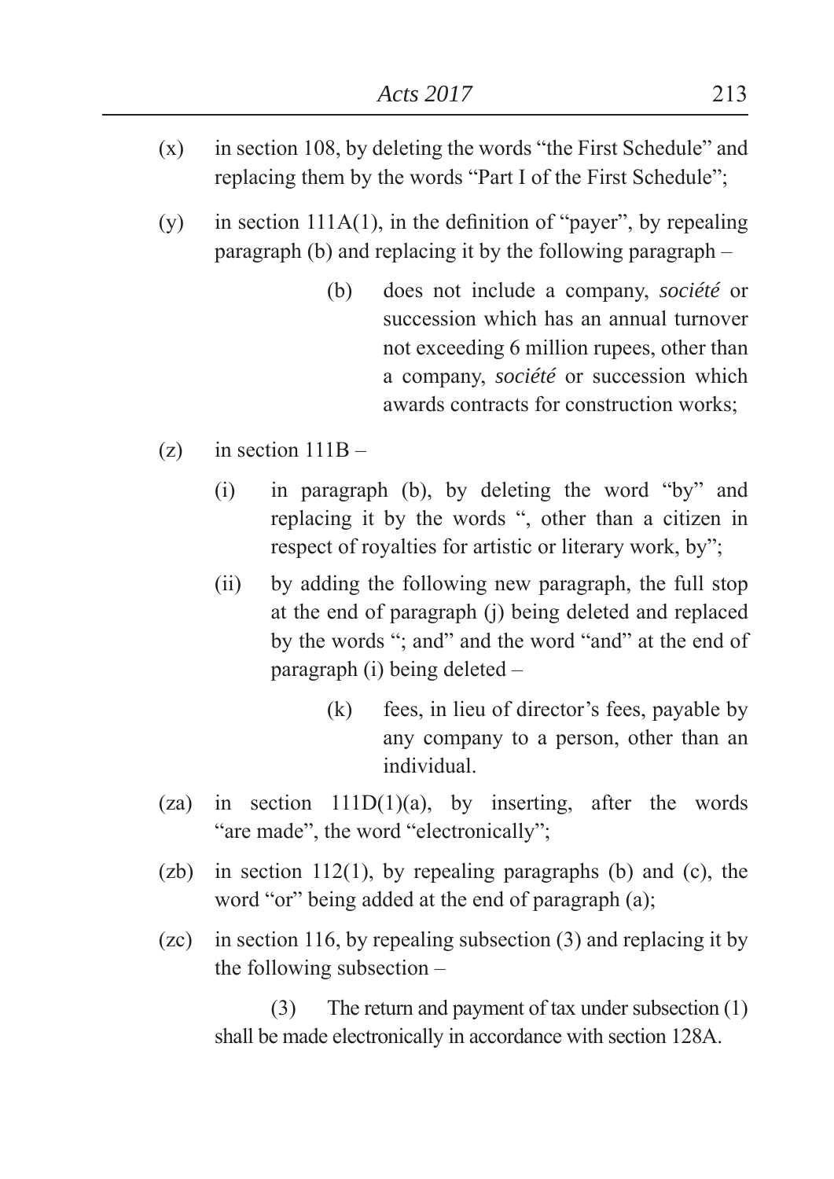(x) in section 108, by deleting the words "the First Schedule" and replacing them by the words "Part I of the First Schedule";

(y) in section 111A(1), in the definition of "payer", by repealing paragraph (b) and replacing it by the following paragraph –

> (b) does not include a company, *société* or succession which has an annual turnover not exceeding 6 million rupees, other than a company, *société* or succession which awards contracts for construction works;

(z) in section 111B –

> (i) in paragraph (b), by deleting the word "by" and replacing it by the words ", other than a citizen in respect of royalties for artistic or literary work, by";
>
> (ii) by adding the following new paragraph, the full stop at the end of paragraph (j) being deleted and replaced by the words "; and" and the word "and" at the end of paragraph (i) being deleted –
>
> > (k) fees, in lieu of director's fees, payable by any company to a person, other than an individual.

(za) in section 111D(1)(a), by inserting, after the words "are made", the word "electronically";

(zb) in section 112(1), by repealing paragraphs (b) and (c), the word "or" being added at the end of paragraph (a);

(zc) in section 116, by repealing subsection (3) and replacing it by the following subsection –

> (3) The return and payment of tax under subsection (1) shall be made electronically in accordance with section 128A.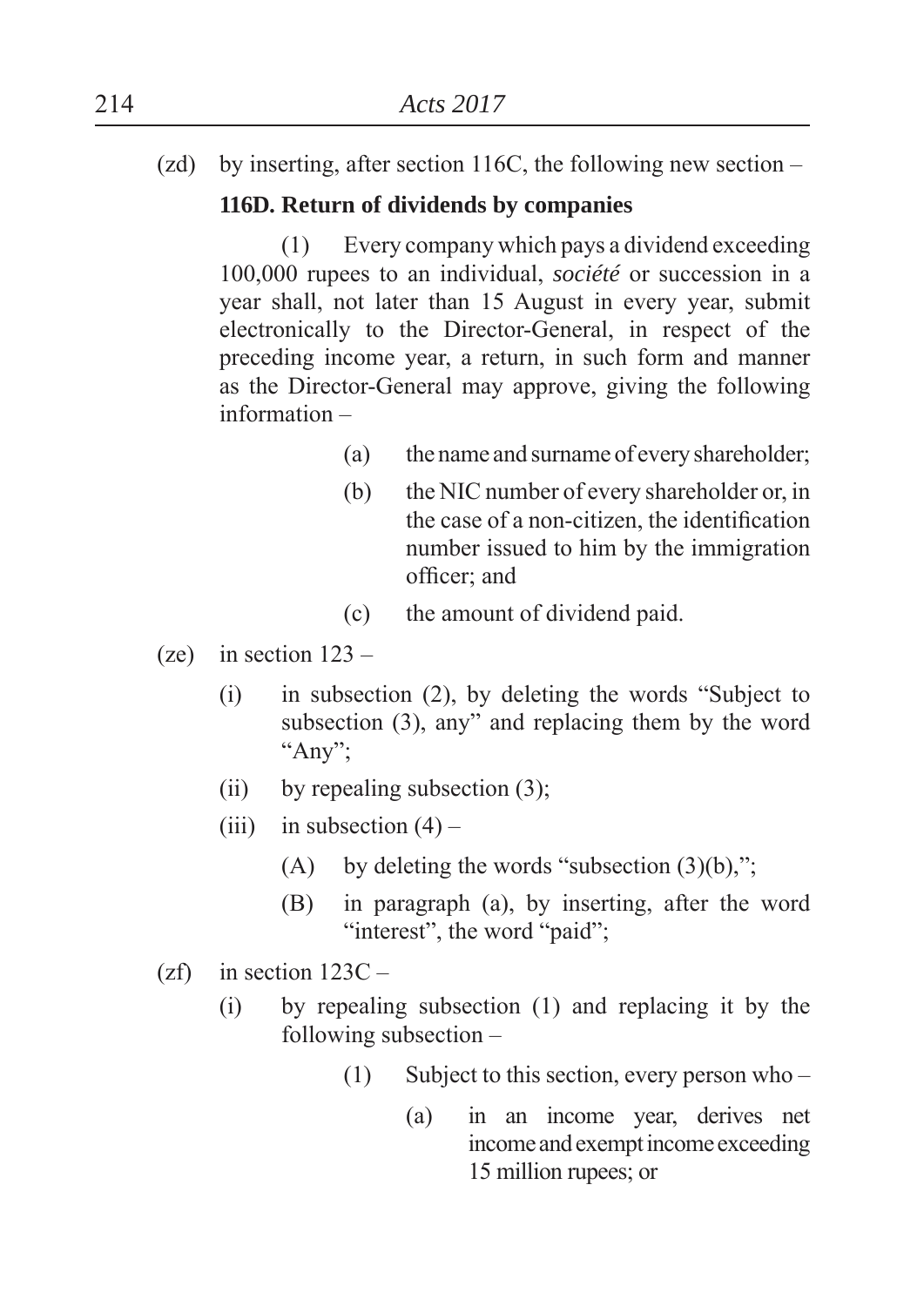(zd) by inserting, after section 116C, the following new section –

**116D. Return of dividends by companies**

(1) Every company which pays a dividend exceeding 100,000 rupees to an individual, *société* or succession in a year shall, not later than 15 August in every year, submit electronically to the Director-General, in respect of the preceding income year, a return, in such form and manner as the Director-General may approve, giving the following information –

- (a) the name and surname of every shareholder;
- (b) the NIC number of every shareholder or, in the case of a non-citizen, the identification number issued to him by the immigration officer; and
- (c) the amount of dividend paid.

(ze) in section 123 –

- (i) in subsection (2), by deleting the words "Subject to subsection (3), any" and replacing them by the word "Any";
- (ii) by repealing subsection (3);
- (iii) in subsection (4) –
  - (A) by deleting the words "subsection (3)(b),";
  - (B) in paragraph (a), by inserting, after the word "interest", the word "paid";

(zf) in section 123C –

- (i) by repealing subsection (1) and replacing it by the following subsection –

  (1) Subject to this section, every person who –

  - (a) in an income year, derives net income and exempt income exceeding 15 million rupees; or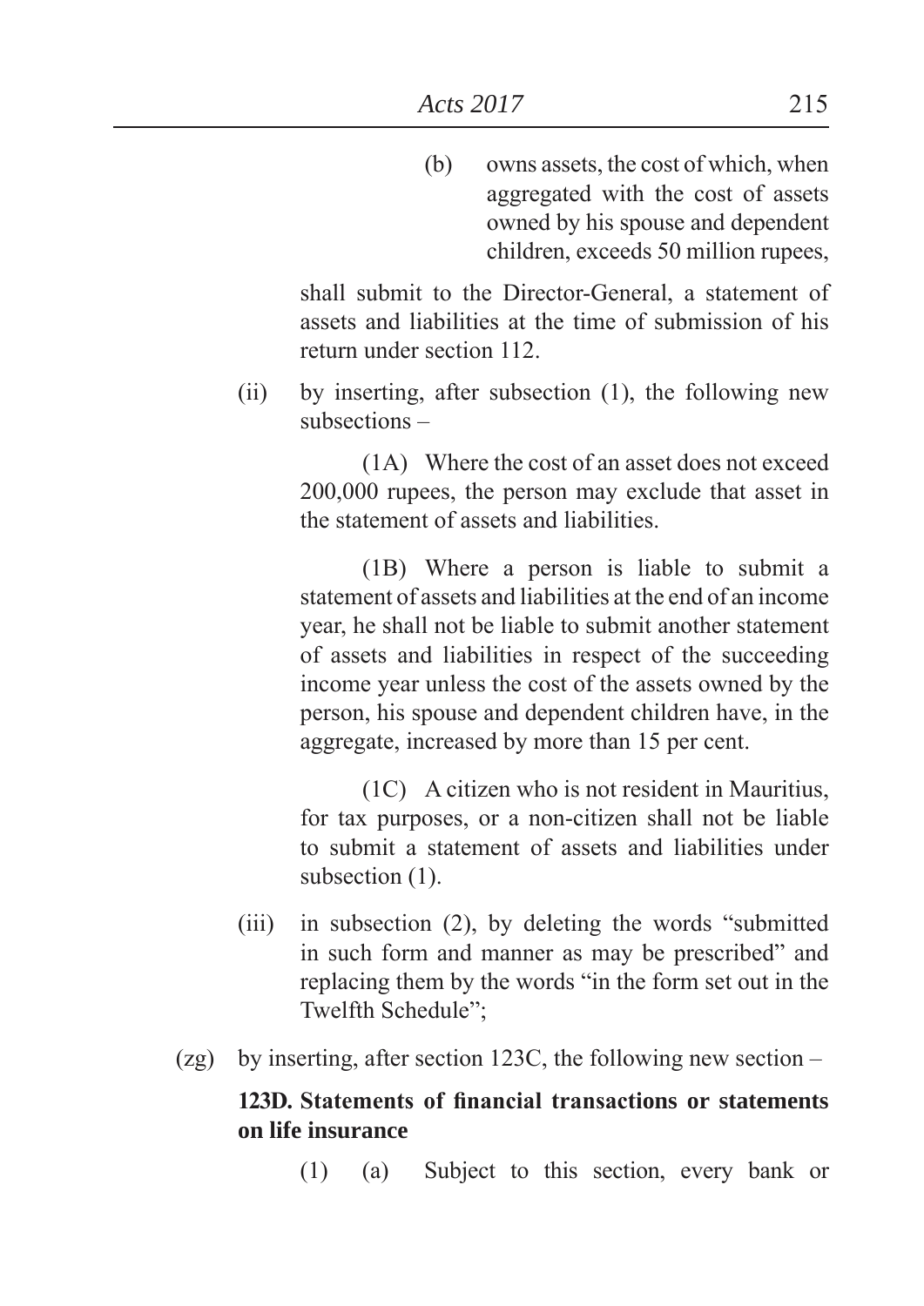(b) owns assets, the cost of which, when aggregated with the cost of assets owned by his spouse and dependent children, exceeds 50 million rupees,

shall submit to the Director-General, a statement of assets and liabilities at the time of submission of his return under section 112.

(ii) by inserting, after subsection (1), the following new subsections –

(1A) Where the cost of an asset does not exceed 200,000 rupees, the person may exclude that asset in the statement of assets and liabilities.

(1B) Where a person is liable to submit a statement of assets and liabilities at the end of an income year, he shall not be liable to submit another statement of assets and liabilities in respect of the succeeding income year unless the cost of the assets owned by the person, his spouse and dependent children have, in the aggregate, increased by more than 15 per cent.

(1C) A citizen who is not resident in Mauritius, for tax purposes, or a non-citizen shall not be liable to submit a statement of assets and liabilities under subsection (1).

(iii) in subsection (2), by deleting the words "submitted in such form and manner as may be prescribed" and replacing them by the words "in the form set out in the Twelfth Schedule";

(zg) by inserting, after section 123C, the following new section –

**123D. Statements of financial transactions or statements on life insurance**

(1) (a) Subject to this section, every bank or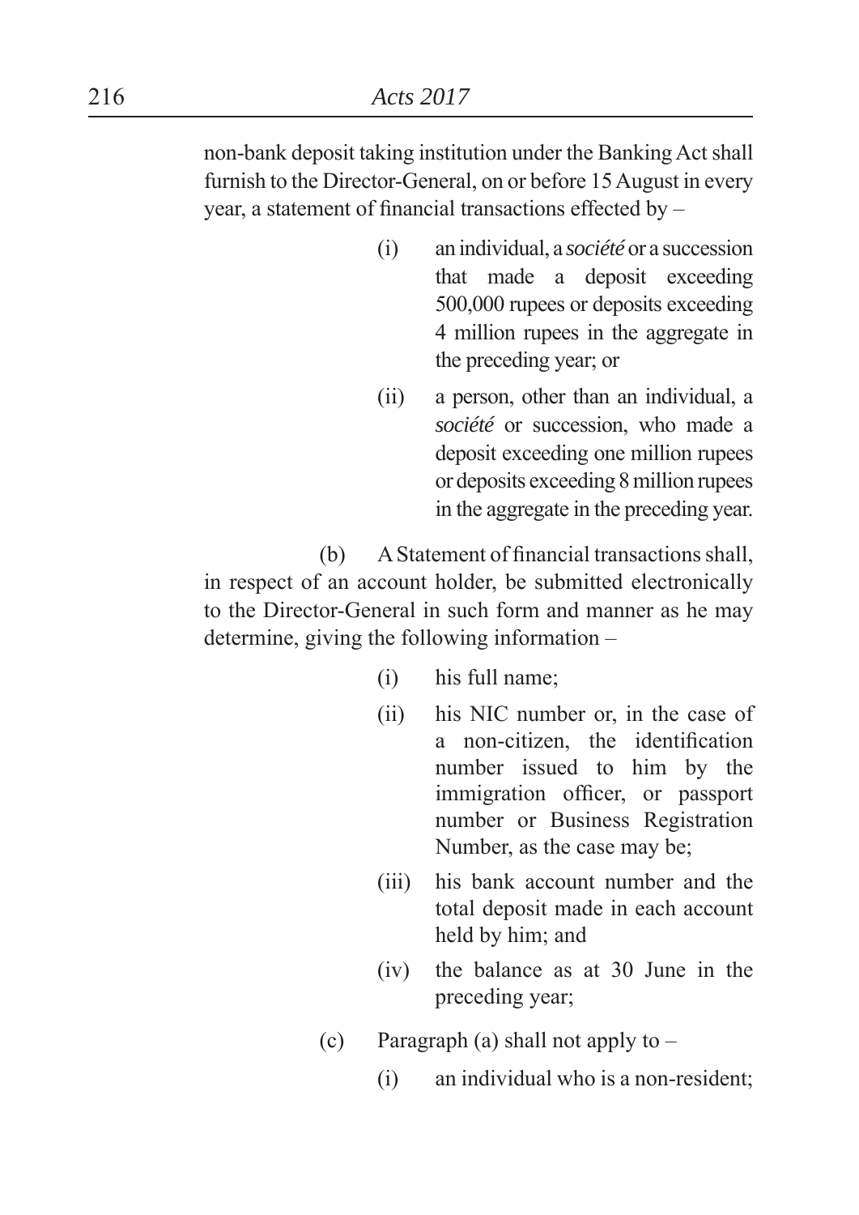non-bank deposit taking institution under the Banking Act shall furnish to the Director-General, on or before 15 August in every year, a statement of financial transactions effected by –

(i) an individual, a *société* or a succession that made a deposit exceeding 500,000 rupees or deposits exceeding 4 million rupees in the aggregate in the preceding year; or

(ii) a person, other than an individual, a *société* or succession, who made a deposit exceeding one million rupees or deposits exceeding 8 million rupees in the aggregate in the preceding year.

(b) A Statement of financial transactions shall, in respect of an account holder, be submitted electronically to the Director-General in such form and manner as he may determine, giving the following information –

(i) his full name;

(ii) his NIC number or, in the case of a non-citizen, the identification number issued to him by the immigration officer, or passport number or Business Registration Number, as the case may be;

(iii) his bank account number and the total deposit made in each account held by him; and

(iv) the balance as at 30 June in the preceding year;

(c) Paragraph (a) shall not apply to –

(i) an individual who is a non-resident;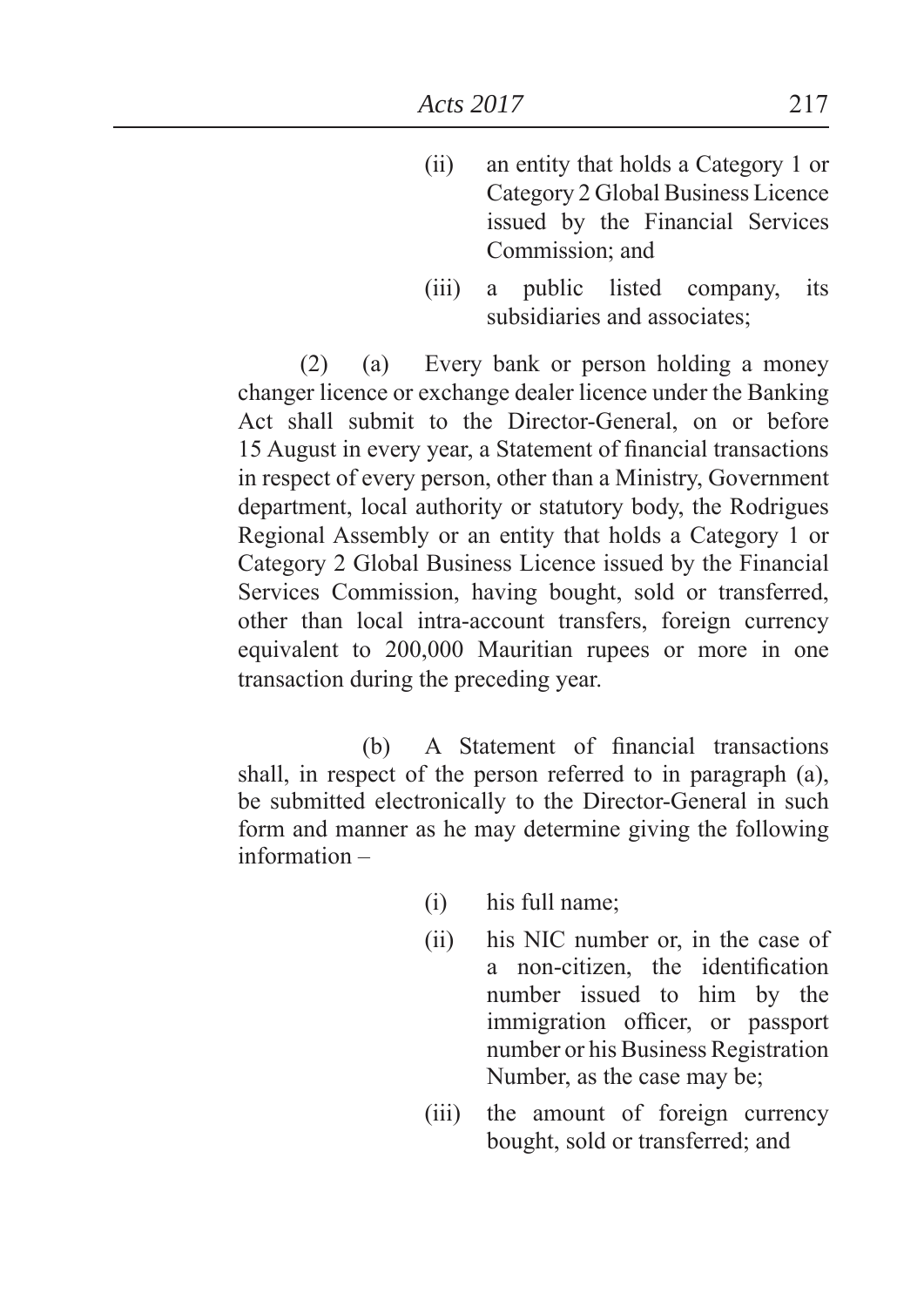(ii) an entity that holds a Category 1 or Category 2 Global Business Licence issued by the Financial Services Commission; and

(iii) a public listed company, its subsidiaries and associates;

(2) (a) Every bank or person holding a money changer licence or exchange dealer licence under the Banking Act shall submit to the Director-General, on or before 15 August in every year, a Statement of financial transactions in respect of every person, other than a Ministry, Government department, local authority or statutory body, the Rodrigues Regional Assembly or an entity that holds a Category 1 or Category 2 Global Business Licence issued by the Financial Services Commission, having bought, sold or transferred, other than local intra-account transfers, foreign currency equivalent to 200,000 Mauritian rupees or more in one transaction during the preceding year.

(b) A Statement of financial transactions shall, in respect of the person referred to in paragraph (a), be submitted electronically to the Director-General in such form and manner as he may determine giving the following information –

(i) his full name;

(ii) his NIC number or, in the case of a non-citizen, the identification number issued to him by the immigration officer, or passport number or his Business Registration Number, as the case may be;

(iii) the amount of foreign currency bought, sold or transferred; and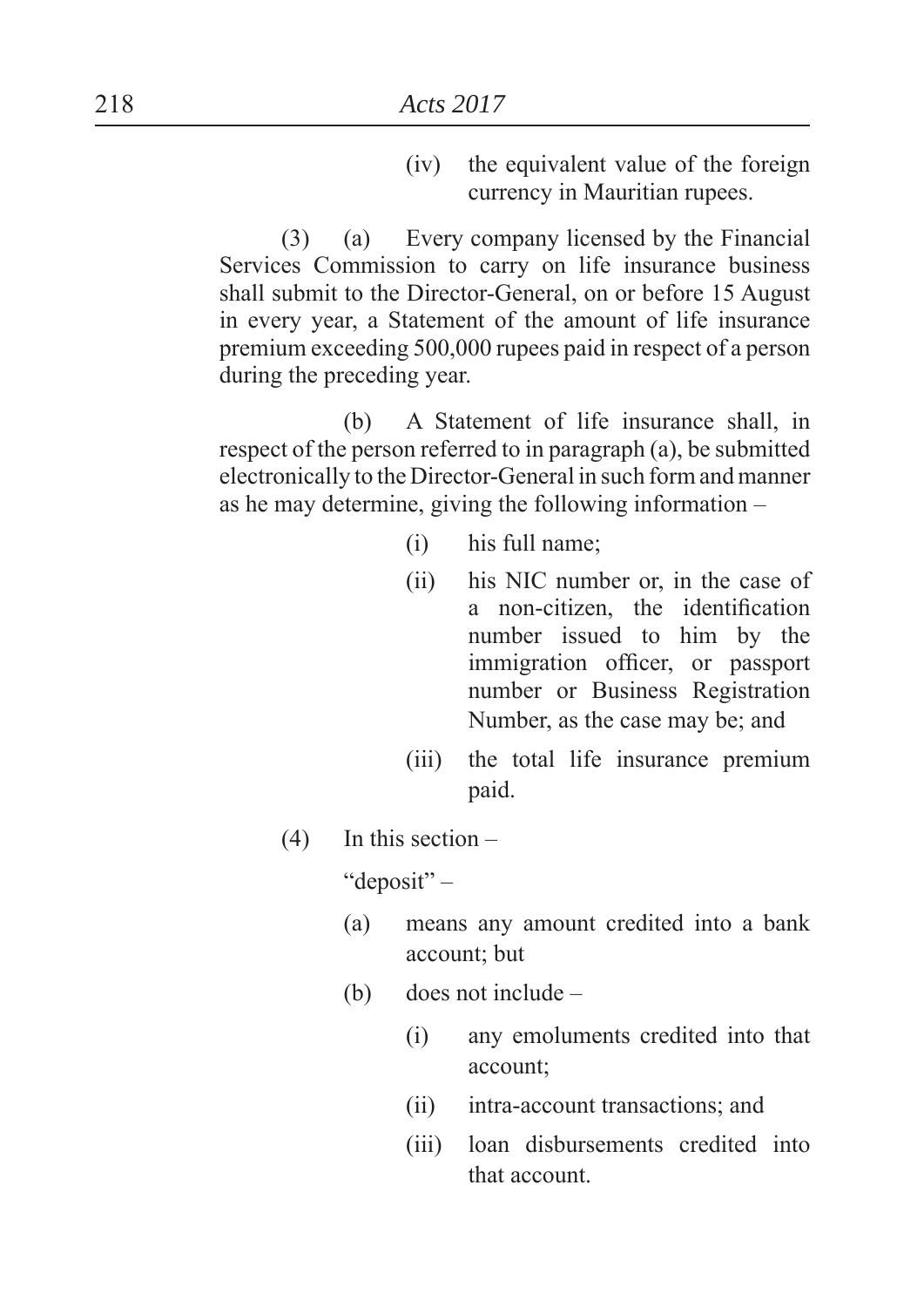(iv) the equivalent value of the foreign currency in Mauritian rupees.

(3) (a) Every company licensed by the Financial Services Commission to carry on life insurance business shall submit to the Director-General, on or before 15 August in every year, a Statement of the amount of life insurance premium exceeding 500,000 rupees paid in respect of a person during the preceding year.

(b) A Statement of life insurance shall, in respect of the person referred to in paragraph (a), be submitted electronically to the Director-General in such form and manner as he may determine, giving the following information –

- (i) his full name;
- (ii) his NIC number or, in the case of a non-citizen, the identification number issued to him by the immigration officer, or passport number or Business Registration Number, as the case may be; and
- (iii) the total life insurance premium paid.

(4) In this section –

"deposit" –

- (a) means any amount credited into a bank account; but
- (b) does not include –
  - (i) any emoluments credited into that account;
  - (ii) intra-account transactions; and
  - (iii) loan disbursements credited into that account.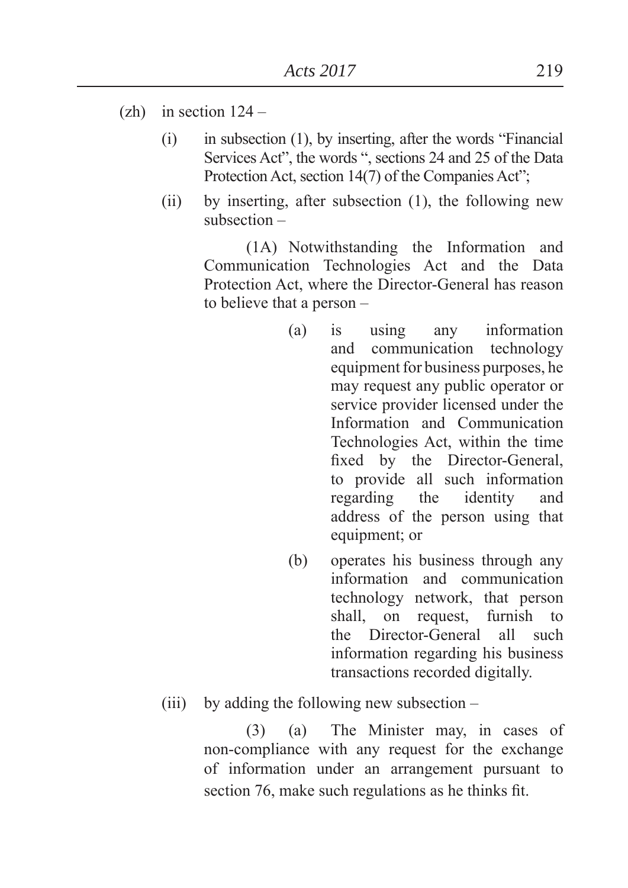(zh) in section 124 –

(i) in subsection (1), by inserting, after the words "Financial Services Act", the words ", sections 24 and 25 of the Data Protection Act, section 14(7) of the Companies Act";

(ii) by inserting, after subsection (1), the following new subsection –

(1A) Notwithstanding the Information and Communication Technologies Act and the Data Protection Act, where the Director-General has reason to believe that a person –

(a) is using any information and communication technology equipment for business purposes, he may request any public operator or service provider licensed under the Information and Communication Technologies Act, within the time fixed by the Director-General, to provide all such information regarding the identity and address of the person using that equipment; or

(b) operates his business through any information and communication technology network, that person shall, on request, furnish to the Director-General all such information regarding his business transactions recorded digitally.

(iii) by adding the following new subsection –

(3) (a) The Minister may, in cases of non-compliance with any request for the exchange of information under an arrangement pursuant to section 76, make such regulations as he thinks fit.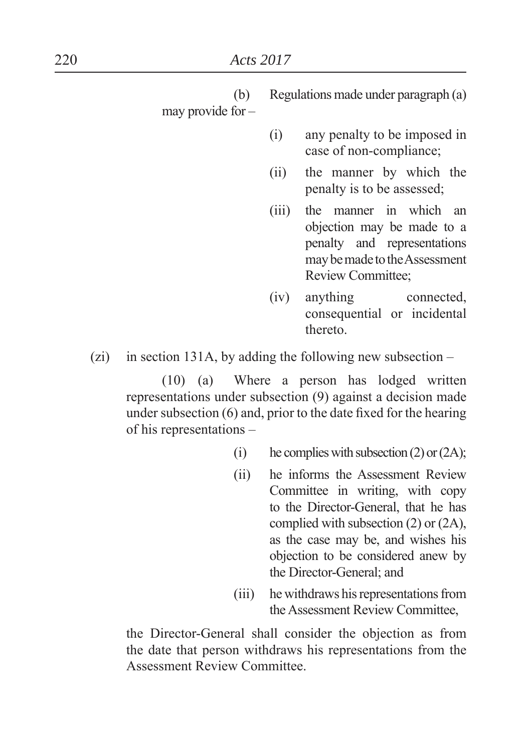(b) Regulations made under paragraph (a) may provide for –

(i) any penalty to be imposed in case of non-compliance;

(ii) the manner by which the penalty is to be assessed;

(iii) the manner in which an objection may be made to a penalty and representations may be made to the Assessment Review Committee;

(iv) anything connected, consequential or incidental thereto.

(zi) in section 131A, by adding the following new subsection –

(10) (a) Where a person has lodged written representations under subsection (9) against a decision made under subsection (6) and, prior to the date fixed for the hearing of his representations –

(i) he complies with subsection (2) or (2A);

(ii) he informs the Assessment Review Committee in writing, with copy to the Director-General, that he has complied with subsection (2) or (2A), as the case may be, and wishes his objection to be considered anew by the Director-General; and

(iii) he withdraws his representations from the Assessment Review Committee,

the Director-General shall consider the objection as from the date that person withdraws his representations from the Assessment Review Committee.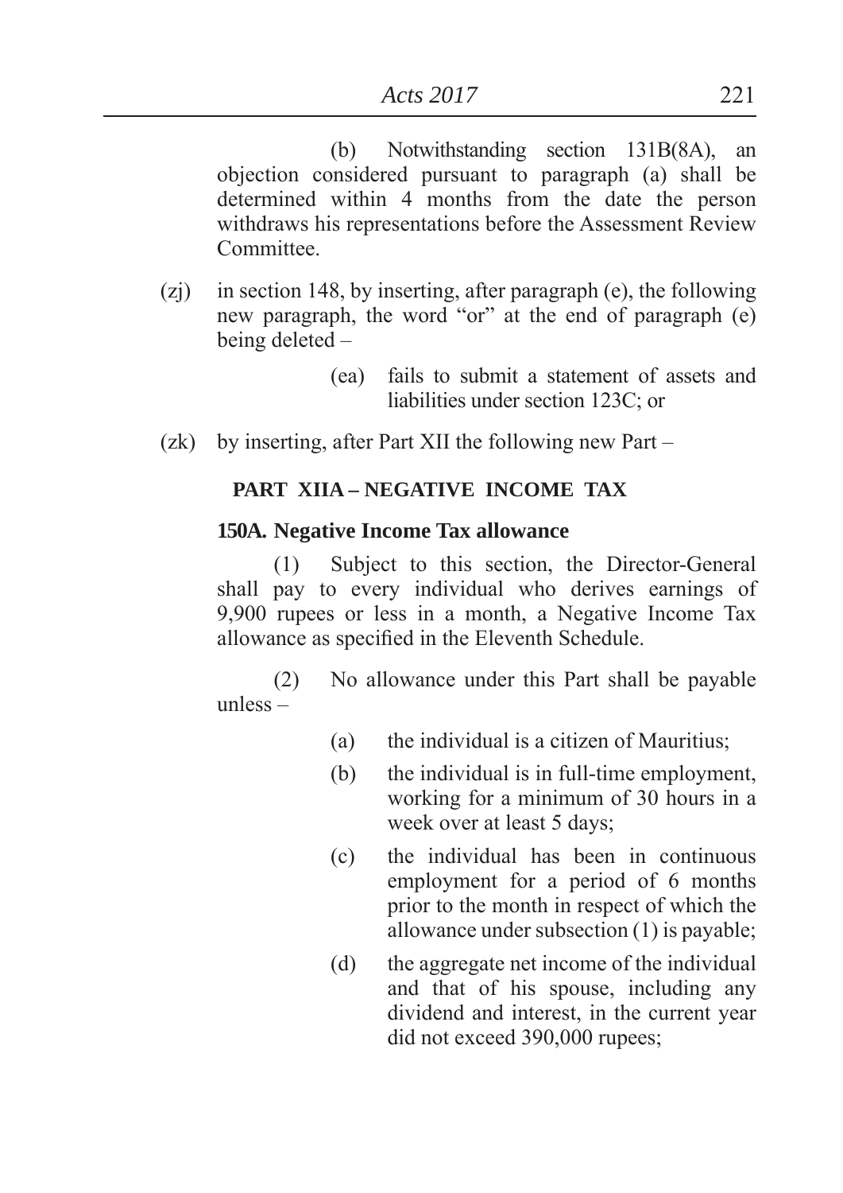(b) Notwithstanding section 131B(8A), an objection considered pursuant to paragraph (a) shall be determined within 4 months from the date the person withdraws his representations before the Assessment Review Committee.

(zj) in section 148, by inserting, after paragraph (e), the following new paragraph, the word "or" at the end of paragraph (e) being deleted –

(ea) fails to submit a statement of assets and liabilities under section 123C; or

(zk) by inserting, after Part XII the following new Part –

**PART XIIA – NEGATIVE INCOME TAX**

**150A. Negative Income Tax allowance**

(1) Subject to this section, the Director-General shall pay to every individual who derives earnings of 9,900 rupees or less in a month, a Negative Income Tax allowance as specified in the Eleventh Schedule.

(2) No allowance under this Part shall be payable unless –

(a) the individual is a citizen of Mauritius;

(b) the individual is in full-time employment, working for a minimum of 30 hours in a week over at least 5 days;

(c) the individual has been in continuous employment for a period of 6 months prior to the month in respect of which the allowance under subsection (1) is payable;

(d) the aggregate net income of the individual and that of his spouse, including any dividend and interest, in the current year did not exceed 390,000 rupees;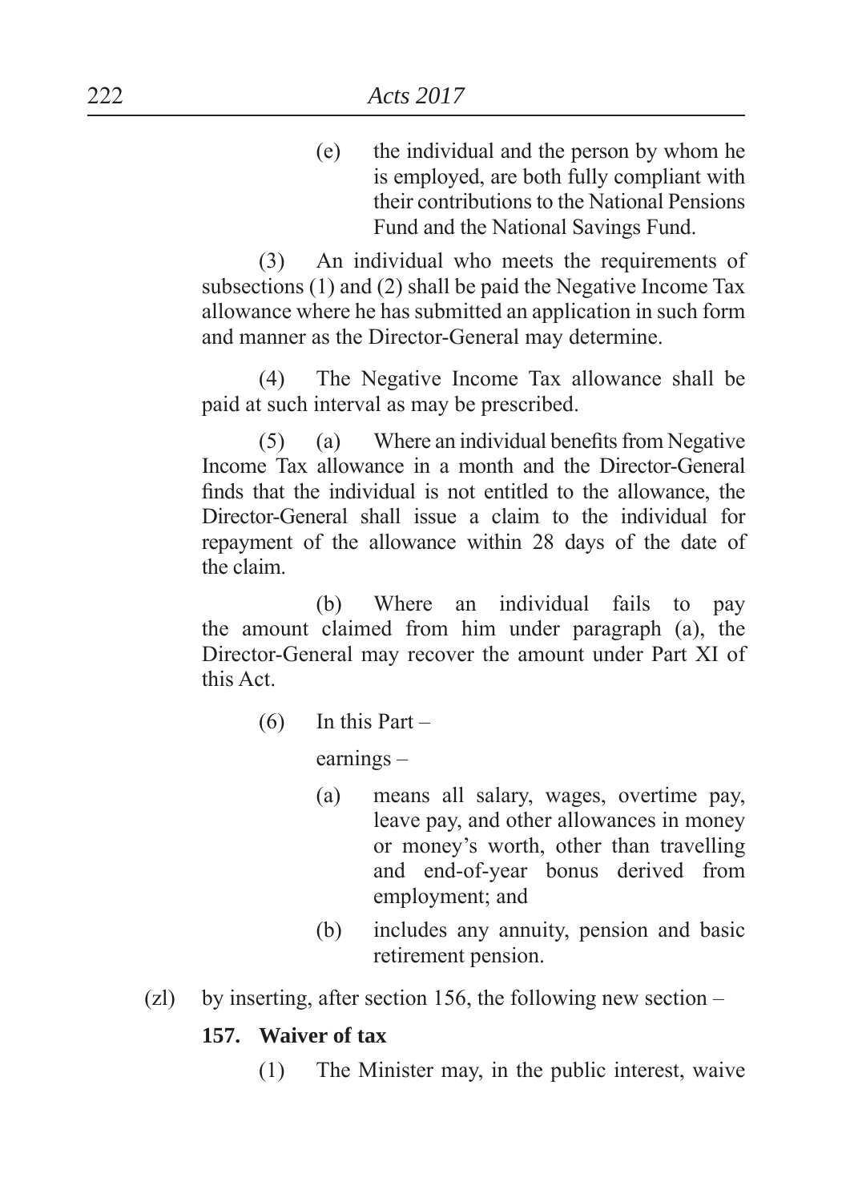(e) the individual and the person by whom he is employed, are both fully compliant with their contributions to the National Pensions Fund and the National Savings Fund.

(3) An individual who meets the requirements of subsections (1) and (2) shall be paid the Negative Income Tax allowance where he has submitted an application in such form and manner as the Director-General may determine.

(4) The Negative Income Tax allowance shall be paid at such interval as may be prescribed.

(5) (a) Where an individual benefits from Negative Income Tax allowance in a month and the Director-General finds that the individual is not entitled to the allowance, the Director-General shall issue a claim to the individual for repayment of the allowance within 28 days of the date of the claim.

(b) Where an individual fails to pay the amount claimed from him under paragraph (a), the Director-General may recover the amount under Part XI of this Act.

(6) In this Part –

earnings –

(a) means all salary, wages, overtime pay, leave pay, and other allowances in money or money's worth, other than travelling and end-of-year bonus derived from employment; and

(b) includes any annuity, pension and basic retirement pension.

(zl) by inserting, after section 156, the following new section –

**157. Waiver of tax**

(1) The Minister may, in the public interest, waive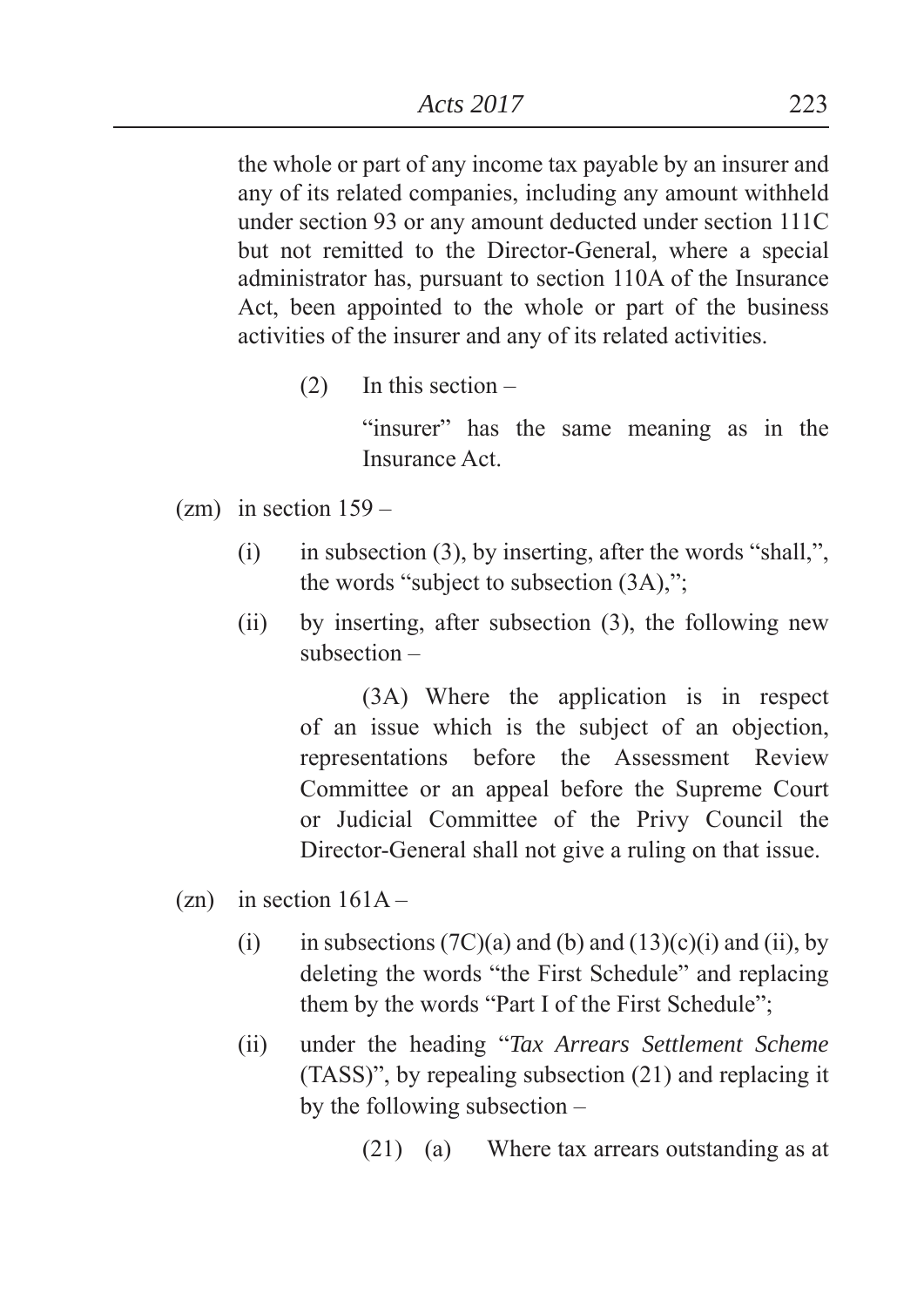the whole or part of any income tax payable by an insurer and any of its related companies, including any amount withheld under section 93 or any amount deducted under section 111C but not remitted to the Director-General, where a special administrator has, pursuant to section 110A of the Insurance Act, been appointed to the whole or part of the business activities of the insurer and any of its related activities.

(2) In this section –

"insurer" has the same meaning as in the Insurance Act.

(zm) in section 159 –

(i) in subsection (3), by inserting, after the words "shall,", the words "subject to subsection (3A),";

(ii) by inserting, after subsection (3), the following new subsection –

(3A) Where the application is in respect of an issue which is the subject of an objection, representations before the Assessment Review Committee or an appeal before the Supreme Court or Judicial Committee of the Privy Council the Director-General shall not give a ruling on that issue.

(zn) in section 161A –

(i) in subsections (7C)(a) and (b) and (13)(c)(i) and (ii), by deleting the words "the First Schedule" and replacing them by the words "Part I of the First Schedule";

(ii) under the heading "*Tax Arrears Settlement Scheme* (TASS)", by repealing subsection (21) and replacing it by the following subsection –

(21) (a) Where tax arrears outstanding as at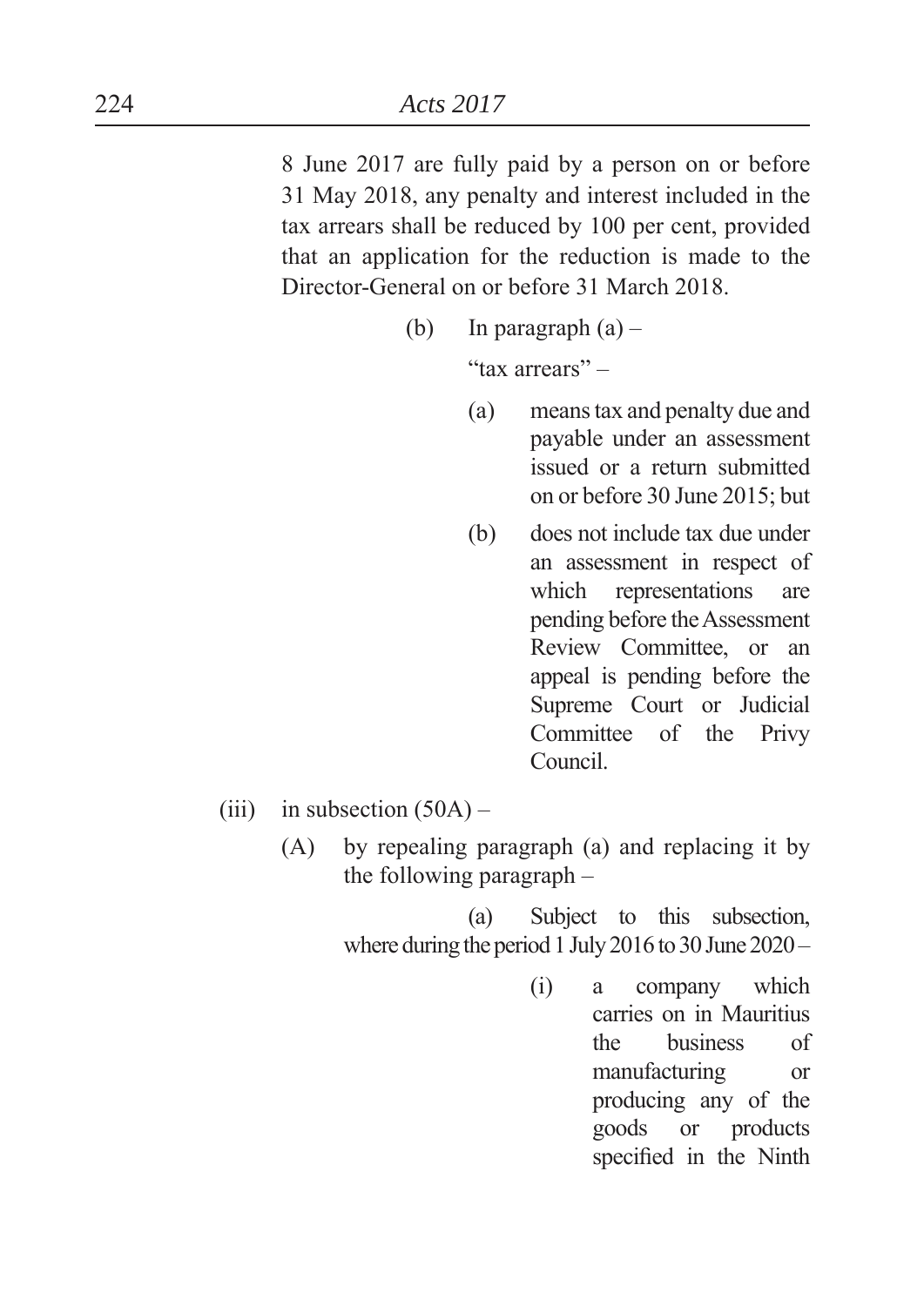8 June 2017 are fully paid by a person on or before 31 May 2018, any penalty and interest included in the tax arrears shall be reduced by 100 per cent, provided that an application for the reduction is made to the Director-General on or before 31 March 2018.

(b) In paragraph (a) –

"tax arrears" –

(a) means tax and penalty due and payable under an assessment issued or a return submitted on or before 30 June 2015; but

(b) does not include tax due under an assessment in respect of which representations are pending before the Assessment Review Committee, or an appeal is pending before the Supreme Court or Judicial Committee of the Privy Council.

(iii) in subsection (50A) –

(A) by repealing paragraph (a) and replacing it by the following paragraph –

(a) Subject to this subsection, where during the period 1 July 2016 to 30 June 2020 –

(i) a company which carries on in Mauritius the business of manufacturing or producing any of the goods or products specified in the Ninth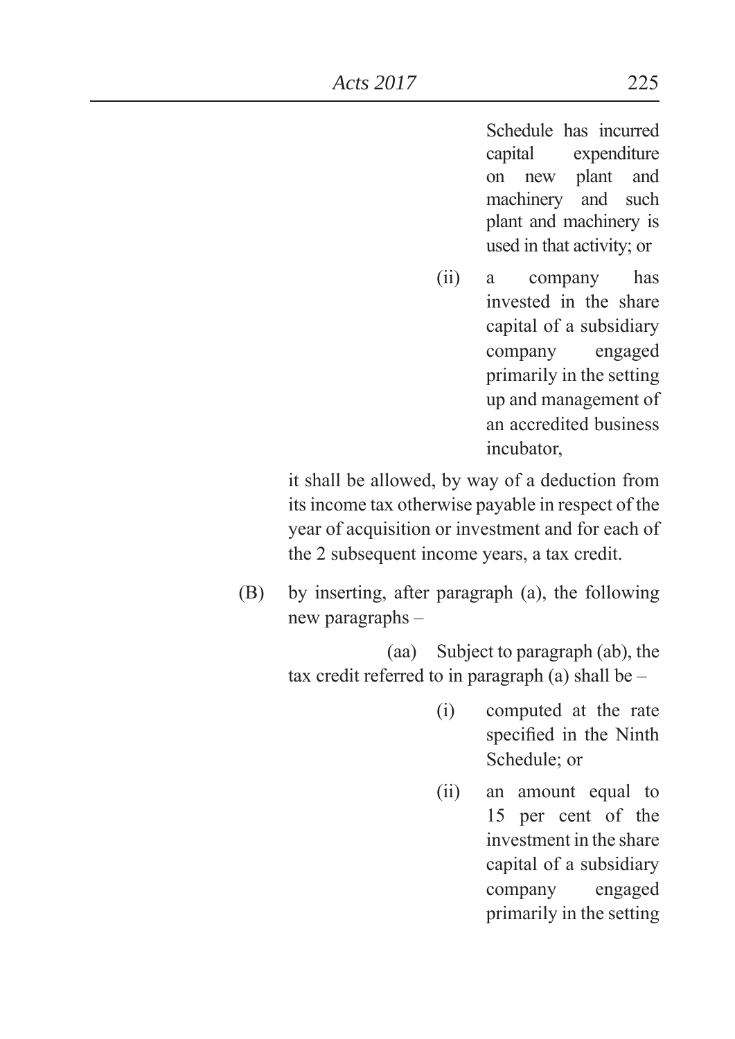Schedule has incurred capital expenditure on new plant and machinery and such plant and machinery is used in that activity; or

(ii) a company has invested in the share capital of a subsidiary company engaged primarily in the setting up and management of an accredited business incubator,

it shall be allowed, by way of a deduction from its income tax otherwise payable in respect of the year of acquisition or investment and for each of the 2 subsequent income years, a tax credit.

(B) by inserting, after paragraph (a), the following new paragraphs –

(aa) Subject to paragraph (ab), the tax credit referred to in paragraph (a) shall be –

(i) computed at the rate specified in the Ninth Schedule; or

(ii) an amount equal to 15 per cent of the investment in the share capital of a subsidiary company engaged primarily in the setting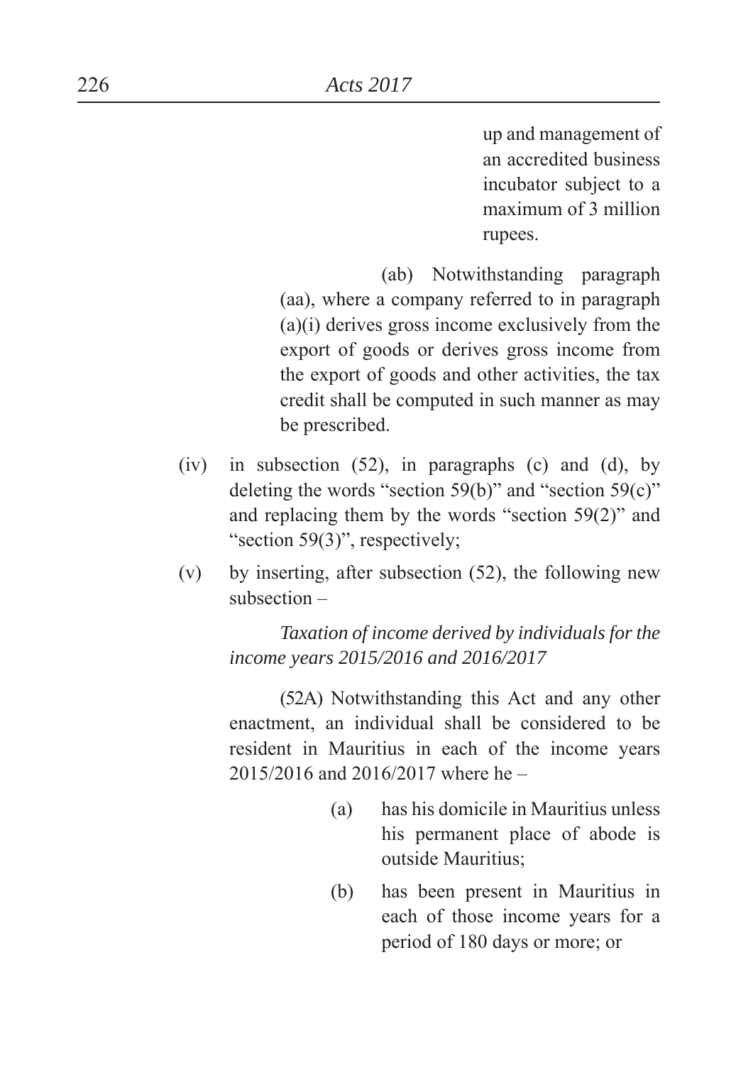up and management of an accredited business incubator subject to a maximum of 3 million rupees.

(ab) Notwithstanding paragraph (aa), where a company referred to in paragraph (a)(i) derives gross income exclusively from the export of goods or derives gross income from the export of goods and other activities, the tax credit shall be computed in such manner as may be prescribed.

(iv) in subsection (52), in paragraphs (c) and (d), by deleting the words "section 59(b)" and "section 59(c)" and replacing them by the words "section 59(2)" and "section 59(3)", respectively;

(v) by inserting, after subsection (52), the following new subsection –

*Taxation of income derived by individuals for the income years 2015/2016 and 2016/2017*

(52A) Notwithstanding this Act and any other enactment, an individual shall be considered to be resident in Mauritius in each of the income years 2015/2016 and 2016/2017 where he –

(a) has his domicile in Mauritius unless his permanent place of abode is outside Mauritius;

(b) has been present in Mauritius in each of those income years for a period of 180 days or more; or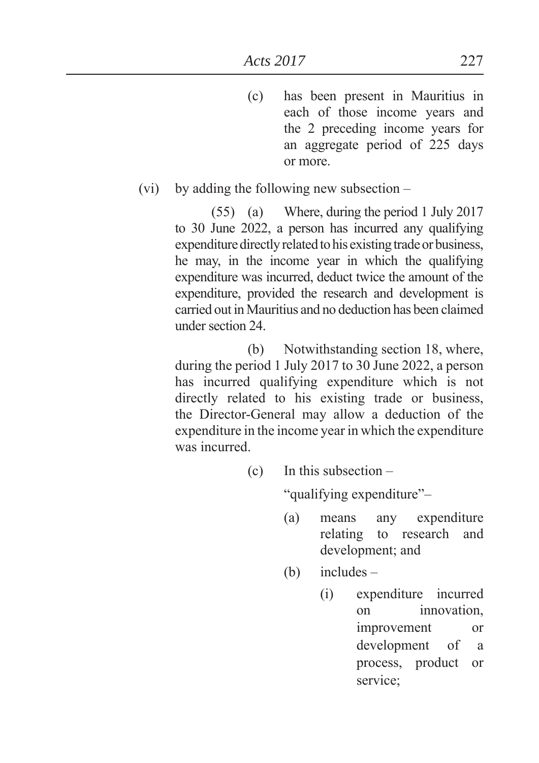(c) has been present in Mauritius in each of those income years and the 2 preceding income years for an aggregate period of 225 days or more.

(vi) by adding the following new subsection –

(55) (a) Where, during the period 1 July 2017 to 30 June 2022, a person has incurred any qualifying expenditure directly related to his existing trade or business, he may, in the income year in which the qualifying expenditure was incurred, deduct twice the amount of the expenditure, provided the research and development is carried out in Mauritius and no deduction has been claimed under section 24.

(b) Notwithstanding section 18, where, during the period 1 July 2017 to 30 June 2022, a person has incurred qualifying expenditure which is not directly related to his existing trade or business, the Director-General may allow a deduction of the expenditure in the income year in which the expenditure was incurred.

(c) In this subsection –

"qualifying expenditure"–

(a) means any expenditure relating to research and development; and

(b) includes –

(i) expenditure incurred on innovation, improvement or development of a process, product or service;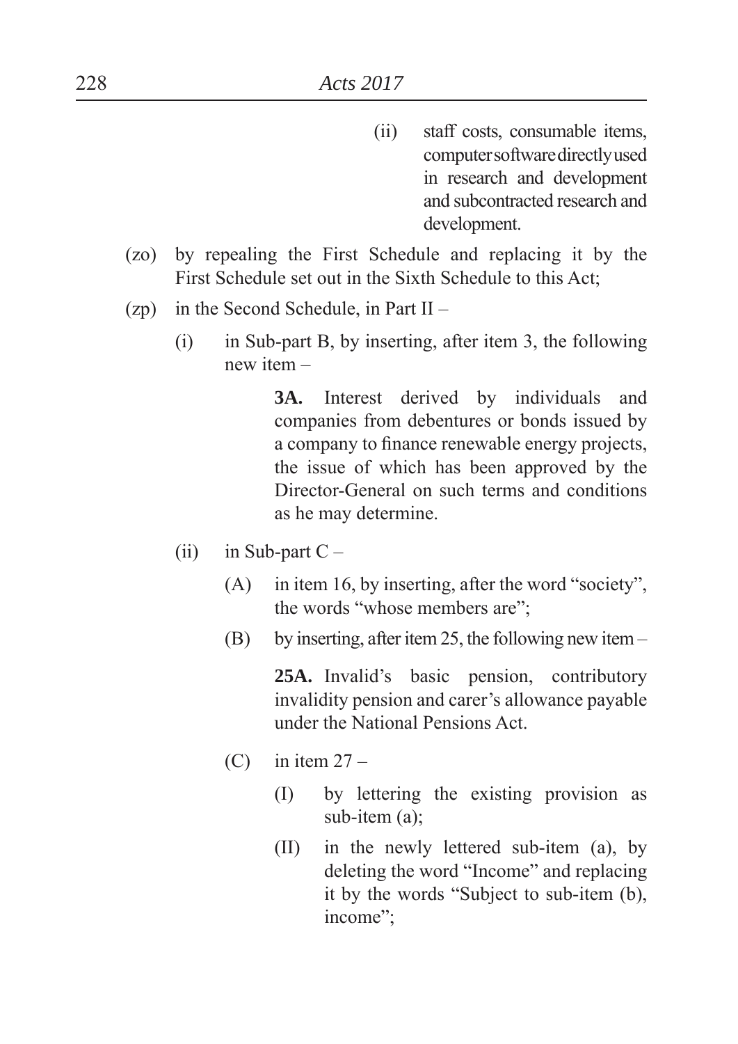(ii) staff costs, consumable items, computer software directly used in research and development and subcontracted research and development.

(zo) by repealing the First Schedule and replacing it by the First Schedule set out in the Sixth Schedule to this Act;

(zp) in the Second Schedule, in Part II –

(i) in Sub-part B, by inserting, after item 3, the following new item –

**3A.** Interest derived by individuals and companies from debentures or bonds issued by a company to finance renewable energy projects, the issue of which has been approved by the Director-General on such terms and conditions as he may determine.

(ii) in Sub-part C –

(A) in item 16, by inserting, after the word "society", the words "whose members are";

(B) by inserting, after item 25, the following new item –

**25A.** Invalid's basic pension, contributory invalidity pension and carer's allowance payable under the National Pensions Act.

(C) in item 27 –

(I) by lettering the existing provision as sub-item (a);

(II) in the newly lettered sub-item (a), by deleting the word "Income" and replacing it by the words "Subject to sub-item (b), income";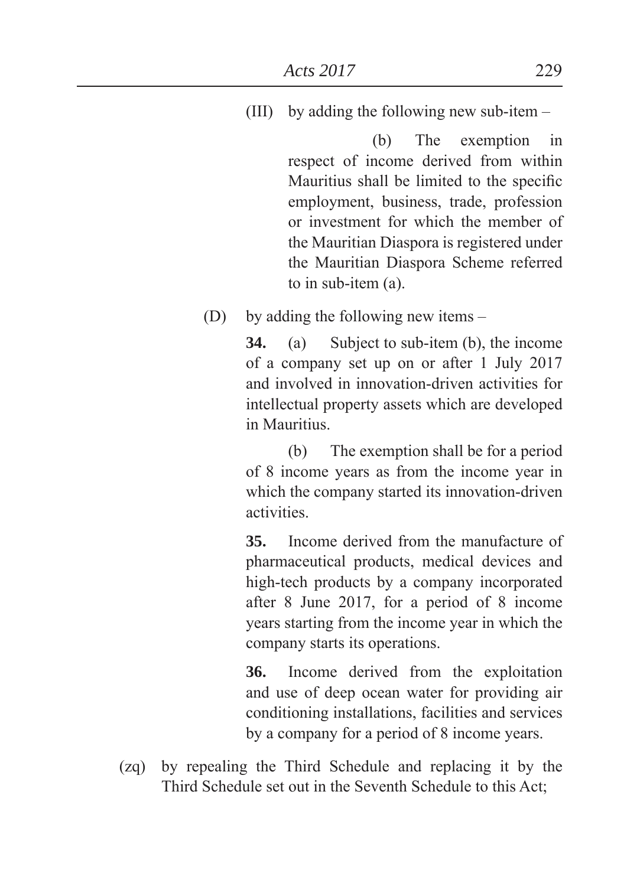(III) by adding the following new sub-item –

(b) The exemption in respect of income derived from within Mauritius shall be limited to the specific employment, business, trade, profession or investment for which the member of the Mauritian Diaspora is registered under the Mauritian Diaspora Scheme referred to in sub-item (a).

(D) by adding the following new items –

**34.** (a) Subject to sub-item (b), the income of a company set up on or after 1 July 2017 and involved in innovation-driven activities for intellectual property assets which are developed in Mauritius.

(b) The exemption shall be for a period of 8 income years as from the income year in which the company started its innovation-driven activities.

**35.** Income derived from the manufacture of pharmaceutical products, medical devices and high-tech products by a company incorporated after 8 June 2017, for a period of 8 income years starting from the income year in which the company starts its operations.

**36.** Income derived from the exploitation and use of deep ocean water for providing air conditioning installations, facilities and services by a company for a period of 8 income years.

(zq) by repealing the Third Schedule and replacing it by the Third Schedule set out in the Seventh Schedule to this Act;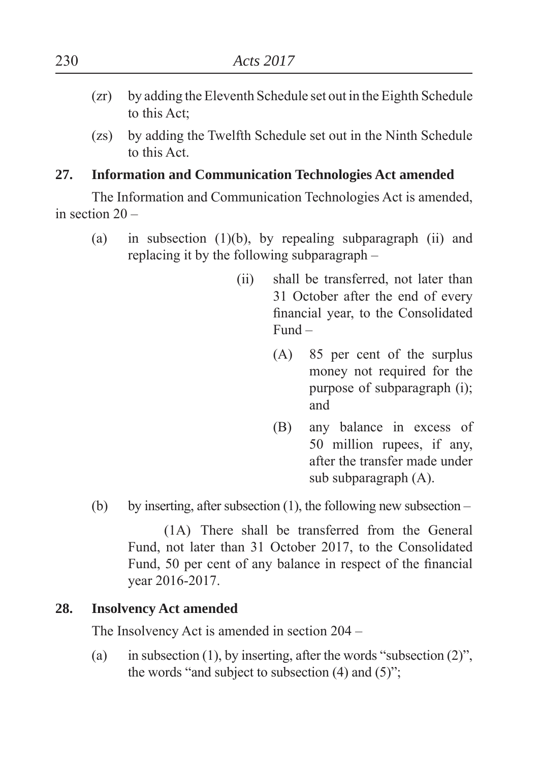(zr) by adding the Eleventh Schedule set out in the Eighth Schedule to this Act;

(zs) by adding the Twelfth Schedule set out in the Ninth Schedule to this Act.

**27. Information and Communication Technologies Act amended**

The Information and Communication Technologies Act is amended, in section 20 –

(a) in subsection (1)(b), by repealing subparagraph (ii) and replacing it by the following subparagraph –

(ii) shall be transferred, not later than 31 October after the end of every financial year, to the Consolidated Fund –

(A) 85 per cent of the surplus money not required for the purpose of subparagraph (i); and

(B) any balance in excess of 50 million rupees, if any, after the transfer made under sub subparagraph (A).

(b) by inserting, after subsection (1), the following new subsection –

(1A) There shall be transferred from the General Fund, not later than 31 October 2017, to the Consolidated Fund, 50 per cent of any balance in respect of the financial year 2016-2017.

**28. Insolvency Act amended**

The Insolvency Act is amended in section 204 –

(a) in subsection (1), by inserting, after the words "subsection (2)", the words "and subject to subsection (4) and (5)";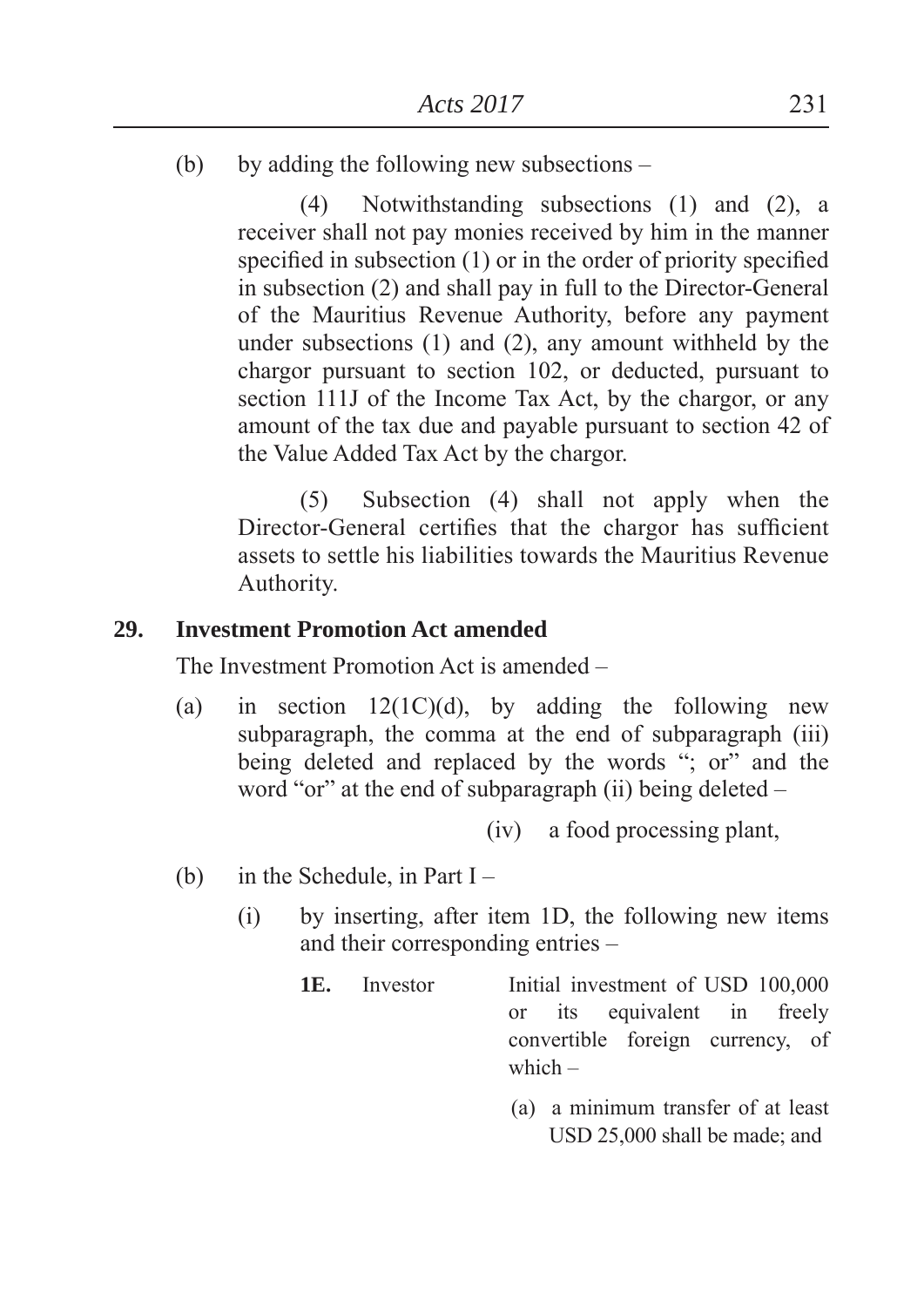(b) by adding the following new subsections –

(4) Notwithstanding subsections (1) and (2), a receiver shall not pay monies received by him in the manner specified in subsection (1) or in the order of priority specified in subsection (2) and shall pay in full to the Director-General of the Mauritius Revenue Authority, before any payment under subsections (1) and (2), any amount withheld by the chargor pursuant to section 102, or deducted, pursuant to section 111J of the Income Tax Act, by the chargor, or any amount of the tax due and payable pursuant to section 42 of the Value Added Tax Act by the chargor.

(5) Subsection (4) shall not apply when the Director-General certifies that the chargor has sufficient assets to settle his liabilities towards the Mauritius Revenue Authority.

## 29. Investment Promotion Act amended

The Investment Promotion Act is amended –

(a) in section 12(1C)(d), by adding the following new subparagraph, the comma at the end of subparagraph (iii) being deleted and replaced by the words "; or" and the word "or" at the end of subparagraph (ii) being deleted –

(iv) a food processing plant,

(b) in the Schedule, in Part I –

(i) by inserting, after item 1D, the following new items and their corresponding entries –

| | | |
|---|---|---|
| **1E.** | Investor | Initial investment of USD 100,000 or its equivalent in freely convertible foreign currency, of which –<br><br>(a) a minimum transfer of at least USD 25,000 shall be made; and |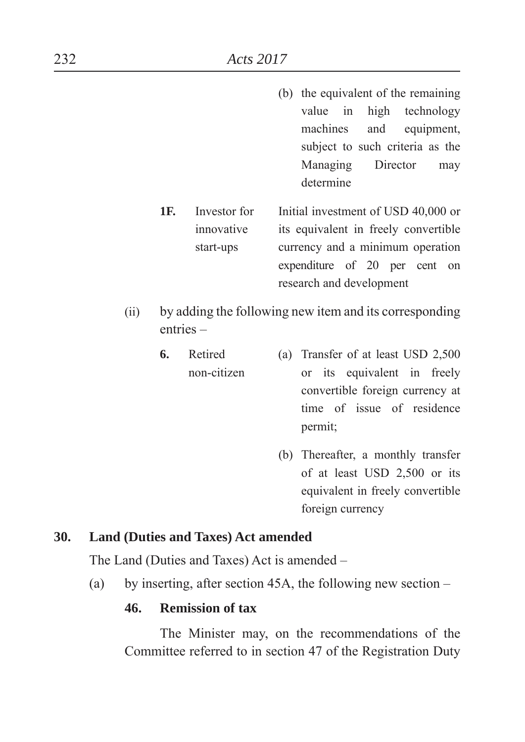(b) the equivalent of the remaining value in high technology machines and equipment, subject to such criteria as the Managing Director may determine

| | | |
|---|---|---|
| **1F.** | Investor for innovative start-ups | Initial investment of USD 40,000 or its equivalent in freely convertible currency and a minimum operation expenditure of 20 per cent on research and development |

(ii) by adding the following new item and its corresponding entries –

| | | |
|---|---|---|
| **6.** | Retired non-citizen | (a) Transfer of at least USD 2,500 or its equivalent in freely convertible foreign currency at time of issue of residence permit;<br><br>(b) Thereafter, a monthly transfer of at least USD 2,500 or its equivalent in freely convertible foreign currency |

**30. Land (Duties and Taxes) Act amended**

The Land (Duties and Taxes) Act is amended –

(a) by inserting, after section 45A, the following new section –

**46. Remission of tax**

The Minister may, on the recommendations of the Committee referred to in section 47 of the Registration Duty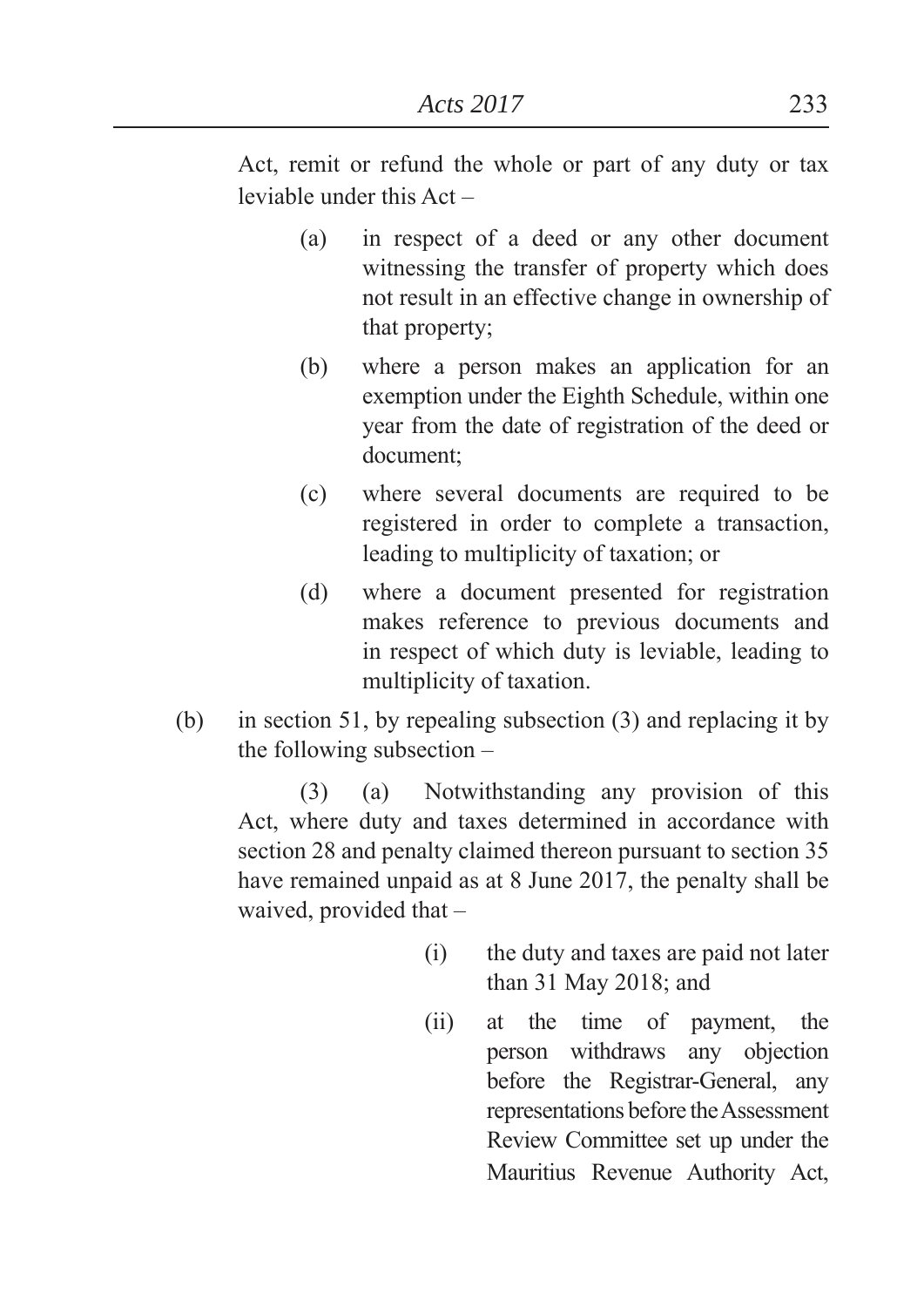Act, remit or refund the whole or part of any duty or tax leviable under this Act –

(a) in respect of a deed or any other document witnessing the transfer of property which does not result in an effective change in ownership of that property;

(b) where a person makes an application for an exemption under the Eighth Schedule, within one year from the date of registration of the deed or document;

(c) where several documents are required to be registered in order to complete a transaction, leading to multiplicity of taxation; or

(d) where a document presented for registration makes reference to previous documents and in respect of which duty is leviable, leading to multiplicity of taxation.

(b) in section 51, by repealing subsection (3) and replacing it by the following subsection –

(3) (a) Notwithstanding any provision of this Act, where duty and taxes determined in accordance with section 28 and penalty claimed thereon pursuant to section 35 have remained unpaid as at 8 June 2017, the penalty shall be waived, provided that –

(i) the duty and taxes are paid not later than 31 May 2018; and

(ii) at the time of payment, the person withdraws any objection before the Registrar-General, any representations before the Assessment Review Committee set up under the Mauritius Revenue Authority Act,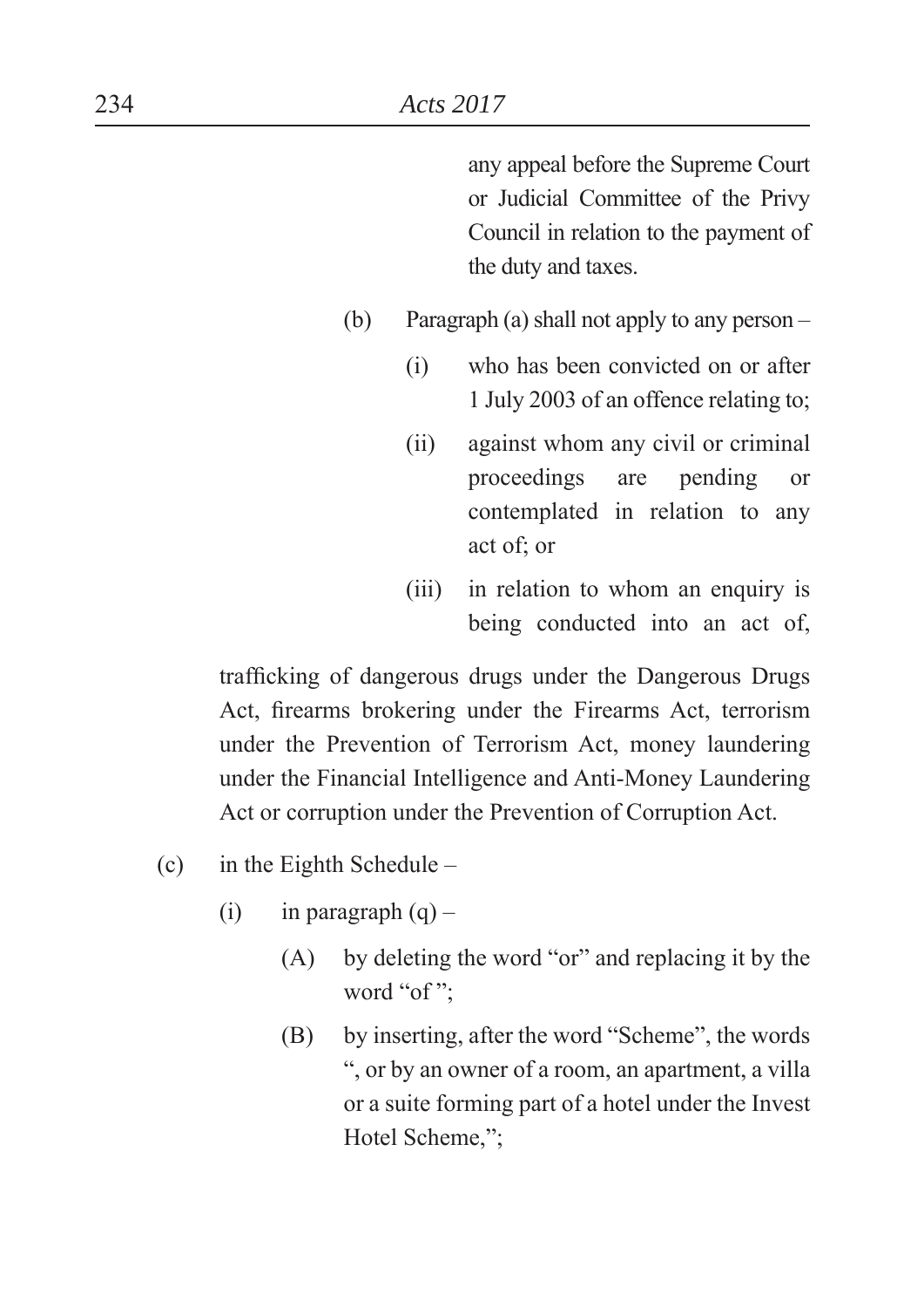any appeal before the Supreme Court or Judicial Committee of the Privy Council in relation to the payment of the duty and taxes.

(b) Paragraph (a) shall not apply to any person –

(i) who has been convicted on or after 1 July 2003 of an offence relating to;

(ii) against whom any civil or criminal proceedings are pending or contemplated in relation to any act of; or

(iii) in relation to whom an enquiry is being conducted into an act of,

trafficking of dangerous drugs under the Dangerous Drugs Act, firearms brokering under the Firearms Act, terrorism under the Prevention of Terrorism Act, money laundering under the Financial Intelligence and Anti-Money Laundering Act or corruption under the Prevention of Corruption Act.

(c) in the Eighth Schedule –

(i) in paragraph (q) –

(A) by deleting the word "or" and replacing it by the word "of ";

(B) by inserting, after the word "Scheme", the words ", or by an owner of a room, an apartment, a villa or a suite forming part of a hotel under the Invest Hotel Scheme,";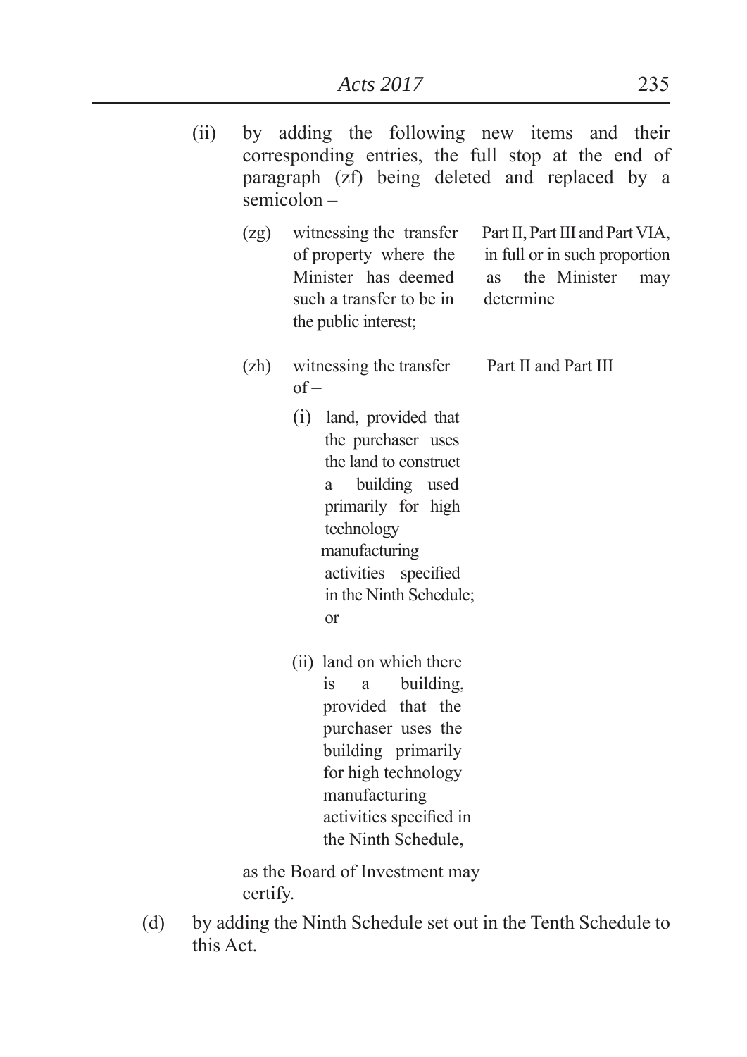(ii) by adding the following new items and their corresponding entries, the full stop at the end of paragraph (zf) being deleted and replaced by a semicolon –

| | | |
|---|---|---|
| (zg) | witnessing the transfer of property where the Minister has deemed such a transfer to be in the public interest; | Part II, Part III and Part VIA, in full or in such proportion as the Minister may determine |
| (zh) | witnessing the transfer of –<br><br>(i) land, provided that the purchaser uses the land to construct a building used primarily for high technology manufacturing activities specified in the Ninth Schedule; or<br><br>(ii) land on which there is a building, provided that the purchaser uses the building primarily for high technology manufacturing activities specified in the Ninth Schedule,<br><br>as the Board of Investment may certify. | Part II and Part III |

(d) by adding the Ninth Schedule set out in the Tenth Schedule to this Act.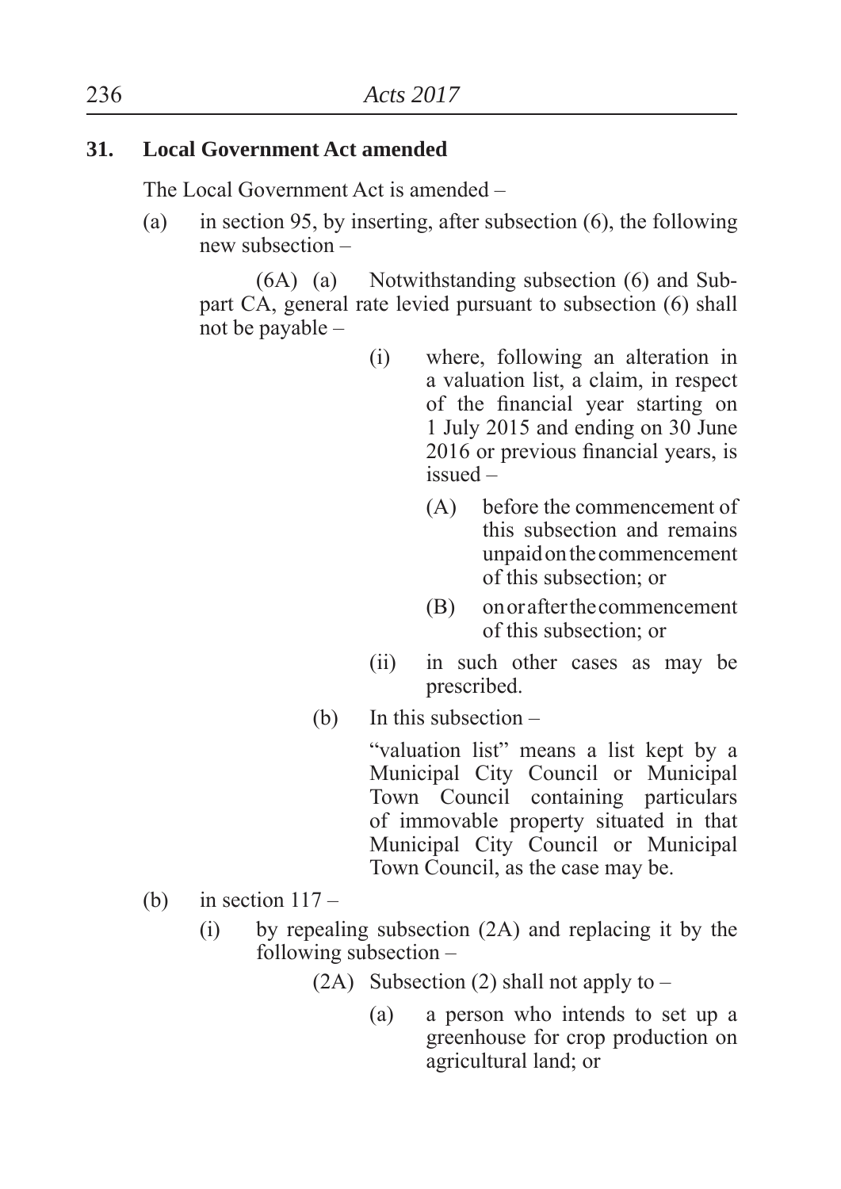**31. Local Government Act amended**

The Local Government Act is amended –

(a) in section 95, by inserting, after subsection (6), the following new subsection –

(6A) (a) Notwithstanding subsection (6) and Subpart CA, general rate levied pursuant to subsection (6) shall not be payable –

(i) where, following an alteration in a valuation list, a claim, in respect of the financial year starting on 1 July 2015 and ending on 30 June 2016 or previous financial years, is issued –

(A) before the commencement of this subsection and remains unpaid on the commencement of this subsection; or

(B) on or after the commencement of this subsection; or

(ii) in such other cases as may be prescribed.

(b) In this subsection –

"valuation list" means a list kept by a Municipal City Council or Municipal Town Council containing particulars of immovable property situated in that Municipal City Council or Municipal Town Council, as the case may be.

(b) in section 117 –

(i) by repealing subsection (2A) and replacing it by the following subsection –

(2A) Subsection (2) shall not apply to –

(a) a person who intends to set up a greenhouse for crop production on agricultural land; or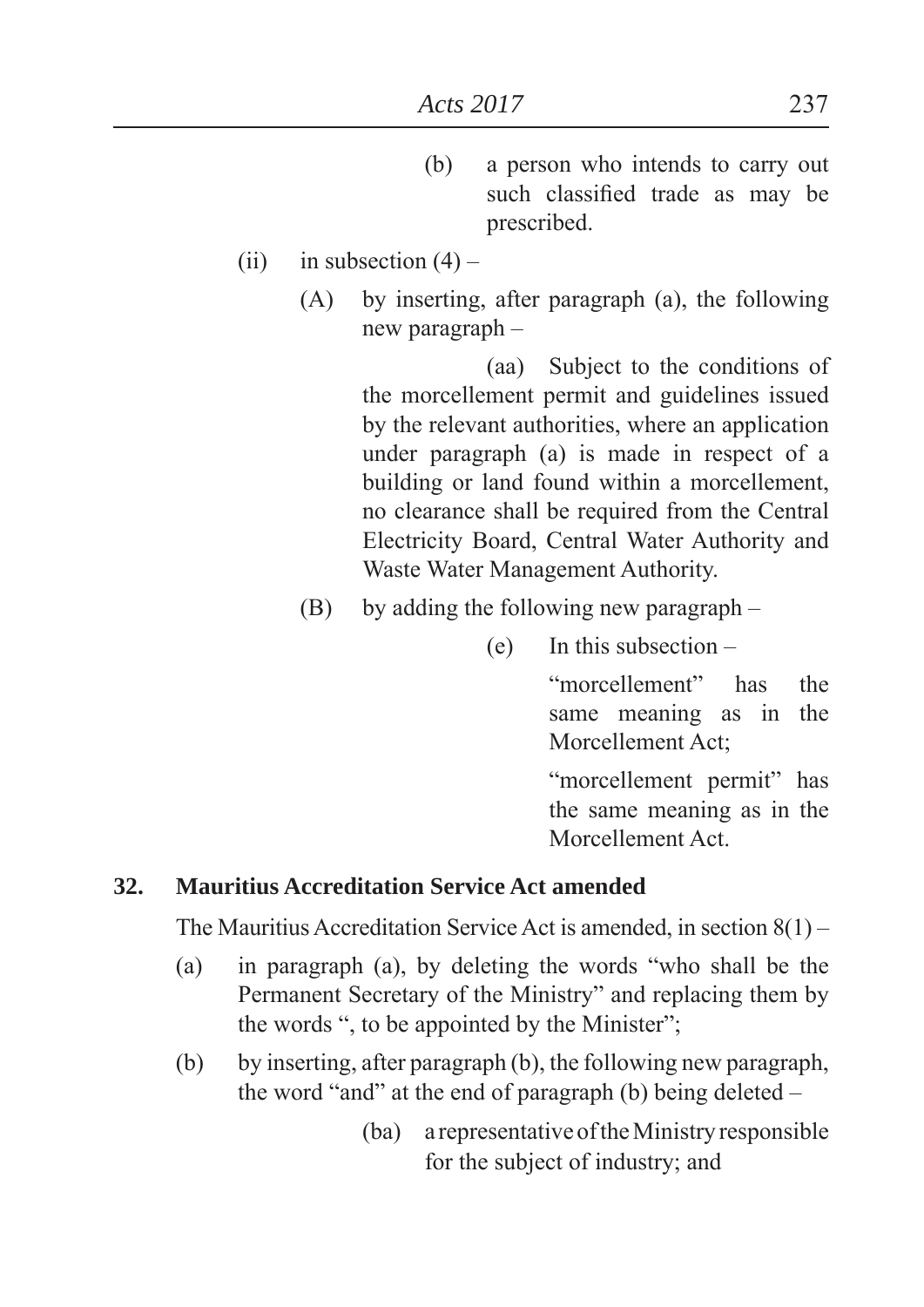(b) a person who intends to carry out such classified trade as may be prescribed.

(ii) in subsection (4) –

(A) by inserting, after paragraph (a), the following new paragraph –

(aa) Subject to the conditions of the morcellement permit and guidelines issued by the relevant authorities, where an application under paragraph (a) is made in respect of a building or land found within a morcellement, no clearance shall be required from the Central Electricity Board, Central Water Authority and Waste Water Management Authority.

(B) by adding the following new paragraph –

(e) In this subsection –

"morcellement" has the same meaning as in the Morcellement Act;

"morcellement permit" has the same meaning as in the Morcellement Act.

**32. Mauritius Accreditation Service Act amended**

The Mauritius Accreditation Service Act is amended, in section 8(1) –

(a) in paragraph (a), by deleting the words "who shall be the Permanent Secretary of the Ministry" and replacing them by the words ", to be appointed by the Minister";

(b) by inserting, after paragraph (b), the following new paragraph, the word "and" at the end of paragraph (b) being deleted –

(ba) a representative of the Ministry responsible for the subject of industry; and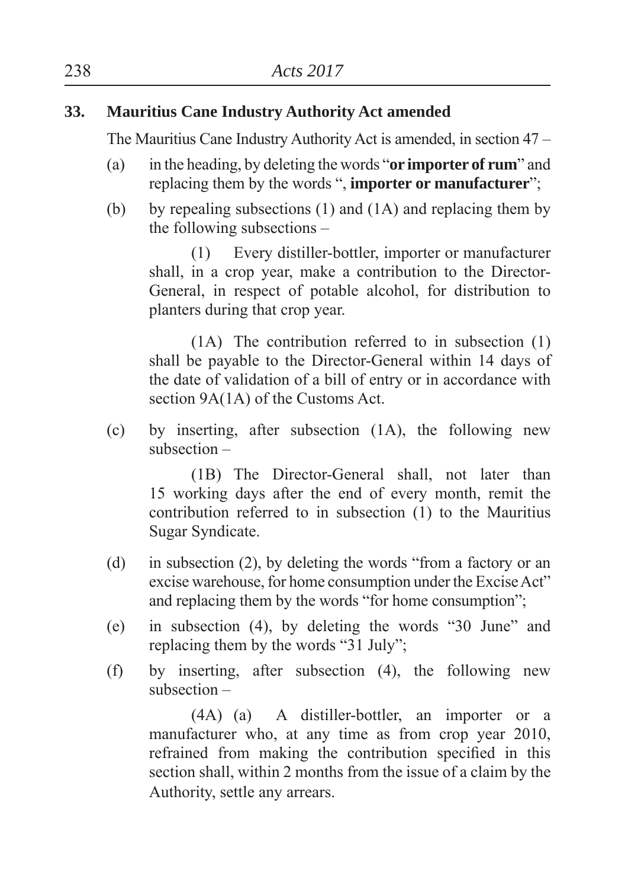**33. Mauritius Cane Industry Authority Act amended**

The Mauritius Cane Industry Authority Act is amended, in section 47 –

(a) in the heading, by deleting the words "**or importer of rum**" and replacing them by the words "**, importer or manufacturer**";

(b) by repealing subsections (1) and (1A) and replacing them by the following subsections –

(1) Every distiller-bottler, importer or manufacturer shall, in a crop year, make a contribution to the Director-General, in respect of potable alcohol, for distribution to planters during that crop year.

(1A) The contribution referred to in subsection (1) shall be payable to the Director-General within 14 days of the date of validation of a bill of entry or in accordance with section 9A(1A) of the Customs Act.

(c) by inserting, after subsection (1A), the following new subsection –

(1B) The Director-General shall, not later than 15 working days after the end of every month, remit the contribution referred to in subsection (1) to the Mauritius Sugar Syndicate.

(d) in subsection (2), by deleting the words "from a factory or an excise warehouse, for home consumption under the Excise Act" and replacing them by the words "for home consumption";

(e) in subsection (4), by deleting the words "30 June" and replacing them by the words "31 July";

(f) by inserting, after subsection (4), the following new subsection –

(4A) (a) A distiller-bottler, an importer or a manufacturer who, at any time as from crop year 2010, refrained from making the contribution specified in this section shall, within 2 months from the issue of a claim by the Authority, settle any arrears.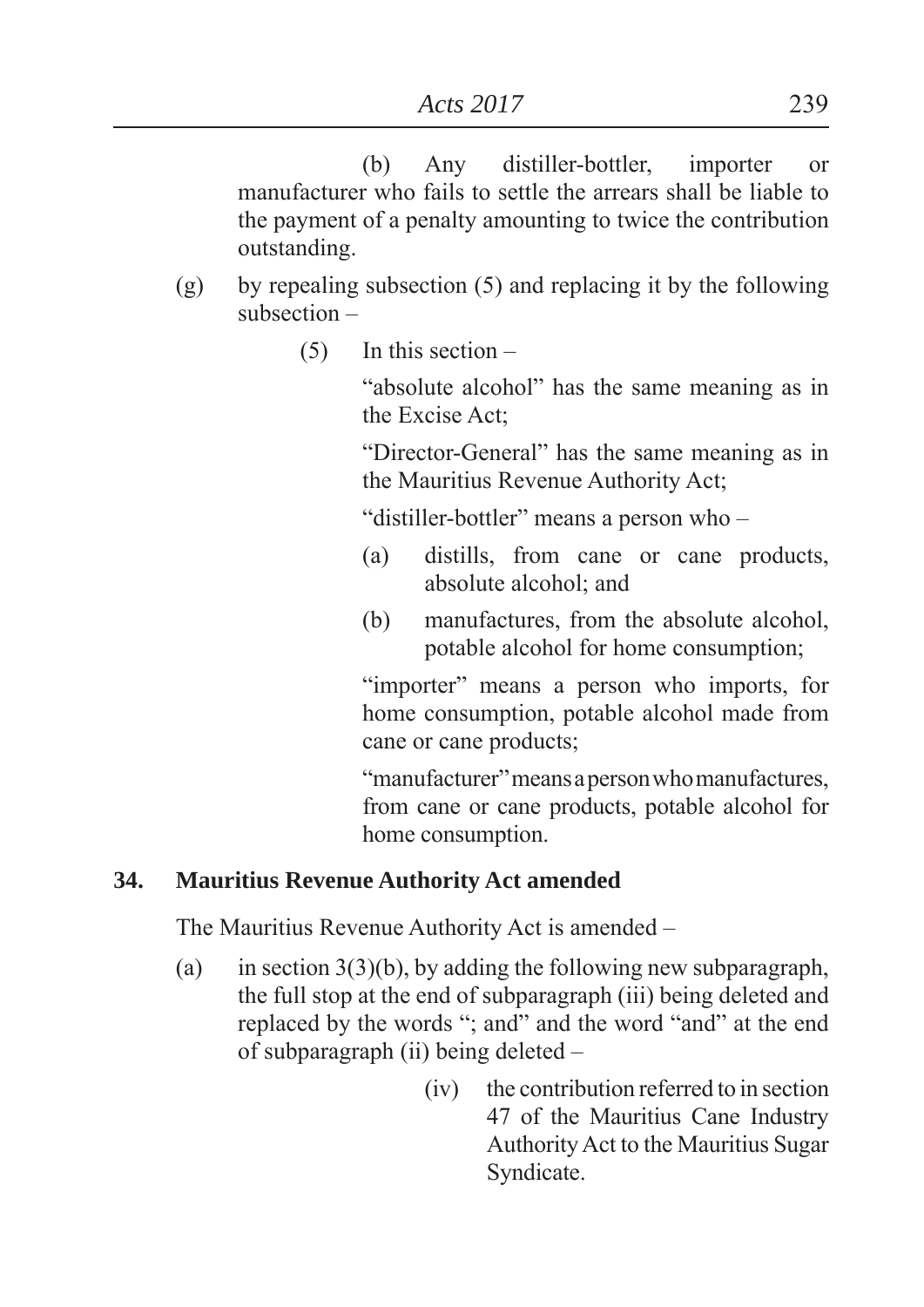(b) Any distiller-bottler, importer or manufacturer who fails to settle the arrears shall be liable to the payment of a penalty amounting to twice the contribution outstanding.

(g) by repealing subsection (5) and replacing it by the following subsection –

(5) In this section –

"absolute alcohol" has the same meaning as in the Excise Act;

"Director-General" has the same meaning as in the Mauritius Revenue Authority Act;

"distiller-bottler" means a person who –

(a) distills, from cane or cane products, absolute alcohol; and

(b) manufactures, from the absolute alcohol, potable alcohol for home consumption;

"importer" means a person who imports, for home consumption, potable alcohol made from cane or cane products;

"manufacturer" means a person who manufactures, from cane or cane products, potable alcohol for home consumption.

**34. Mauritius Revenue Authority Act amended**

The Mauritius Revenue Authority Act is amended –

(a) in section 3(3)(b), by adding the following new subparagraph, the full stop at the end of subparagraph (iii) being deleted and replaced by the words "; and" and the word "and" at the end of subparagraph (ii) being deleted –

(iv) the contribution referred to in section 47 of the Mauritius Cane Industry Authority Act to the Mauritius Sugar Syndicate.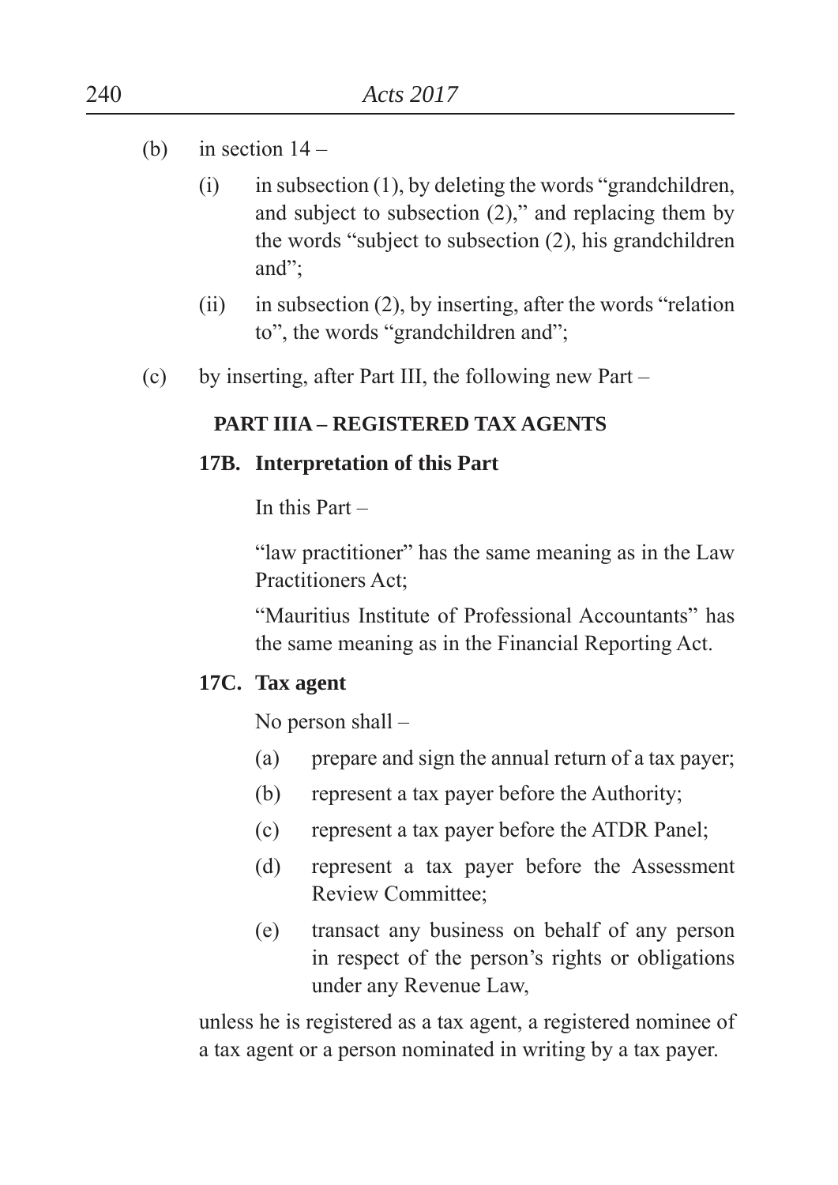(b) in section 14 –

(i) in subsection (1), by deleting the words "grandchildren, and subject to subsection (2)," and replacing them by the words "subject to subsection (2), his grandchildren and";

(ii) in subsection (2), by inserting, after the words "relation to", the words "grandchildren and";

(c) by inserting, after Part III, the following new Part –

**PART IIIA – REGISTERED TAX AGENTS**

**17B. Interpretation of this Part**

In this Part –

"law practitioner" has the same meaning as in the Law Practitioners Act;

"Mauritius Institute of Professional Accountants" has the same meaning as in the Financial Reporting Act.

**17C. Tax agent**

No person shall –

(a) prepare and sign the annual return of a tax payer;

(b) represent a tax payer before the Authority;

(c) represent a tax payer before the ATDR Panel;

(d) represent a tax payer before the Assessment Review Committee;

(e) transact any business on behalf of any person in respect of the person's rights or obligations under any Revenue Law,

unless he is registered as a tax agent, a registered nominee of a tax agent or a person nominated in writing by a tax payer.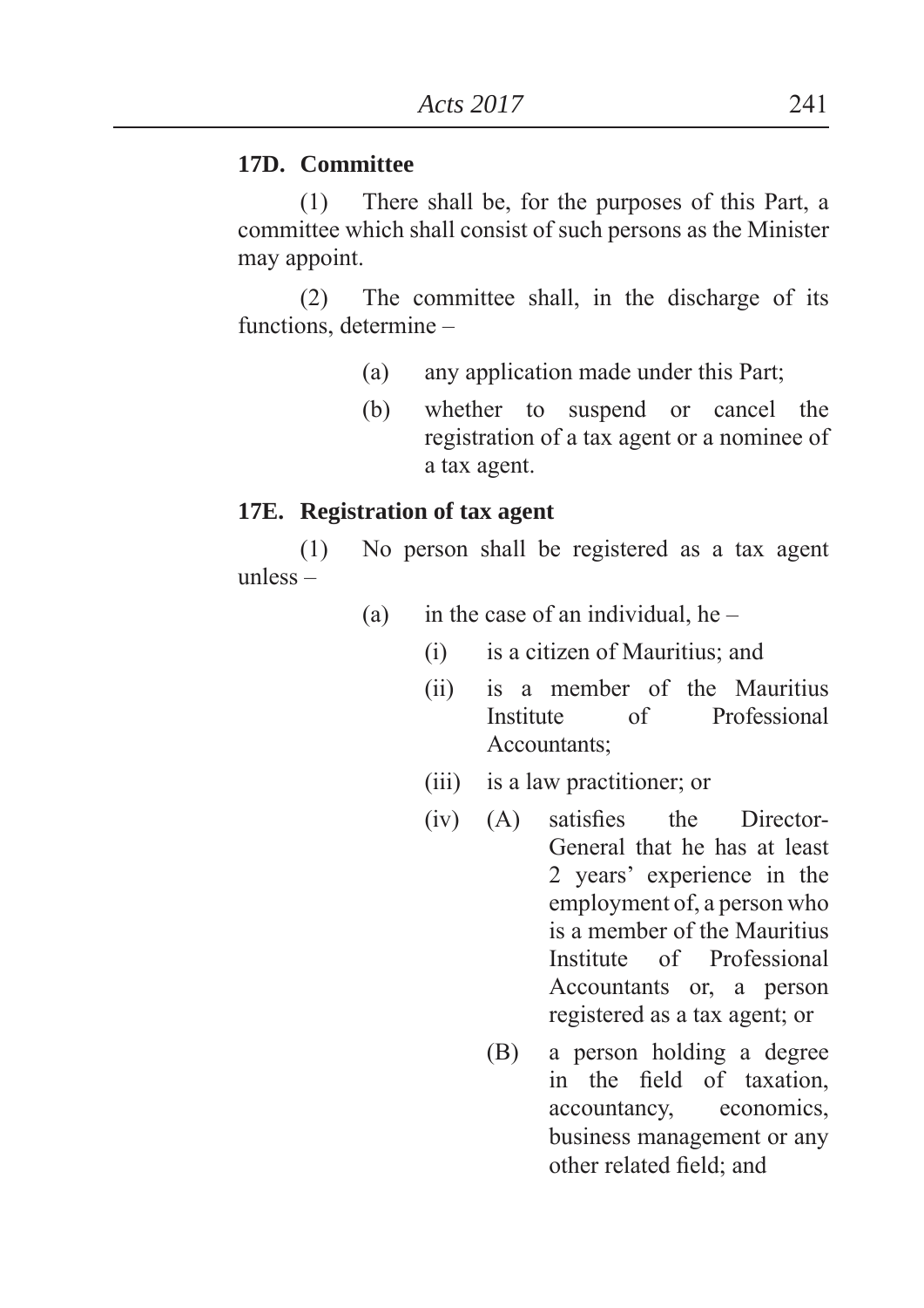**17D. Committee**

(1) There shall be, for the purposes of this Part, a committee which shall consist of such persons as the Minister may appoint.

(2) The committee shall, in the discharge of its functions, determine –

(a) any application made under this Part;

(b) whether to suspend or cancel the registration of a tax agent or a nominee of a tax agent.

**17E. Registration of tax agent**

(1) No person shall be registered as a tax agent unless –

(a) in the case of an individual, he –

(i) is a citizen of Mauritius; and

(ii) is a member of the Mauritius Institute of Professional Accountants;

(iii) is a law practitioner; or

(iv) (A) satisfies the Director-General that he has at least 2 years' experience in the employment of, a person who is a member of the Mauritius Institute of Professional Accountants or, a person registered as a tax agent; or

(B) a person holding a degree in the field of taxation, accountancy, economics, business management or any other related field; and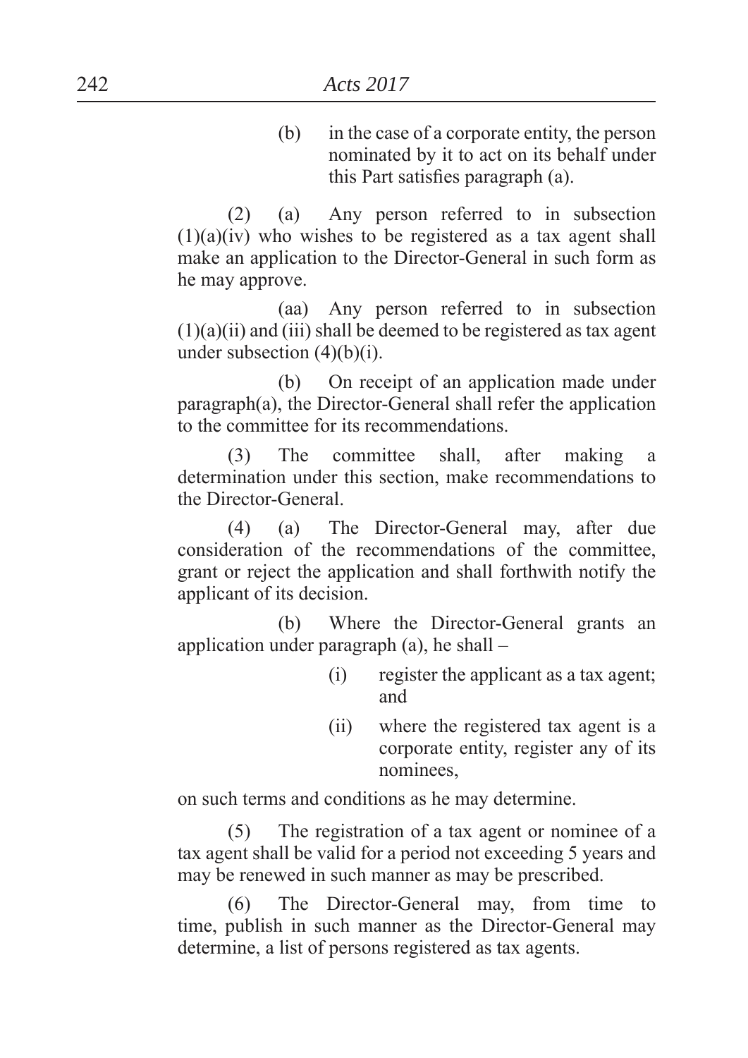(b) in the case of a corporate entity, the person nominated by it to act on its behalf under this Part satisfies paragraph (a).

(2) (a) Any person referred to in subsection (1)(a)(iv) who wishes to be registered as a tax agent shall make an application to the Director-General in such form as he may approve.

(aa) Any person referred to in subsection (1)(a)(ii) and (iii) shall be deemed to be registered as tax agent under subsection (4)(b)(i).

(b) On receipt of an application made under paragraph(a), the Director-General shall refer the application to the committee for its recommendations.

(3) The committee shall, after making a determination under this section, make recommendations to the Director-General.

(4) (a) The Director-General may, after due consideration of the recommendations of the committee, grant or reject the application and shall forthwith notify the applicant of its decision.

(b) Where the Director-General grants an application under paragraph (a), he shall –

(i) register the applicant as a tax agent; and

(ii) where the registered tax agent is a corporate entity, register any of its nominees,

on such terms and conditions as he may determine.

(5) The registration of a tax agent or nominee of a tax agent shall be valid for a period not exceeding 5 years and may be renewed in such manner as may be prescribed.

(6) The Director-General may, from time to time, publish in such manner as the Director-General may determine, a list of persons registered as tax agents.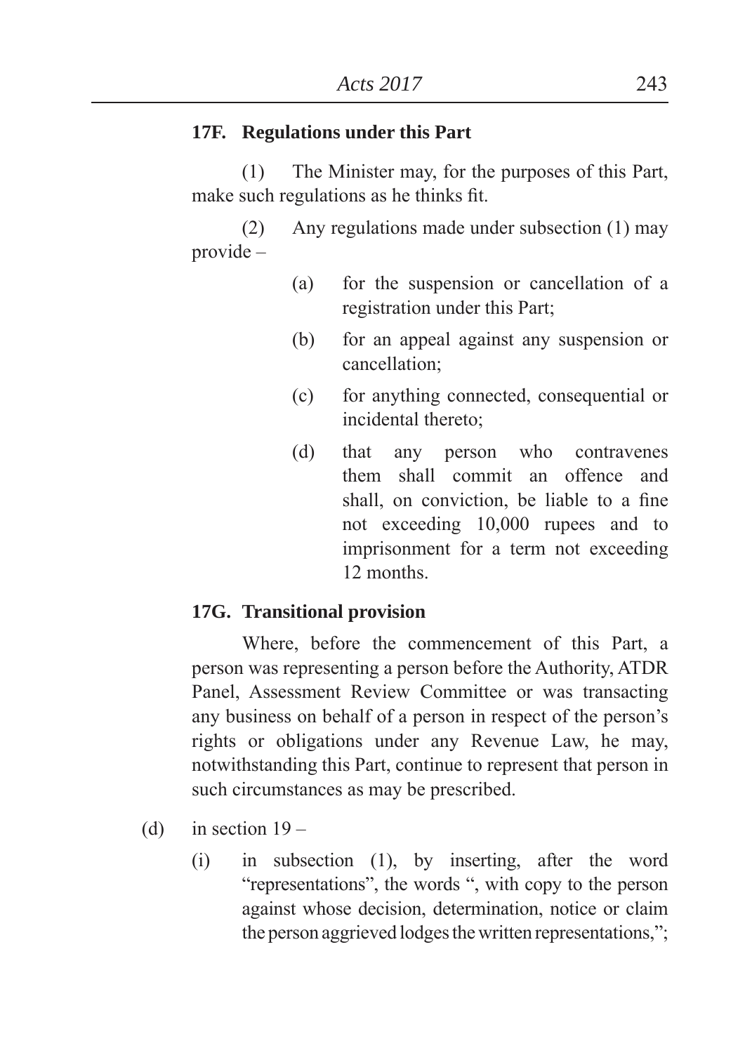**17F. Regulations under this Part**

(1) The Minister may, for the purposes of this Part, make such regulations as he thinks fit.

(2) Any regulations made under subsection (1) may provide –

(a) for the suspension or cancellation of a registration under this Part;

(b) for an appeal against any suspension or cancellation;

(c) for anything connected, consequential or incidental thereto;

(d) that any person who contravenes them shall commit an offence and shall, on conviction, be liable to a fine not exceeding 10,000 rupees and to imprisonment for a term not exceeding 12 months.

**17G. Transitional provision**

Where, before the commencement of this Part, a person was representing a person before the Authority, ATDR Panel, Assessment Review Committee or was transacting any business on behalf of a person in respect of the person's rights or obligations under any Revenue Law, he may, notwithstanding this Part, continue to represent that person in such circumstances as may be prescribed.

(d) in section 19 –

(i) in subsection (1), by inserting, after the word "representations", the words ", with copy to the person against whose decision, determination, notice or claim the person aggrieved lodges the written representations,";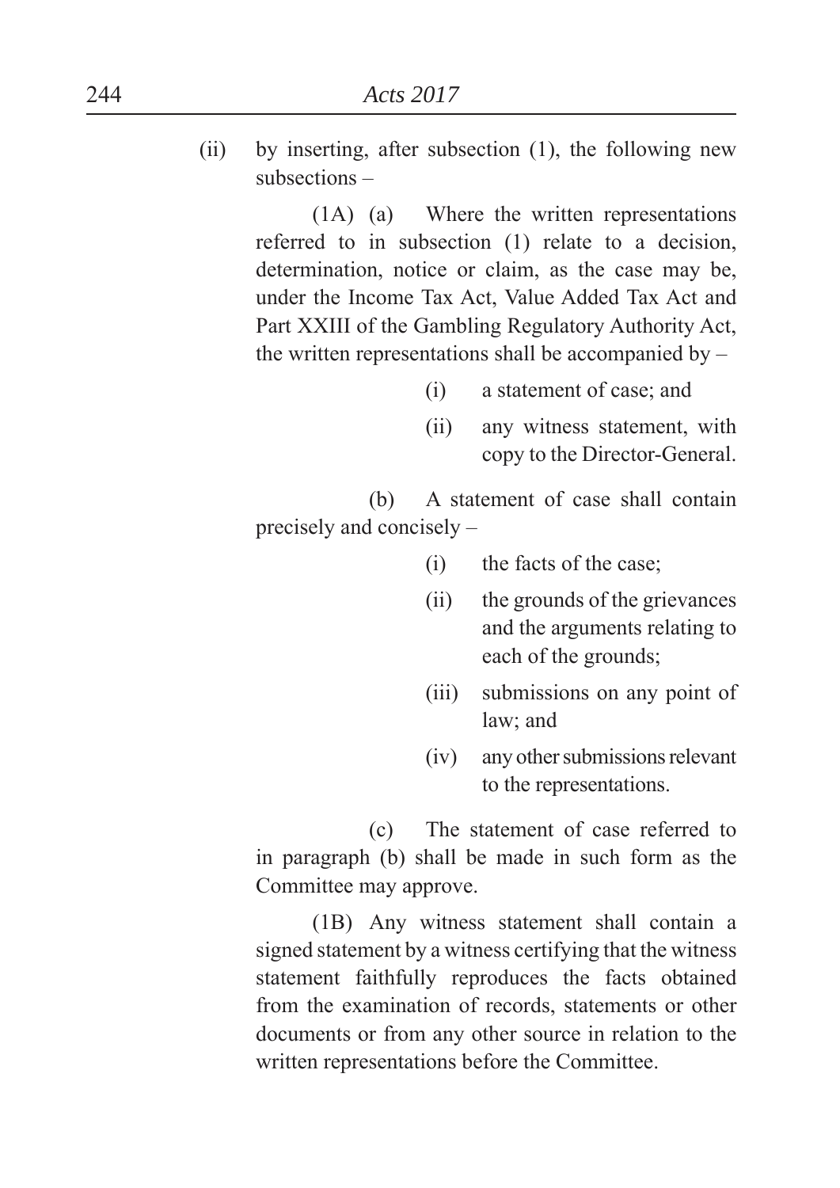(ii) by inserting, after subsection (1), the following new subsections –

(1A) (a) Where the written representations referred to in subsection (1) relate to a decision, determination, notice or claim, as the case may be, under the Income Tax Act, Value Added Tax Act and Part XXIII of the Gambling Regulatory Authority Act, the written representations shall be accompanied by –

(i) a statement of case; and

(ii) any witness statement, with copy to the Director-General.

(b) A statement of case shall contain precisely and concisely –

(i) the facts of the case;

(ii) the grounds of the grievances and the arguments relating to each of the grounds;

(iii) submissions on any point of law; and

(iv) any other submissions relevant to the representations.

(c) The statement of case referred to in paragraph (b) shall be made in such form as the Committee may approve.

(1B) Any witness statement shall contain a signed statement by a witness certifying that the witness statement faithfully reproduces the facts obtained from the examination of records, statements or other documents or from any other source in relation to the written representations before the Committee.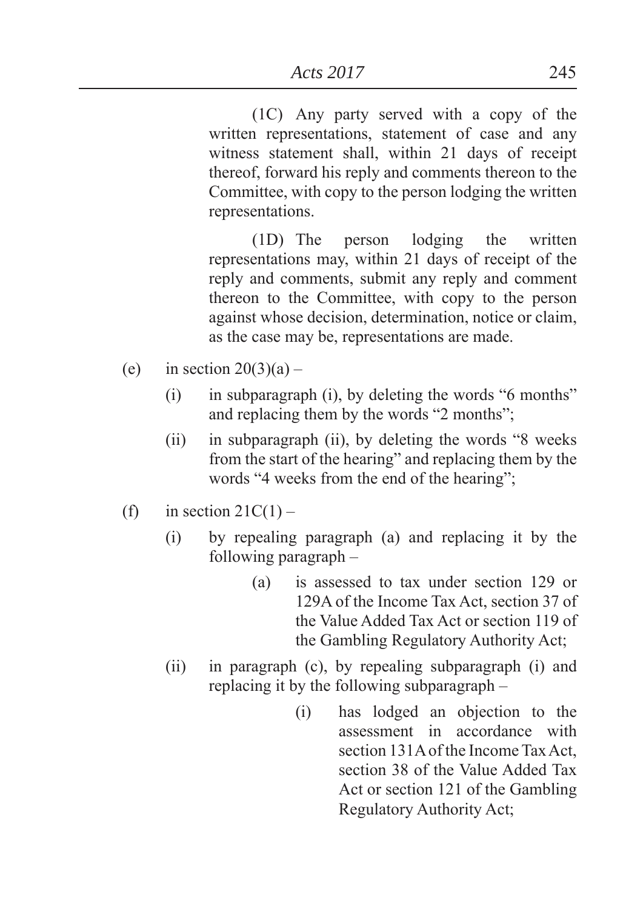(1C) Any party served with a copy of the written representations, statement of case and any witness statement shall, within 21 days of receipt thereof, forward his reply and comments thereon to the Committee, with copy to the person lodging the written representations.

(1D) The person lodging the written representations may, within 21 days of receipt of the reply and comments, submit any reply and comment thereon to the Committee, with copy to the person against whose decision, determination, notice or claim, as the case may be, representations are made.

(e) in section 20(3)(a) –

  (i) in subparagraph (i), by deleting the words "6 months" and replacing them by the words "2 months";

  (ii) in subparagraph (ii), by deleting the words "8 weeks from the start of the hearing" and replacing them by the words "4 weeks from the end of the hearing";

(f) in section 21C(1) –

  (i) by repealing paragraph (a) and replacing it by the following paragraph –

    (a) is assessed to tax under section 129 or 129A of the Income Tax Act, section 37 of the Value Added Tax Act or section 119 of the Gambling Regulatory Authority Act;

  (ii) in paragraph (c), by repealing subparagraph (i) and replacing it by the following subparagraph –

    (i) has lodged an objection to the assessment in accordance with section 131A of the Income Tax Act, section 38 of the Value Added Tax Act or section 121 of the Gambling Regulatory Authority Act;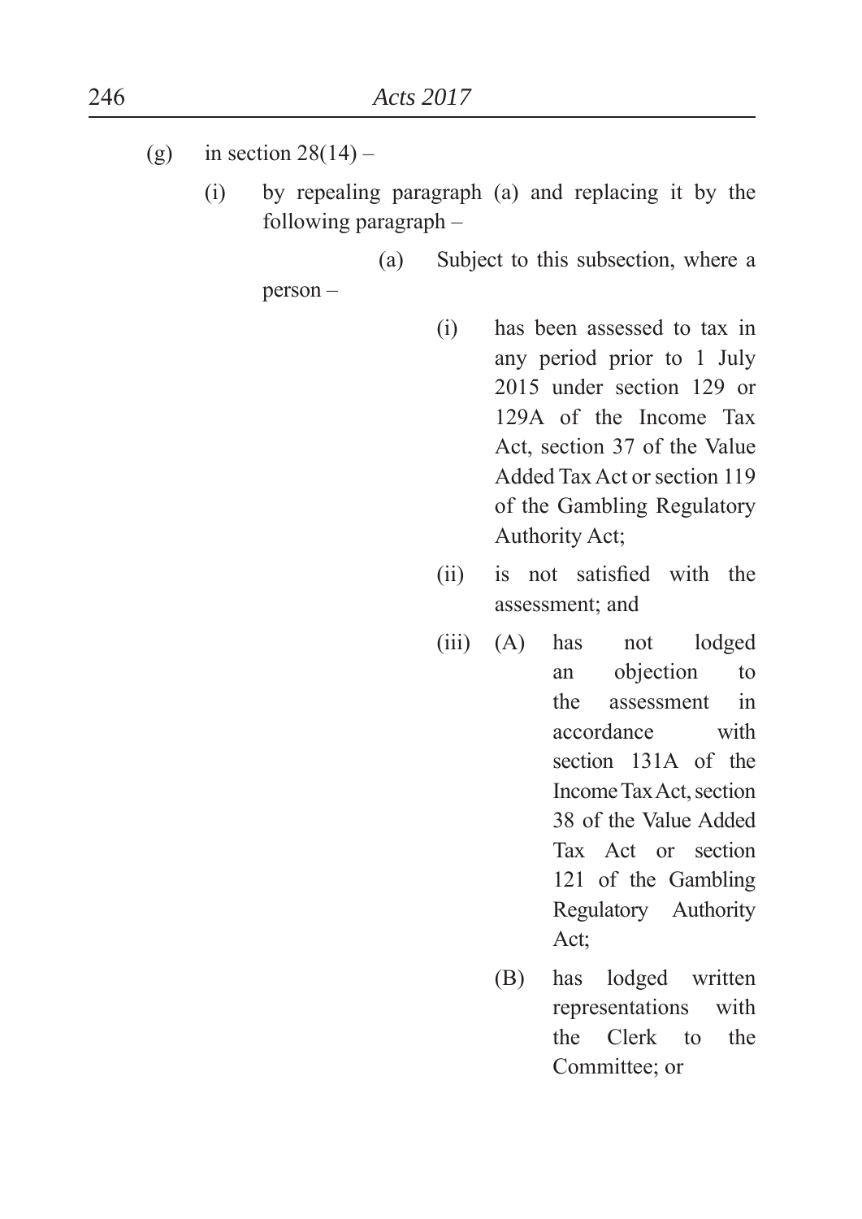(g) in section 28(14) –

(i) by repealing paragraph (a) and replacing it by the following paragraph –

(a) Subject to this subsection, where a person –

(i) has been assessed to tax in any period prior to 1 July 2015 under section 129 or 129A of the Income Tax Act, section 37 of the Value Added Tax Act or section 119 of the Gambling Regulatory Authority Act;

(ii) is not satisfied with the assessment; and

(iii) (A) has not lodged an objection to the assessment in accordance with section 131A of the Income Tax Act, section 38 of the Value Added Tax Act or section 121 of the Gambling Regulatory Authority Act;

(B) has lodged written representations with the Clerk to the Committee; or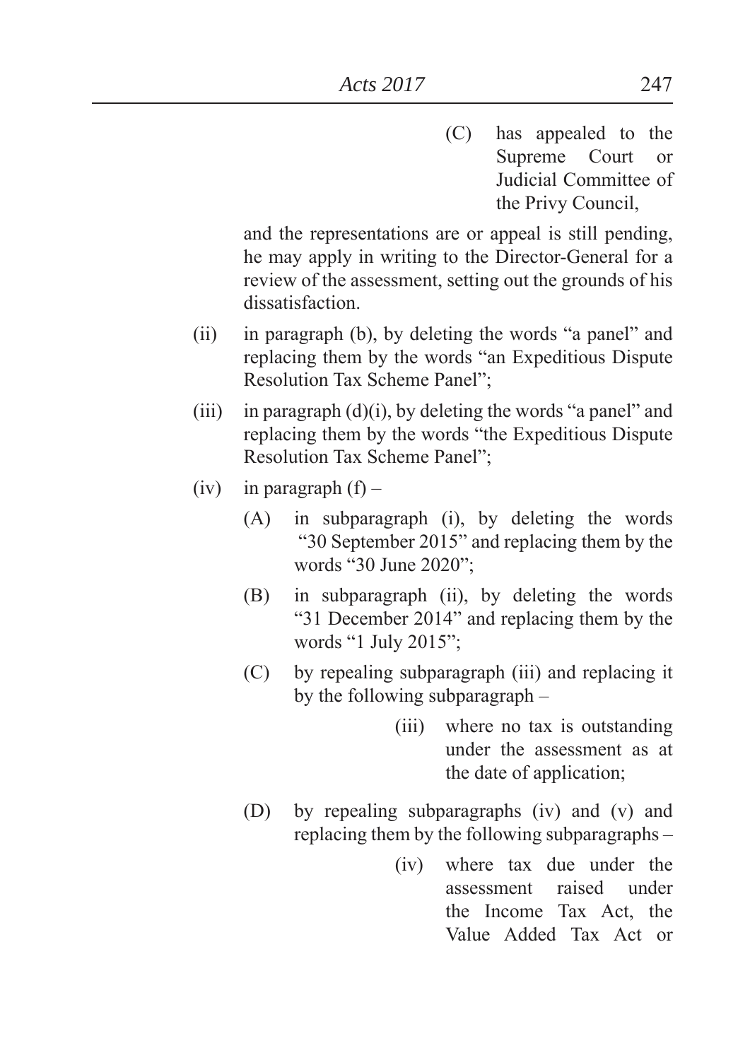(C) has appealed to the Supreme Court or Judicial Committee of the Privy Council,

and the representations are or appeal is still pending, he may apply in writing to the Director-General for a review of the assessment, setting out the grounds of his dissatisfaction.

(ii) in paragraph (b), by deleting the words "a panel" and replacing them by the words "an Expeditious Dispute Resolution Tax Scheme Panel";

(iii) in paragraph (d)(i), by deleting the words "a panel" and replacing them by the words "the Expeditious Dispute Resolution Tax Scheme Panel";

(iv) in paragraph (f) –

(A) in subparagraph (i), by deleting the words "30 September 2015" and replacing them by the words "30 June 2020";

(B) in subparagraph (ii), by deleting the words "31 December 2014" and replacing them by the words "1 July 2015";

(C) by repealing subparagraph (iii) and replacing it by the following subparagraph –

(iii) where no tax is outstanding under the assessment as at the date of application;

(D) by repealing subparagraphs (iv) and (v) and replacing them by the following subparagraphs –

(iv) where tax due under the assessment raised under the Income Tax Act, the Value Added Tax Act or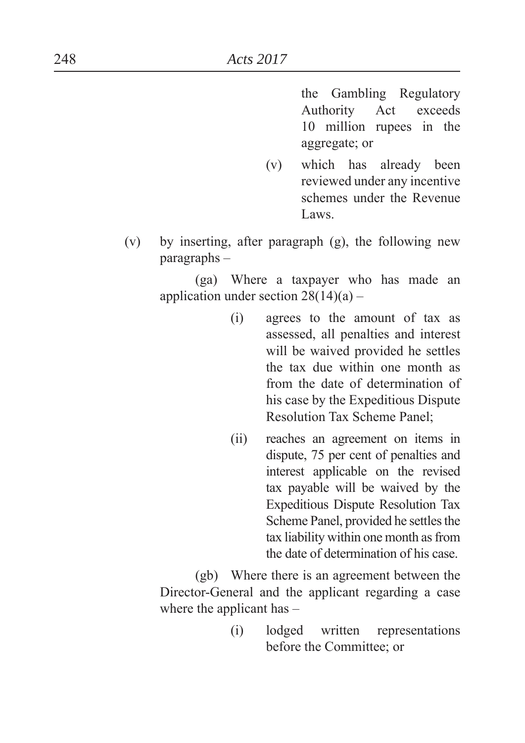the Gambling Regulatory Authority Act exceeds 10 million rupees in the aggregate; or

(v) which has already been reviewed under any incentive schemes under the Revenue Laws.

(v) by inserting, after paragraph (g), the following new paragraphs –

(ga) Where a taxpayer who has made an application under section 28(14)(a) –

(i) agrees to the amount of tax as assessed, all penalties and interest will be waived provided he settles the tax due within one month as from the date of determination of his case by the Expeditious Dispute Resolution Tax Scheme Panel;

(ii) reaches an agreement on items in dispute, 75 per cent of penalties and interest applicable on the revised tax payable will be waived by the Expeditious Dispute Resolution Tax Scheme Panel, provided he settles the tax liability within one month as from the date of determination of his case.

(gb) Where there is an agreement between the Director-General and the applicant regarding a case where the applicant has –

(i) lodged written representations before the Committee; or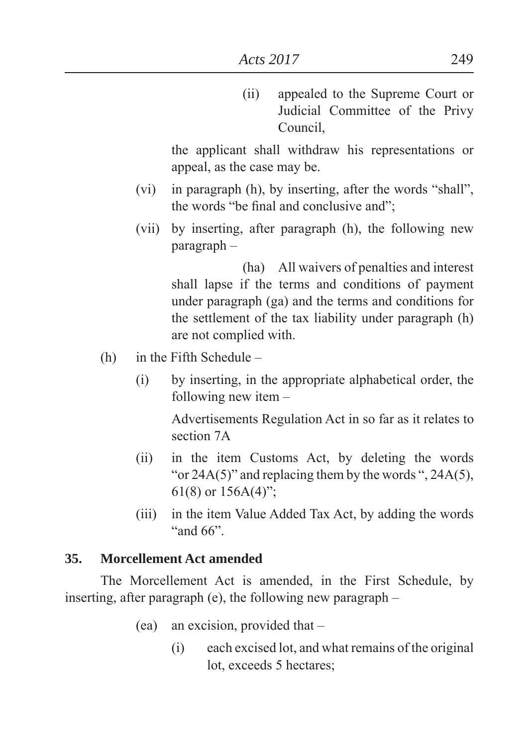(ii) appealed to the Supreme Court or Judicial Committee of the Privy Council,

the applicant shall withdraw his representations or appeal, as the case may be.

(vi) in paragraph (h), by inserting, after the words "shall", the words "be final and conclusive and";

(vii) by inserting, after paragraph (h), the following new paragraph –

(ha) All waivers of penalties and interest shall lapse if the terms and conditions of payment under paragraph (ga) and the terms and conditions for the settlement of the tax liability under paragraph (h) are not complied with.

(h) in the Fifth Schedule –

(i) by inserting, in the appropriate alphabetical order, the following new item –

Advertisements Regulation Act in so far as it relates to section 7A

(ii) in the item Customs Act, by deleting the words "or 24A(5)" and replacing them by the words ", 24A(5), 61(8) or 156A(4)";

(iii) in the item Value Added Tax Act, by adding the words "and 66".

**35. Morcellement Act amended**

The Morcellement Act is amended, in the First Schedule, by inserting, after paragraph (e), the following new paragraph –

(ea) an excision, provided that –

(i) each excised lot, and what remains of the original lot, exceeds 5 hectares;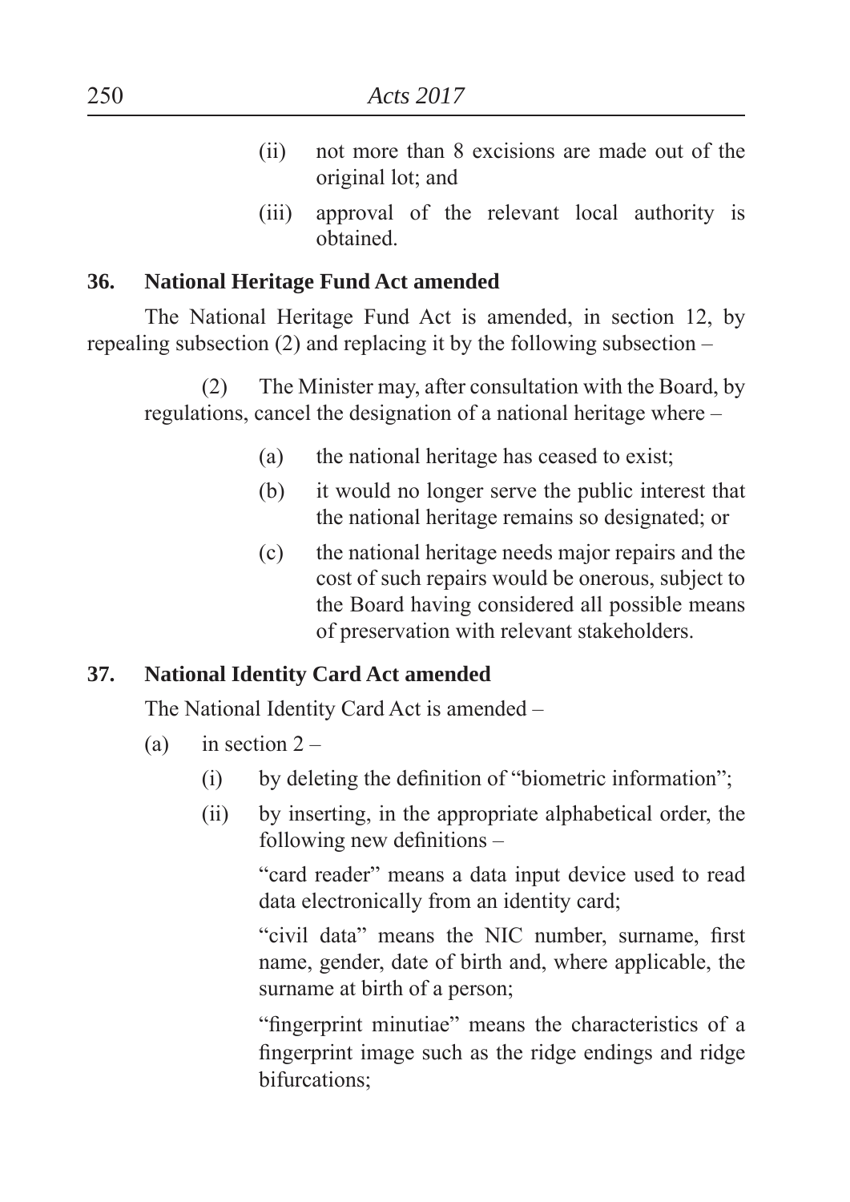(ii) not more than 8 excisions are made out of the original lot; and

(iii) approval of the relevant local authority is obtained.

**36. National Heritage Fund Act amended**

The National Heritage Fund Act is amended, in section 12, by repealing subsection (2) and replacing it by the following subsection –

(2) The Minister may, after consultation with the Board, by regulations, cancel the designation of a national heritage where –

(a) the national heritage has ceased to exist;

(b) it would no longer serve the public interest that the national heritage remains so designated; or

(c) the national heritage needs major repairs and the cost of such repairs would be onerous, subject to the Board having considered all possible means of preservation with relevant stakeholders.

**37. National Identity Card Act amended**

The National Identity Card Act is amended –

(a) in section 2 –

(i) by deleting the definition of "biometric information";

(ii) by inserting, in the appropriate alphabetical order, the following new definitions –

"card reader" means a data input device used to read data electronically from an identity card;

"civil data" means the NIC number, surname, first name, gender, date of birth and, where applicable, the surname at birth of a person;

"fingerprint minutiae" means the characteristics of a fingerprint image such as the ridge endings and ridge bifurcations;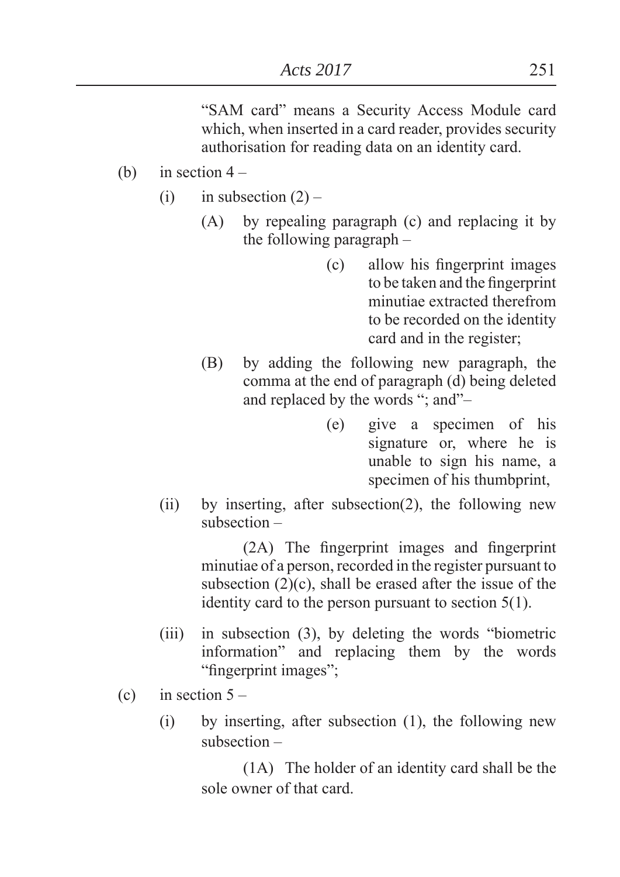"SAM card" means a Security Access Module card which, when inserted in a card reader, provides security authorisation for reading data on an identity card.

(b) in section 4 –

 (i) in subsection (2) –

  (A) by repealing paragraph (c) and replacing it by the following paragraph –

   (c) allow his fingerprint images to be taken and the fingerprint minutiae extracted therefrom to be recorded on the identity card and in the register;

  (B) by adding the following new paragraph, the comma at the end of paragraph (d) being deleted and replaced by the words "; and"–

   (e) give a specimen of his signature or, where he is unable to sign his name, a specimen of his thumbprint,

 (ii) by inserting, after subsection(2), the following new subsection –

  (2A) The fingerprint images and fingerprint minutiae of a person, recorded in the register pursuant to subsection (2)(c), shall be erased after the issue of the identity card to the person pursuant to section 5(1).

 (iii) in subsection (3), by deleting the words "biometric information" and replacing them by the words "fingerprint images";

(c) in section 5 –

 (i) by inserting, after subsection (1), the following new subsection –

  (1A) The holder of an identity card shall be the sole owner of that card.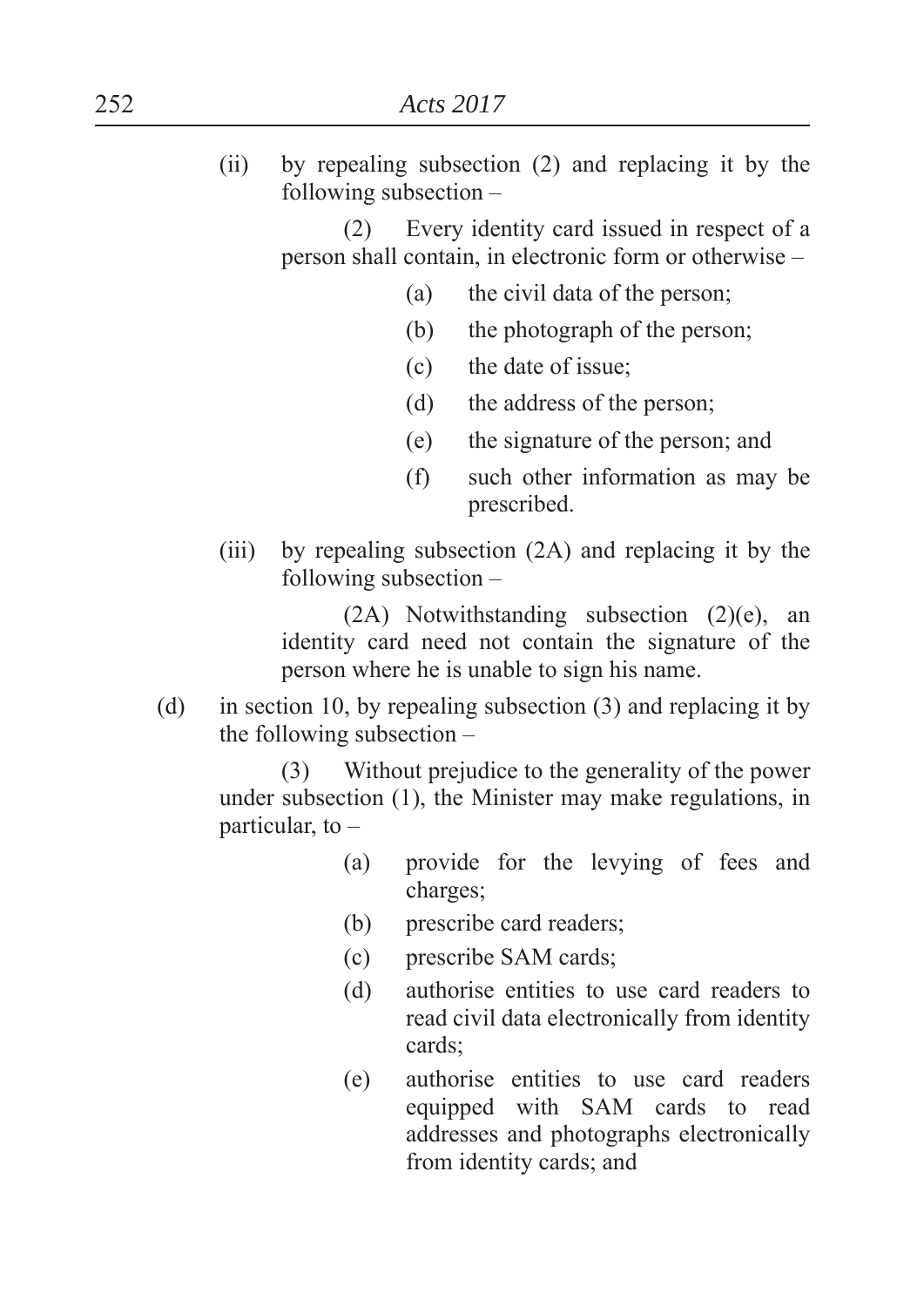(ii) by repealing subsection (2) and replacing it by the following subsection –

> (2) Every identity card issued in respect of a person shall contain, in electronic form or otherwise –
>
> (a) the civil data of the person;
>
> (b) the photograph of the person;
>
> (c) the date of issue;
>
> (d) the address of the person;
>
> (e) the signature of the person; and
>
> (f) such other information as may be prescribed.

(iii) by repealing subsection (2A) and replacing it by the following subsection –

> (2A) Notwithstanding subsection (2)(e), an identity card need not contain the signature of the person where he is unable to sign his name.

(d) in section 10, by repealing subsection (3) and replacing it by the following subsection –

> (3) Without prejudice to the generality of the power under subsection (1), the Minister may make regulations, in particular, to –
>
> (a) provide for the levying of fees and charges;
>
> (b) prescribe card readers;
>
> (c) prescribe SAM cards;
>
> (d) authorise entities to use card readers to read civil data electronically from identity cards;
>
> (e) authorise entities to use card readers equipped with SAM cards to read addresses and photographs electronically from identity cards; and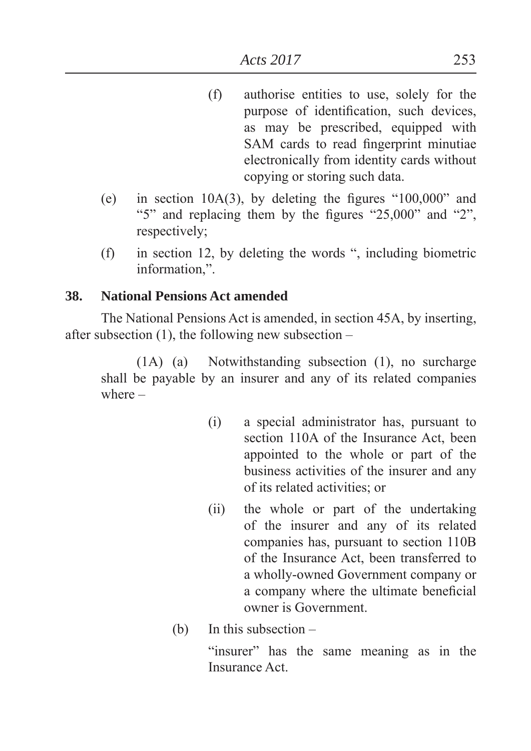(f) authorise entities to use, solely for the purpose of identification, such devices, as may be prescribed, equipped with SAM cards to read fingerprint minutiae electronically from identity cards without copying or storing such data.

(e) in section 10A(3), by deleting the figures "100,000" and "5" and replacing them by the figures "25,000" and "2", respectively;

(f) in section 12, by deleting the words ", including biometric information,".

**38. National Pensions Act amended**

The National Pensions Act is amended, in section 45A, by inserting, after subsection (1), the following new subsection –

(1A) (a) Notwithstanding subsection (1), no surcharge shall be payable by an insurer and any of its related companies where –

(i) a special administrator has, pursuant to section 110A of the Insurance Act, been appointed to the whole or part of the business activities of the insurer and any of its related activities; or

(ii) the whole or part of the undertaking of the insurer and any of its related companies has, pursuant to section 110B of the Insurance Act, been transferred to a wholly-owned Government company or a company where the ultimate beneficial owner is Government.

(b) In this subsection –

"insurer" has the same meaning as in the Insurance Act.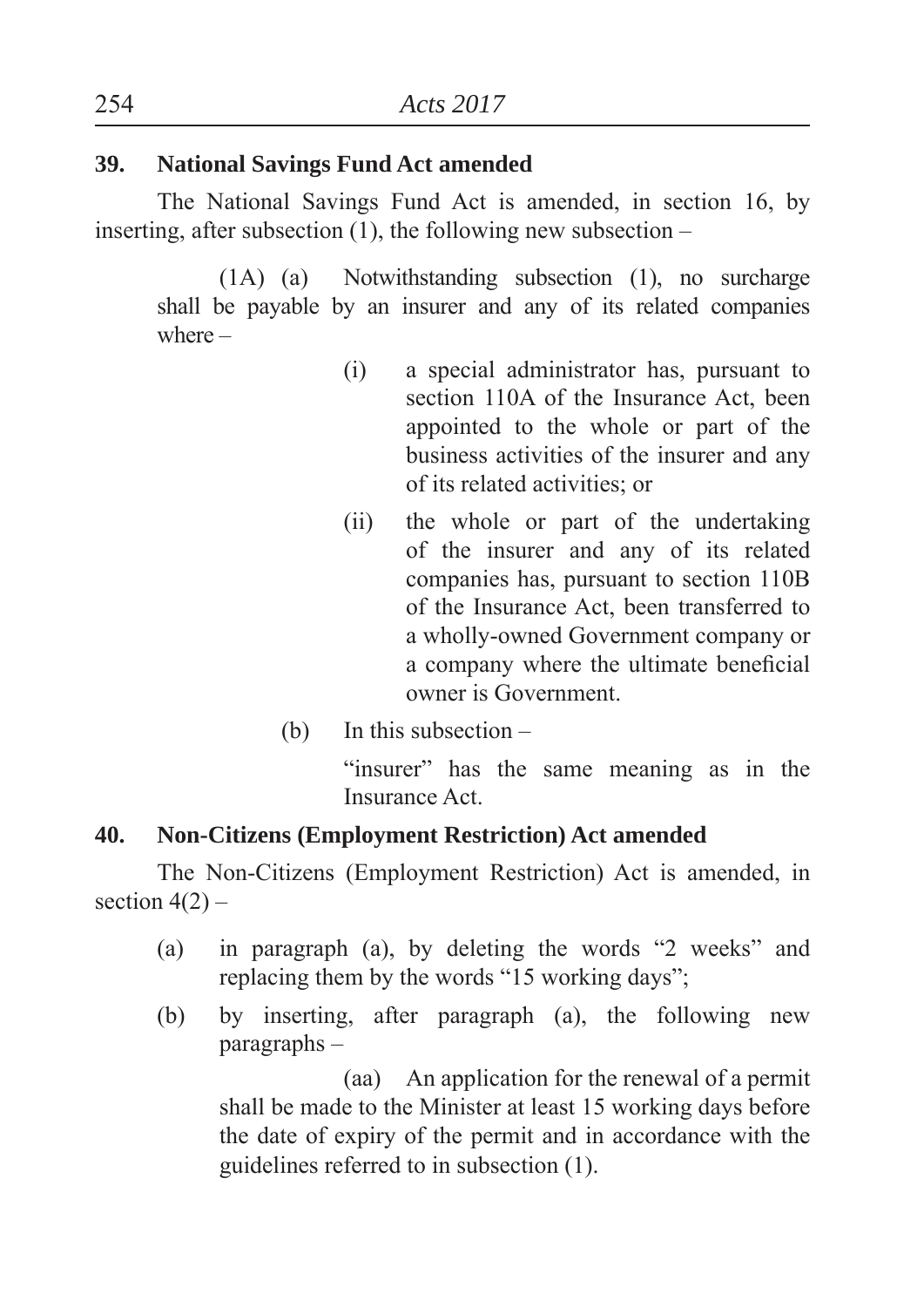**39. National Savings Fund Act amended**

The National Savings Fund Act is amended, in section 16, by inserting, after subsection (1), the following new subsection –

> (1A) (a) Notwithstanding subsection (1), no surcharge shall be payable by an insurer and any of its related companies where –
>
> > (i) a special administrator has, pursuant to section 110A of the Insurance Act, been appointed to the whole or part of the business activities of the insurer and any of its related activities; or
> >
> > (ii) the whole or part of the undertaking of the insurer and any of its related companies has, pursuant to section 110B of the Insurance Act, been transferred to a wholly-owned Government company or a company where the ultimate beneficial owner is Government.
>
> (b) In this subsection –
>
> > "insurer" has the same meaning as in the Insurance Act.

**40. Non-Citizens (Employment Restriction) Act amended**

The Non-Citizens (Employment Restriction) Act is amended, in section 4(2) –

(a) in paragraph (a), by deleting the words "2 weeks" and replacing them by the words "15 working days";

(b) by inserting, after paragraph (a), the following new paragraphs –

> (aa) An application for the renewal of a permit shall be made to the Minister at least 15 working days before the date of expiry of the permit and in accordance with the guidelines referred to in subsection (1).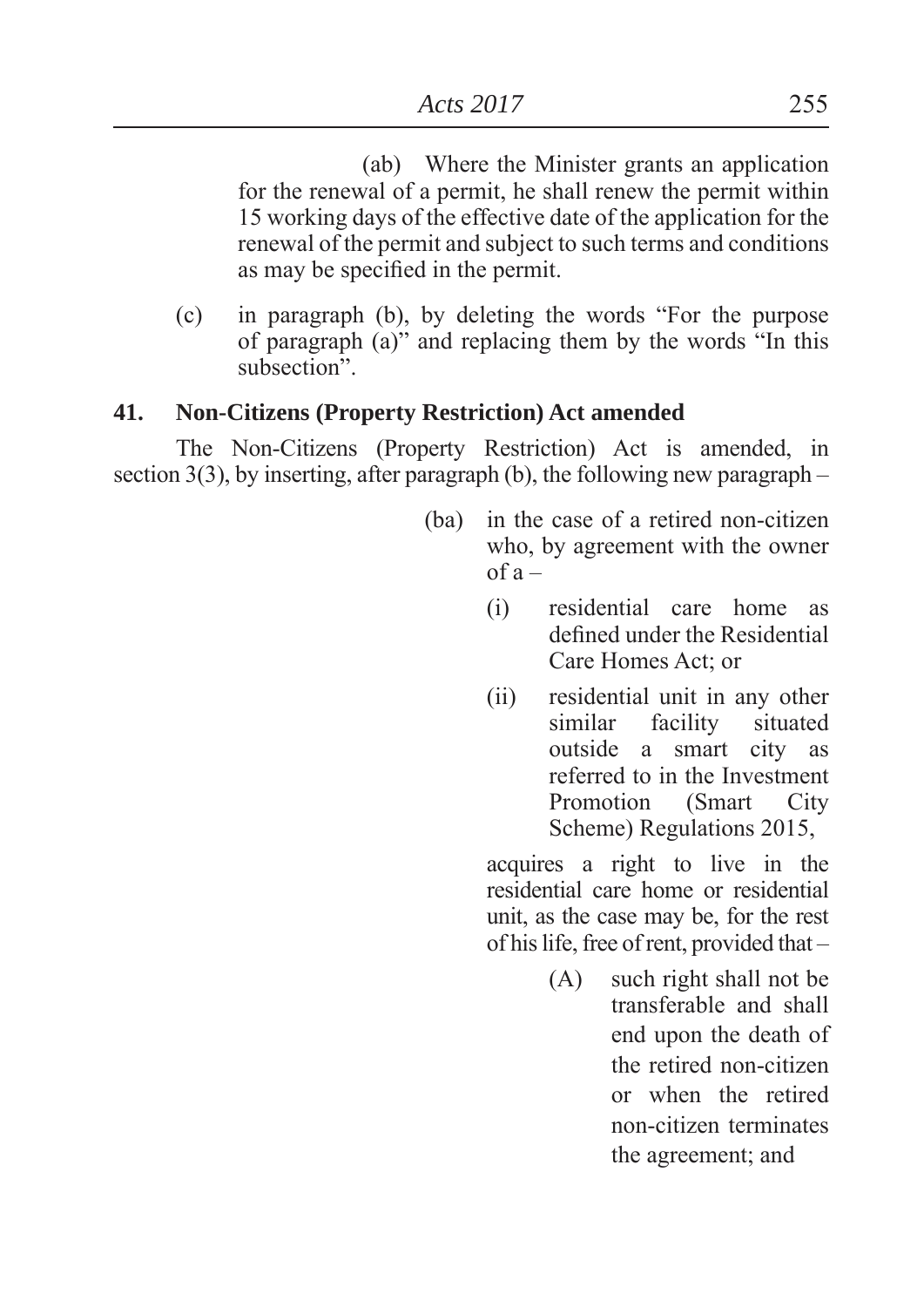(ab) Where the Minister grants an application for the renewal of a permit, he shall renew the permit within 15 working days of the effective date of the application for the renewal of the permit and subject to such terms and conditions as may be specified in the permit.

(c) in paragraph (b), by deleting the words "For the purpose of paragraph (a)" and replacing them by the words "In this subsection".

**41. Non-Citizens (Property Restriction) Act amended**

The Non-Citizens (Property Restriction) Act is amended, in section 3(3), by inserting, after paragraph (b), the following new paragraph –

(ba) in the case of a retired non-citizen who, by agreement with the owner of a –

(i) residential care home as defined under the Residential Care Homes Act; or

(ii) residential unit in any other similar facility situated outside a smart city as referred to in the Investment Promotion (Smart City Scheme) Regulations 2015,

acquires a right to live in the residential care home or residential unit, as the case may be, for the rest of his life, free of rent, provided that –

(A) such right shall not be transferable and shall end upon the death of the retired non-citizen or when the retired non-citizen terminates the agreement; and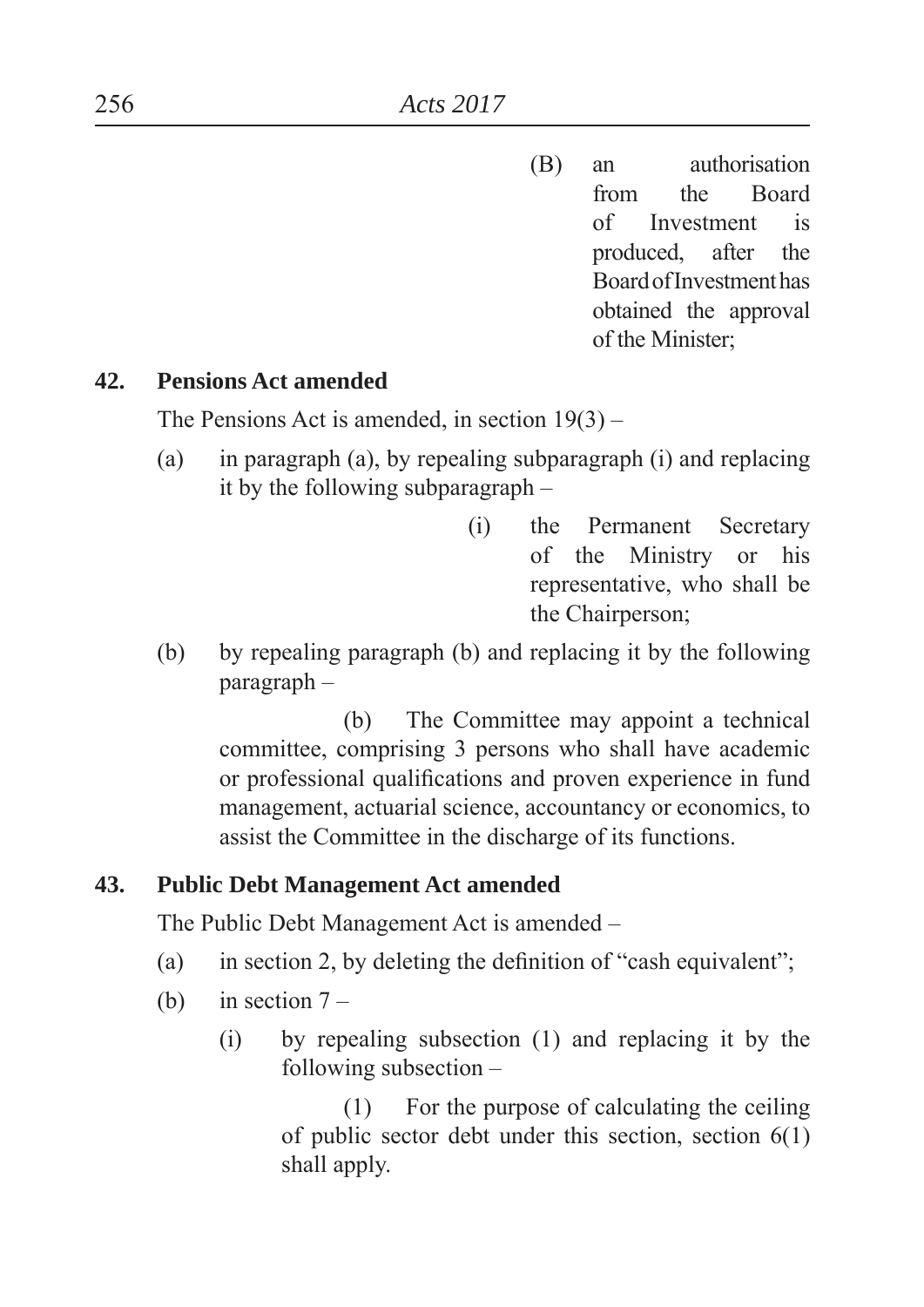(B) an authorisation from the Board of Investment is produced, after the Board of Investment has obtained the approval of the Minister;

**42. Pensions Act amended**

The Pensions Act is amended, in section 19(3) –

(a) in paragraph (a), by repealing subparagraph (i) and replacing it by the following subparagraph –

(i) the Permanent Secretary of the Ministry or his representative, who shall be the Chairperson;

(b) by repealing paragraph (b) and replacing it by the following paragraph –

(b) The Committee may appoint a technical committee, comprising 3 persons who shall have academic or professional qualifications and proven experience in fund management, actuarial science, accountancy or economics, to assist the Committee in the discharge of its functions.

**43. Public Debt Management Act amended**

The Public Debt Management Act is amended –

(a) in section 2, by deleting the definition of "cash equivalent";

(b) in section 7 –

(i) by repealing subsection (1) and replacing it by the following subsection –

(1) For the purpose of calculating the ceiling of public sector debt under this section, section 6(1) shall apply.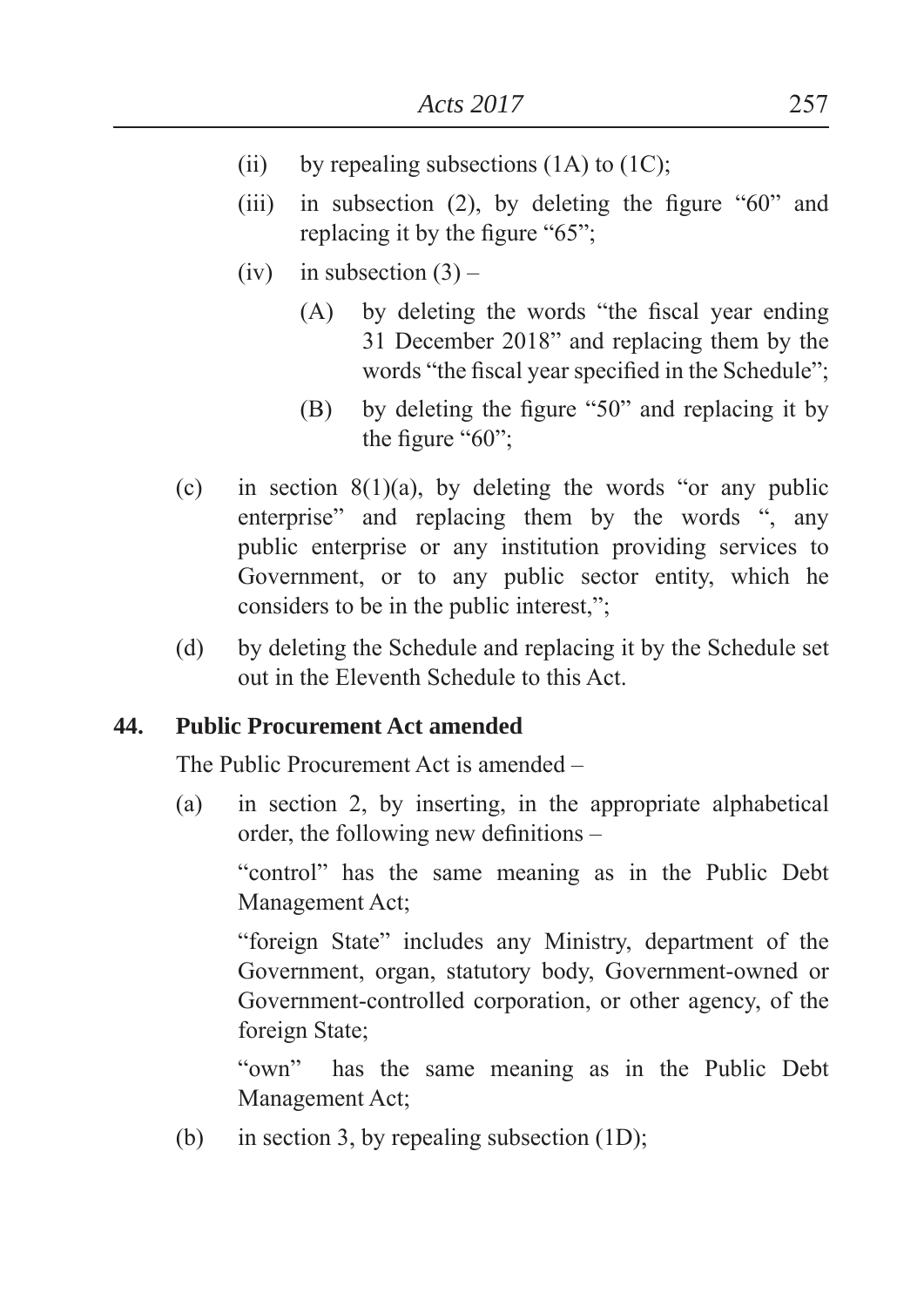(ii) by repealing subsections (1A) to (1C);

(iii) in subsection (2), by deleting the figure "60" and replacing it by the figure "65";

(iv) in subsection (3) –

(A) by deleting the words "the fiscal year ending 31 December 2018" and replacing them by the words "the fiscal year specified in the Schedule";

(B) by deleting the figure "50" and replacing it by the figure "60";

(c) in section 8(1)(a), by deleting the words "or any public enterprise" and replacing them by the words ", any public enterprise or any institution providing services to Government, or to any public sector entity, which he considers to be in the public interest,";

(d) by deleting the Schedule and replacing it by the Schedule set out in the Eleventh Schedule to this Act.

**44. Public Procurement Act amended**

The Public Procurement Act is amended –

(a) in section 2, by inserting, in the appropriate alphabetical order, the following new definitions –

"control" has the same meaning as in the Public Debt Management Act;

"foreign State" includes any Ministry, department of the Government, organ, statutory body, Government-owned or Government-controlled corporation, or other agency, of the foreign State;

"own" has the same meaning as in the Public Debt Management Act;

(b) in section 3, by repealing subsection (1D);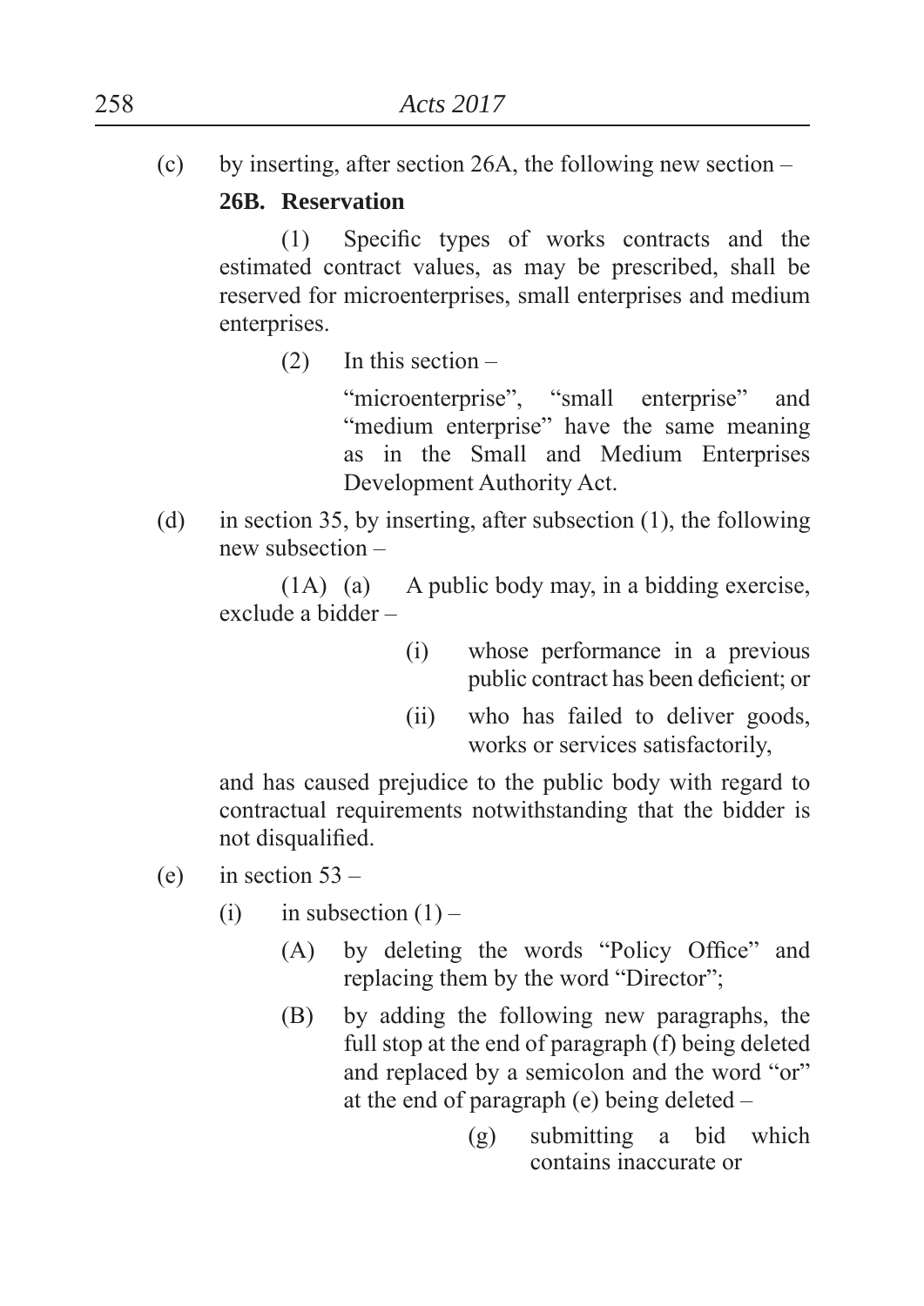(c) by inserting, after section 26A, the following new section –

**26B. Reservation**

(1) Specific types of works contracts and the estimated contract values, as may be prescribed, shall be reserved for microenterprises, small enterprises and medium enterprises.

(2) In this section –

"microenterprise", "small enterprise" and "medium enterprise" have the same meaning as in the Small and Medium Enterprises Development Authority Act.

(d) in section 35, by inserting, after subsection (1), the following new subsection –

(1A) (a) A public body may, in a bidding exercise, exclude a bidder –

(i) whose performance in a previous public contract has been deficient; or

(ii) who has failed to deliver goods, works or services satisfactorily,

and has caused prejudice to the public body with regard to contractual requirements notwithstanding that the bidder is not disqualified.

(e) in section 53 –

(i) in subsection (1) –

(A) by deleting the words "Policy Office" and replacing them by the word "Director";

(B) by adding the following new paragraphs, the full stop at the end of paragraph (f) being deleted and replaced by a semicolon and the word "or" at the end of paragraph (e) being deleted –

(g) submitting a bid which contains inaccurate or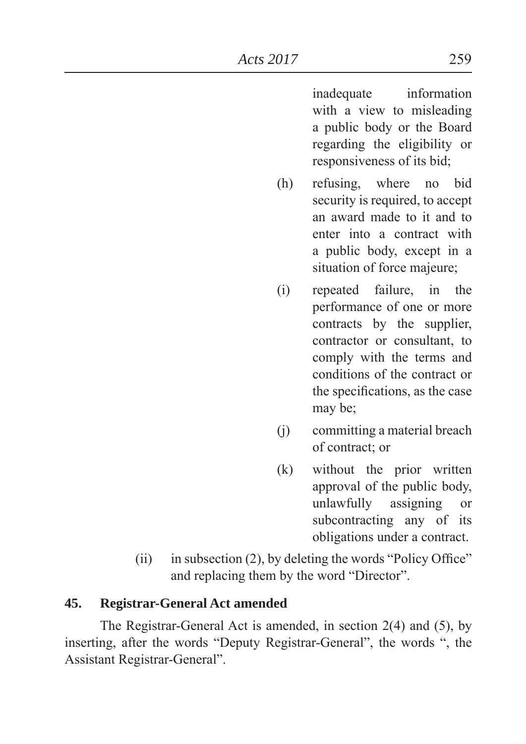inadequate information with a view to misleading a public body or the Board regarding the eligibility or responsiveness of its bid;

(h) refusing, where no bid security is required, to accept an award made to it and to enter into a contract with a public body, except in a situation of force majeure;

(i) repeated failure, in the performance of one or more contracts by the supplier, contractor or consultant, to comply with the terms and conditions of the contract or the specifications, as the case may be;

(j) committing a material breach of contract; or

(k) without the prior written approval of the public body, unlawfully assigning or subcontracting any of its obligations under a contract.

(ii) in subsection (2), by deleting the words "Policy Office" and replacing them by the word "Director".

**45. Registrar-General Act amended**

The Registrar-General Act is amended, in section 2(4) and (5), by inserting, after the words "Deputy Registrar-General", the words ", the Assistant Registrar-General".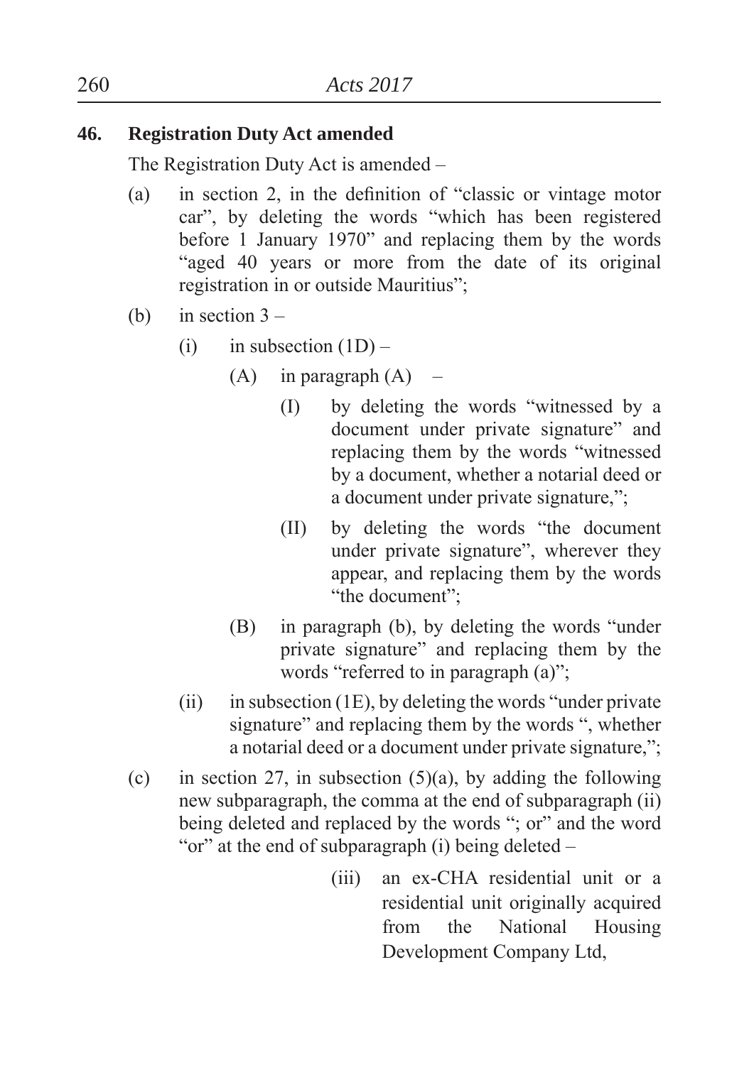**46. Registration Duty Act amended**

The Registration Duty Act is amended –

(a) in section 2, in the definition of "classic or vintage motor car", by deleting the words "which has been registered before 1 January 1970" and replacing them by the words "aged 40 years or more from the date of its original registration in or outside Mauritius";

(b) in section 3 –

  (i) in subsection (1D) –

    (A) in paragraph (A) –

      (I) by deleting the words "witnessed by a document under private signature" and replacing them by the words "witnessed by a document, whether a notarial deed or a document under private signature,";

      (II) by deleting the words "the document under private signature", wherever they appear, and replacing them by the words "the document";

    (B) in paragraph (b), by deleting the words "under private signature" and replacing them by the words "referred to in paragraph (a)";

  (ii) in subsection (1E), by deleting the words "under private signature" and replacing them by the words ", whether a notarial deed or a document under private signature,";

(c) in section 27, in subsection (5)(a), by adding the following new subparagraph, the comma at the end of subparagraph (ii) being deleted and replaced by the words "; or" and the word "or" at the end of subparagraph (i) being deleted –

      (iii) an ex-CHA residential unit or a residential unit originally acquired from the National Housing Development Company Ltd,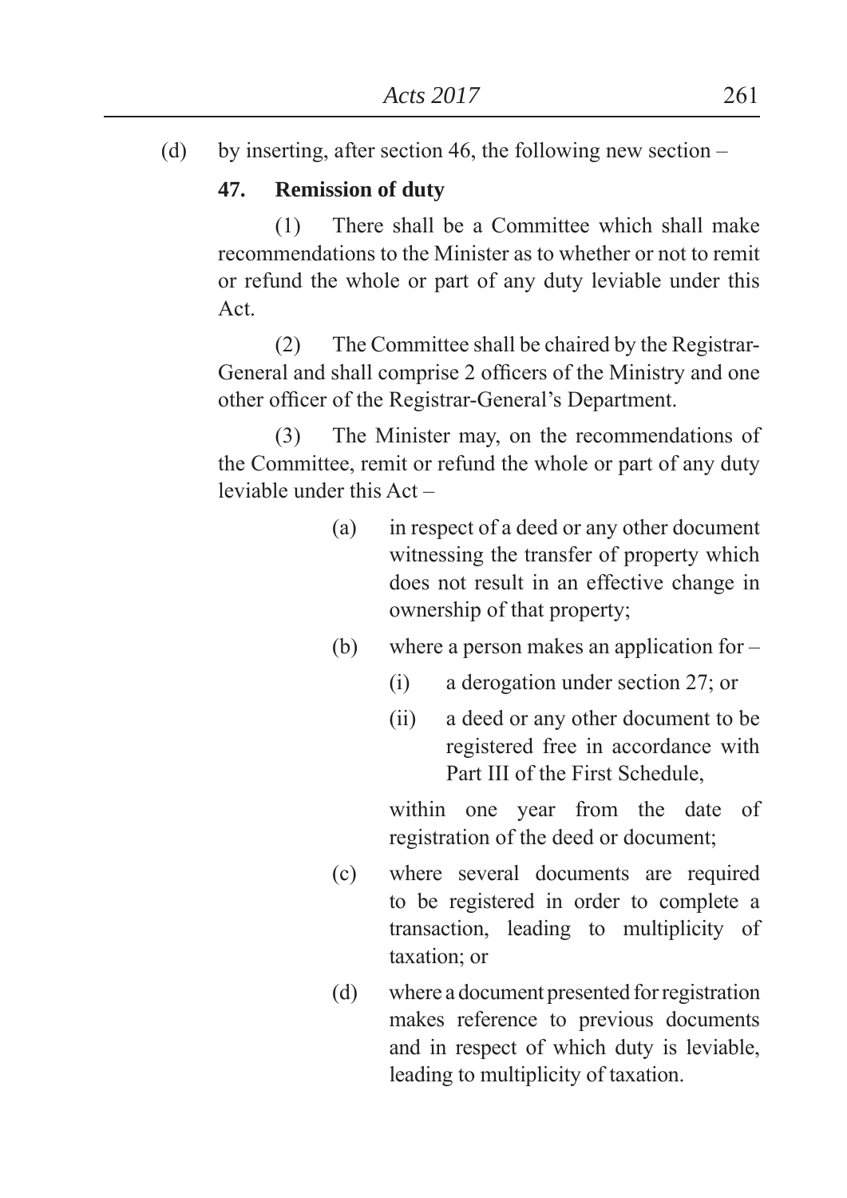(d) by inserting, after section 46, the following new section –

**47. Remission of duty**

(1) There shall be a Committee which shall make recommendations to the Minister as to whether or not to remit or refund the whole or part of any duty leviable under this Act.

(2) The Committee shall be chaired by the Registrar-General and shall comprise 2 officers of the Ministry and one other officer of the Registrar-General's Department.

(3) The Minister may, on the recommendations of the Committee, remit or refund the whole or part of any duty leviable under this Act –

(a) in respect of a deed or any other document witnessing the transfer of property which does not result in an effective change in ownership of that property;

(b) where a person makes an application for –

(i) a derogation under section 27; or

(ii) a deed or any other document to be registered free in accordance with Part III of the First Schedule,

within one year from the date of registration of the deed or document;

(c) where several documents are required to be registered in order to complete a transaction, leading to multiplicity of taxation; or

(d) where a document presented for registration makes reference to previous documents and in respect of which duty is leviable, leading to multiplicity of taxation.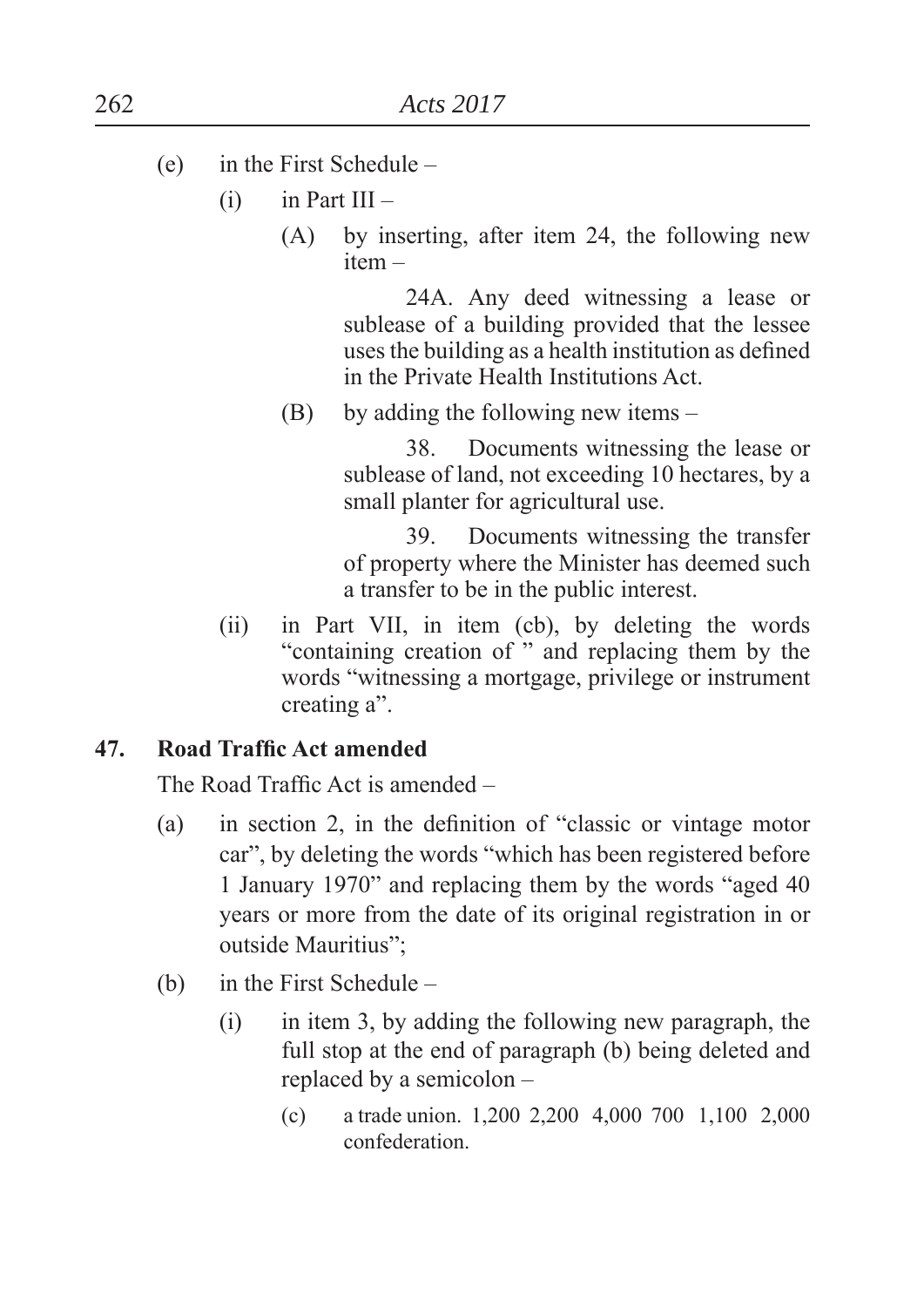(e) in the First Schedule –

  (i) in Part III –

    (A) by inserting, after item 24, the following new item –

      24A. Any deed witnessing a lease or sublease of a building provided that the lessee uses the building as a health institution as defined in the Private Health Institutions Act.

    (B) by adding the following new items –

      38. Documents witnessing the lease or sublease of land, not exceeding 10 hectares, by a small planter for agricultural use.

      39. Documents witnessing the transfer of property where the Minister has deemed such a transfer to be in the public interest.

  (ii) in Part VII, in item (cb), by deleting the words "containing creation of " and replacing them by the words "witnessing a mortgage, privilege or instrument creating a".

**47. Road Traffic Act amended**

The Road Traffic Act is amended –

(a) in section 2, in the definition of "classic or vintage motor car", by deleting the words "which has been registered before 1 January 1970" and replacing them by the words "aged 40 years or more from the date of its original registration in or outside Mauritius";

(b) in the First Schedule –

  (i) in item 3, by adding the following new paragraph, the full stop at the end of paragraph (b) being deleted and replaced by a semicolon –

| | | | | | | |
|---|---|---|---|---|---|---|
| (c) a trade union. confederation. | 1,200 | 2,200 | 4,000 | 700 | 1,100 | 2,000 |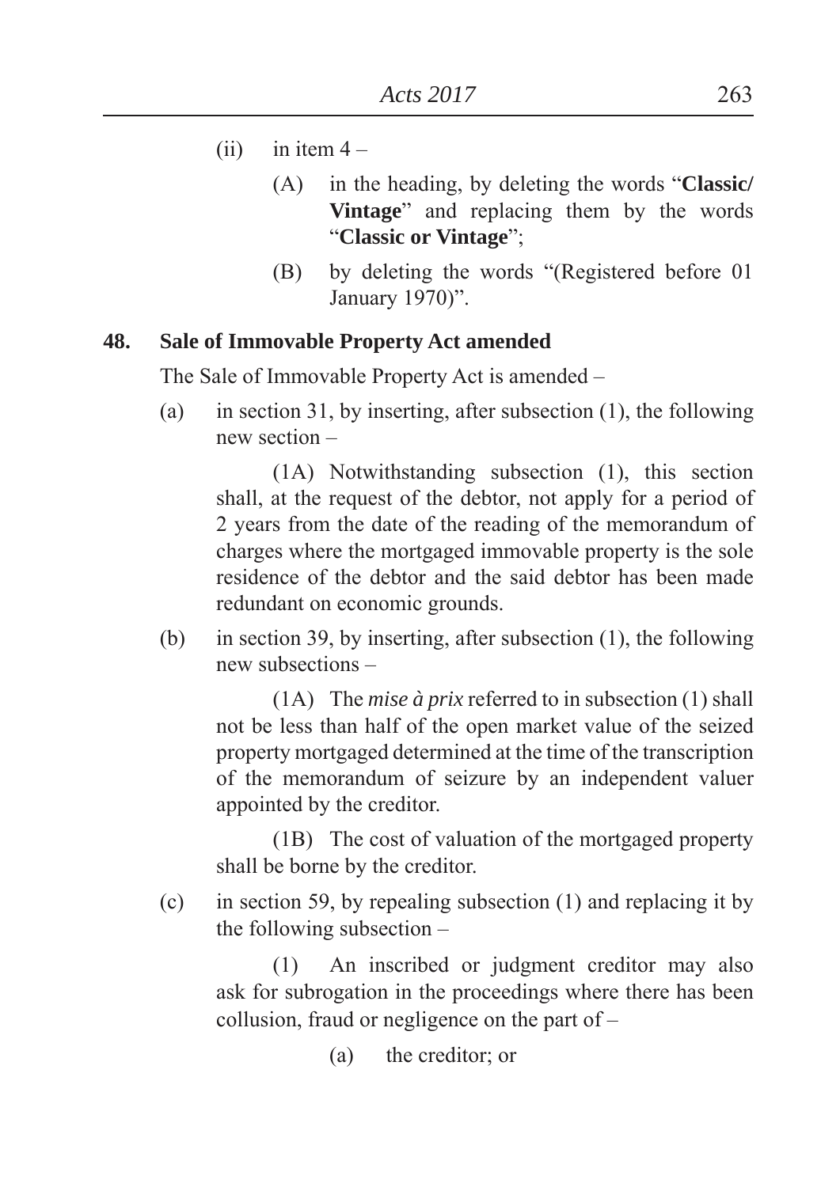(ii) in item 4 –

(A) in the heading, by deleting the words "**Classic/ Vintage**" and replacing them by the words "**Classic or Vintage**";

(B) by deleting the words "(Registered before 01 January 1970)".

**48. Sale of Immovable Property Act amended**

The Sale of Immovable Property Act is amended –

(a) in section 31, by inserting, after subsection (1), the following new section –

(1A) Notwithstanding subsection (1), this section shall, at the request of the debtor, not apply for a period of 2 years from the date of the reading of the memorandum of charges where the mortgaged immovable property is the sole residence of the debtor and the said debtor has been made redundant on economic grounds.

(b) in section 39, by inserting, after subsection (1), the following new subsections –

(1A) The *mise à prix* referred to in subsection (1) shall not be less than half of the open market value of the seized property mortgaged determined at the time of the transcription of the memorandum of seizure by an independent valuer appointed by the creditor.

(1B) The cost of valuation of the mortgaged property shall be borne by the creditor.

(c) in section 59, by repealing subsection (1) and replacing it by the following subsection –

(1) An inscribed or judgment creditor may also ask for subrogation in the proceedings where there has been collusion, fraud or negligence on the part of –

(a) the creditor; or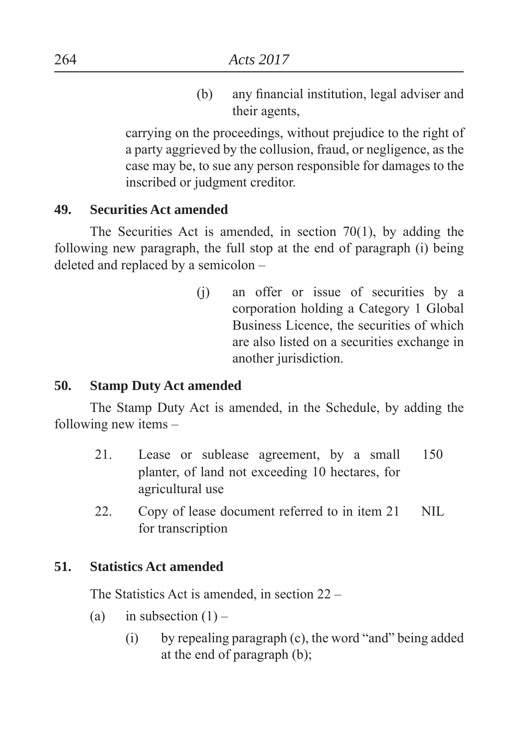(b) any financial institution, legal adviser and their agents,

carrying on the proceedings, without prejudice to the right of a party aggrieved by the collusion, fraud, or negligence, as the case may be, to sue any person responsible for damages to the inscribed or judgment creditor.

**49. Securities Act amended**

The Securities Act is amended, in section 70(1), by adding the following new paragraph, the full stop at the end of paragraph (i) being deleted and replaced by a semicolon –

(j) an offer or issue of securities by a corporation holding a Category 1 Global Business Licence, the securities of which are also listed on a securities exchange in another jurisdiction.

**50. Stamp Duty Act amended**

The Stamp Duty Act is amended, in the Schedule, by adding the following new items –

| | | |
|---|---|---|
| 21. | Lease or sublease agreement, by a small planter, of land not exceeding 10 hectares, for agricultural use | 150 |
| 22. | Copy of lease document referred to in item 21 for transcription | NIL |

**51. Statistics Act amended**

The Statistics Act is amended, in section 22 –

(a) in subsection (1) –

(i) by repealing paragraph (c), the word "and" being added at the end of paragraph (b);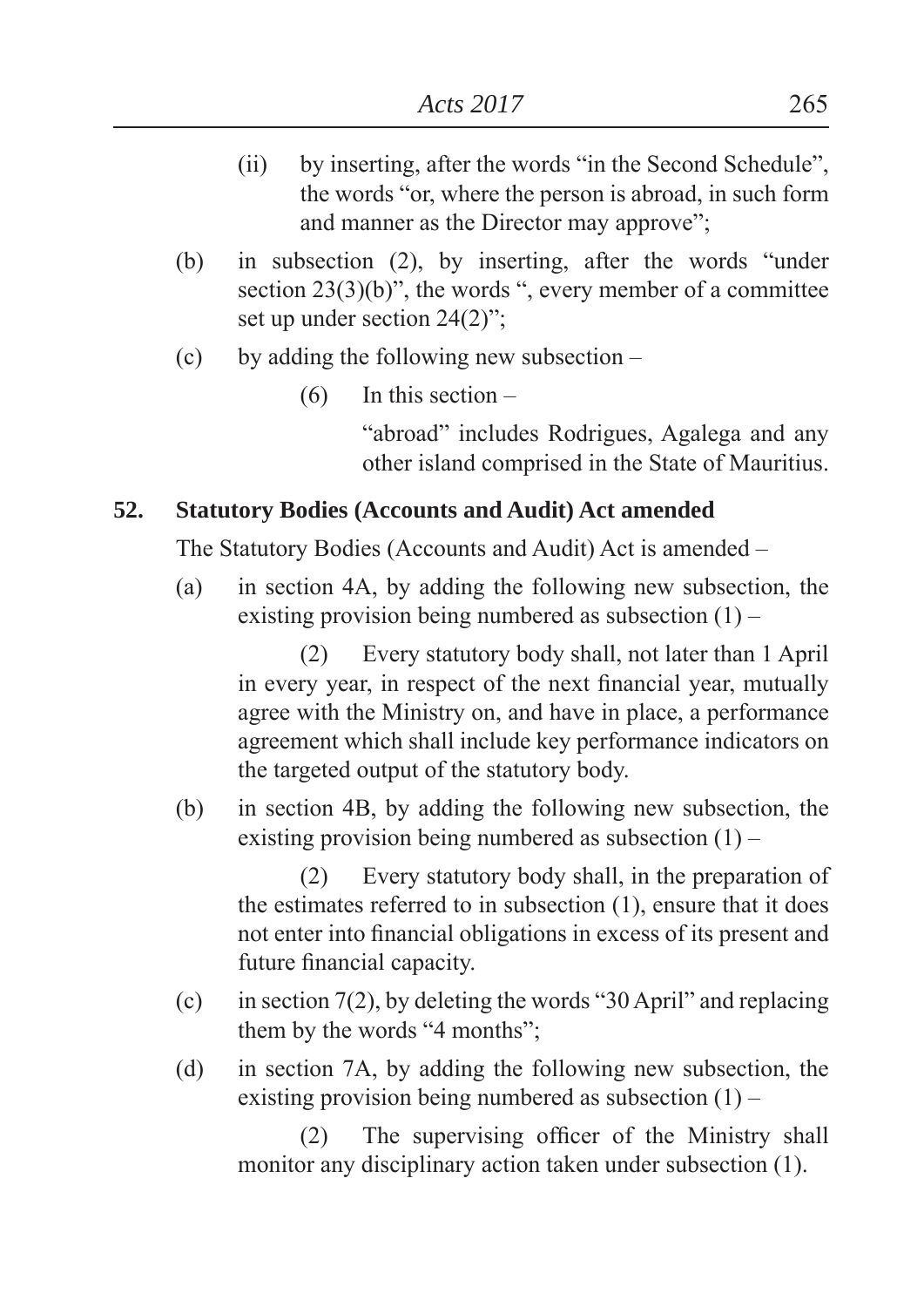(ii) by inserting, after the words "in the Second Schedule", the words "or, where the person is abroad, in such form and manner as the Director may approve";

(b) in subsection (2), by inserting, after the words "under section 23(3)(b)", the words ", every member of a committee set up under section 24(2)";

(c) by adding the following new subsection –

(6) In this section –

"abroad" includes Rodrigues, Agalega and any other island comprised in the State of Mauritius.

**52. Statutory Bodies (Accounts and Audit) Act amended**

The Statutory Bodies (Accounts and Audit) Act is amended –

(a) in section 4A, by adding the following new subsection, the existing provision being numbered as subsection (1) –

(2) Every statutory body shall, not later than 1 April in every year, in respect of the next financial year, mutually agree with the Ministry on, and have in place, a performance agreement which shall include key performance indicators on the targeted output of the statutory body.

(b) in section 4B, by adding the following new subsection, the existing provision being numbered as subsection (1) –

(2) Every statutory body shall, in the preparation of the estimates referred to in subsection (1), ensure that it does not enter into financial obligations in excess of its present and future financial capacity.

(c) in section 7(2), by deleting the words "30 April" and replacing them by the words "4 months";

(d) in section 7A, by adding the following new subsection, the existing provision being numbered as subsection (1) –

(2) The supervising officer of the Ministry shall monitor any disciplinary action taken under subsection (1).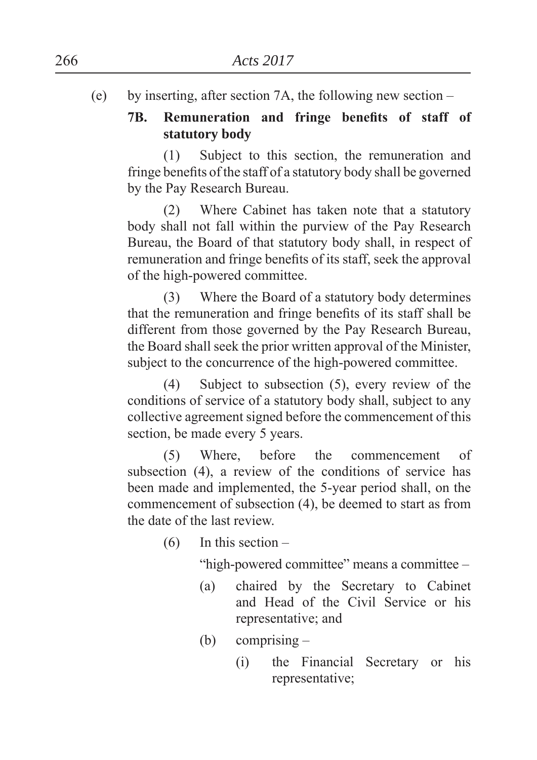(e) by inserting, after section 7A, the following new section –

**7B. Remuneration and fringe benefits of staff of statutory body**

(1) Subject to this section, the remuneration and fringe benefits of the staff of a statutory body shall be governed by the Pay Research Bureau.

(2) Where Cabinet has taken note that a statutory body shall not fall within the purview of the Pay Research Bureau, the Board of that statutory body shall, in respect of remuneration and fringe benefits of its staff, seek the approval of the high-powered committee.

(3) Where the Board of a statutory body determines that the remuneration and fringe benefits of its staff shall be different from those governed by the Pay Research Bureau, the Board shall seek the prior written approval of the Minister, subject to the concurrence of the high-powered committee.

(4) Subject to subsection (5), every review of the conditions of service of a statutory body shall, subject to any collective agreement signed before the commencement of this section, be made every 5 years.

(5) Where, before the commencement of subsection (4), a review of the conditions of service has been made and implemented, the 5-year period shall, on the commencement of subsection (4), be deemed to start as from the date of the last review.

(6) In this section –

"high-powered committee" means a committee –

(a) chaired by the Secretary to Cabinet and Head of the Civil Service or his representative; and

(b) comprising –

(i) the Financial Secretary or his representative;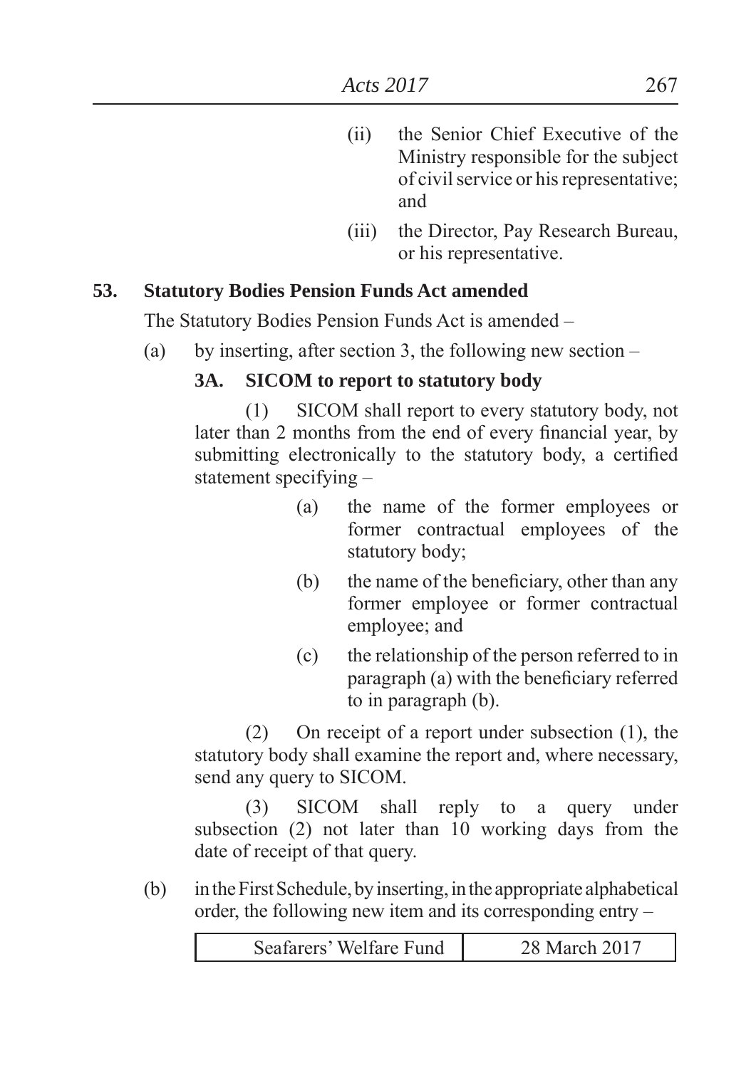(ii) the Senior Chief Executive of the Ministry responsible for the subject of civil service or his representative; and

(iii) the Director, Pay Research Bureau, or his representative.

**53. Statutory Bodies Pension Funds Act amended**

The Statutory Bodies Pension Funds Act is amended –

(a) by inserting, after section 3, the following new section –

**3A. SICOM to report to statutory body**

(1) SICOM shall report to every statutory body, not later than 2 months from the end of every financial year, by submitting electronically to the statutory body, a certified statement specifying –

(a) the name of the former employees or former contractual employees of the statutory body;

(b) the name of the beneficiary, other than any former employee or former contractual employee; and

(c) the relationship of the person referred to in paragraph (a) with the beneficiary referred to in paragraph (b).

(2) On receipt of a report under subsection (1), the statutory body shall examine the report and, where necessary, send any query to SICOM.

(3) SICOM shall reply to a query under subsection (2) not later than 10 working days from the date of receipt of that query.

(b) in the First Schedule, by inserting, in the appropriate alphabetical order, the following new item and its corresponding entry –

| | |
|---|---|
| Seafarers' Welfare Fund | 28 March 2017 |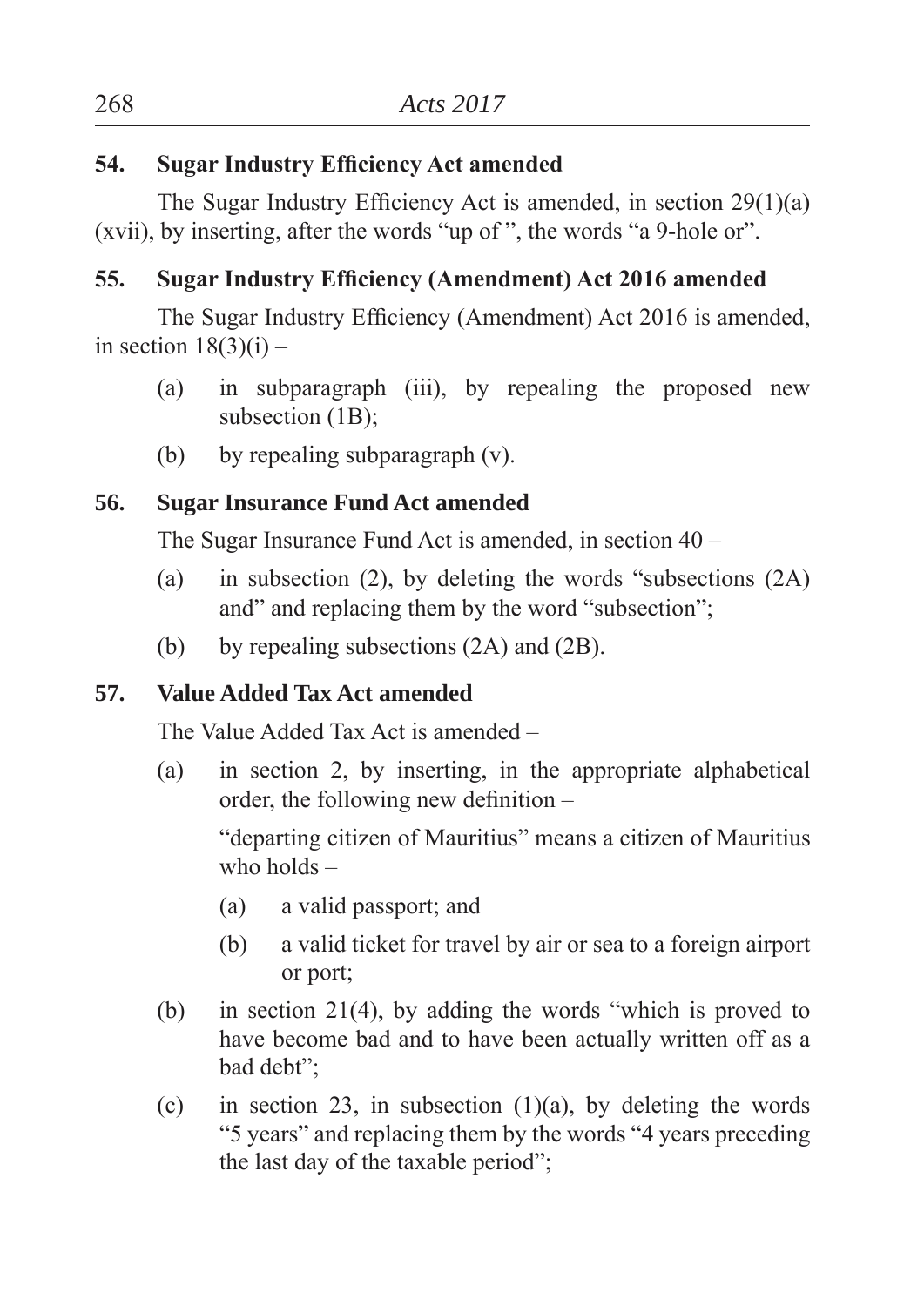### 54. Sugar Industry Efficiency Act amended

The Sugar Industry Efficiency Act is amended, in section 29(1)(a)(xvii), by inserting, after the words "up of ", the words "a 9-hole or".

### 55. Sugar Industry Efficiency (Amendment) Act 2016 amended

The Sugar Industry Efficiency (Amendment) Act 2016 is amended, in section 18(3)(i) –

(a) in subparagraph (iii), by repealing the proposed new subsection (1B);

(b) by repealing subparagraph (v).

### 56. Sugar Insurance Fund Act amended

The Sugar Insurance Fund Act is amended, in section 40 –

(a) in subsection (2), by deleting the words "subsections (2A) and" and replacing them by the word "subsection";

(b) by repealing subsections (2A) and (2B).

### 57. Value Added Tax Act amended

The Value Added Tax Act is amended –

(a) in section 2, by inserting, in the appropriate alphabetical order, the following new definition –

"departing citizen of Mauritius" means a citizen of Mauritius who holds –

(a) a valid passport; and

(b) a valid ticket for travel by air or sea to a foreign airport or port;

(b) in section 21(4), by adding the words "which is proved to have become bad and to have been actually written off as a bad debt";

(c) in section 23, in subsection (1)(a), by deleting the words "5 years" and replacing them by the words "4 years preceding the last day of the taxable period";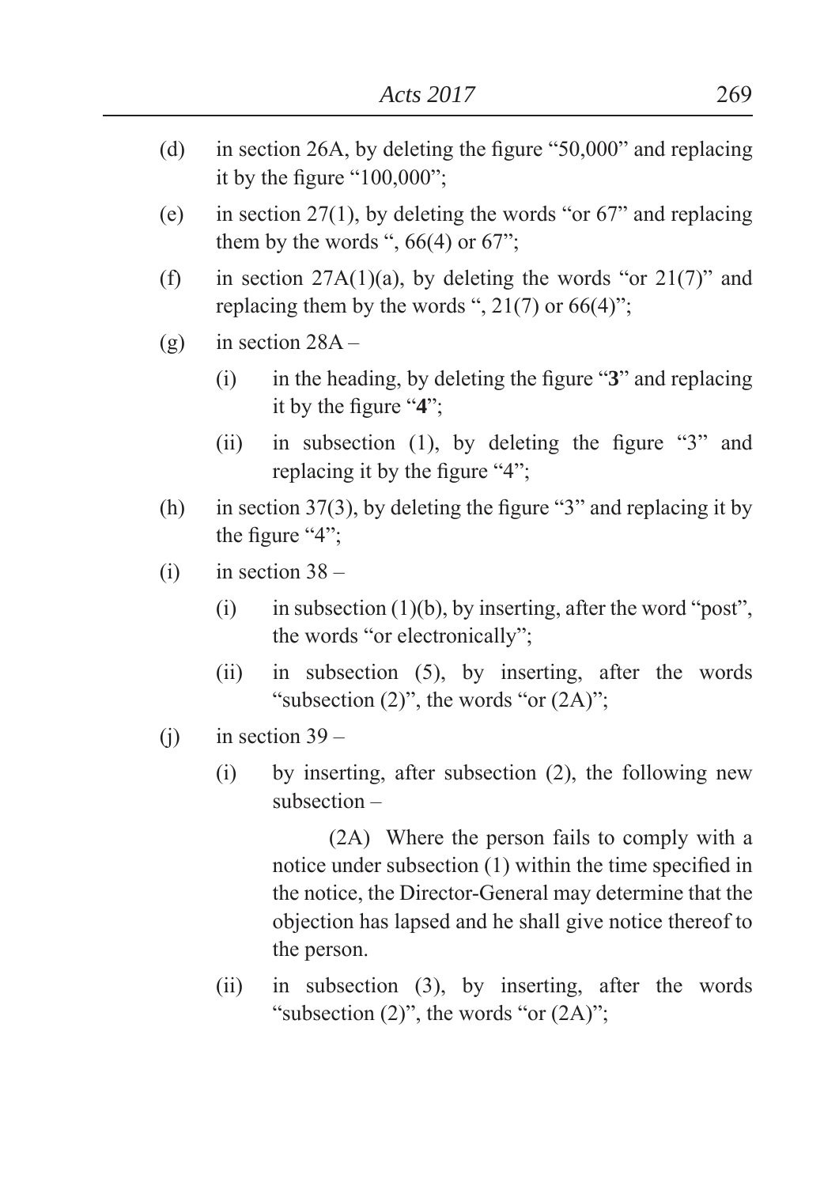(d) in section 26A, by deleting the figure "50,000" and replacing it by the figure "100,000";

(e) in section 27(1), by deleting the words "or 67" and replacing them by the words ", 66(4) or 67";

(f) in section 27A(1)(a), by deleting the words "or 21(7)" and replacing them by the words ", 21(7) or 66(4)";

(g) in section 28A –

  (i) in the heading, by deleting the figure "**3**" and replacing it by the figure "**4**";

  (ii) in subsection (1), by deleting the figure "3" and replacing it by the figure "4";

(h) in section 37(3), by deleting the figure "3" and replacing it by the figure "4";

(i) in section 38 –

  (i) in subsection (1)(b), by inserting, after the word "post", the words "or electronically";

  (ii) in subsection (5), by inserting, after the words "subsection (2)", the words "or (2A)";

(j) in section 39 –

  (i) by inserting, after subsection (2), the following new subsection –

    (2A) Where the person fails to comply with a notice under subsection (1) within the time specified in the notice, the Director-General may determine that the objection has lapsed and he shall give notice thereof to the person.

  (ii) in subsection (3), by inserting, after the words "subsection (2)", the words "or (2A)";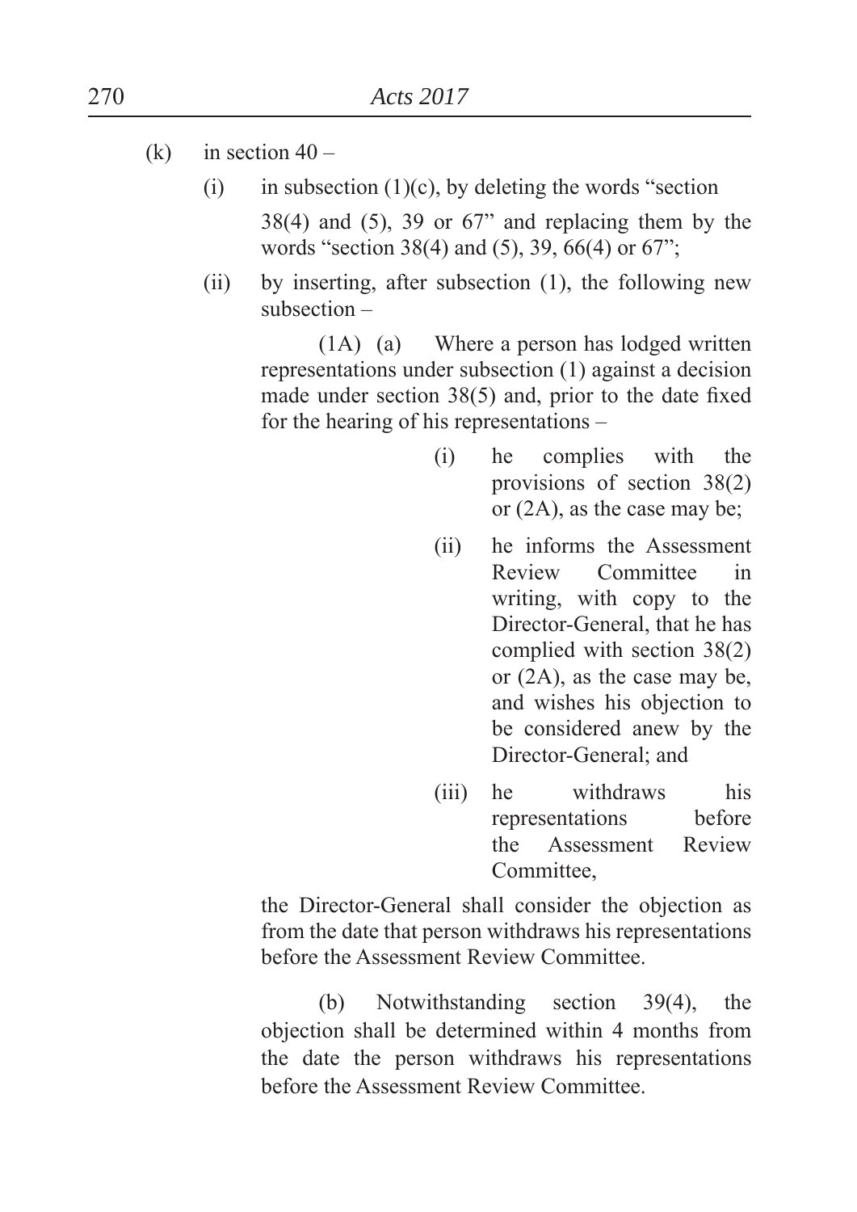(k) in section 40 –

(i) in subsection (1)(c), by deleting the words "section 38(4) and (5), 39 or 67" and replacing them by the words "section 38(4) and (5), 39, 66(4) or 67";

(ii) by inserting, after subsection (1), the following new subsection –

(1A) (a) Where a person has lodged written representations under subsection (1) against a decision made under section 38(5) and, prior to the date fixed for the hearing of his representations –

(i) he complies with the provisions of section 38(2) or (2A), as the case may be;

(ii) he informs the Assessment Review Committee in writing, with copy to the Director-General, that he has complied with section 38(2) or (2A), as the case may be, and wishes his objection to be considered anew by the Director-General; and

(iii) he withdraws his representations before the Assessment Review Committee,

the Director-General shall consider the objection as from the date that person withdraws his representations before the Assessment Review Committee.

(b) Notwithstanding section 39(4), the objection shall be determined within 4 months from the date the person withdraws his representations before the Assessment Review Committee.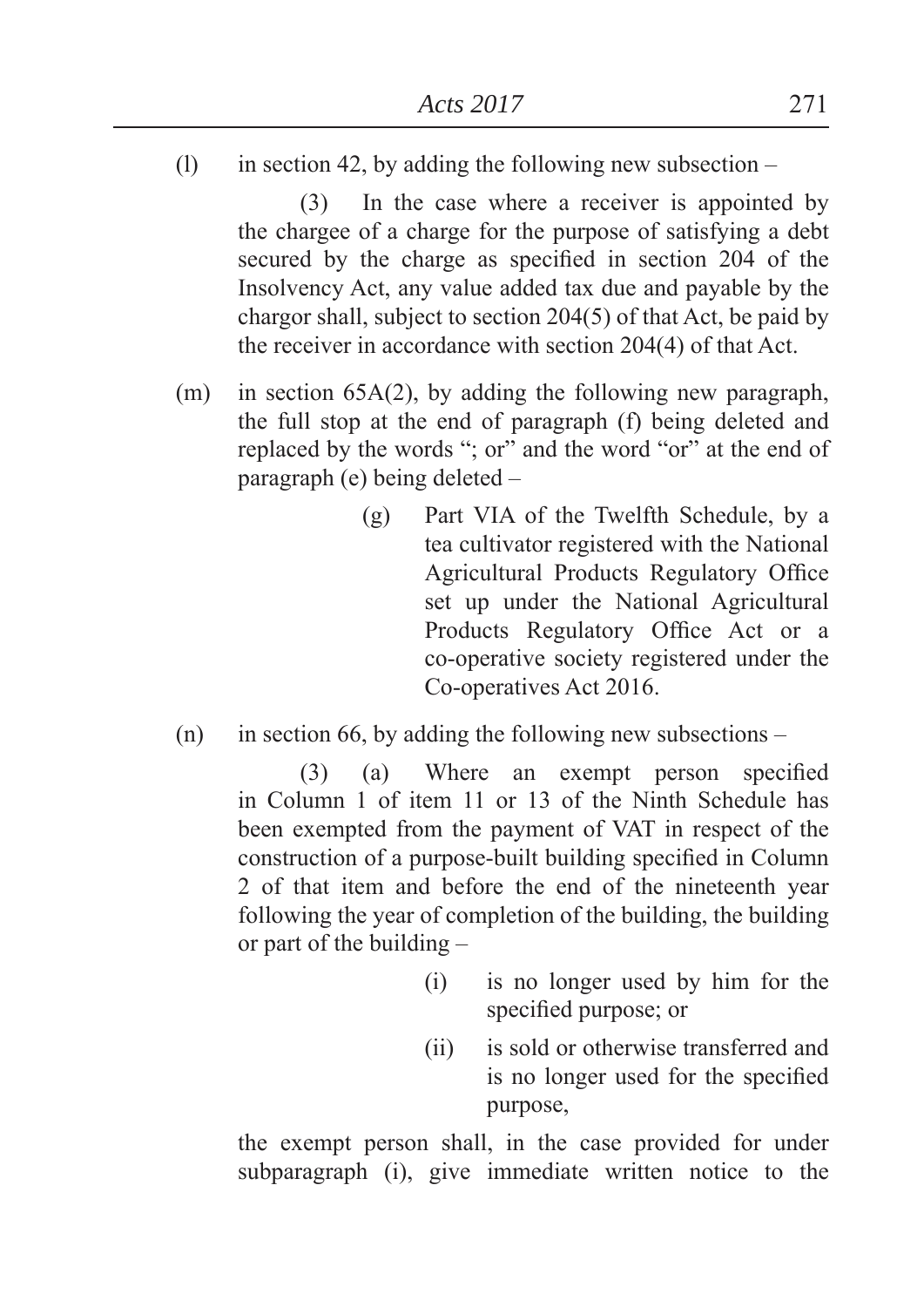(l) in section 42, by adding the following new subsection –

(3) In the case where a receiver is appointed by the chargee of a charge for the purpose of satisfying a debt secured by the charge as specified in section 204 of the Insolvency Act, any value added tax due and payable by the chargor shall, subject to section 204(5) of that Act, be paid by the receiver in accordance with section 204(4) of that Act.

(m) in section 65A(2), by adding the following new paragraph, the full stop at the end of paragraph (f) being deleted and replaced by the words "; or" and the word "or" at the end of paragraph (e) being deleted –

(g) Part VIA of the Twelfth Schedule, by a tea cultivator registered with the National Agricultural Products Regulatory Office set up under the National Agricultural Products Regulatory Office Act or a co-operative society registered under the Co-operatives Act 2016.

(n) in section 66, by adding the following new subsections –

(3) (a) Where an exempt person specified in Column 1 of item 11 or 13 of the Ninth Schedule has been exempted from the payment of VAT in respect of the construction of a purpose-built building specified in Column 2 of that item and before the end of the nineteenth year following the year of completion of the building, the building or part of the building –

(i) is no longer used by him for the specified purpose; or

(ii) is sold or otherwise transferred and is no longer used for the specified purpose,

the exempt person shall, in the case provided for under subparagraph (i), give immediate written notice to the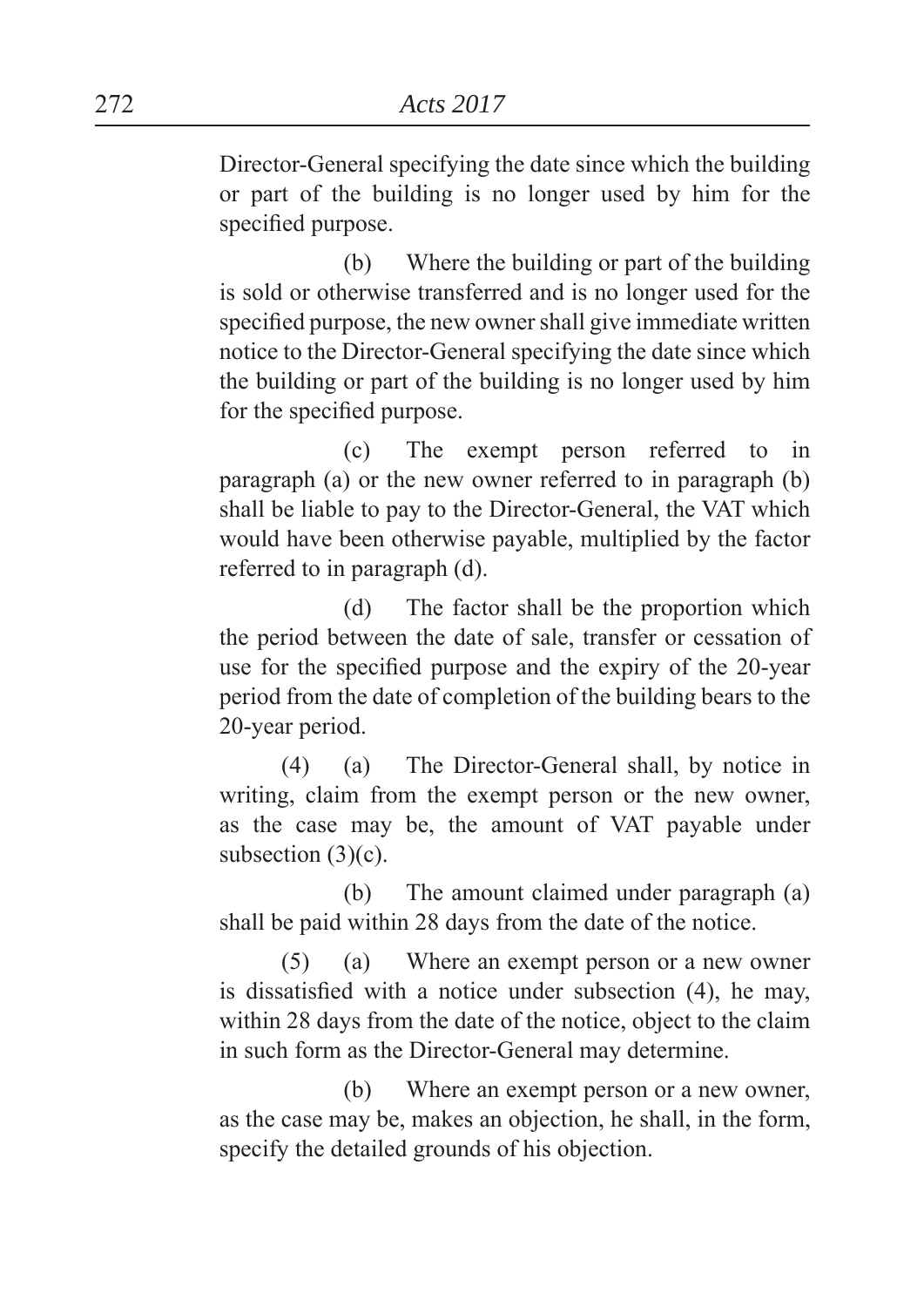Director-General specifying the date since which the building or part of the building is no longer used by him for the specified purpose.

(b) Where the building or part of the building is sold or otherwise transferred and is no longer used for the specified purpose, the new owner shall give immediate written notice to the Director-General specifying the date since which the building or part of the building is no longer used by him for the specified purpose.

(c) The exempt person referred to in paragraph (a) or the new owner referred to in paragraph (b) shall be liable to pay to the Director-General, the VAT which would have been otherwise payable, multiplied by the factor referred to in paragraph (d).

(d) The factor shall be the proportion which the period between the date of sale, transfer or cessation of use for the specified purpose and the expiry of the 20-year period from the date of completion of the building bears to the 20-year period.

(4) (a) The Director-General shall, by notice in writing, claim from the exempt person or the new owner, as the case may be, the amount of VAT payable under subsection (3)(c).

(b) The amount claimed under paragraph (a) shall be paid within 28 days from the date of the notice.

(5) (a) Where an exempt person or a new owner is dissatisfied with a notice under subsection (4), he may, within 28 days from the date of the notice, object to the claim in such form as the Director-General may determine.

(b) Where an exempt person or a new owner, as the case may be, makes an objection, he shall, in the form, specify the detailed grounds of his objection.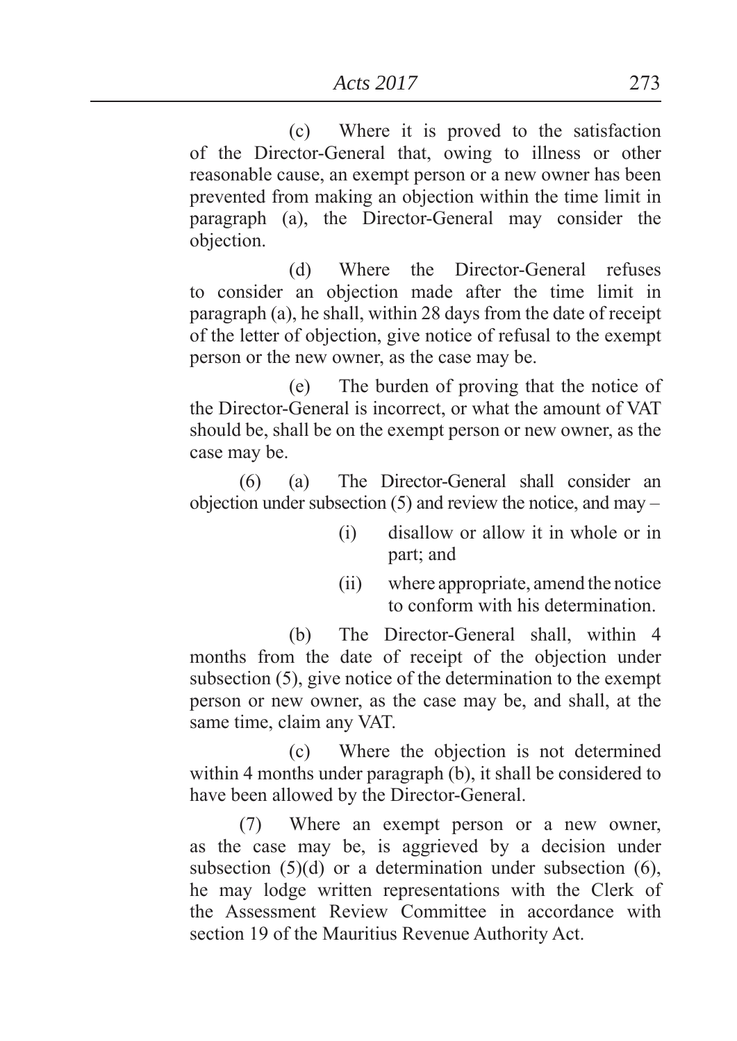(c) Where it is proved to the satisfaction of the Director-General that, owing to illness or other reasonable cause, an exempt person or a new owner has been prevented from making an objection within the time limit in paragraph (a), the Director-General may consider the objection.

(d) Where the Director-General refuses to consider an objection made after the time limit in paragraph (a), he shall, within 28 days from the date of receipt of the letter of objection, give notice of refusal to the exempt person or the new owner, as the case may be.

(e) The burden of proving that the notice of the Director-General is incorrect, or what the amount of VAT should be, shall be on the exempt person or new owner, as the case may be.

(6) (a) The Director-General shall consider an objection under subsection (5) and review the notice, and may –

(i) disallow or allow it in whole or in part; and

(ii) where appropriate, amend the notice to conform with his determination.

(b) The Director-General shall, within 4 months from the date of receipt of the objection under subsection (5), give notice of the determination to the exempt person or new owner, as the case may be, and shall, at the same time, claim any VAT.

(c) Where the objection is not determined within 4 months under paragraph (b), it shall be considered to have been allowed by the Director-General.

(7) Where an exempt person or a new owner, as the case may be, is aggrieved by a decision under subsection (5)(d) or a determination under subsection (6), he may lodge written representations with the Clerk of the Assessment Review Committee in accordance with section 19 of the Mauritius Revenue Authority Act.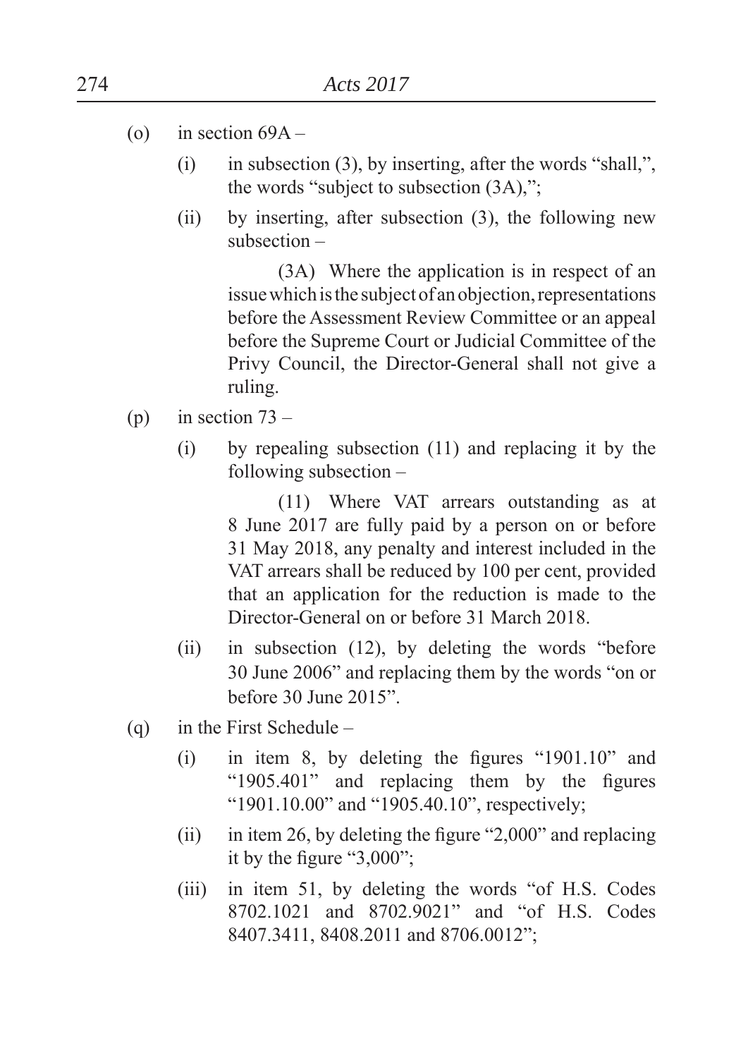(o) in section 69A –

   (i) in subsection (3), by inserting, after the words "shall,", the words "subject to subsection (3A),";

   (ii) by inserting, after subsection (3), the following new subsection –

      (3A) Where the application is in respect of an issue which is the subject of an objection, representations before the Assessment Review Committee or an appeal before the Supreme Court or Judicial Committee of the Privy Council, the Director-General shall not give a ruling.

(p) in section 73 –

   (i) by repealing subsection (11) and replacing it by the following subsection –

      (11) Where VAT arrears outstanding as at 8 June 2017 are fully paid by a person on or before 31 May 2018, any penalty and interest included in the VAT arrears shall be reduced by 100 per cent, provided that an application for the reduction is made to the Director-General on or before 31 March 2018.

   (ii) in subsection (12), by deleting the words "before 30 June 2006" and replacing them by the words "on or before 30 June 2015".

(q) in the First Schedule –

   (i) in item 8, by deleting the figures "1901.10" and "1905.401" and replacing them by the figures "1901.10.00" and "1905.40.10", respectively;

   (ii) in item 26, by deleting the figure "2,000" and replacing it by the figure "3,000";

   (iii) in item 51, by deleting the words "of H.S. Codes 8702.1021 and 8702.9021" and "of H.S. Codes 8407.3411, 8408.2011 and 8706.0012";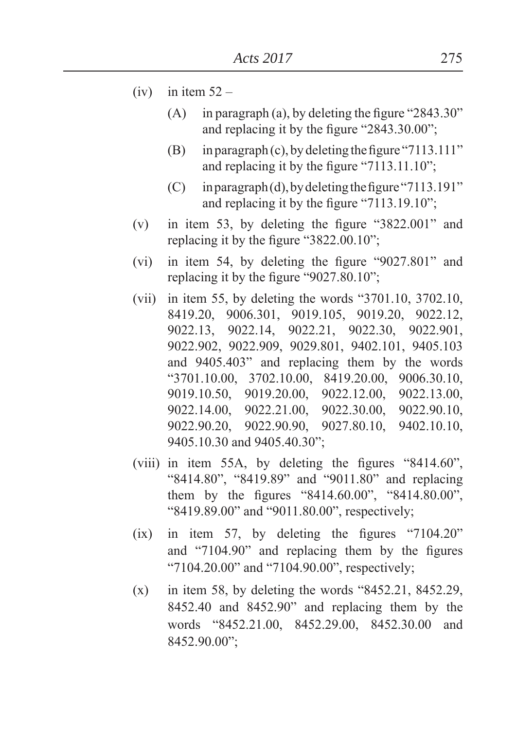(iv) in item 52 –

(A) in paragraph (a), by deleting the figure "2843.30" and replacing it by the figure "2843.30.00";

(B) in paragraph (c), by deleting the figure "7113.111" and replacing it by the figure "7113.11.10";

(C) in paragraph (d), by deleting the figure "7113.191" and replacing it by the figure "7113.19.10";

(v) in item 53, by deleting the figure "3822.001" and replacing it by the figure "3822.00.10";

(vi) in item 54, by deleting the figure "9027.801" and replacing it by the figure "9027.80.10";

(vii) in item 55, by deleting the words "3701.10, 3702.10, 8419.20, 9006.301, 9019.105, 9019.20, 9022.12, 9022.13, 9022.14, 9022.21, 9022.30, 9022.901, 9022.902, 9022.909, 9029.801, 9402.101, 9405.103 and 9405.403" and replacing them by the words "3701.10.00, 3702.10.00, 8419.20.00, 9006.30.10, 9019.10.50, 9019.20.00, 9022.12.00, 9022.13.00, 9022.14.00, 9022.21.00, 9022.30.00, 9022.90.10, 9022.90.20, 9022.90.90, 9027.80.10, 9402.10.10, 9405.10.30 and 9405.40.30";

(viii) in item 55A, by deleting the figures "8414.60", "8414.80", "8419.89" and "9011.80" and replacing them by the figures "8414.60.00", "8414.80.00", "8419.89.00" and "9011.80.00", respectively;

(ix) in item 57, by deleting the figures "7104.20" and "7104.90" and replacing them by the figures "7104.20.00" and "7104.90.00", respectively;

(x) in item 58, by deleting the words "8452.21, 8452.29, 8452.40 and 8452.90" and replacing them by the words "8452.21.00, 8452.29.00, 8452.30.00 and 8452.90.00";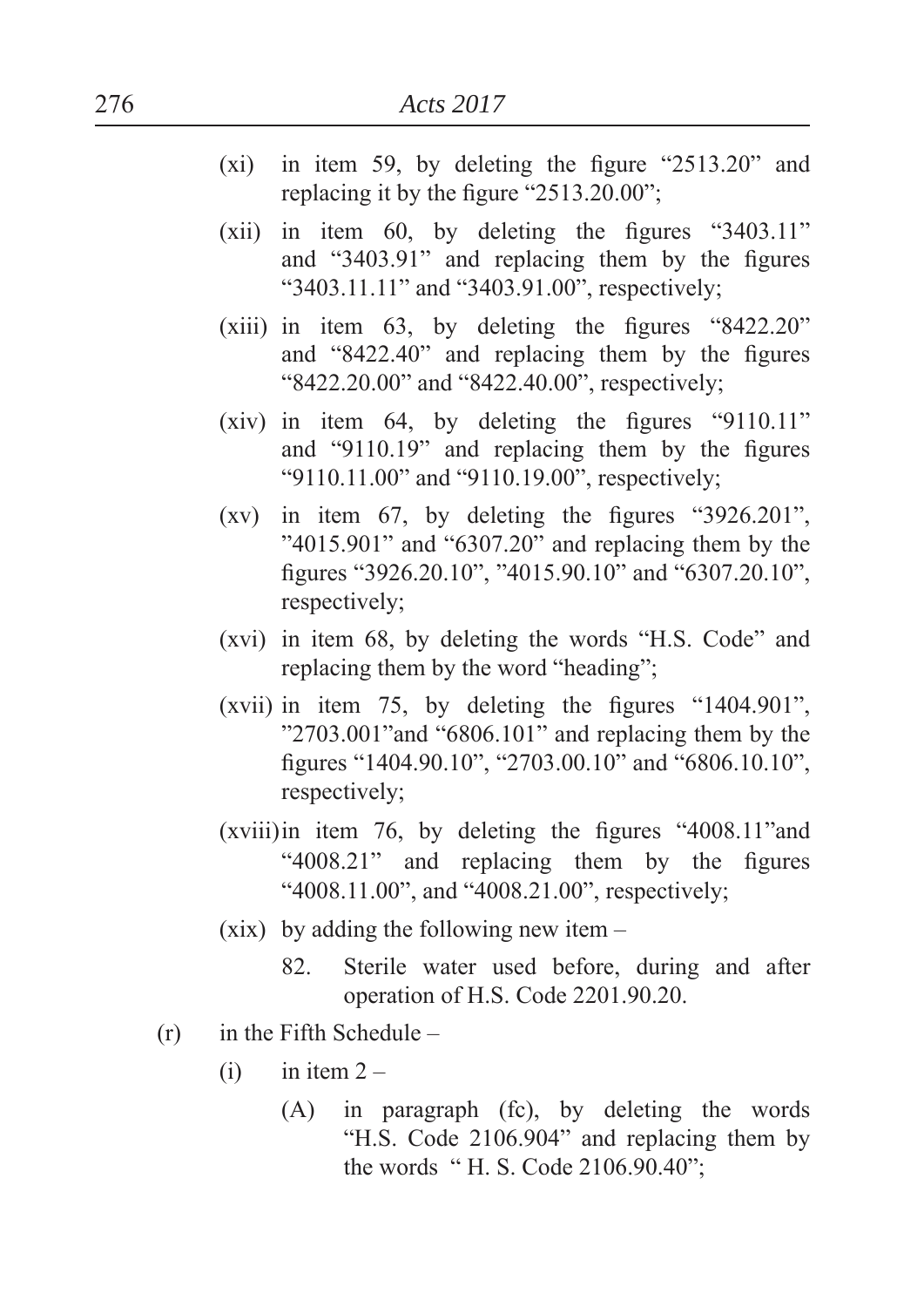(xi) in item 59, by deleting the figure "2513.20" and replacing it by the figure "2513.20.00";

(xii) in item 60, by deleting the figures "3403.11" and "3403.91" and replacing them by the figures "3403.11.11" and "3403.91.00", respectively;

(xiii) in item 63, by deleting the figures "8422.20" and "8422.40" and replacing them by the figures "8422.20.00" and "8422.40.00", respectively;

(xiv) in item 64, by deleting the figures "9110.11" and "9110.19" and replacing them by the figures "9110.11.00" and "9110.19.00", respectively;

(xv) in item 67, by deleting the figures "3926.201", "4015.901" and "6307.20" and replacing them by the figures "3926.20.10", "4015.90.10" and "6307.20.10", respectively;

(xvi) in item 68, by deleting the words "H.S. Code" and replacing them by the word "heading";

(xvii) in item 75, by deleting the figures "1404.901", "2703.001"and "6806.101" and replacing them by the figures "1404.90.10", "2703.00.10" and "6806.10.10", respectively;

(xviii) in item 76, by deleting the figures "4008.11"and "4008.21" and replacing them by the figures "4008.11.00", and "4008.21.00", respectively;

(xix) by adding the following new item –

> 82. Sterile water used before, during and after operation of H.S. Code 2201.90.20.

(r) in the Fifth Schedule –

(i) in item 2 –

(A) in paragraph (fc), by deleting the words "H.S. Code 2106.904" and replacing them by the words " H. S. Code 2106.90.40";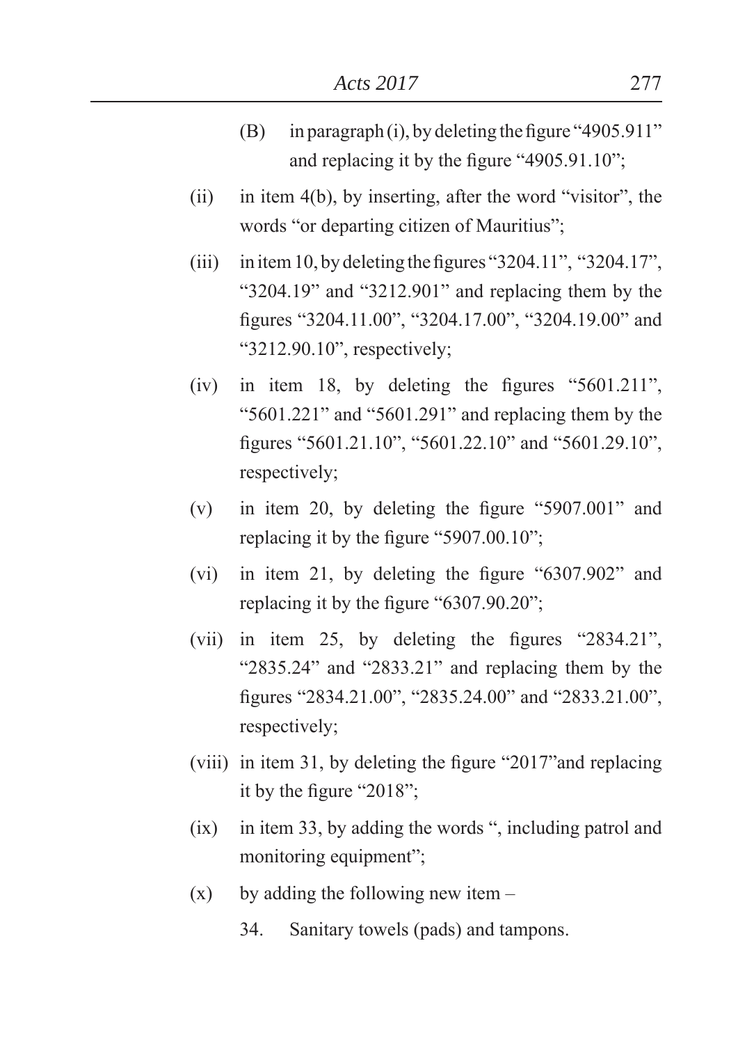(B) in paragraph (i), by deleting the figure "4905.911" and replacing it by the figure "4905.91.10";

(ii) in item 4(b), by inserting, after the word "visitor", the words "or departing citizen of Mauritius";

(iii) in item 10, by deleting the figures "3204.11", "3204.17", "3204.19" and "3212.901" and replacing them by the figures "3204.11.00", "3204.17.00", "3204.19.00" and "3212.90.10", respectively;

(iv) in item 18, by deleting the figures "5601.211", "5601.221" and "5601.291" and replacing them by the figures "5601.21.10", "5601.22.10" and "5601.29.10", respectively;

(v) in item 20, by deleting the figure "5907.001" and replacing it by the figure "5907.00.10";

(vi) in item 21, by deleting the figure "6307.902" and replacing it by the figure "6307.90.20";

(vii) in item 25, by deleting the figures "2834.21", "2835.24" and "2833.21" and replacing them by the figures "2834.21.00", "2835.24.00" and "2833.21.00", respectively;

(viii) in item 31, by deleting the figure "2017"and replacing it by the figure "2018";

(ix) in item 33, by adding the words ", including patrol and monitoring equipment";

(x) by adding the following new item –

34. Sanitary towels (pads) and tampons.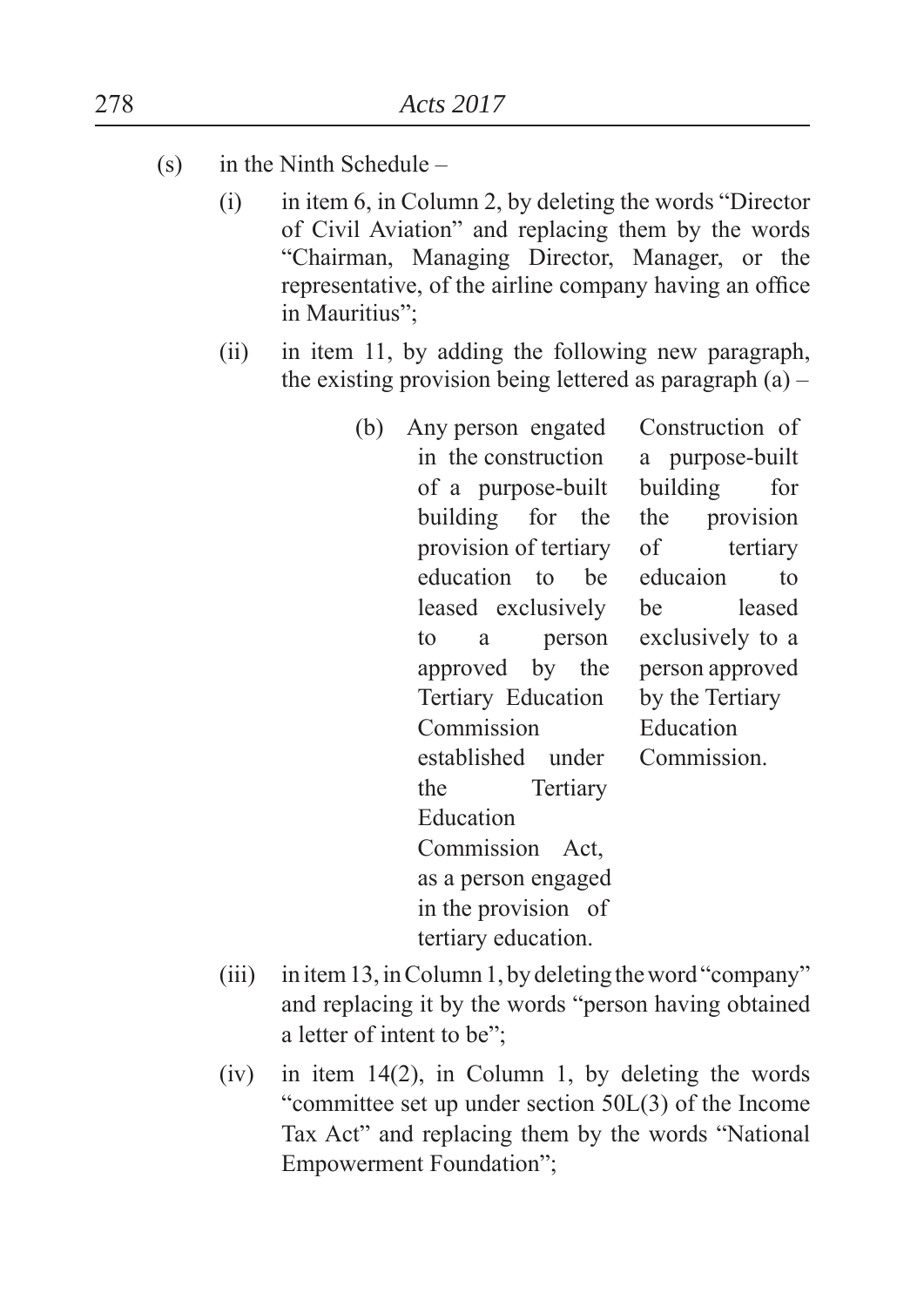(s) in the Ninth Schedule –

   (i) in item 6, in Column 2, by deleting the words "Director of Civil Aviation" and replacing them by the words "Chairman, Managing Director, Manager, or the representative, of the airline company having an office in Mauritius";

   (ii) in item 11, by adding the following new paragraph, the existing provision being lettered as paragraph (a) –

| | |
|---|---|
| (b) Any person engated in the construction of a purpose-built building for the provision of tertiary education to be leased exclusively to a person approved by the Tertiary Education Commission established under the Tertiary Education Commission Act, as a person engaged in the provision of tertiary education. | Construction of a purpose-built building for the provision of tertiary educaion to be leased exclusively to a person approved by the Tertiary Education Commission. |

   (iii) in item 13, in Column 1, by deleting the word "company" and replacing it by the words "person having obtained a letter of intent to be";

   (iv) in item 14(2), in Column 1, by deleting the words "committee set up under section 50L(3) of the Income Tax Act" and replacing them by the words "National Empowerment Foundation";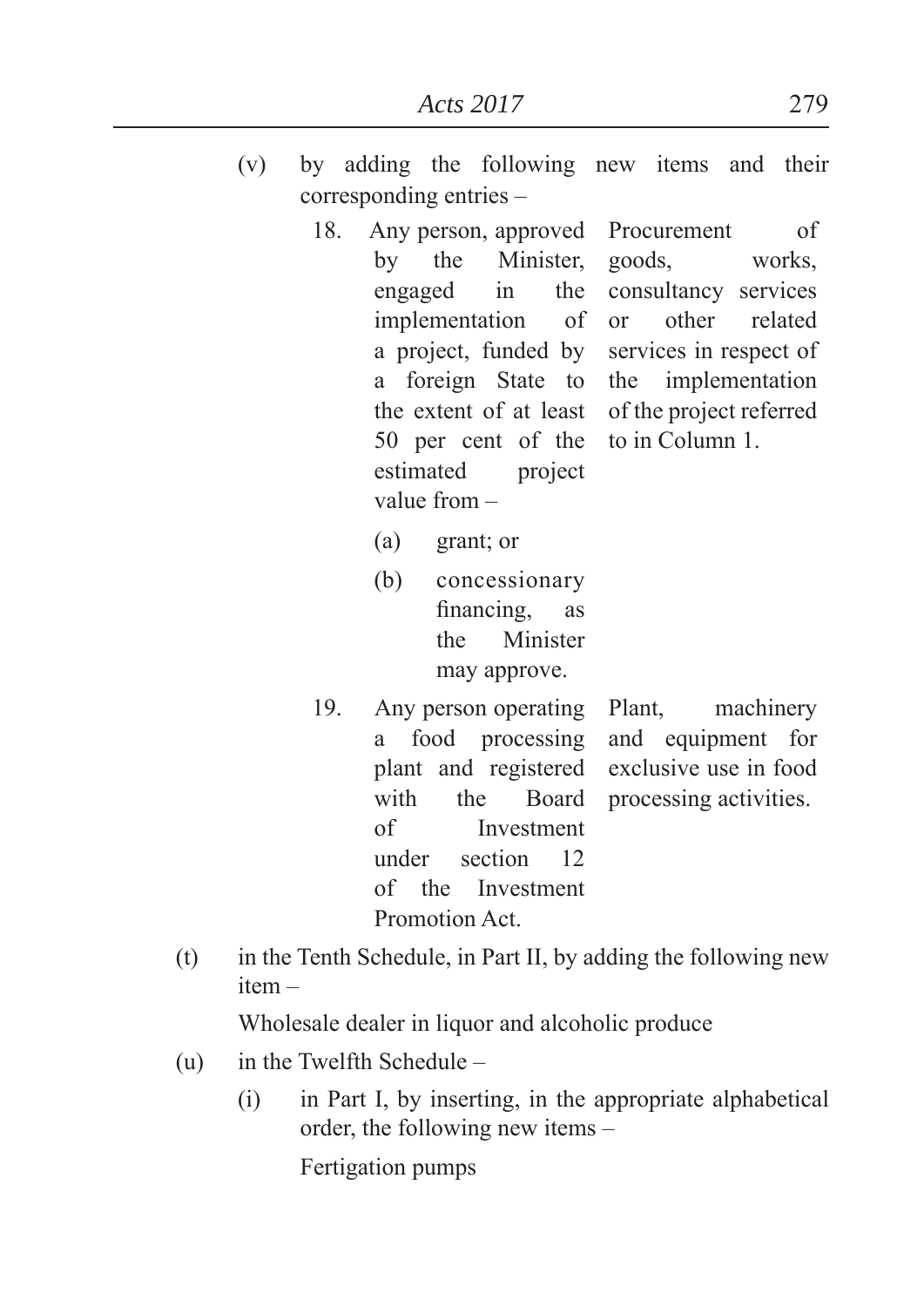(v) by adding the following new items and their corresponding entries –

| | | |
|---|---|---|
| 18. | Any person, approved by the Minister, engaged in the implementation of a project, funded by a foreign State to the extent of at least 50 per cent of the estimated project value from –<br>(a) grant; or<br>(b) concessionary financing, as the Minister may approve. | Procurement of goods, works, consultancy services or other related services in respect of the implementation of the project referred to in Column 1. |
| 19. | Any person operating a food processing plant and registered with the Board of Investment under section 12 of the Investment Promotion Act. | Plant, machinery and equipment for exclusive use in food processing activities. |

(t) in the Tenth Schedule, in Part II, by adding the following new item –

Wholesale dealer in liquor and alcoholic produce

(u) in the Twelfth Schedule –

(i) in Part I, by inserting, in the appropriate alphabetical order, the following new items –

Fertigation pumps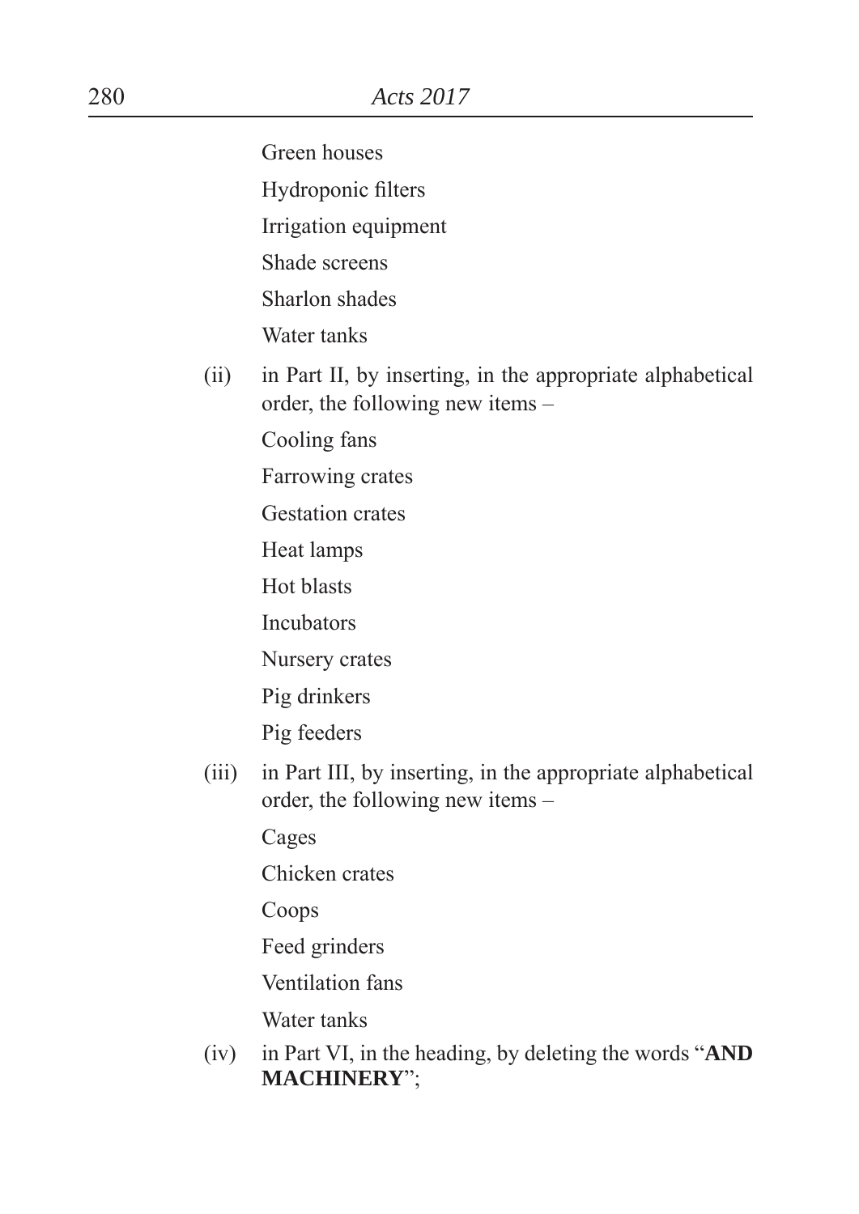Green houses

Hydroponic filters

Irrigation equipment

Shade screens

Sharlon shades

Water tanks

(ii) in Part II, by inserting, in the appropriate alphabetical order, the following new items –

Cooling fans

Farrowing crates

Gestation crates

Heat lamps

Hot blasts

Incubators

Nursery crates

Pig drinkers

Pig feeders

(iii) in Part III, by inserting, in the appropriate alphabetical order, the following new items –

Cages

Chicken crates

Coops

Feed grinders

Ventilation fans

Water tanks

(iv) in Part VI, in the heading, by deleting the words "**AND MACHINERY**";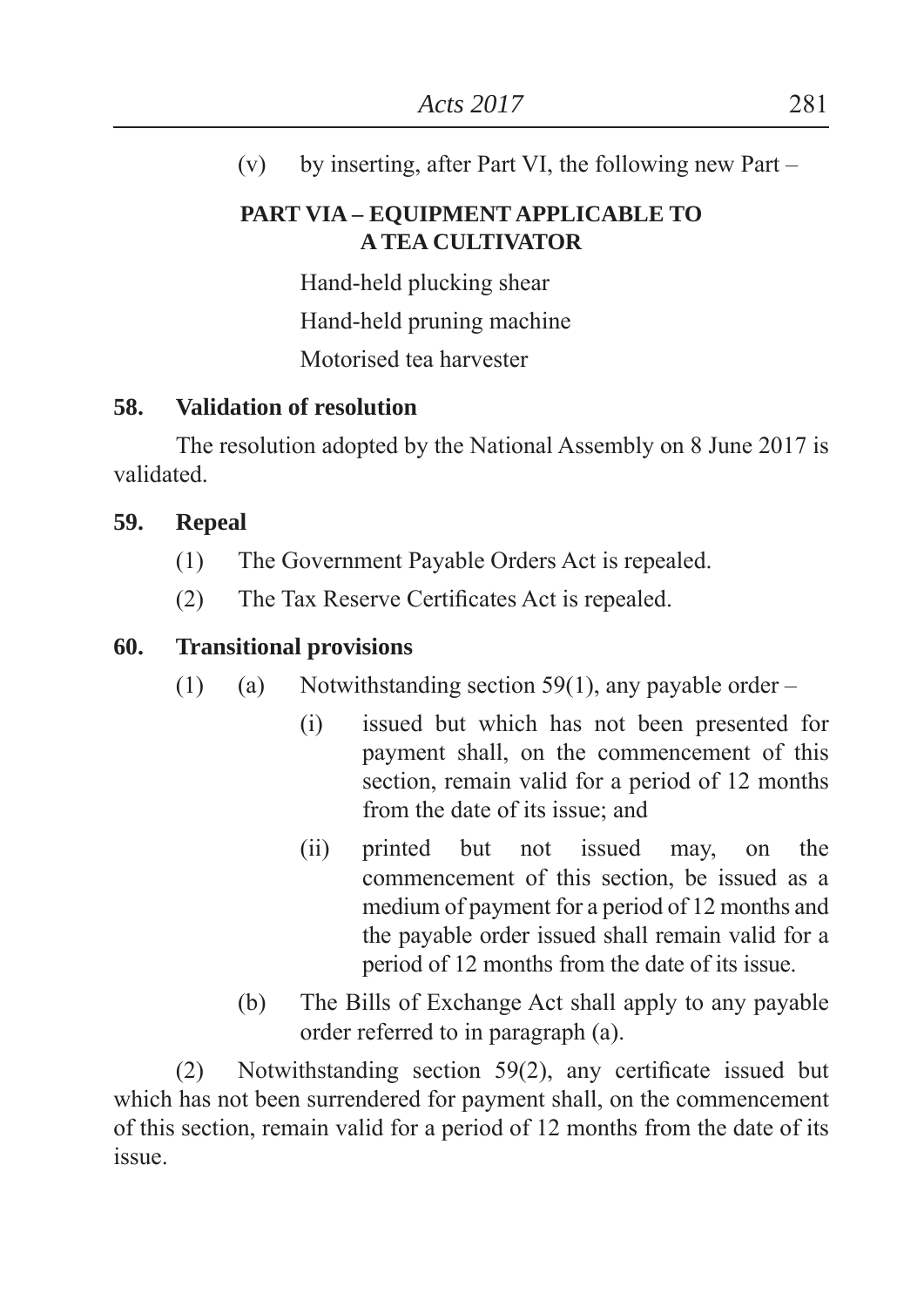(v) by inserting, after Part VI, the following new Part –

**PART VIA – EQUIPMENT APPLICABLE TO A TEA CULTIVATOR**

Hand-held plucking shear

Hand-held pruning machine

Motorised tea harvester

**58. Validation of resolution**

The resolution adopted by the National Assembly on 8 June 2017 is validated.

**59. Repeal**

(1) The Government Payable Orders Act is repealed.

(2) The Tax Reserve Certificates Act is repealed.

**60. Transitional provisions**

(1) (a) Notwithstanding section 59(1), any payable order –

(i) issued but which has not been presented for payment shall, on the commencement of this section, remain valid for a period of 12 months from the date of its issue; and

(ii) printed but not issued may, on the commencement of this section, be issued as a medium of payment for a period of 12 months and the payable order issued shall remain valid for a period of 12 months from the date of its issue.

(b) The Bills of Exchange Act shall apply to any payable order referred to in paragraph (a).

(2) Notwithstanding section 59(2), any certificate issued but which has not been surrendered for payment shall, on the commencement of this section, remain valid for a period of 12 months from the date of its issue.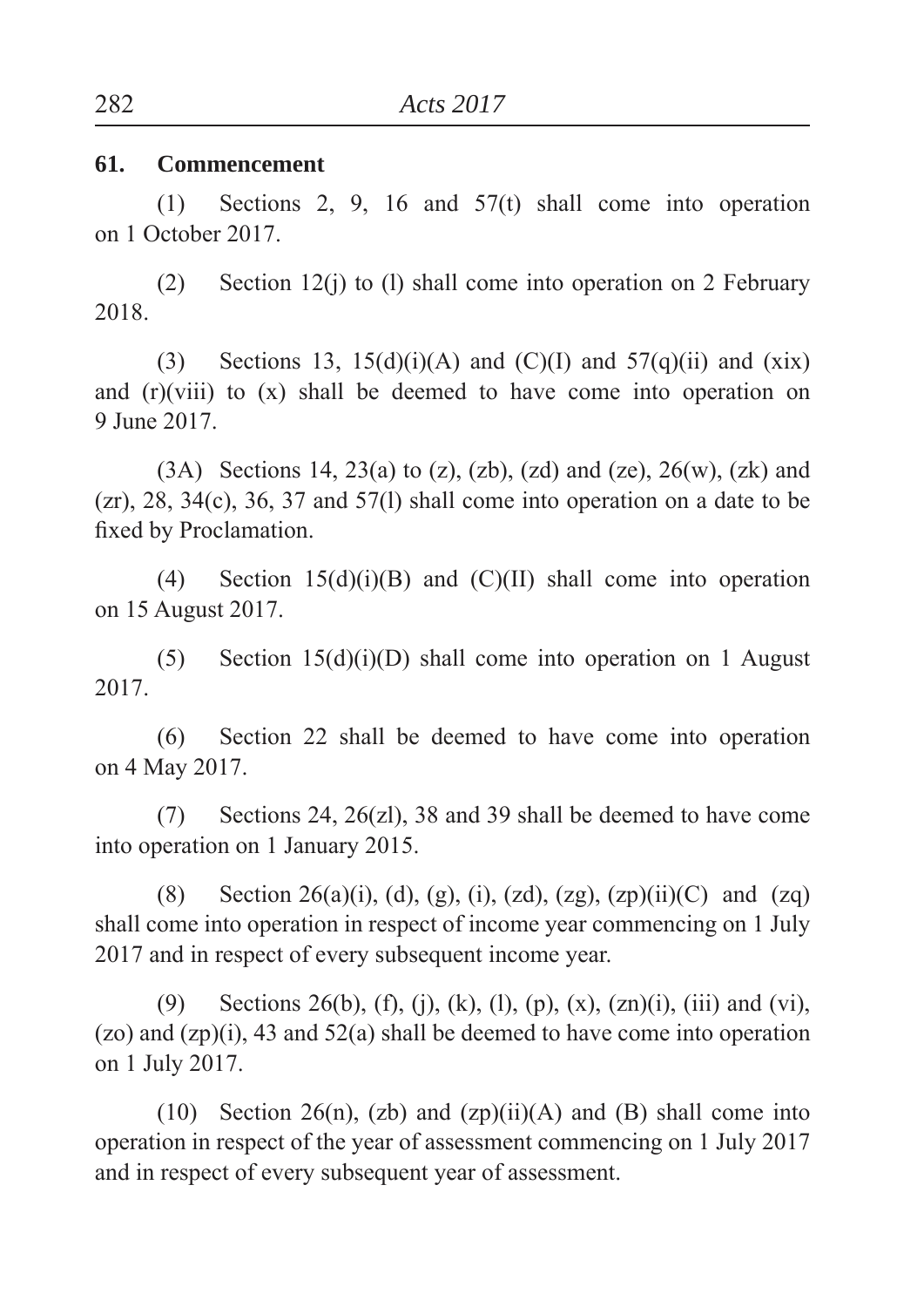**61. Commencement**

(1) Sections 2, 9, 16 and 57(t) shall come into operation on 1 October 2017.

(2) Section 12(j) to (l) shall come into operation on 2 February 2018.

(3) Sections 13, 15(d)(i)(A) and (C)(I) and 57(q)(ii) and (xix) and (r)(viii) to (x) shall be deemed to have come into operation on 9 June 2017.

(3A) Sections 14, 23(a) to (z), (zb), (zd) and (ze), 26(w), (zk) and (zr), 28, 34(c), 36, 37 and 57(l) shall come into operation on a date to be fixed by Proclamation.

(4) Section 15(d)(i)(B) and (C)(II) shall come into operation on 15 August 2017.

(5) Section 15(d)(i)(D) shall come into operation on 1 August 2017.

(6) Section 22 shall be deemed to have come into operation on 4 May 2017.

(7) Sections 24, 26(zl), 38 and 39 shall be deemed to have come into operation on 1 January 2015.

(8) Section 26(a)(i), (d), (g), (i), (zd), (zg), (zp)(ii)(C) and (zq) shall come into operation in respect of income year commencing on 1 July 2017 and in respect of every subsequent income year.

(9) Sections 26(b), (f), (j), (k), (l), (p), (x), (zn)(i), (iii) and (vi), (zo) and (zp)(i), 43 and 52(a) shall be deemed to have come into operation on 1 July 2017.

(10) Section 26(n), (zb) and (zp)(ii)(A) and (B) shall come into operation in respect of the year of assessment commencing on 1 July 2017 and in respect of every subsequent year of assessment.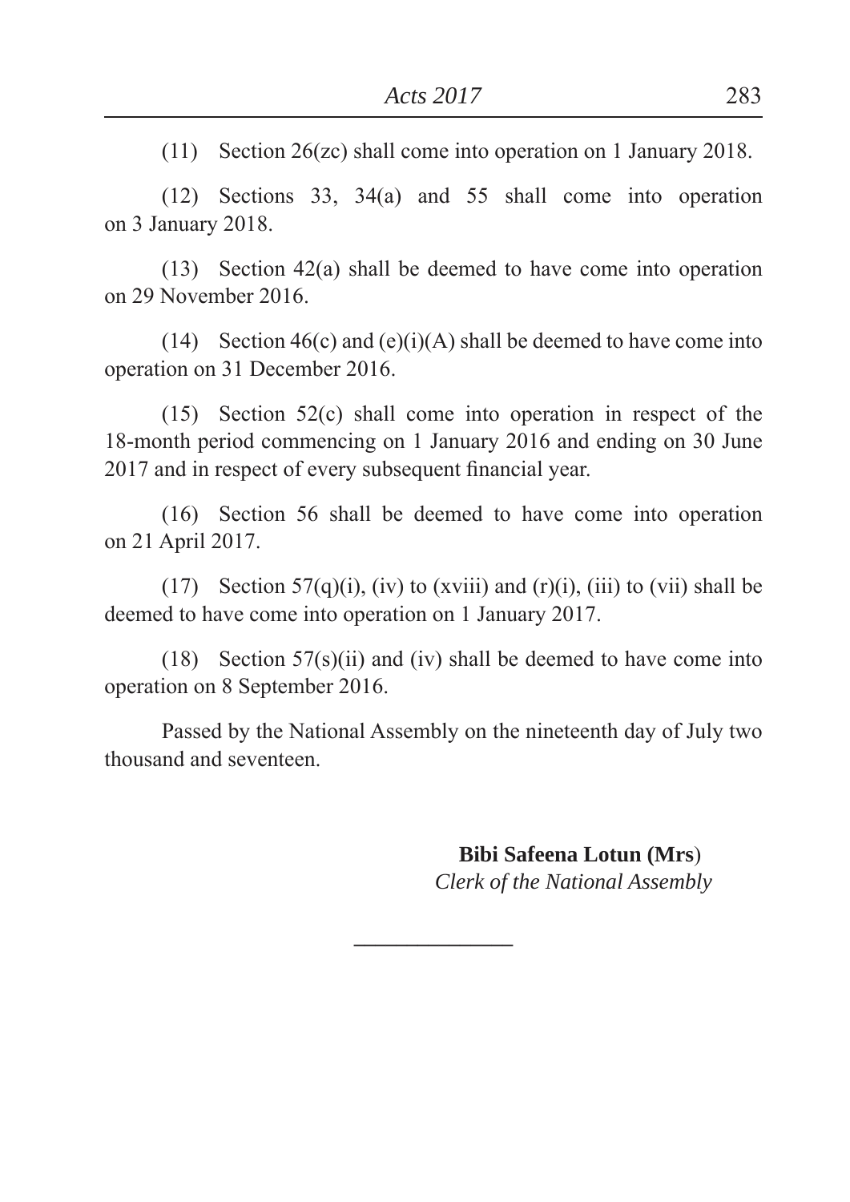(11) Section 26(zc) shall come into operation on 1 January 2018.

(12) Sections 33, 34(a) and 55 shall come into operation on 3 January 2018.

(13) Section 42(a) shall be deemed to have come into operation on 29 November 2016.

(14) Section 46(c) and (e)(i)(A) shall be deemed to have come into operation on 31 December 2016.

(15) Section 52(c) shall come into operation in respect of the 18-month period commencing on 1 January 2016 and ending on 30 June 2017 and in respect of every subsequent financial year.

(16) Section 56 shall be deemed to have come into operation on 21 April 2017.

(17) Section 57(q)(i), (iv) to (xviii) and (r)(i), (iii) to (vii) shall be deemed to have come into operation on 1 January 2017.

(18) Section 57(s)(ii) and (iv) shall be deemed to have come into operation on 8 September 2016.

Passed by the National Assembly on the nineteenth day of July two thousand and seventeen.

**Bibi Safeena Lotun (Mrs)**
*Clerk of the National Assembly*

---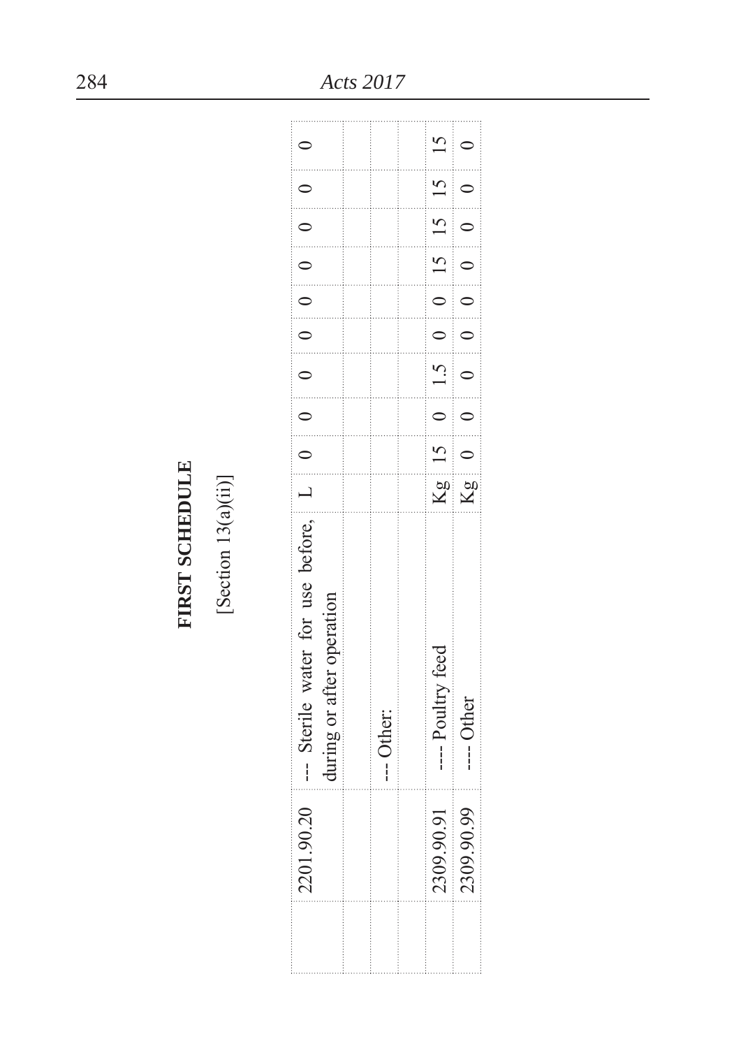**FIRST SCHEDULE**

[Section 13(a)(ii)]

| | | | | | | | | | | | | | |
|---|---|---|---|---|---|---|---|---|---|---|---|---|---|
| | 2201.90.20 | --- Sterile water for use before, during or after operation | L | 0 | 0 | 0 | 0 | 0 | 0 | 0 | 0 | 0 | 0 |
| | | | | | | | | | | | | | |
| | | --- Other: | | | | | | | | | | | |
| | | | | | | | | | | | | | |
| | 2309.90.91 | ---- Poultry feed | Kg | 15 | 0 | 1.5 | 0 | 0 | 15 | 15 | 15 | 15 | 15 |
| | 2309.90.99 | ---- Other | Kg | 0 | 0 | 0 | 0 | 0 | 0 | 0 | 0 | 0 | 0 |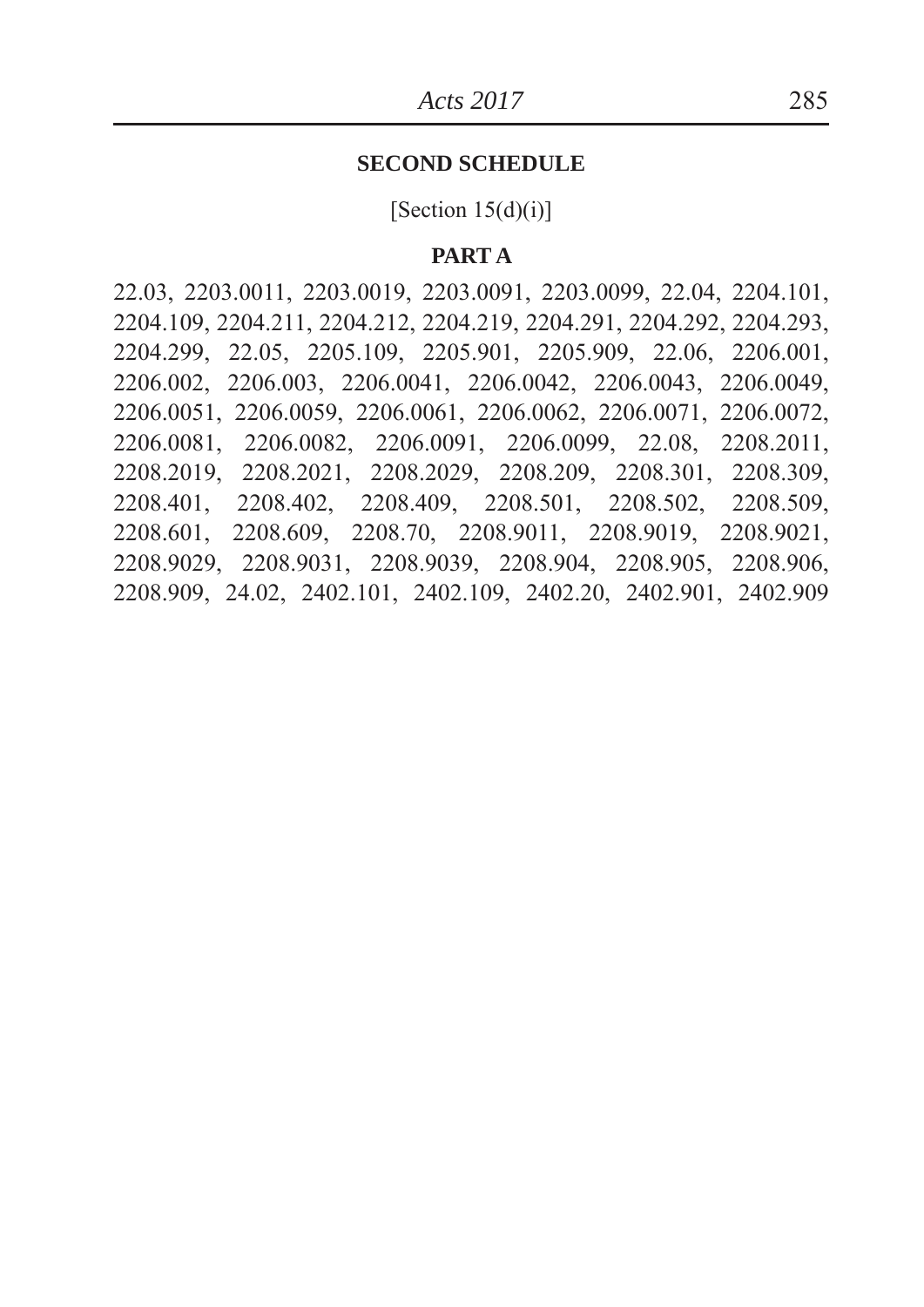## SECOND SCHEDULE

[Section 15(d)(i)]

### PART A

22.03, 2203.0011, 2203.0019, 2203.0091, 2203.0099, 22.04, 2204.101, 2204.109, 2204.211, 2204.212, 2204.219, 2204.291, 2204.292, 2204.293, 2204.299, 22.05, 2205.109, 2205.901, 2205.909, 22.06, 2206.001, 2206.002, 2206.003, 2206.0041, 2206.0042, 2206.0043, 2206.0049, 2206.0051, 2206.0059, 2206.0061, 2206.0062, 2206.0071, 2206.0072, 2206.0081, 2206.0082, 2206.0091, 2206.0099, 22.08, 2208.2011, 2208.2019, 2208.2021, 2208.2029, 2208.209, 2208.301, 2208.309, 2208.401, 2208.402, 2208.409, 2208.501, 2208.502, 2208.509, 2208.601, 2208.609, 2208.70, 2208.9011, 2208.9019, 2208.9021, 2208.9029, 2208.9031, 2208.9039, 2208.904, 2208.905, 2208.906, 2208.909, 24.02, 2402.101, 2402.109, 2402.20, 2402.901, 2402.909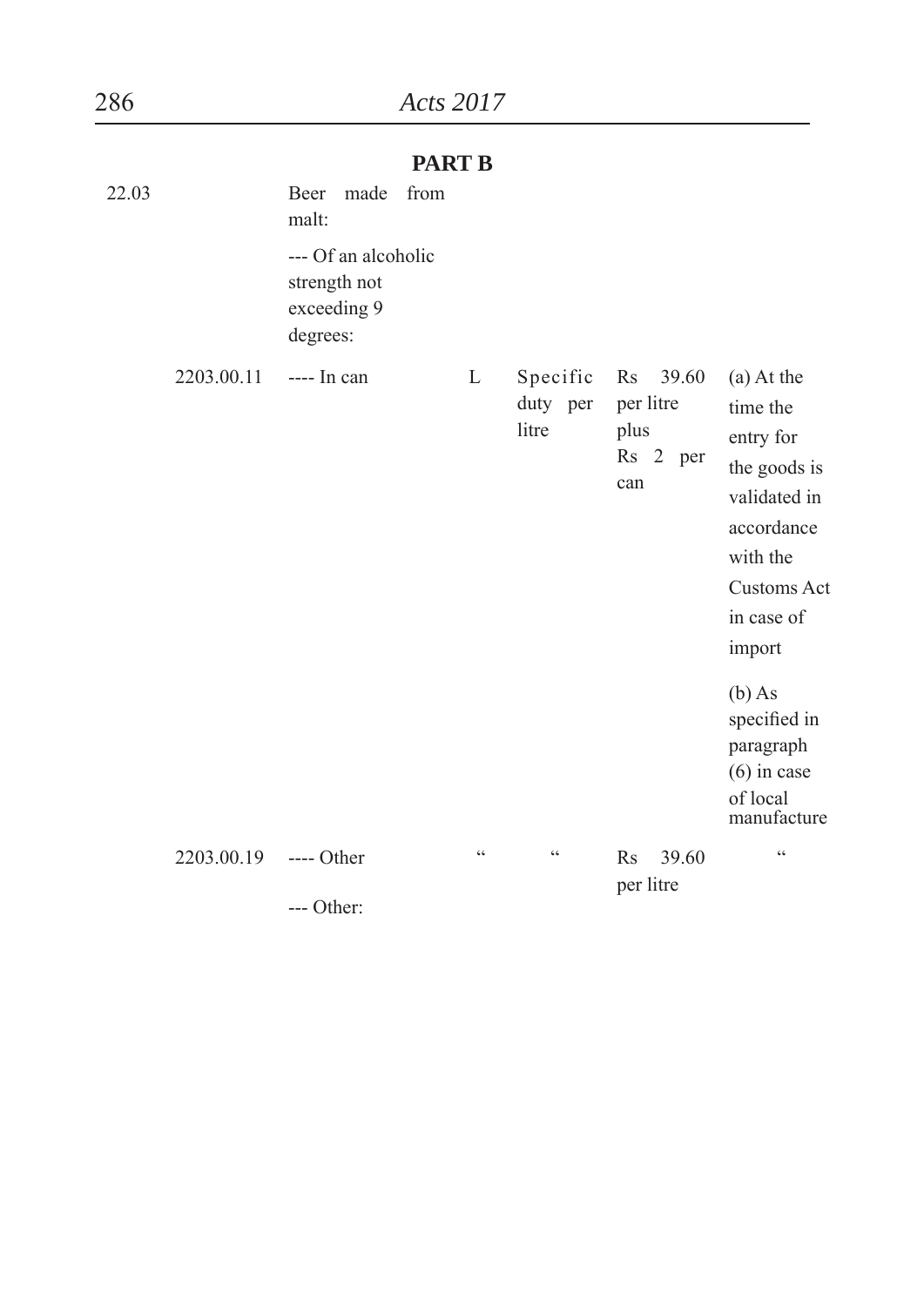## PART B

| | | | | | | |
|---|---|---|---|---|---|---|
| 22.03 | | Beer made from malt: | | | | |
| | | --- Of an alcoholic strength not exceeding 9 degrees: | | | | |
| | 2203.00.11 | ---- In can | L | Specific duty per litre | Rs 39.60 per litre plus Rs 2 per can | (a) At the time the entry for the goods is validated in accordance with the Customs Act in case of import<br><br>(b) As specified in paragraph (6) in case of local manufacture |
| | 2203.00.19 | ---- Other | " | " | Rs 39.60 per litre | " |
| | | --- Other: | | | | |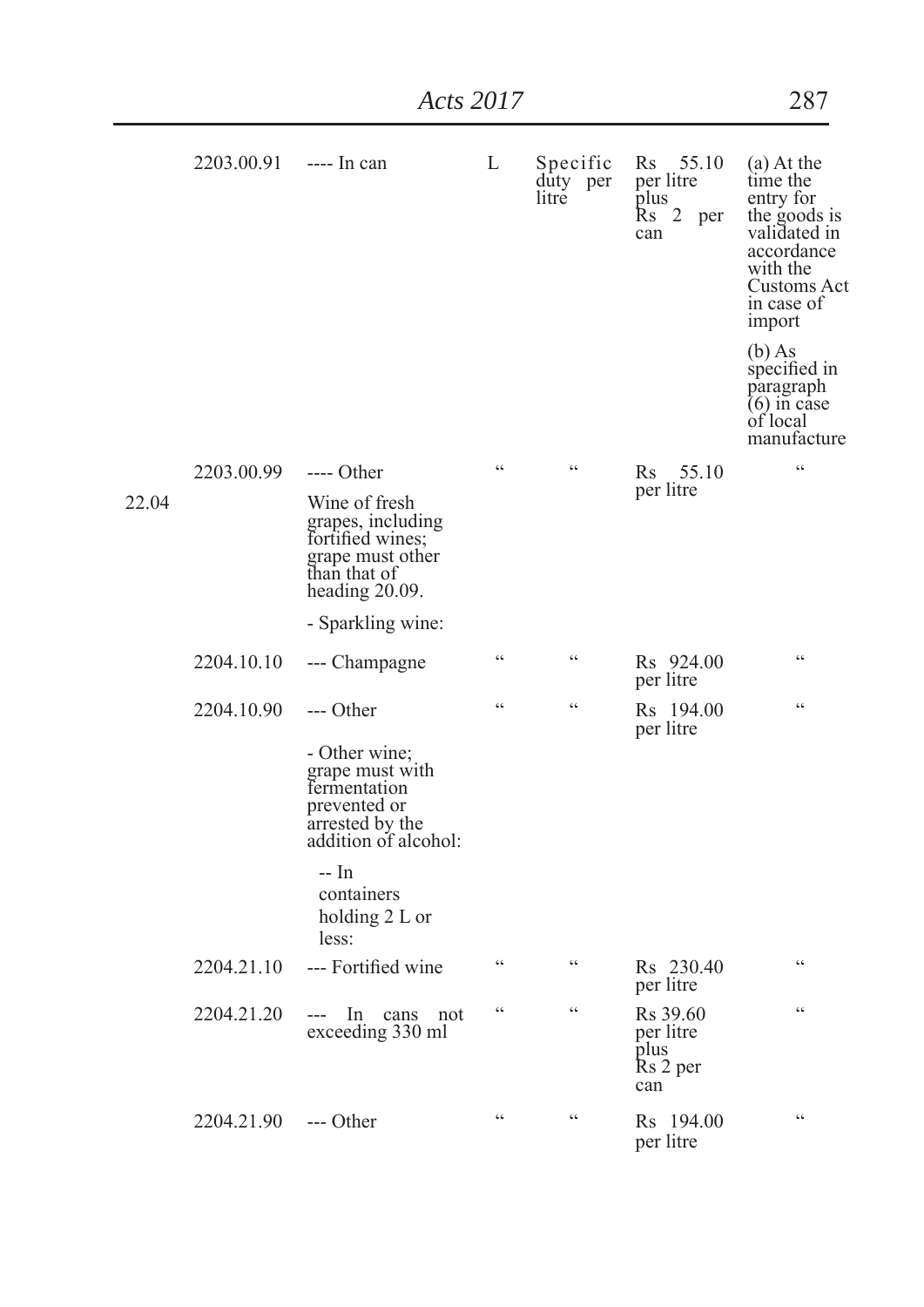| | | | | | | |
|---|---|---|---|---|---|---|
| | 2203.00.91 | ---- In can | L | Specific duty per litre | Rs 55.10 per litre plus Rs 2 per can | (a) At the time the entry for the goods is validated in accordance with the Customs Act in case of import<br><br>(b) As specified in paragraph (6) in case of local manufacture |
| | 2203.00.99 | ---- Other | " | " | Rs 55.10 per litre | " |
| 22.04 | | Wine of fresh grapes, including fortified wines; grape must other than that of heading 20.09. | | | | |
| | | - Sparkling wine: | | | | |
| | 2204.10.10 | --- Champagne | " | " | Rs 924.00 per litre | " |
| | 2204.10.90 | --- Other | " | " | Rs 194.00 per litre | " |
| | | - Other wine; grape must with fermentation prevented or arrested by the addition of alcohol: | | | | |
| | | -- In containers holding 2 L or less: | | | | |
| | 2204.21.10 | --- Fortified wine | " | " | Rs 230.40 per litre | " |
| | 2204.21.20 | --- In cans not exceeding 330 ml | " | " | Rs 39.60 per litre plus Rs 2 per can | " |
| | 2204.21.90 | --- Other | " | " | Rs 194.00 per litre | " |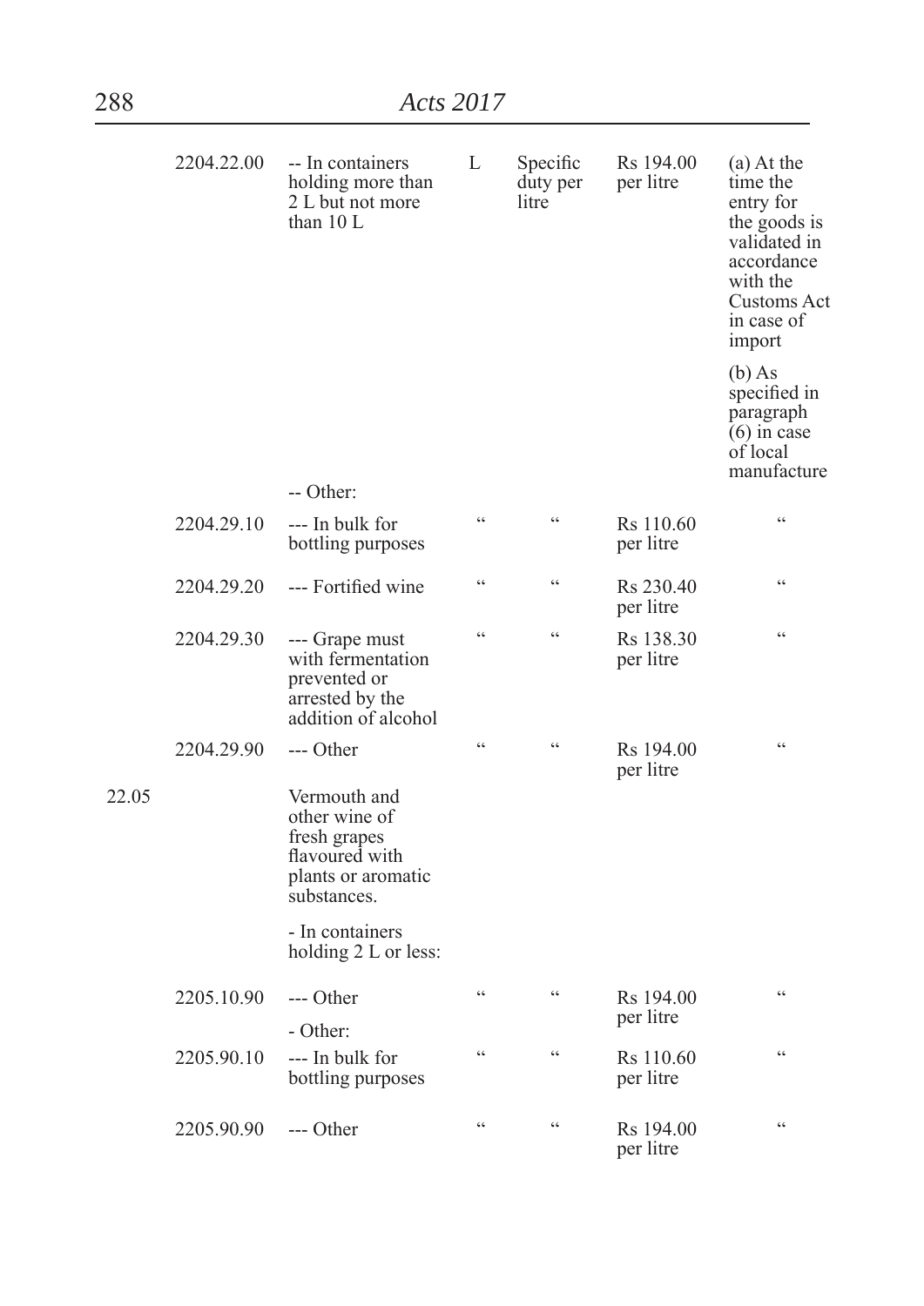| | | | | | | |
|---|---|---|---|---|---|---|
| | 2204.22.00 | -- In containers holding more than 2 L but not more than 10 L | L | Specific duty per litre | Rs 194.00 per litre | (a) At the time the entry for the goods is validated in accordance with the Customs Act in case of import<br><br>(b) As specified in paragraph (6) in case of local manufacture |
| | | -- Other: | | | | |
| | 2204.29.10 | --- In bulk for bottling purposes | " | " | Rs 110.60 per litre | " |
| | 2204.29.20 | --- Fortified wine | " | " | Rs 230.40 per litre | " |
| | 2204.29.30 | --- Grape must with fermentation prevented or arrested by the addition of alcohol | " | " | Rs 138.30 per litre | " |
| | 2204.29.90 | --- Other | " | " | Rs 194.00 per litre | " |
| 22.05 | | Vermouth and other wine of fresh grapes flavoured with plants or aromatic substances. | | | | |
| | | - In containers holding 2 L or less: | | | | |
| | 2205.10.90 | --- Other | " | " | Rs 194.00 per litre | " |
| | | - Other: | | | | |
| | 2205.90.10 | --- In bulk for bottling purposes | " | " | Rs 110.60 per litre | " |
| | 2205.90.90 | --- Other | " | " | Rs 194.00 per litre | " |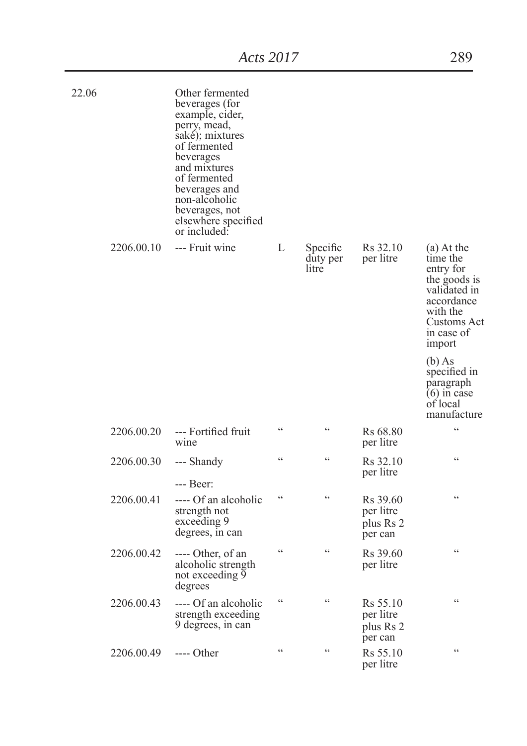| | | | | | | |
|---|---|---|---|---|---|---|
| 22.06 | | Other fermented beverages (for example, cider, perry, mead, saké); mixtures of fermented beverages and mixtures of fermented beverages and non-alcoholic beverages, not elsewhere specified or included: | | | | |
| | 2206.00.10 | --- Fruit wine | L | Specific duty per litre | Rs 32.10 per litre | (a) At the time the entry for the goods is validated in accordance with the Customs Act in case of import<br><br>(b) As specified in paragraph (6) in case of local manufacture |
| | 2206.00.20 | --- Fortified fruit wine | " | " | Rs 68.80 per litre | " |
| | 2206.00.30 | --- Shandy | " | " | Rs 32.10 per litre | " |
| | | --- Beer: | | | | |
| | 2206.00.41 | ---- Of an alcoholic strength not exceeding 9 degrees, in can | " | " | Rs 39.60 per litre plus Rs 2 per can | " |
| | 2206.00.42 | ---- Other, of an alcoholic strength not exceeding 9 degrees | " | " | Rs 39.60 per litre | " |
| | 2206.00.43 | ---- Of an alcoholic strength exceeding 9 degrees, in can | " | " | Rs 55.10 per litre plus Rs 2 per can | " |
| | 2206.00.49 | ---- Other | " | " | Rs 55.10 per litre | " |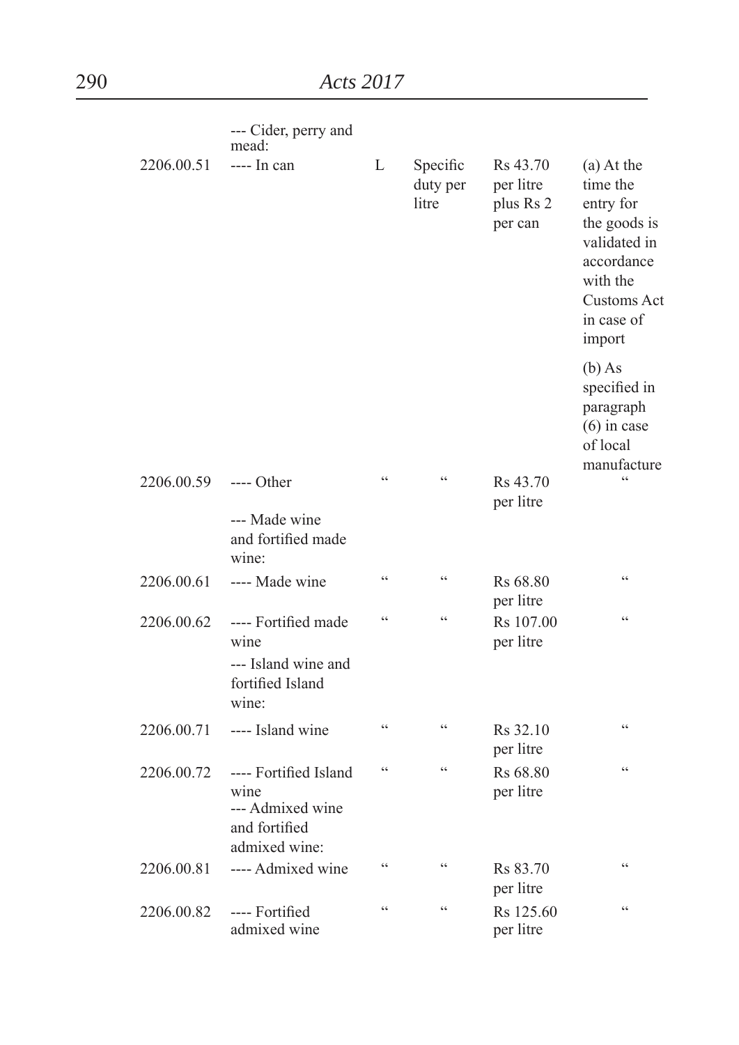| | | | | | |
|---|---|---|---|---|---|
| | --- Cider, perry and mead: | | | | |
| 2206.00.51 | ---- In can | L | Specific duty per litre | Rs 43.70 per litre plus Rs 2 per can | (a) At the time the entry for the goods is validated in accordance with the Customs Act in case of import<br><br>(b) As specified in paragraph (6) in case of local manufacture |
| 2206.00.59 | ---- Other | " | " | Rs 43.70 per litre | " |
| | --- Made wine and fortified made wine: | | | | |
| 2206.00.61 | ---- Made wine | " | " | Rs 68.80 per litre | " |
| 2206.00.62 | ---- Fortified made wine | " | " | Rs 107.00 per litre | " |
| | --- Island wine and fortified Island wine: | | | | |
| 2206.00.71 | ---- Island wine | " | " | Rs 32.10 per litre | " |
| 2206.00.72 | ---- Fortified Island wine | " | " | Rs 68.80 per litre | " |
| | --- Admixed wine and fortified admixed wine: | | | | |
| 2206.00.81 | ---- Admixed wine | " | " | Rs 83.70 per litre | " |
| 2206.00.82 | ---- Fortified admixed wine | " | " | Rs 125.60 per litre | " |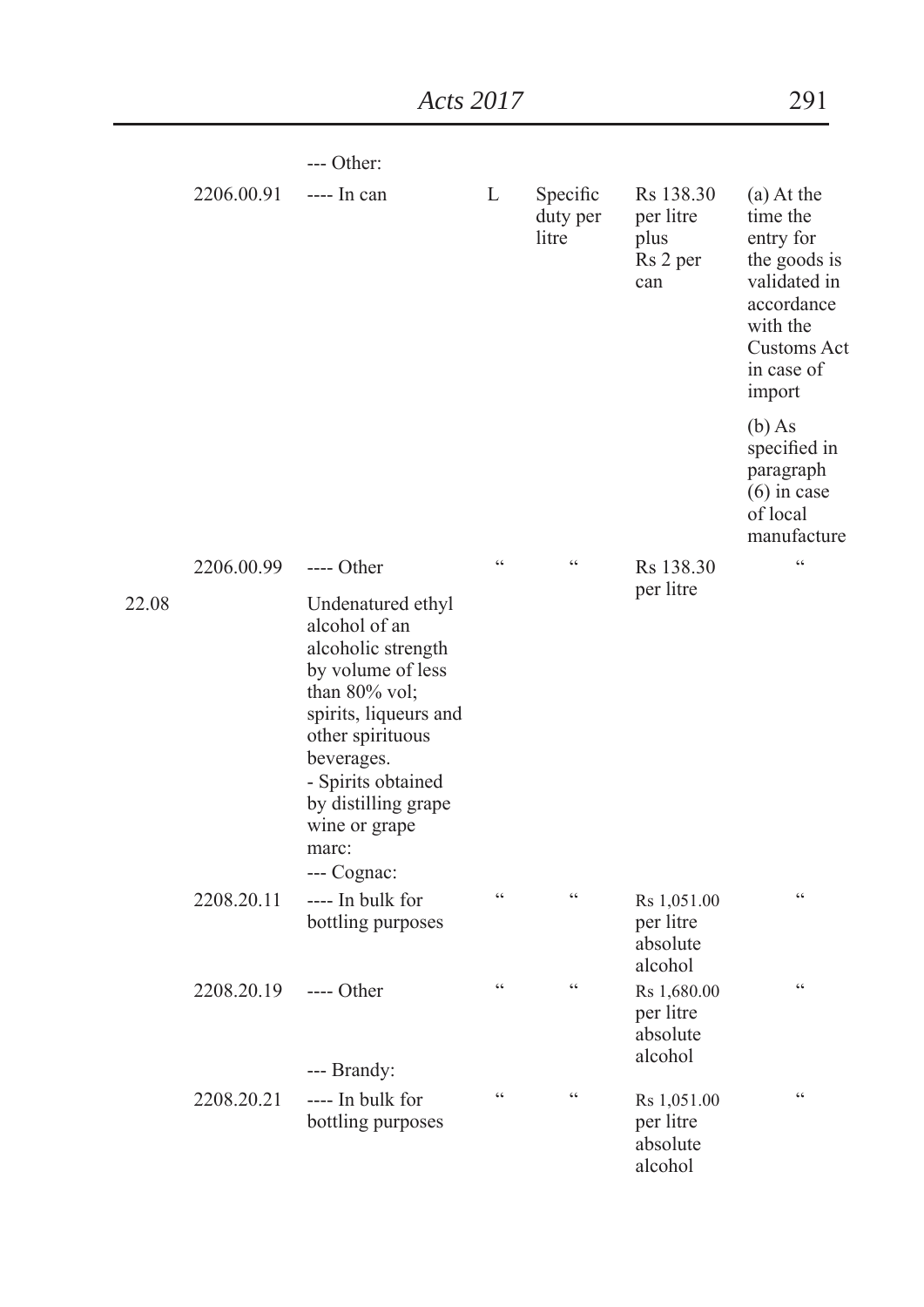| | | --- Other: | | | | |
|---|---|---|---|---|---|---|
| | 2206.00.91 | ---- In can | L | Specific duty per litre | Rs 138.30 per litre plus Rs 2 per can | (a) At the time the entry for the goods is validated in accordance with the Customs Act in case of import<br><br>(b) As specified in paragraph (6) in case of local manufacture |
| | 2206.00.99 | ---- Other | " | " | Rs 138.30 per litre | " |
| 22.08 | | Undenatured ethyl alcohol of an alcoholic strength by volume of less than 80% vol; spirits, liqueurs and other spirituous beverages.<br>- Spirits obtained by distilling grape wine or grape marc:<br>--- Cognac: | | | | |
| | 2208.20.11 | ---- In bulk for bottling purposes | " | " | Rs 1,051.00 per litre absolute alcohol | " |
| | 2208.20.19 | ---- Other | " | " | Rs 1,680.00 per litre absolute alcohol | " |
| | | --- Brandy: | | | | |
| | 2208.20.21 | ---- In bulk for bottling purposes | " | " | Rs 1,051.00 per litre absolute alcohol | " |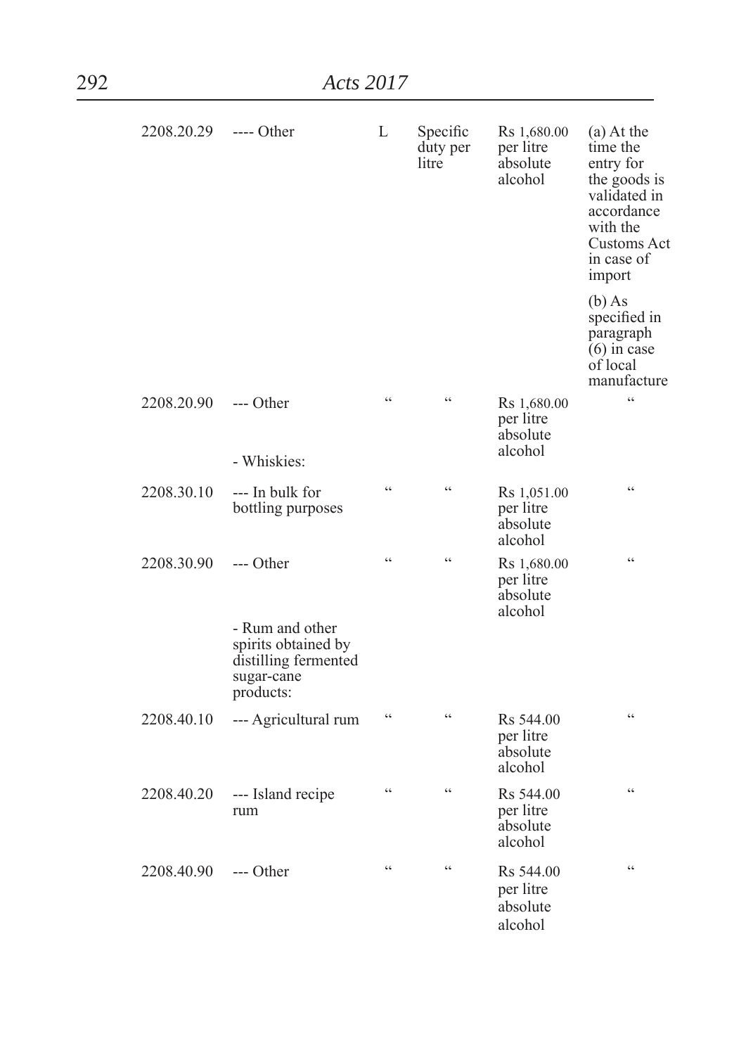| 2208.20.29 | ---- Other | L | Specific duty per litre | Rs 1,680.00 per litre absolute alcohol | (a) At the time the entry for the goods is validated in accordance with the Customs Act in case of import<br><br>(b) As specified in paragraph (6) in case of local manufacture |
|---|---|---|---|---|---|
| 2208.20.90 | --- Other | " | " | Rs 1,680.00 per litre absolute alcohol | " |
| | - Whiskies: | | | | |
| 2208.30.10 | --- In bulk for bottling purposes | " | " | Rs 1,051.00 per litre absolute alcohol | " |
| 2208.30.90 | --- Other | " | " | Rs 1,680.00 per litre absolute alcohol | " |
| | - Rum and other spirits obtained by distilling fermented sugar-cane products: | | | | |
| 2208.40.10 | --- Agricultural rum | " | " | Rs 544.00 per litre absolute alcohol | " |
| 2208.40.20 | --- Island recipe rum | " | " | Rs 544.00 per litre absolute alcohol | " |
| 2208.40.90 | --- Other | " | " | Rs 544.00 per litre absolute alcohol | " |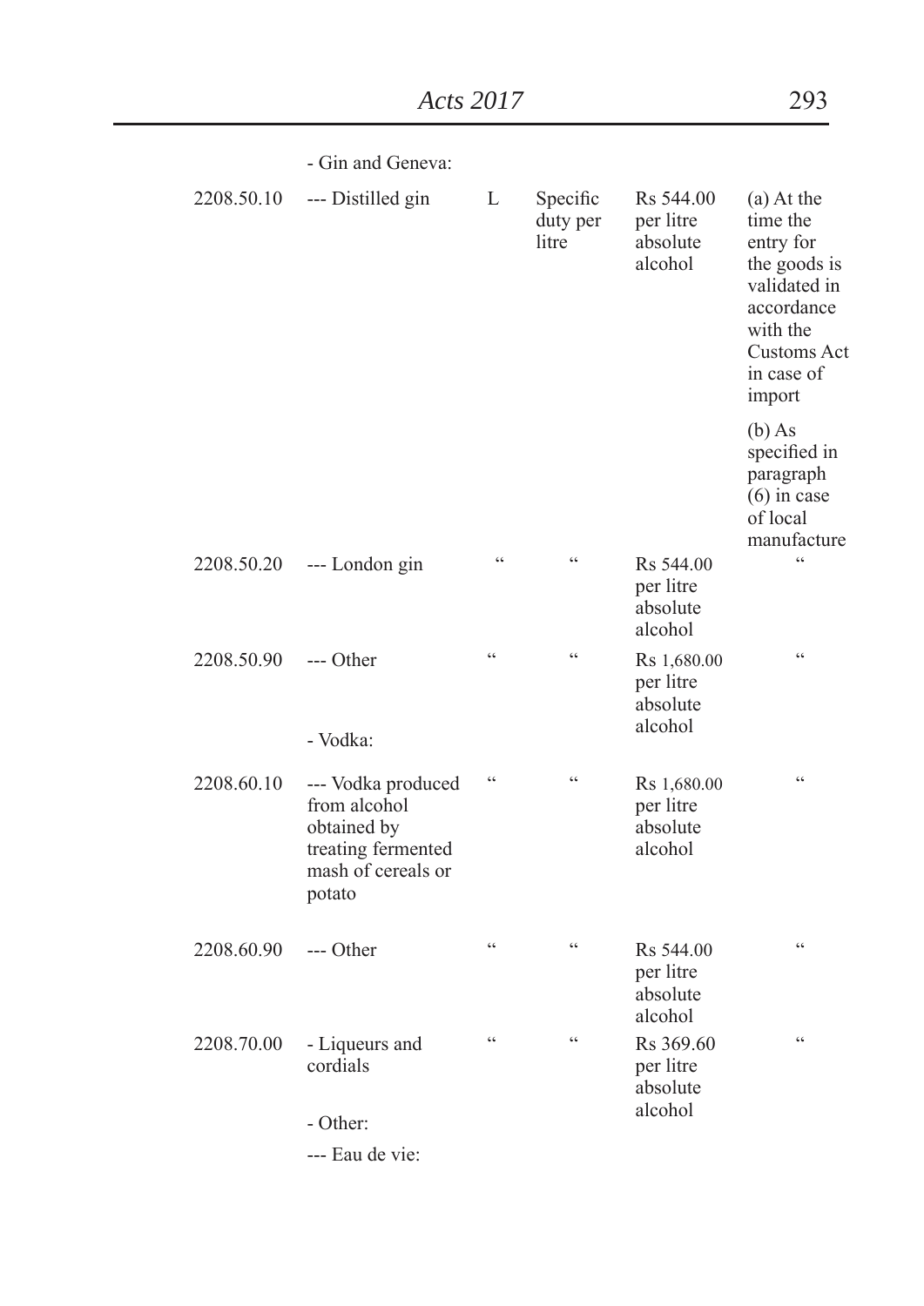| | | | | | |
|---|---|---|---|---|---|
| | - Gin and Geneva: | | | | |
| 2208.50.10 | --- Distilled gin | L | Specific duty per litre | Rs 544.00 per litre absolute alcohol | (a) At the time the entry for the goods is validated in accordance with the Customs Act in case of import<br><br>(b) As specified in paragraph (6) in case of local manufacture |
| 2208.50.20 | --- London gin | " | " | Rs 544.00 per litre absolute alcohol | " |
| 2208.50.90 | --- Other | " | " | Rs 1,680.00 per litre absolute alcohol | " |
| | - Vodka: | | | | |
| 2208.60.10 | --- Vodka produced from alcohol obtained by treating fermented mash of cereals or potato | " | " | Rs 1,680.00 per litre absolute alcohol | " |
| 2208.60.90 | --- Other | " | " | Rs 544.00 per litre absolute alcohol | " |
| 2208.70.00 | - Liqueurs and cordials | " | " | Rs 369.60 per litre absolute alcohol | " |
| | - Other: | | | | |
| | --- Eau de vie: | | | | |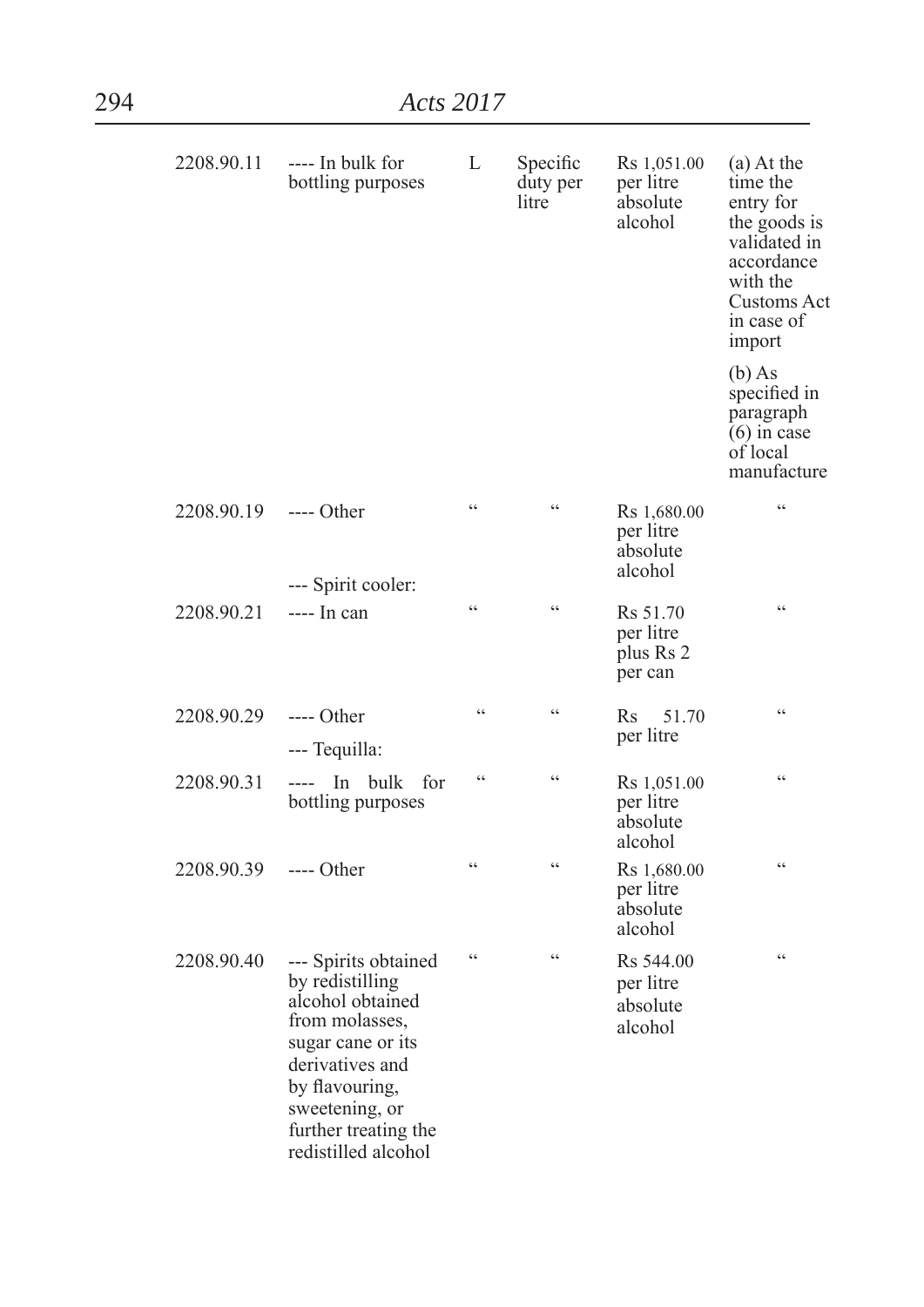| | | | | | |
|---|---|---|---|---|---|
| 2208.90.11 | ---- In bulk for bottling purposes | L | Specific duty per litre | Rs 1,051.00 per litre absolute alcohol | (a) At the time the entry for the goods is validated in accordance with the Customs Act in case of import<br><br>(b) As specified in paragraph (6) in case of local manufacture |
| 2208.90.19 | ---- Other | " | " | Rs 1,680.00 per litre absolute alcohol | " |
| | --- Spirit cooler: | | | | |
| 2208.90.21 | ---- In can | " | " | Rs 51.70 per litre plus Rs 2 per can | " |
| 2208.90.29 | ---- Other | " | " | Rs 51.70 per litre | " |
| | --- Tequilla: | | | | |
| 2208.90.31 | ---- In bulk for bottling purposes | " | " | Rs 1,051.00 per litre absolute alcohol | " |
| 2208.90.39 | ---- Other | " | " | Rs 1,680.00 per litre absolute alcohol | " |
| 2208.90.40 | --- Spirits obtained by redistilling alcohol obtained from molasses, sugar cane or its derivatives and by flavouring, sweetening, or further treating the redistilled alcohol | " | " | Rs 544.00 per litre absolute alcohol | " |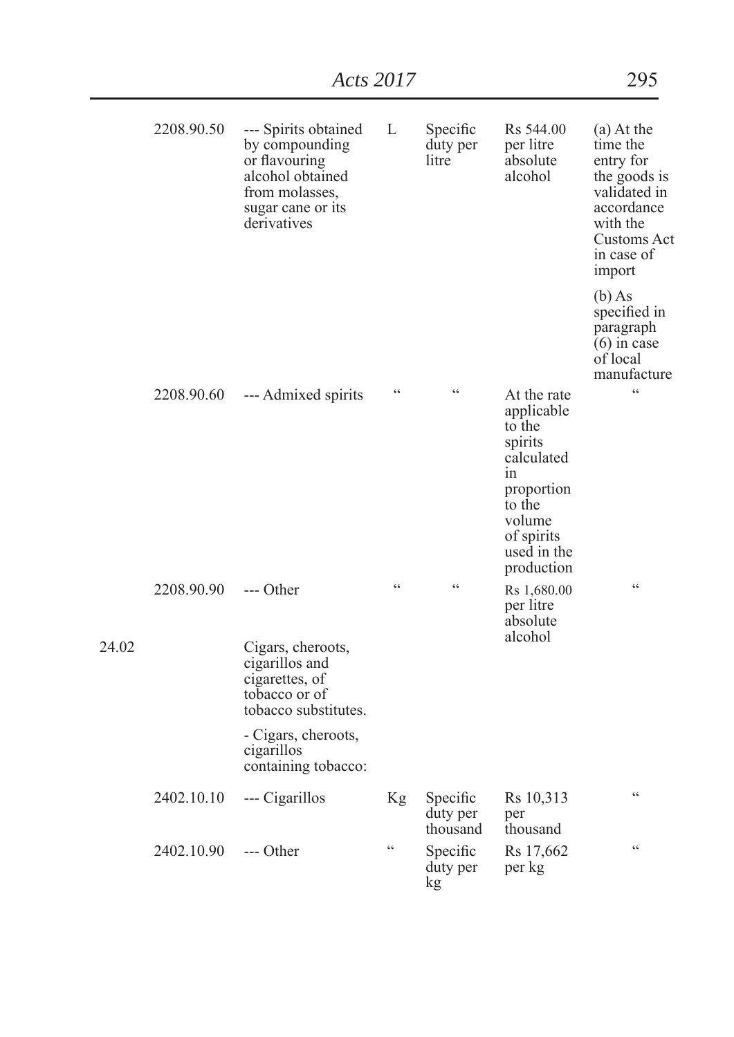| | | | | | | |
|---|---|---|---|---|---|---|
| | 2208.90.50 | --- Spirits obtained by compounding or flavouring alcohol obtained from molasses, sugar cane or its derivatives | L | Specific duty per litre | Rs 544.00 per litre absolute alcohol | (a) At the time the entry for the goods is validated in accordance with the Customs Act in case of import<br><br>(b) As specified in paragraph (6) in case of local manufacture |
| | 2208.90.60 | --- Admixed spirits | " | " | At the rate applicable to the spirits calculated in proportion to the volume of spirits used in the production | " |
| | 2208.90.90 | --- Other | " | " | Rs 1,680.00 per litre absolute alcohol | " |
| 24.02 | | Cigars, cheroots, cigarillos and cigarettes, of tobacco or of tobacco substitutes.<br><br>- Cigars, cheroots, cigarillos containing tobacco: | | | | |
| | 2402.10.10 | --- Cigarillos | Kg | Specific duty per thousand | Rs 10,313 per thousand | " |
| | 2402.10.90 | --- Other | " | Specific duty per kg | Rs 17,662 per kg | " |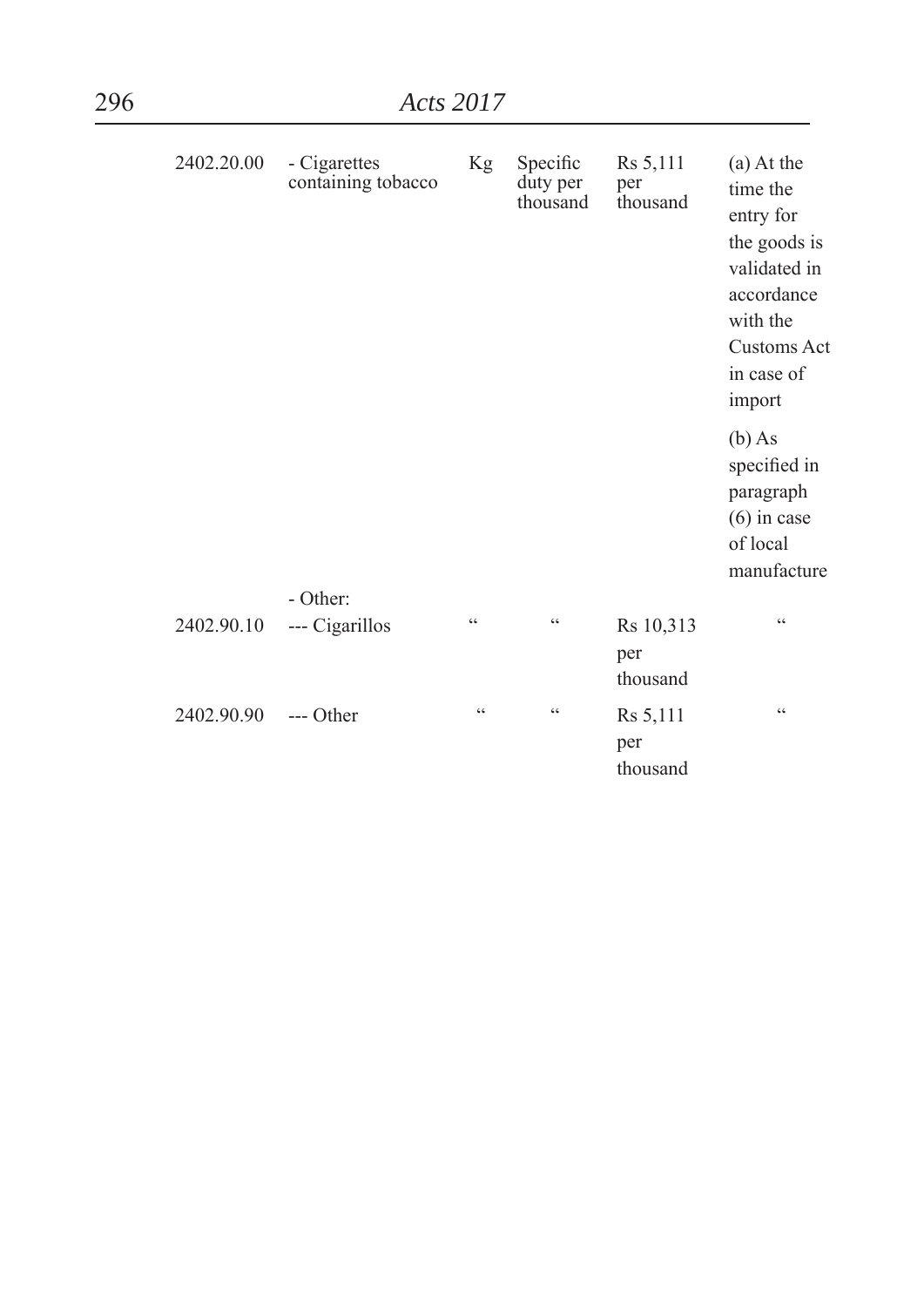| | | | | | |
|---|---|---|---|---|---|
| 2402.20.00 | - Cigarettes containing tobacco | Kg | Specific duty per thousand | Rs 5,111 per thousand | (a) At the time the entry for the goods is validated in accordance with the Customs Act in case of import<br><br>(b) As specified in paragraph (6) in case of local manufacture |
| | - Other: | | | | |
| 2402.90.10 | --- Cigarillos | " | " | Rs 10,313 per thousand | " |
| 2402.90.90 | --- Other | " | " | Rs 5,111 per thousand | " |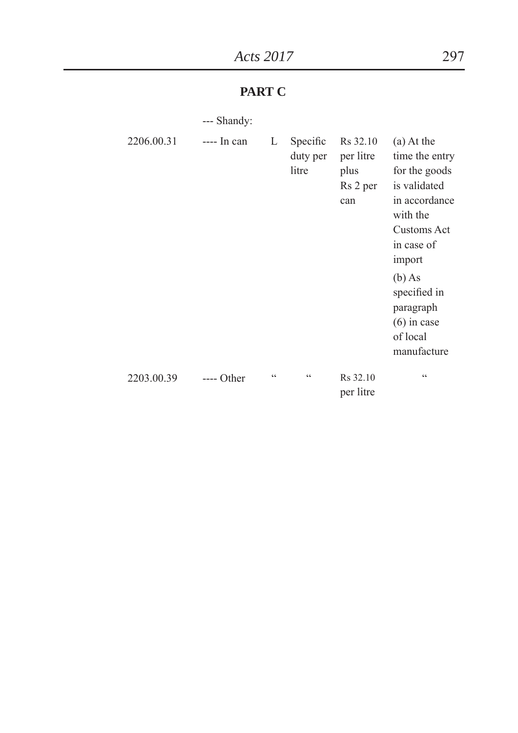## PART C

| | --- Shandy: | | | | |
|---|---|---|---|---|---|
| 2206.00.31 | ---- In can | L | Specific duty per litre | Rs 32.10 per litre plus Rs 2 per can | (a) At the time the entry for the goods is validated in accordance with the Customs Act in case of import<br>(b) As specified in paragraph (6) in case of local manufacture |
| 2203.00.39 | ---- Other | " | " | Rs 32.10 per litre | " |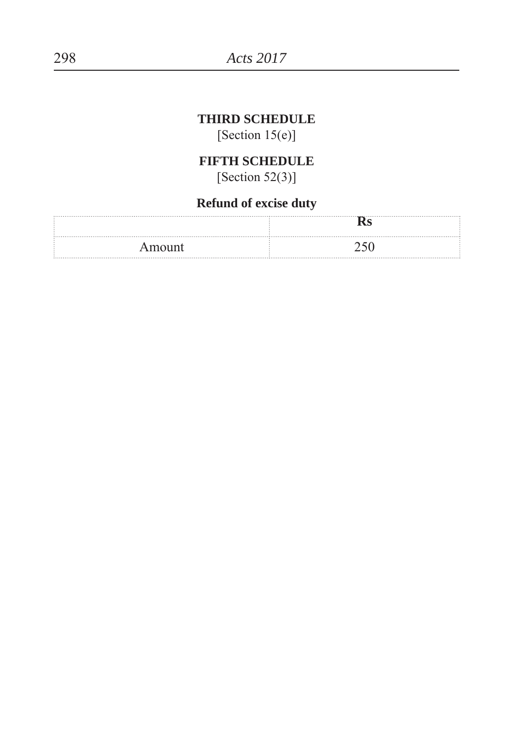**THIRD SCHEDULE**
[Section 15(e)]

**FIFTH SCHEDULE**
[Section 52(3)]

**Refund of excise duty**

| | **Rs** |
|---|---|
| Amount | 250 |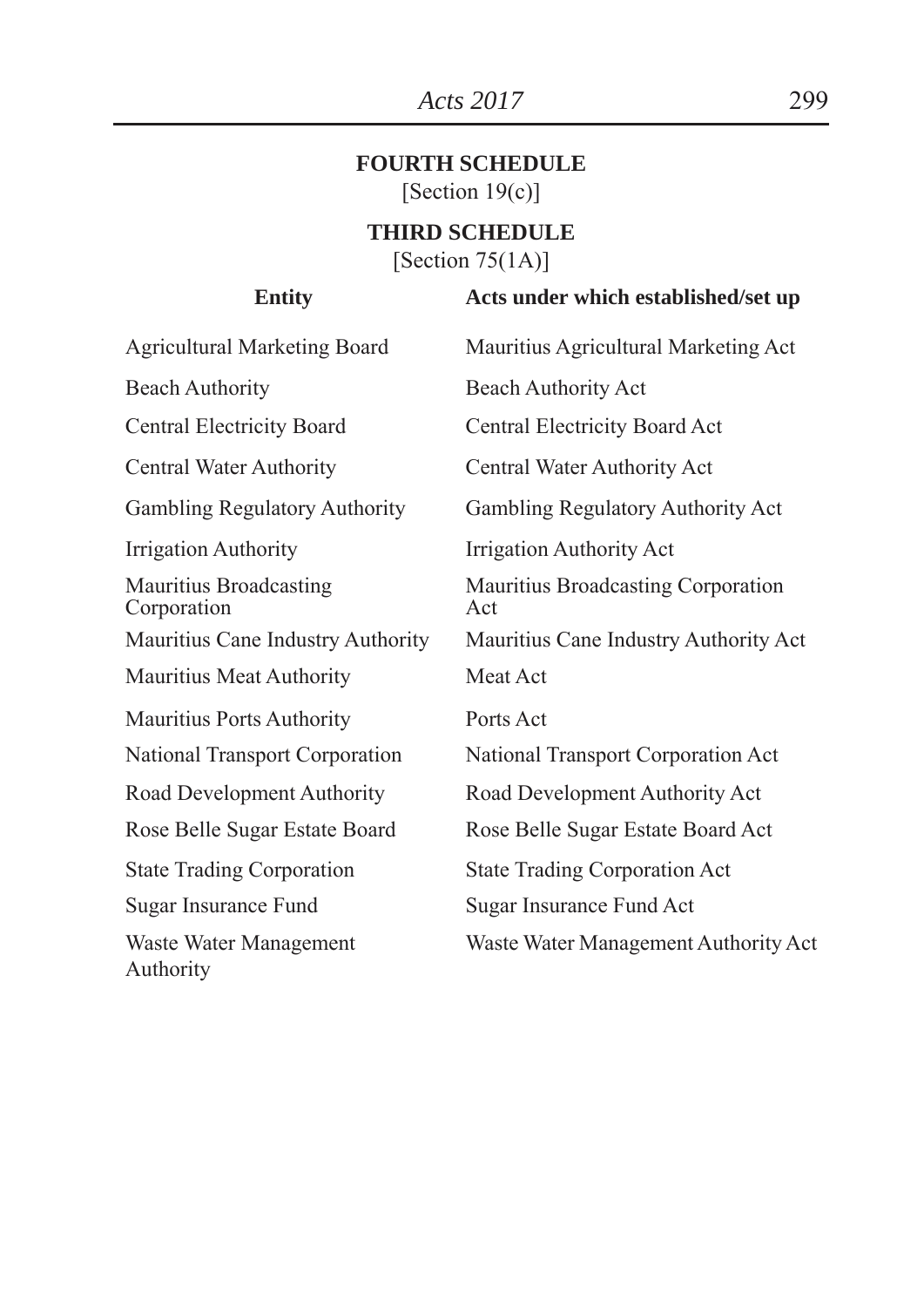**FOURTH SCHEDULE**

[Section 19(c)]

**THIRD SCHEDULE**

[Section 75(1A)]

| Entity | Acts under which established/set up |
|---|---|
| Agricultural Marketing Board | Mauritius Agricultural Marketing Act |
| Beach Authority | Beach Authority Act |
| Central Electricity Board | Central Electricity Board Act |
| Central Water Authority | Central Water Authority Act |
| Gambling Regulatory Authority | Gambling Regulatory Authority Act |
| Irrigation Authority | Irrigation Authority Act |
| Mauritius Broadcasting Corporation | Mauritius Broadcasting Corporation Act |
| Mauritius Cane Industry Authority | Mauritius Cane Industry Authority Act |
| Mauritius Meat Authority | Meat Act |
| Mauritius Ports Authority | Ports Act |
| National Transport Corporation | National Transport Corporation Act |
| Road Development Authority | Road Development Authority Act |
| Rose Belle Sugar Estate Board | Rose Belle Sugar Estate Board Act |
| State Trading Corporation | State Trading Corporation Act |
| Sugar Insurance Fund | Sugar Insurance Fund Act |
| Waste Water Management Authority | Waste Water Management Authority Act |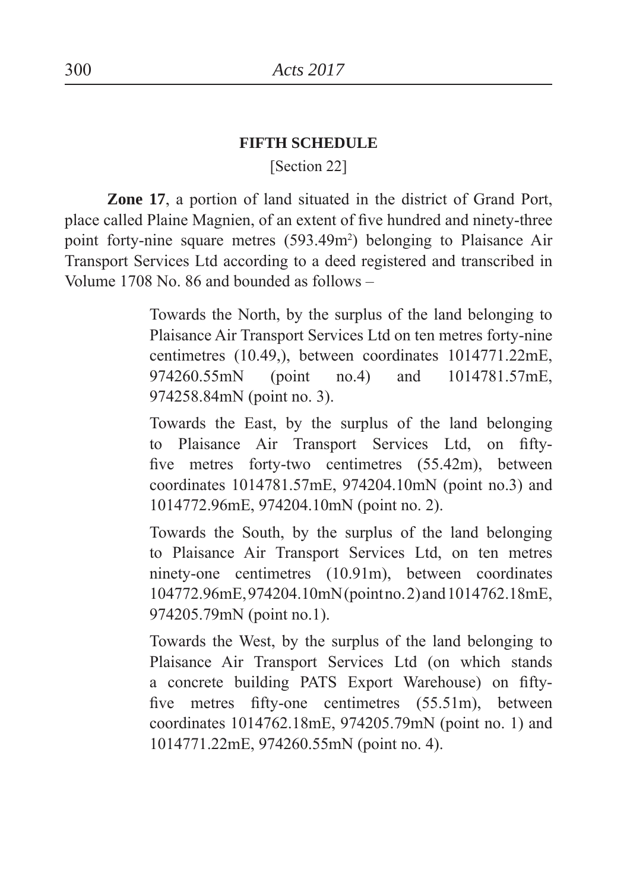## FIFTH SCHEDULE

[Section 22]

**Zone 17**, a portion of land situated in the district of Grand Port, place called Plaine Magnien, of an extent of five hundred and ninety-three point forty-nine square metres (593.49m$^2$) belonging to Plaisance Air Transport Services Ltd according to a deed registered and transcribed in Volume 1708 No. 86 and bounded as follows –

> Towards the North, by the surplus of the land belonging to Plaisance Air Transport Services Ltd on ten metres forty-nine centimetres (10.49,), between coordinates 1014771.22mE, 974260.55mN (point no.4) and 1014781.57mE, 974258.84mN (point no. 3).
>
> Towards the East, by the surplus of the land belonging to Plaisance Air Transport Services Ltd, on fifty-five metres forty-two centimetres (55.42m), between coordinates 1014781.57mE, 974204.10mN (point no.3) and 1014772.96mE, 974204.10mN (point no. 2).
>
> Towards the South, by the surplus of the land belonging to Plaisance Air Transport Services Ltd, on ten metres ninety-one centimetres (10.91m), between coordinates 104772.96mE, 974204.10mN (point no. 2) and 1014762.18mE, 974205.79mN (point no.1).
>
> Towards the West, by the surplus of the land belonging to Plaisance Air Transport Services Ltd (on which stands a concrete building PATS Export Warehouse) on fifty-five metres fifty-one centimetres (55.51m), between coordinates 1014762.18mE, 974205.79mN (point no. 1) and 1014771.22mE, 974260.55mN (point no. 4).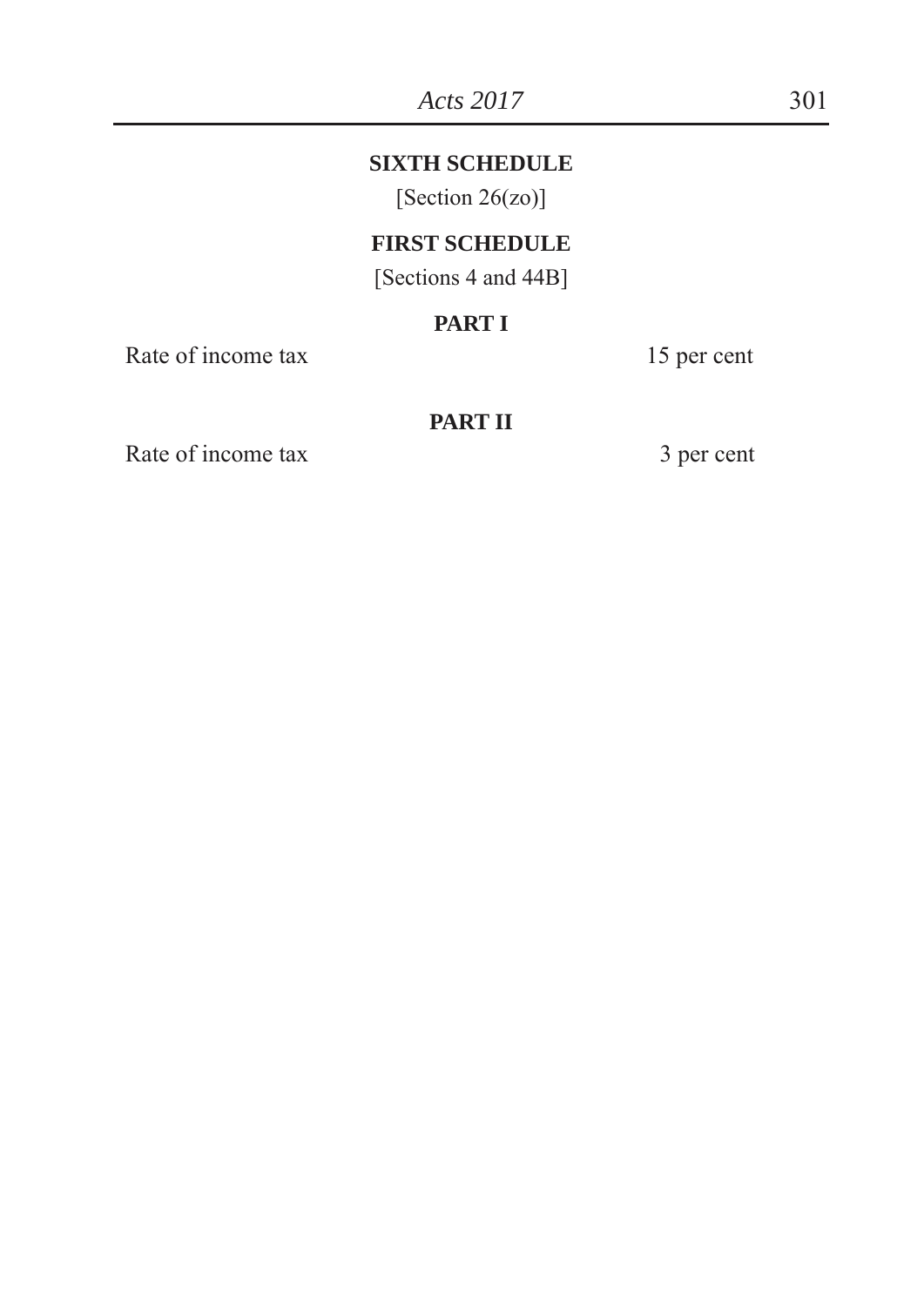## SIXTH SCHEDULE

[Section 26(zo)]

## FIRST SCHEDULE

[Sections 4 and 44B]

### PART I

| Rate of income tax | 15 per cent |
| --- | --- |

### PART II

| Rate of income tax | 3 per cent |
| --- | --- |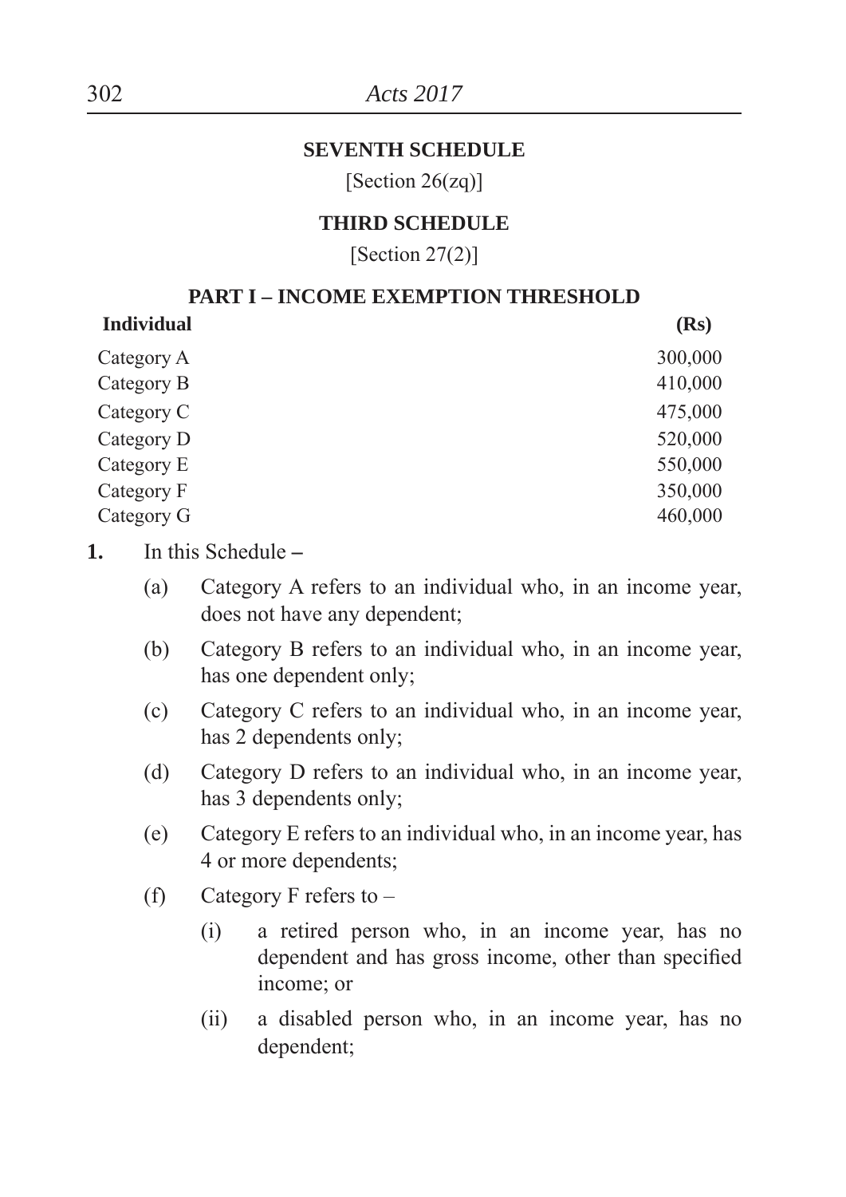## SEVENTH SCHEDULE

[Section 26(zq)]

## THIRD SCHEDULE

[Section 27(2)]

### PART I – INCOME EXEMPTION THRESHOLD

| **Individual** | **(Rs)** |
|---|---|
| Category A | 300,000 |
| Category B | 410,000 |
| Category C | 475,000 |
| Category D | 520,000 |
| Category E | 550,000 |
| Category F | 350,000 |
| Category G | 460,000 |

**1.** In this Schedule **–**

(a) Category A refers to an individual who, in an income year, does not have any dependent;

(b) Category B refers to an individual who, in an income year, has one dependent only;

(c) Category C refers to an individual who, in an income year, has 2 dependents only;

(d) Category D refers to an individual who, in an income year, has 3 dependents only;

(e) Category E refers to an individual who, in an income year, has 4 or more dependents;

(f) Category F refers to –

(i) a retired person who, in an income year, has no dependent and has gross income, other than specified income; or

(ii) a disabled person who, in an income year, has no dependent;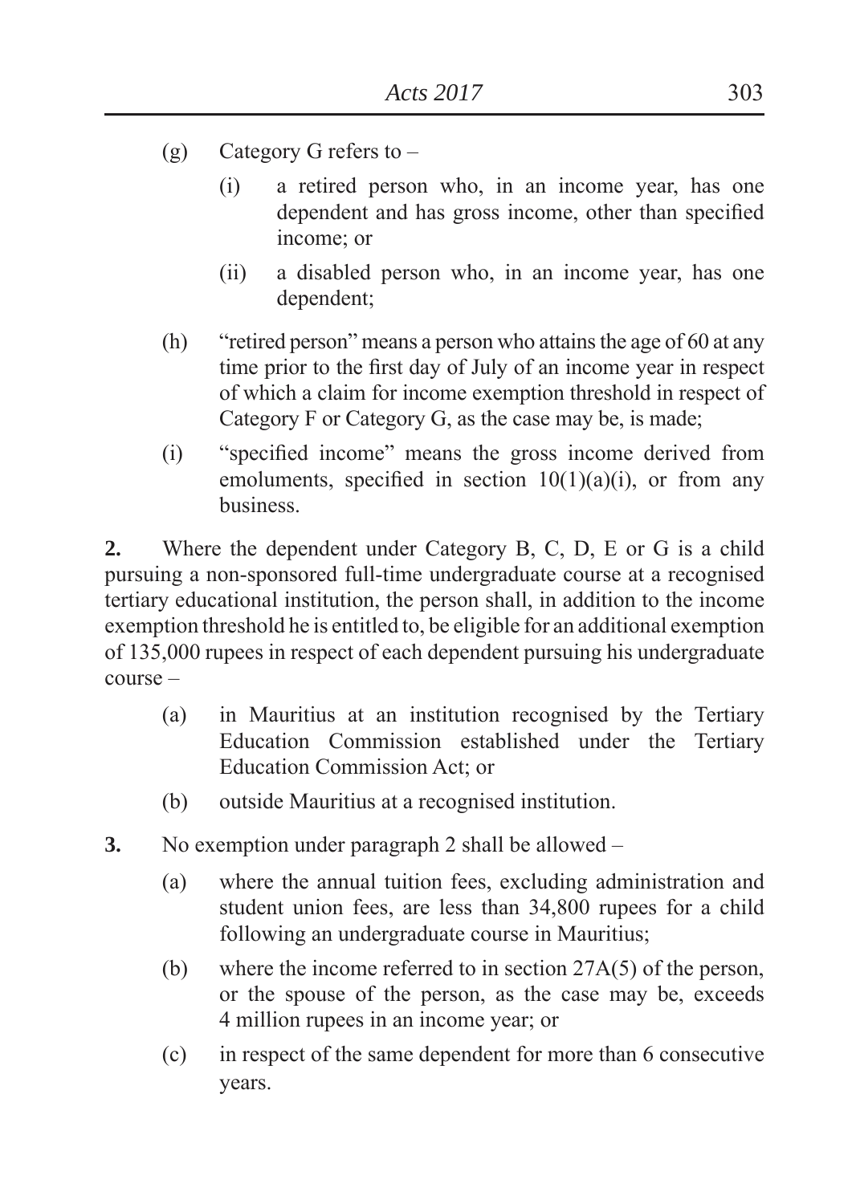(g) Category G refers to –

   (i) a retired person who, in an income year, has one dependent and has gross income, other than specified income; or

   (ii) a disabled person who, in an income year, has one dependent;

(h) "retired person" means a person who attains the age of 60 at any time prior to the first day of July of an income year in respect of which a claim for income exemption threshold in respect of Category F or Category G, as the case may be, is made;

(i) "specified income" means the gross income derived from emoluments, specified in section 10(1)(a)(i), or from any business.

**2.** Where the dependent under Category B, C, D, E or G is a child pursuing a non-sponsored full-time undergraduate course at a recognised tertiary educational institution, the person shall, in addition to the income exemption threshold he is entitled to, be eligible for an additional exemption of 135,000 rupees in respect of each dependent pursuing his undergraduate course –

(a) in Mauritius at an institution recognised by the Tertiary Education Commission established under the Tertiary Education Commission Act; or

(b) outside Mauritius at a recognised institution.

**3.** No exemption under paragraph 2 shall be allowed –

(a) where the annual tuition fees, excluding administration and student union fees, are less than 34,800 rupees for a child following an undergraduate course in Mauritius;

(b) where the income referred to in section 27A(5) of the person, or the spouse of the person, as the case may be, exceeds 4 million rupees in an income year; or

(c) in respect of the same dependent for more than 6 consecutive years.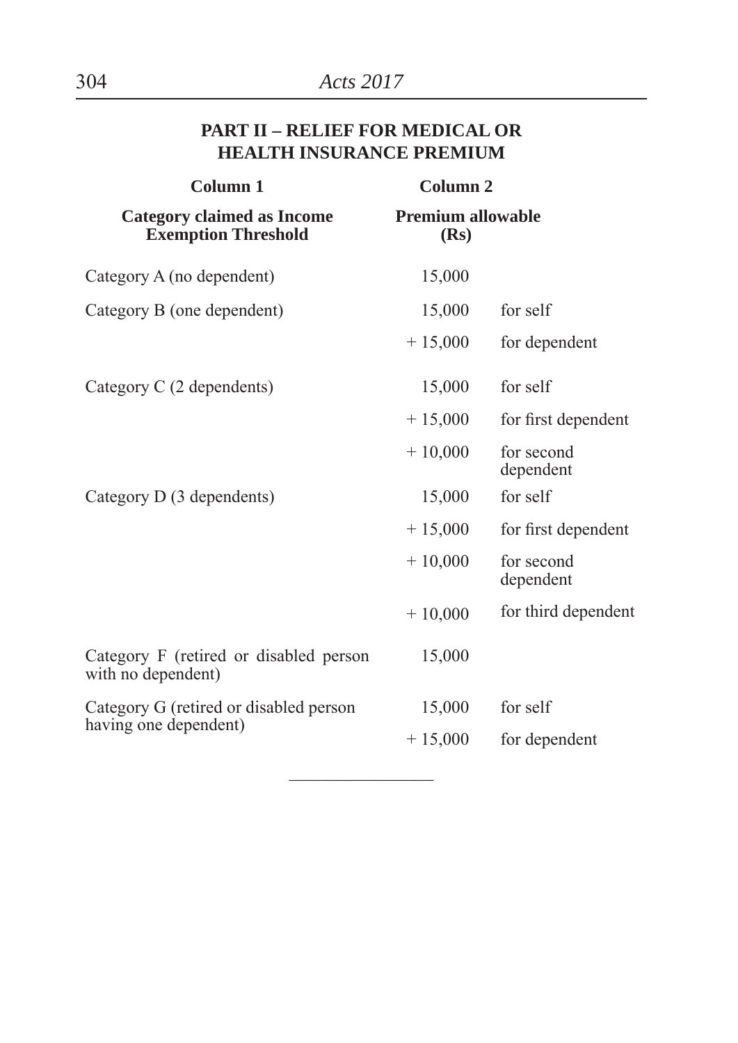## PART II – RELIEF FOR MEDICAL OR HEALTH INSURANCE PREMIUM

| Column 1<br>**Category claimed as Income Exemption Threshold** | Column 2<br>**Premium allowable (Rs)** | |
|---|---|---|
| Category A (no dependent) | 15,000 | |
| Category B (one dependent) | 15,000 | for self |
| | + 15,000 | for dependent |
| Category C (2 dependents) | 15,000 | for self |
| | + 15,000 | for first dependent |
| | + 10,000 | for second dependent |
| Category D (3 dependents) | 15,000 | for self |
| | + 15,000 | for first dependent |
| | + 10,000 | for second dependent |
| | + 10,000 | for third dependent |
| Category F (retired or disabled person with no dependent) | 15,000 | |
| Category G (retired or disabled person having one dependent) | 15,000 | for self |
| | + 15,000 | for dependent |

---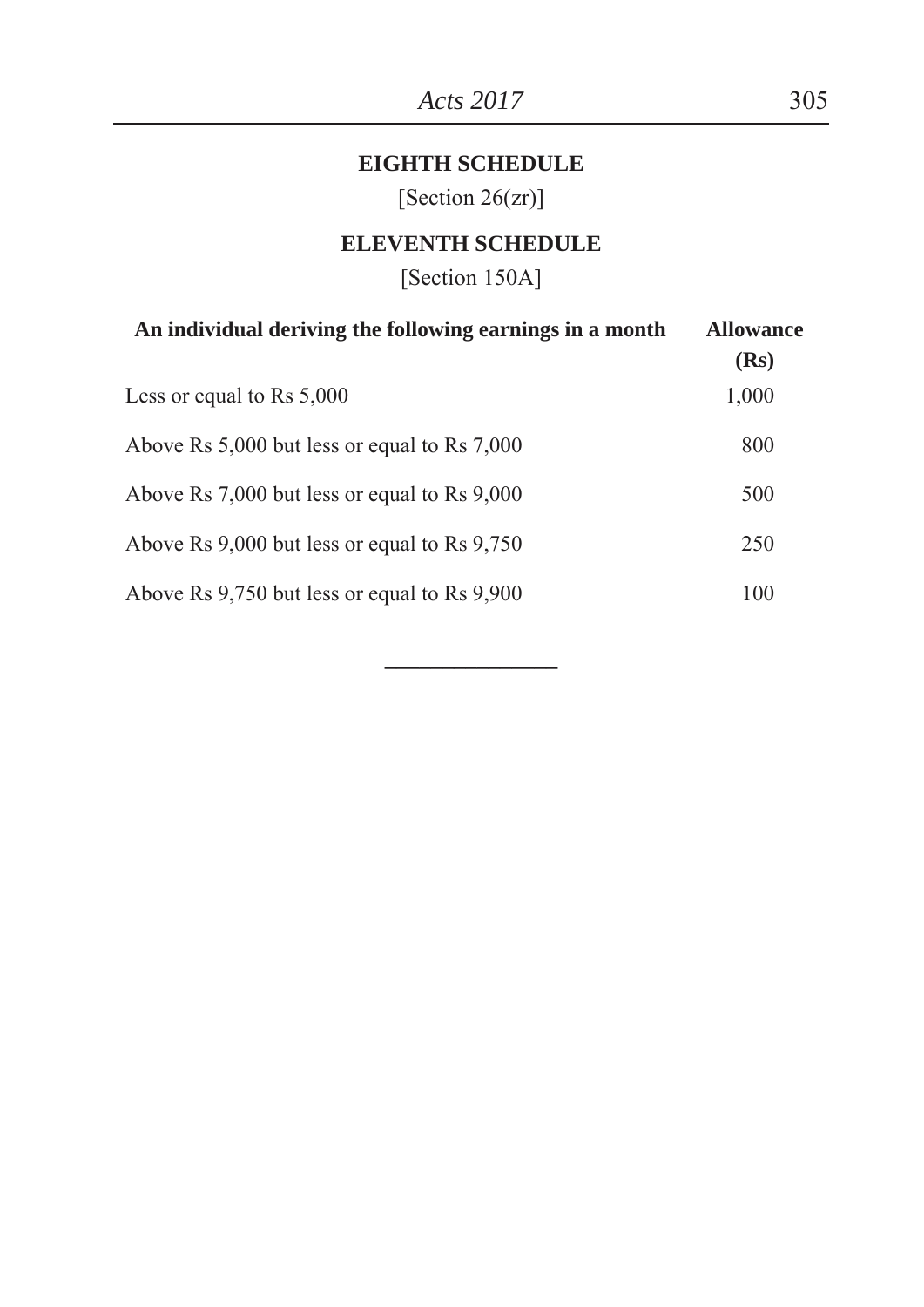## EIGHTH SCHEDULE

[Section 26(zr)]

## ELEVENTH SCHEDULE

[Section 150A]

| An individual deriving the following earnings in a month | Allowance (Rs) |
|---|---|
| Less or equal to Rs 5,000 | 1,000 |
| Above Rs 5,000 but less or equal to Rs 7,000 | 800 |
| Above Rs 7,000 but less or equal to Rs 9,000 | 500 |
| Above Rs 9,000 but less or equal to Rs 9,750 | 250 |
| Above Rs 9,750 but less or equal to Rs 9,900 | 100 |

---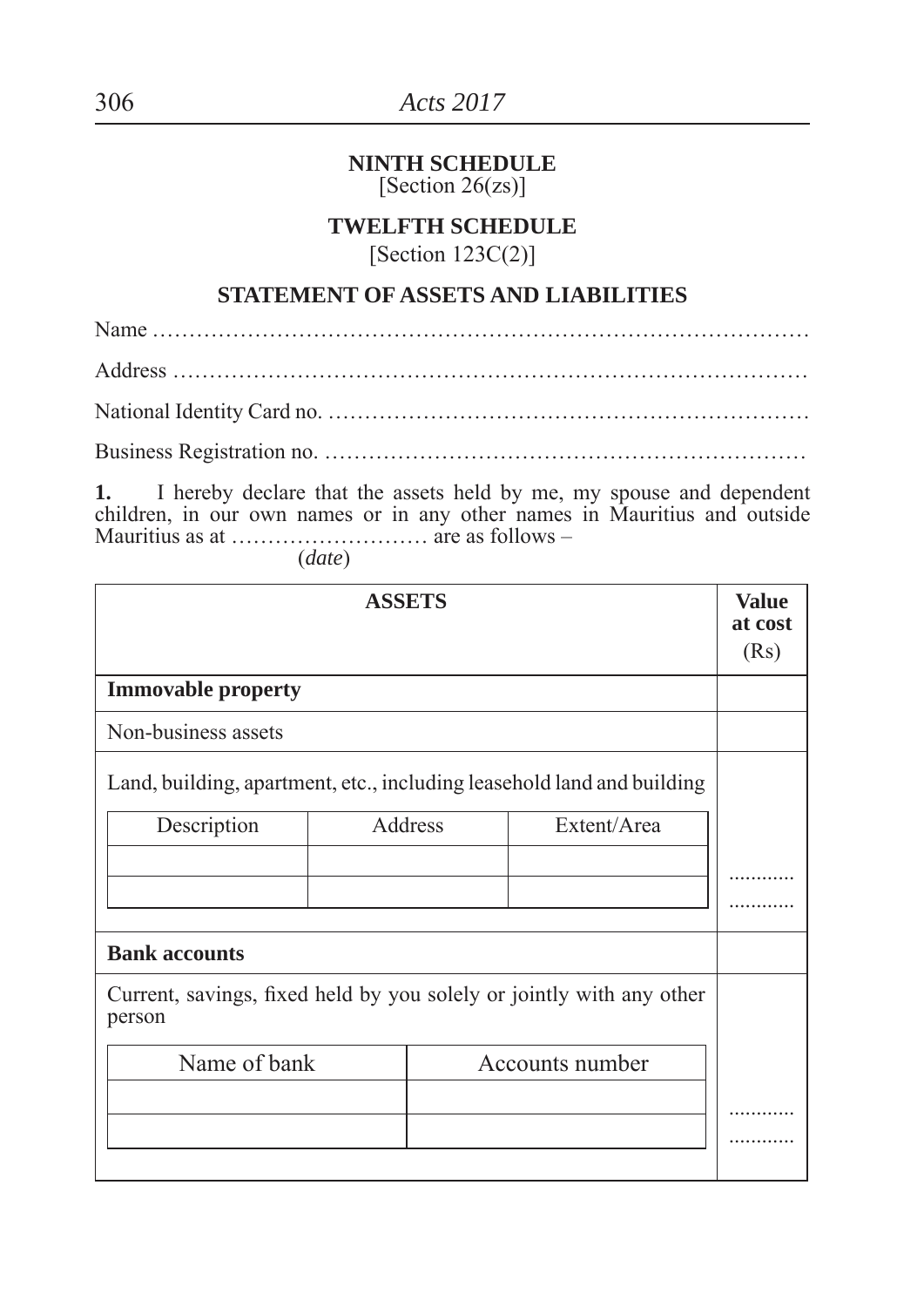**NINTH SCHEDULE**
[Section 26(zs)]

**TWELFTH SCHEDULE**
[Section 123C(2)]

**STATEMENT OF ASSETS AND LIABILITIES**

Name …………………………………………………………………………

Address ………………………………………………………………………

National Identity Card no. ……………………………………………………

Business Registration no. ……………………………………………………

**1.** I hereby declare that the assets held by me, my spouse and dependent children, in our own names or in any other names in Mauritius and outside Mauritius as at ……………………… are as follows –
(*date*)

| ASSETS | | | Value at cost (Rs) |
|---|---|---|---|
| **Immovable property** | | | |
| Non-business assets | | | |
| Land, building, apartment, etc., including leasehold land and building | | | |
| Description | Address | Extent/Area | |
| | | | ............ |
| | | | ............ |
| **Bank accounts** | | | |
| Current, savings, fixed held by you solely or jointly with any other person | | | |
| Name of bank | Accounts number | | |
| | | | ............ |
| | | | ............ |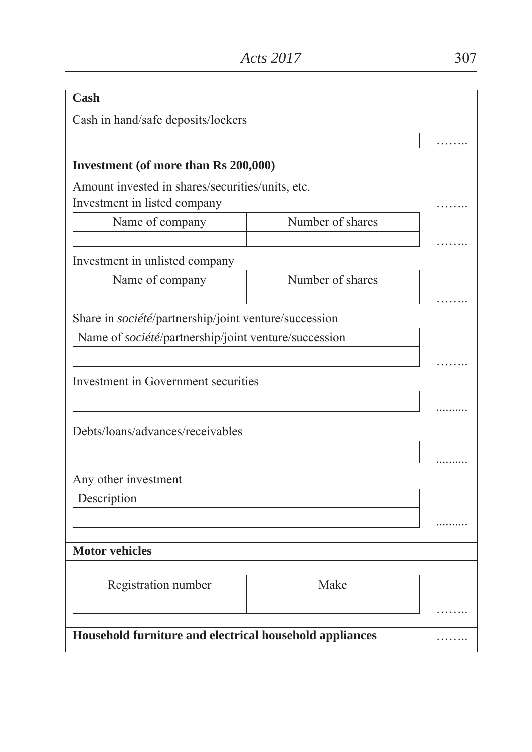| | |
|---|---|
| **Cash** | |
| Cash in hand/safe deposits/lockers | …….. |
| **Investment (of more than Rs 200,000)** | |
| Amount invested in shares/securities/units, etc. | |
| Investment in listed company | …….. |
| Name of company / Number of shares | …….. |
| Investment in unlisted company | |
| Name of company / Number of shares | …….. |
| Share in *société*/partnership/joint venture/succession | |
| Name of *société*/partnership/joint venture/succession | …….. |
| Investment in Government securities | ......... |
| Debts/loans/advances/receivables | ......... |
| Any other investment | |
| Description | ......... |
| **Motor vehicles** | |
| Registration number / Make | …….. |
| **Household furniture and electrical household appliances** | …….. |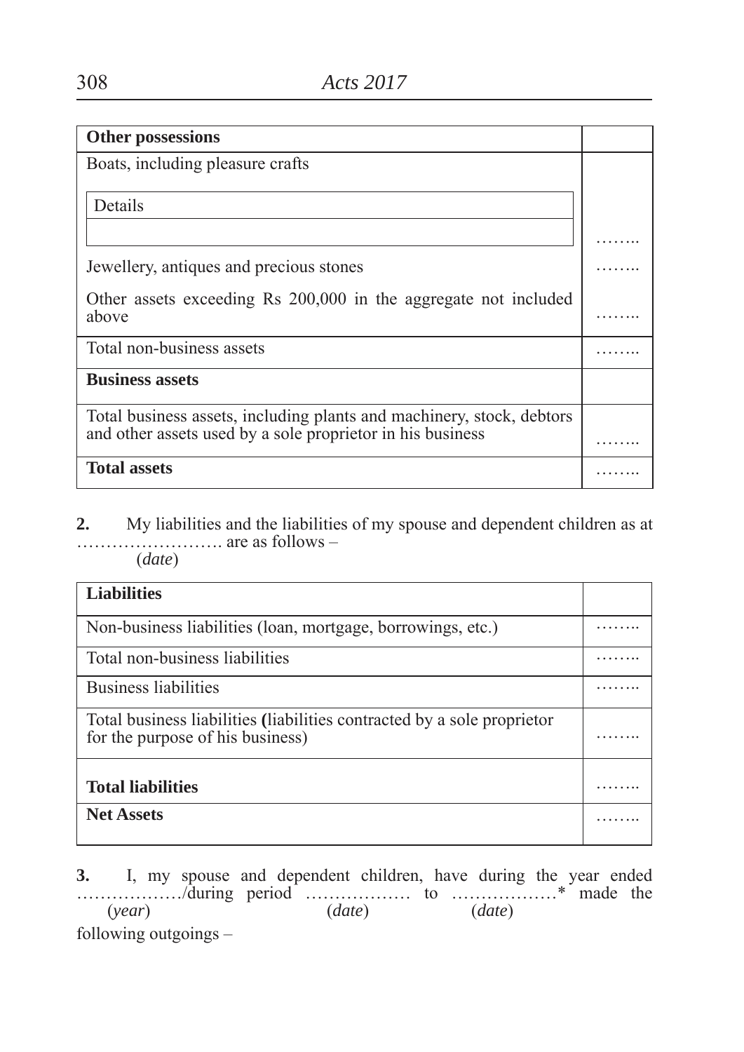| **Other possessions** | |
|---|---|
| Boats, including pleasure crafts<br><br>Details | …….. |
| Jewellery, antiques and precious stones | …….. |
| Other assets exceeding Rs 200,000 in the aggregate not included above | …….. |
| Total non-business assets | …….. |
| **Business assets** | |
| Total business assets, including plants and machinery, stock, debtors and other assets used by a sole proprietor in his business | …….. |
| **Total assets** | …….. |

**2.** My liabilities and the liabilities of my spouse and dependent children as at ……………………. (*date*) are as follows –

| **Liabilities** | |
|---|---|
| Non-business liabilities (loan, mortgage, borrowings, etc.) | …….. |
| Total non-business liabilities | …….. |
| Business liabilities | …….. |
| Total business liabilities (liabilities contracted by a sole proprietor for the purpose of his business) | …….. |
| **Total liabilities** | …….. |
| **Net Assets** | …….. |

**3.** I, my spouse and dependent children, have during the year ended ………………(*year*)/during period ………………(*date*) to ………………(*date*)* made the following outgoings –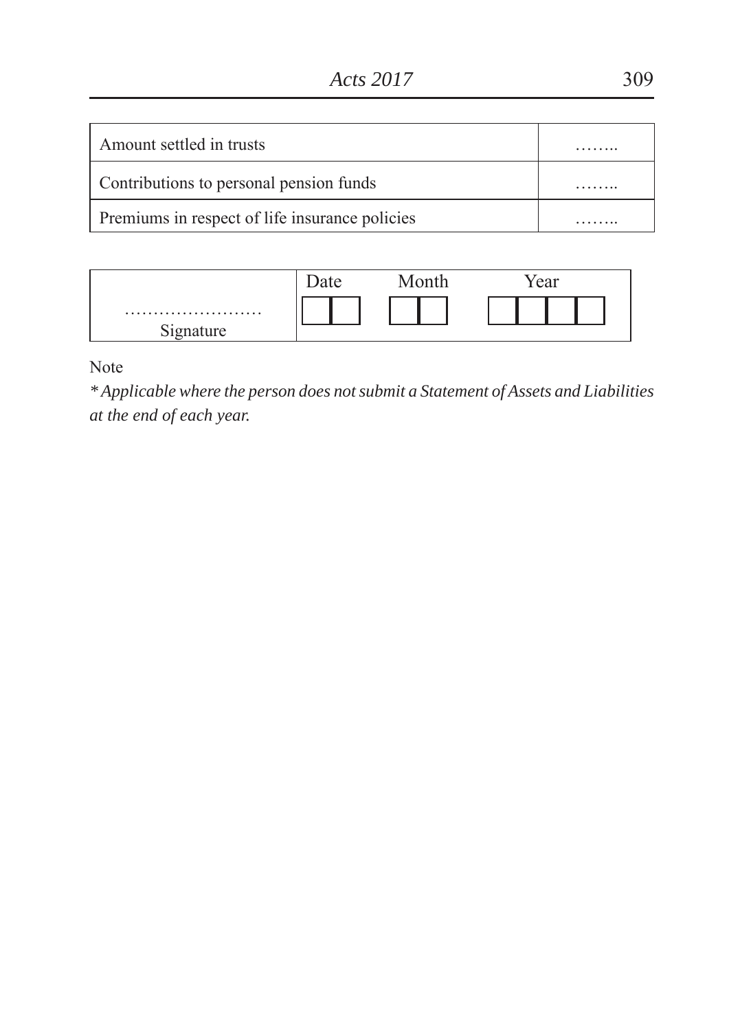| Amount settled in trusts | …….. |
|---|---|
| Contributions to personal pension funds | …….. |
| Premiums in respect of life insurance policies | …….. |

| …………………… Signature | Date ☐☐ | Month ☐☐ | Year ☐☐☐☐ |
|---|---|---|---|

Note

*\* Applicable where the person does not submit a Statement of Assets and Liabilities at the end of each year.*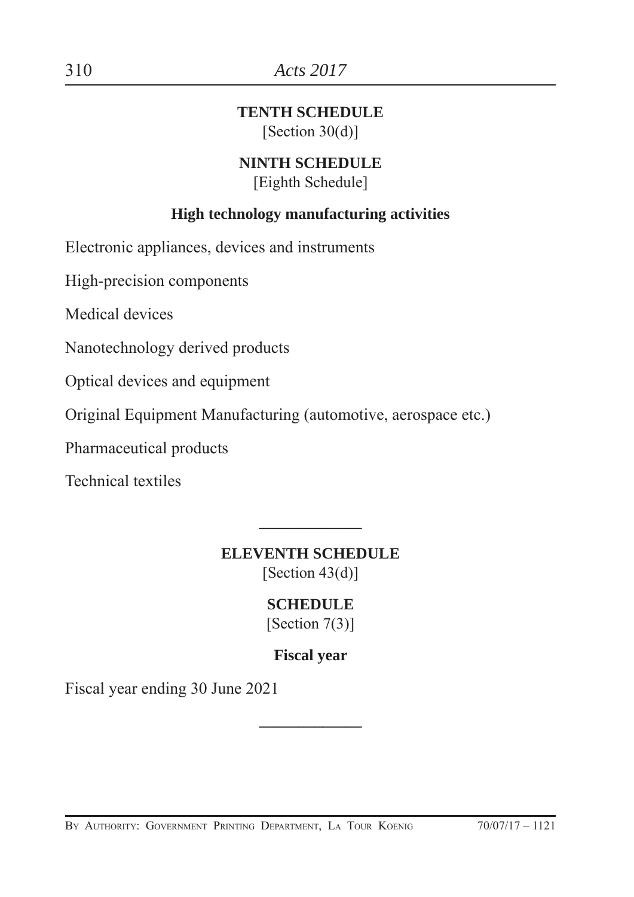## TENTH SCHEDULE

[Section 30(d)]

## NINTH SCHEDULE

[Eighth Schedule]

### High technology manufacturing activities

Electronic appliances, devices and instruments

High-precision components

Medical devices

Nanotechnology derived products

Optical devices and equipment

Original Equipment Manufacturing (automotive, aerospace etc.)

Pharmaceutical products

Technical textiles

---

## ELEVENTH SCHEDULE

[Section 43(d)]

## SCHEDULE

[Section 7(3)]

### Fiscal year

Fiscal year ending 30 June 2021

---

By Authority: Government Printing Department, La Tour Koenig 70/07/17 – 1121